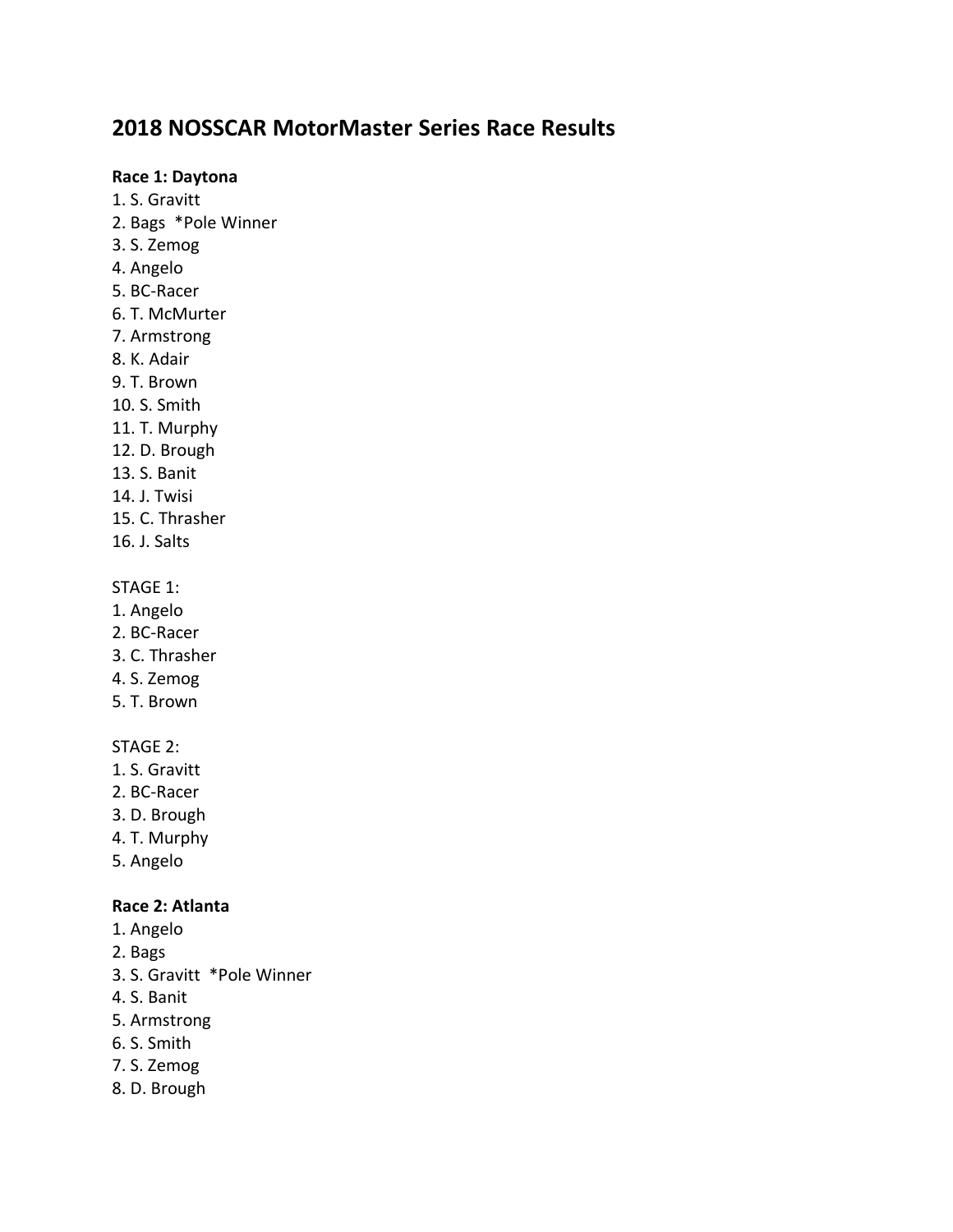# 2018 NOSSCAR MotorMaster Series Race Results

**Race 1: Daytona**

1. S. Gravitt
2. Bags  *Pole Winner
3. S. Zemog
4. Angelo
5. BC-Racer
6. T. McMurter
7. Armstrong
8. K. Adair
9. T. Brown
10. S. Smith
11. T. Murphy
12. D. Brough
13. S. Banit
14. J. Twisi
15. C. Thrasher
16. J. Salts

STAGE 1:

1. Angelo
2. BC-Racer
3. C. Thrasher
4. S. Zemog
5. T. Brown

STAGE 2:

1. S. Gravitt
2. BC-Racer
3. D. Brough
4. T. Murphy
5. Angelo

**Race 2: Atlanta**

1. Angelo
2. Bags
3. S. Gravitt  *Pole Winner
4. S. Banit
5. Armstrong
6. S. Smith
7. S. Zemog
8. D. Brough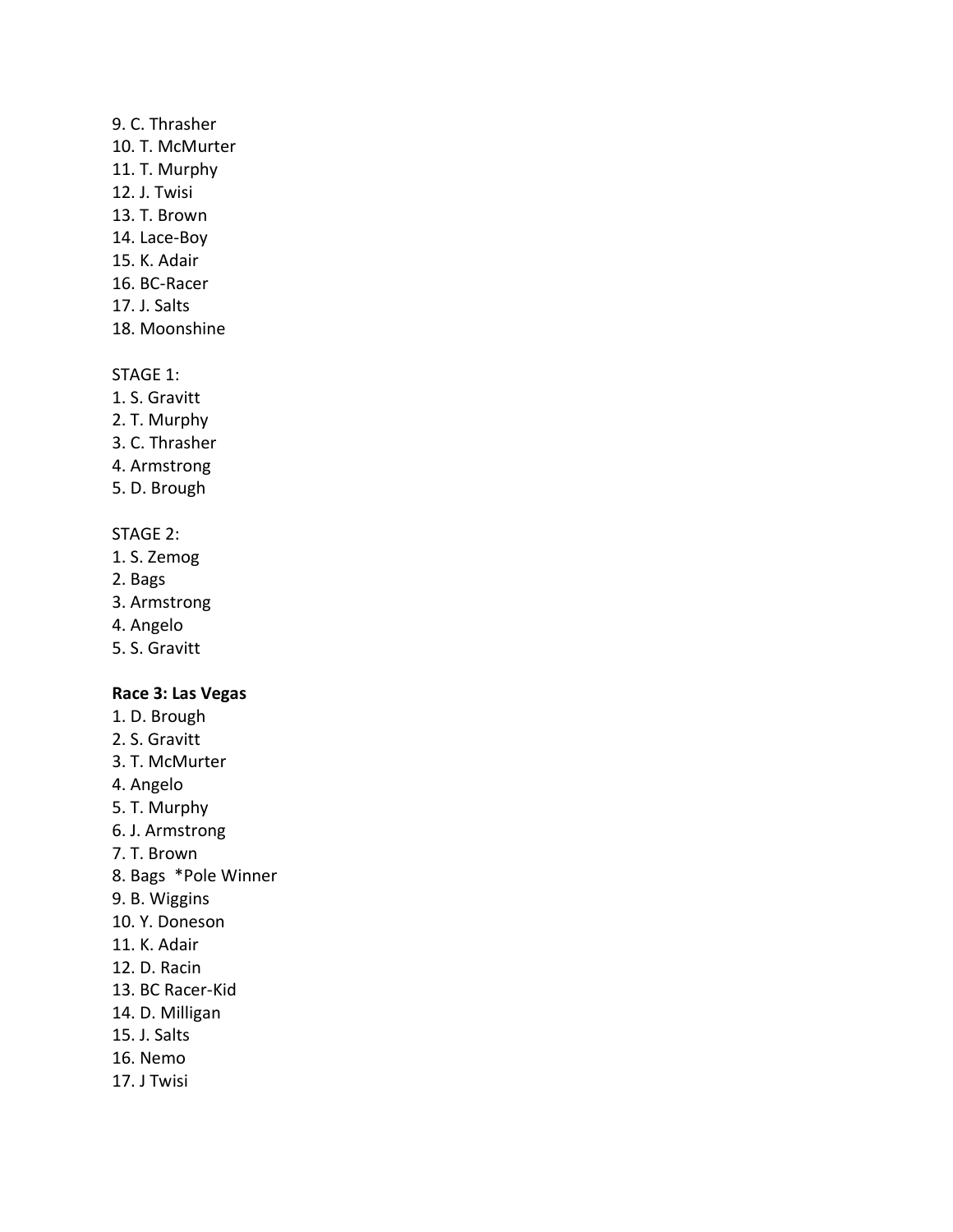9. C. Thrasher
10. T. McMurter
11. T. Murphy
12. J. Twisi
13. T. Brown
14. Lace-Boy
15. K. Adair
16. BC-Racer
17. J. Salts
18. Moonshine

STAGE 1:
1. S. Gravitt
2. T. Murphy
3. C. Thrasher
4. Armstrong
5. D. Brough

STAGE 2:
1. S. Zemog
2. Bags
3. Armstrong
4. Angelo
5. S. Gravitt

**Race 3: Las Vegas**
1. D. Brough
2. S. Gravitt
3. T. McMurter
4. Angelo
5. T. Murphy
6. J. Armstrong
7. T. Brown
8. Bags  *Pole Winner
9. B. Wiggins
10. Y. Doneson
11. K. Adair
12. D. Racin
13. BC Racer-Kid
14. D. Milligan
15. J. Salts
16. Nemo
17. J Twisi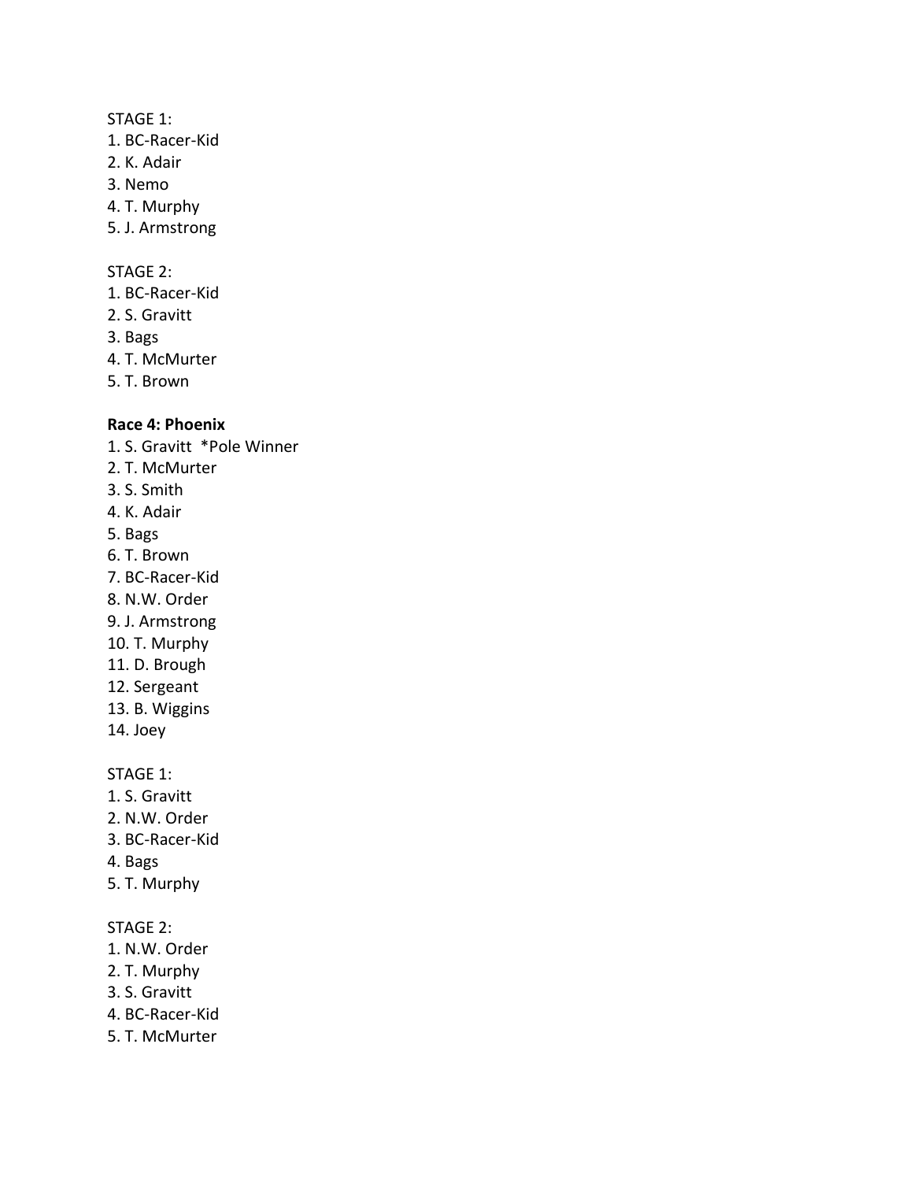STAGE 1:
1. BC-Racer-Kid
2. K. Adair
3. Nemo
4. T. Murphy
5. J. Armstrong

STAGE 2:
1. BC-Racer-Kid
2. S. Gravitt
3. Bags
4. T. McMurter
5. T. Brown

**Race 4: Phoenix**
1. S. Gravitt *Pole Winner
2. T. McMurter
3. S. Smith
4. K. Adair
5. Bags
6. T. Brown
7. BC-Racer-Kid
8. N.W. Order
9. J. Armstrong
10. T. Murphy
11. D. Brough
12. Sergeant
13. B. Wiggins
14. Joey

STAGE 1:
1. S. Gravitt
2. N.W. Order
3. BC-Racer-Kid
4. Bags
5. T. Murphy

STAGE 2:
1. N.W. Order
2. T. Murphy
3. S. Gravitt
4. BC-Racer-Kid
5. T. McMurter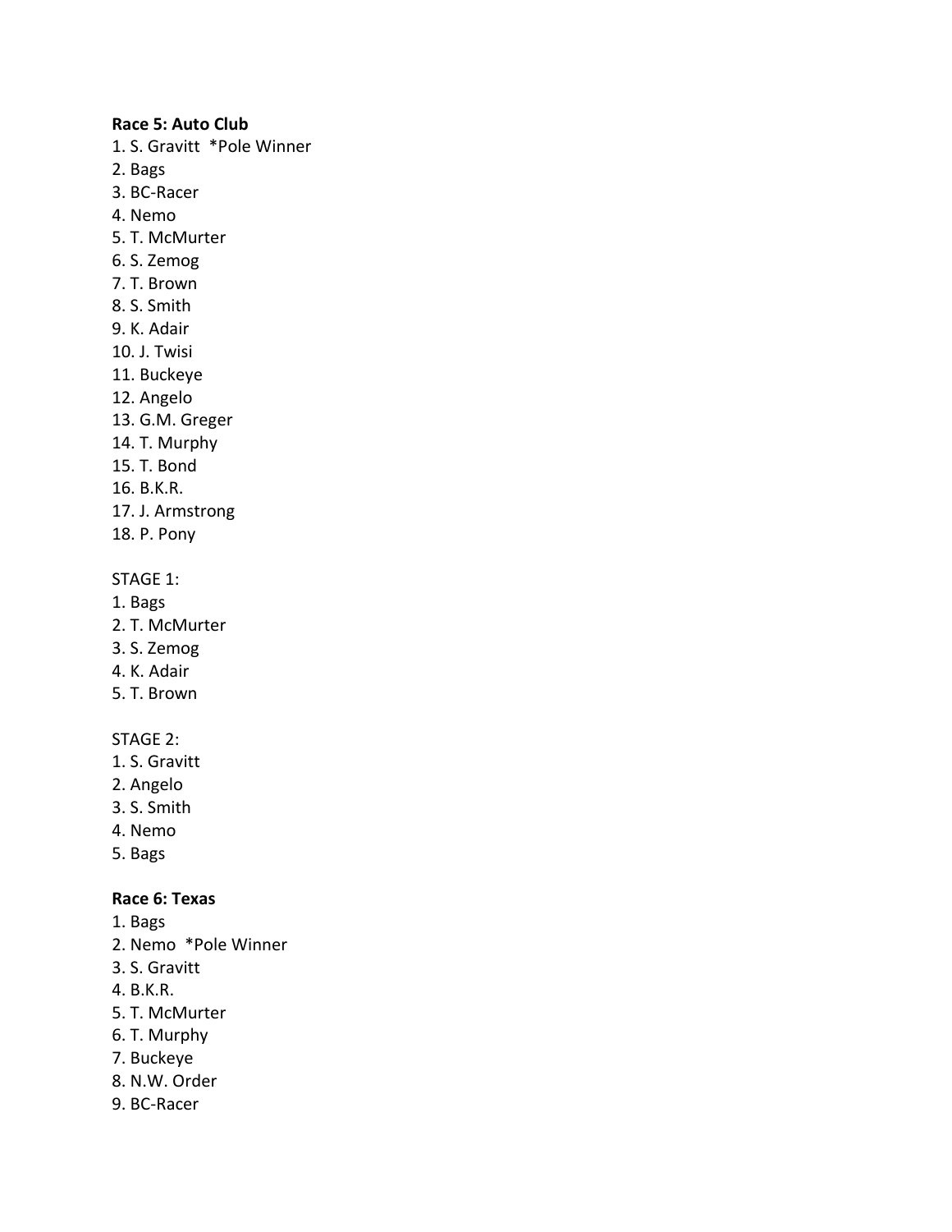**Race 5: Auto Club**

1. S. Gravitt *Pole Winner
2. Bags
3. BC-Racer
4. Nemo
5. T. McMurter
6. S. Zemog
7. T. Brown
8. S. Smith
9. K. Adair
10. J. Twisi
11. Buckeye
12. Angelo
13. G.M. Greger
14. T. Murphy
15. T. Bond
16. B.K.R.
17. J. Armstrong
18. P. Pony

STAGE 1:

1. Bags
2. T. McMurter
3. S. Zemog
4. K. Adair
5. T. Brown

STAGE 2:

1. S. Gravitt
2. Angelo
3. S. Smith
4. Nemo
5. Bags

**Race 6: Texas**

1. Bags
2. Nemo *Pole Winner
3. S. Gravitt
4. B.K.R.
5. T. McMurter
6. T. Murphy
7. Buckeye
8. N.W. Order
9. BC-Racer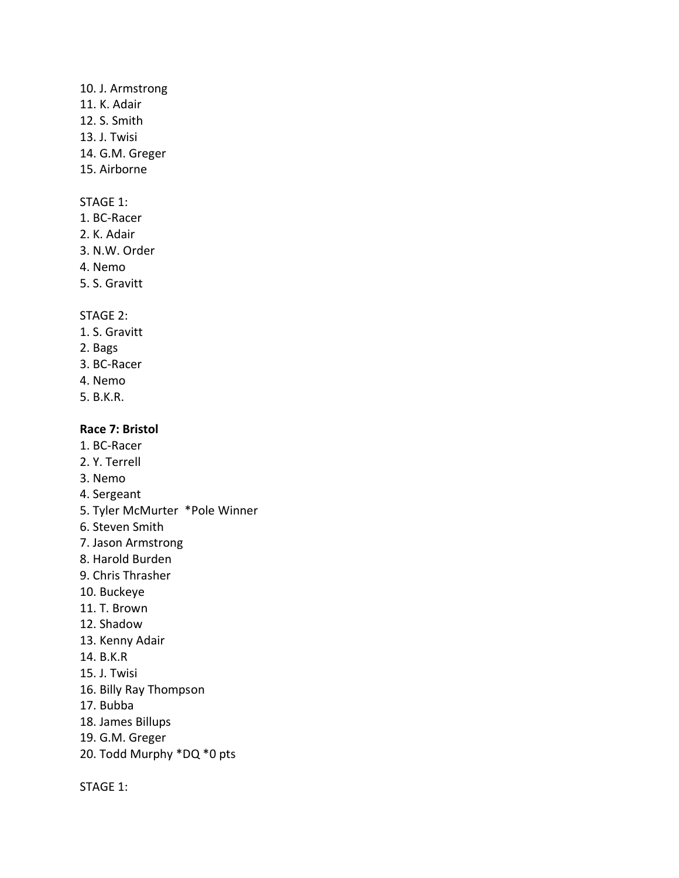10. J. Armstrong
11. K. Adair
12. S. Smith
13. J. Twisi
14. G.M. Greger
15. Airborne

STAGE 1:
1. BC-Racer
2. K. Adair
3. N.W. Order
4. Nemo
5. S. Gravitt

STAGE 2:
1. S. Gravitt
2. Bags
3. BC-Racer
4. Nemo
5. B.K.R.

**Race 7: Bristol**
1. BC-Racer
2. Y. Terrell
3. Nemo
4. Sergeant
5. Tyler McMurter *Pole Winner
6. Steven Smith
7. Jason Armstrong
8. Harold Burden
9. Chris Thrasher
10. Buckeye
11. T. Brown
12. Shadow
13. Kenny Adair
14. B.K.R
15. J. Twisi
16. Billy Ray Thompson
17. Bubba
18. James Billups
19. G.M. Greger
20. Todd Murphy *DQ *0 pts

STAGE 1: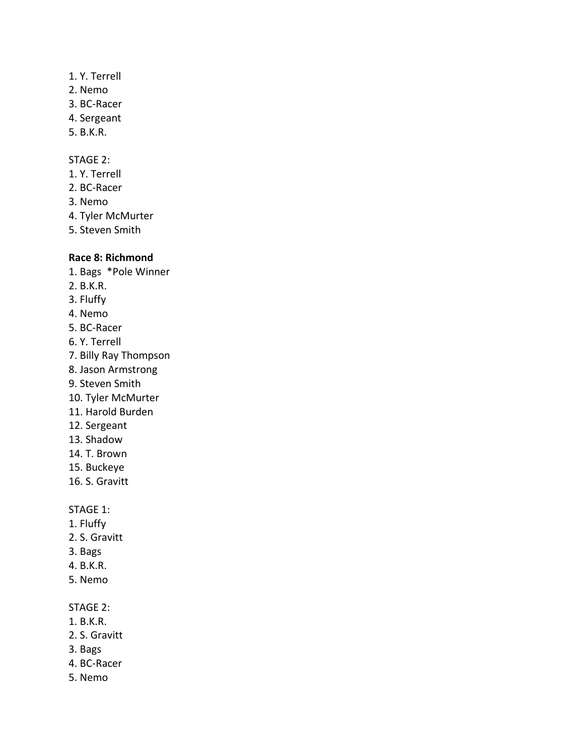1. Y. Terrell
2. Nemo
3. BC-Racer
4. Sergeant
5. B.K.R.

STAGE 2:
1. Y. Terrell
2. BC-Racer
3. Nemo
4. Tyler McMurter
5. Steven Smith

**Race 8: Richmond**

1. Bags *Pole Winner
2. B.K.R.
3. Fluffy
4. Nemo
5. BC-Racer
6. Y. Terrell
7. Billy Ray Thompson
8. Jason Armstrong
9. Steven Smith
10. Tyler McMurter
11. Harold Burden
12. Sergeant
13. Shadow
14. T. Brown
15. Buckeye
16. S. Gravitt

STAGE 1:
1. Fluffy
2. S. Gravitt
3. Bags
4. B.K.R.
5. Nemo

STAGE 2:
1. B.K.R.
2. S. Gravitt
3. Bags
4. BC-Racer
5. Nemo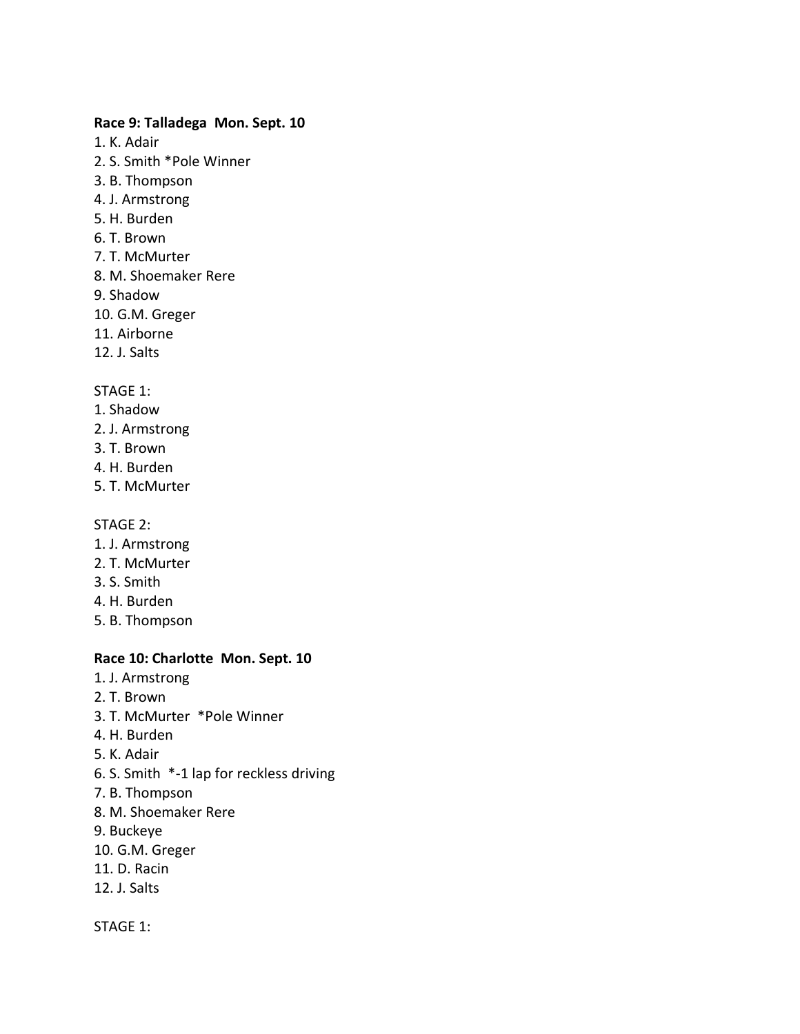**Race 9: Talladega  Mon. Sept. 10**

1. K. Adair
2. S. Smith *Pole Winner
3. B. Thompson
4. J. Armstrong
5. H. Burden
6. T. Brown
7. T. McMurter
8. M. Shoemaker Rere
9. Shadow
10. G.M. Greger
11. Airborne
12. J. Salts

STAGE 1:

1. Shadow
2. J. Armstrong
3. T. Brown
4. H. Burden
5. T. McMurter

STAGE 2:

1. J. Armstrong
2. T. McMurter
3. S. Smith
4. H. Burden
5. B. Thompson

**Race 10: Charlotte  Mon. Sept. 10**

1. J. Armstrong
2. T. Brown
3. T. McMurter  *Pole Winner
4. H. Burden
5. K. Adair
6. S. Smith  *-1 lap for reckless driving
7. B. Thompson
8. M. Shoemaker Rere
9. Buckeye
10. G.M. Greger
11. D. Racin
12. J. Salts

STAGE 1: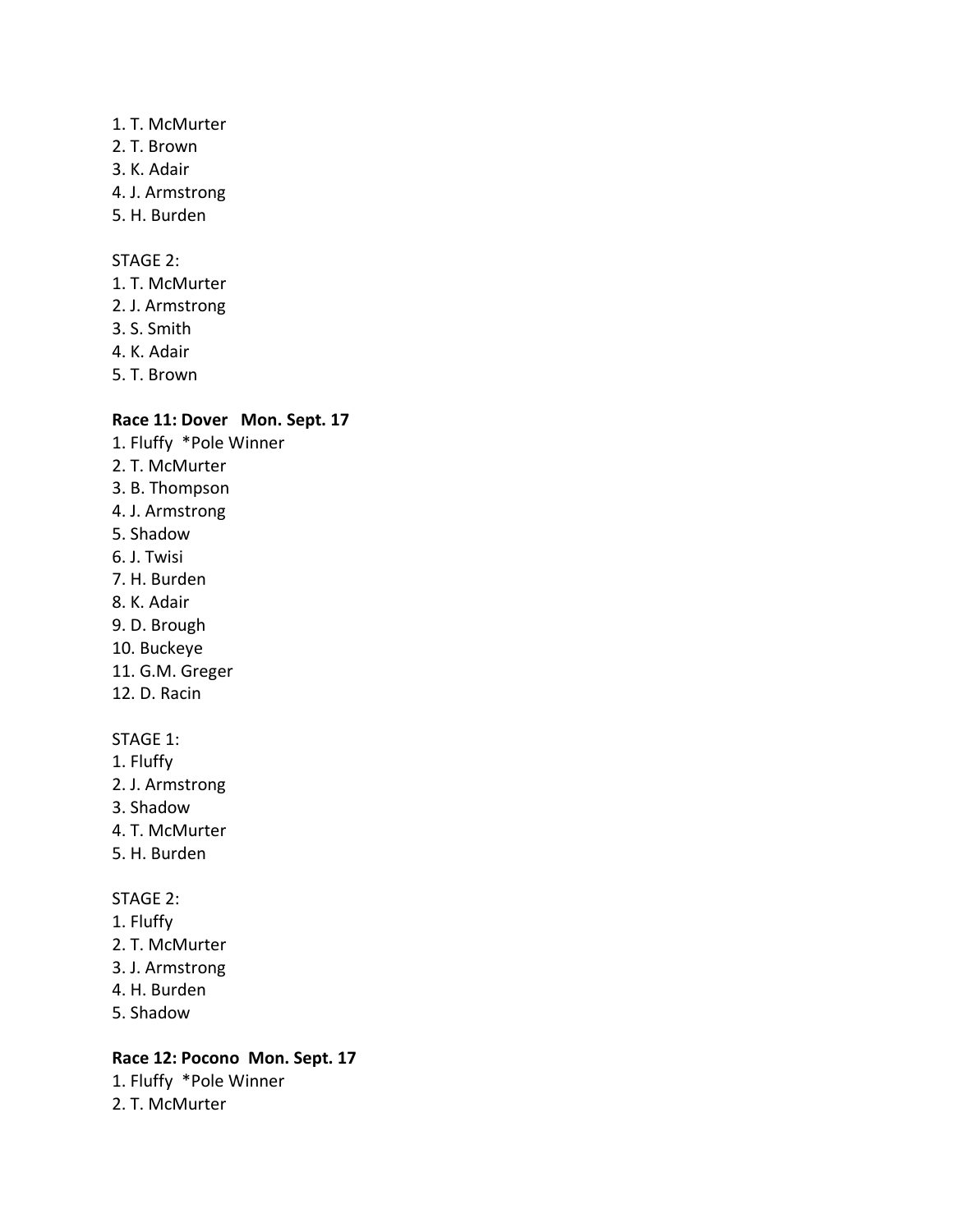1. T. McMurter
2. T. Brown
3. K. Adair
4. J. Armstrong
5. H. Burden

STAGE 2:
1. T. McMurter
2. J. Armstrong
3. S. Smith
4. K. Adair
5. T. Brown

**Race 11: Dover   Mon. Sept. 17**
1. Fluffy  *Pole Winner
2. T. McMurter
3. B. Thompson
4. J. Armstrong
5. Shadow
6. J. Twisi
7. H. Burden
8. K. Adair
9. D. Brough
10. Buckeye
11. G.M. Greger
12. D. Racin

STAGE 1:
1. Fluffy
2. J. Armstrong
3. Shadow
4. T. McMurter
5. H. Burden

STAGE 2:
1. Fluffy
2. T. McMurter
3. J. Armstrong
4. H. Burden
5. Shadow

**Race 12: Pocono  Mon. Sept. 17**
1. Fluffy  *Pole Winner
2. T. McMurter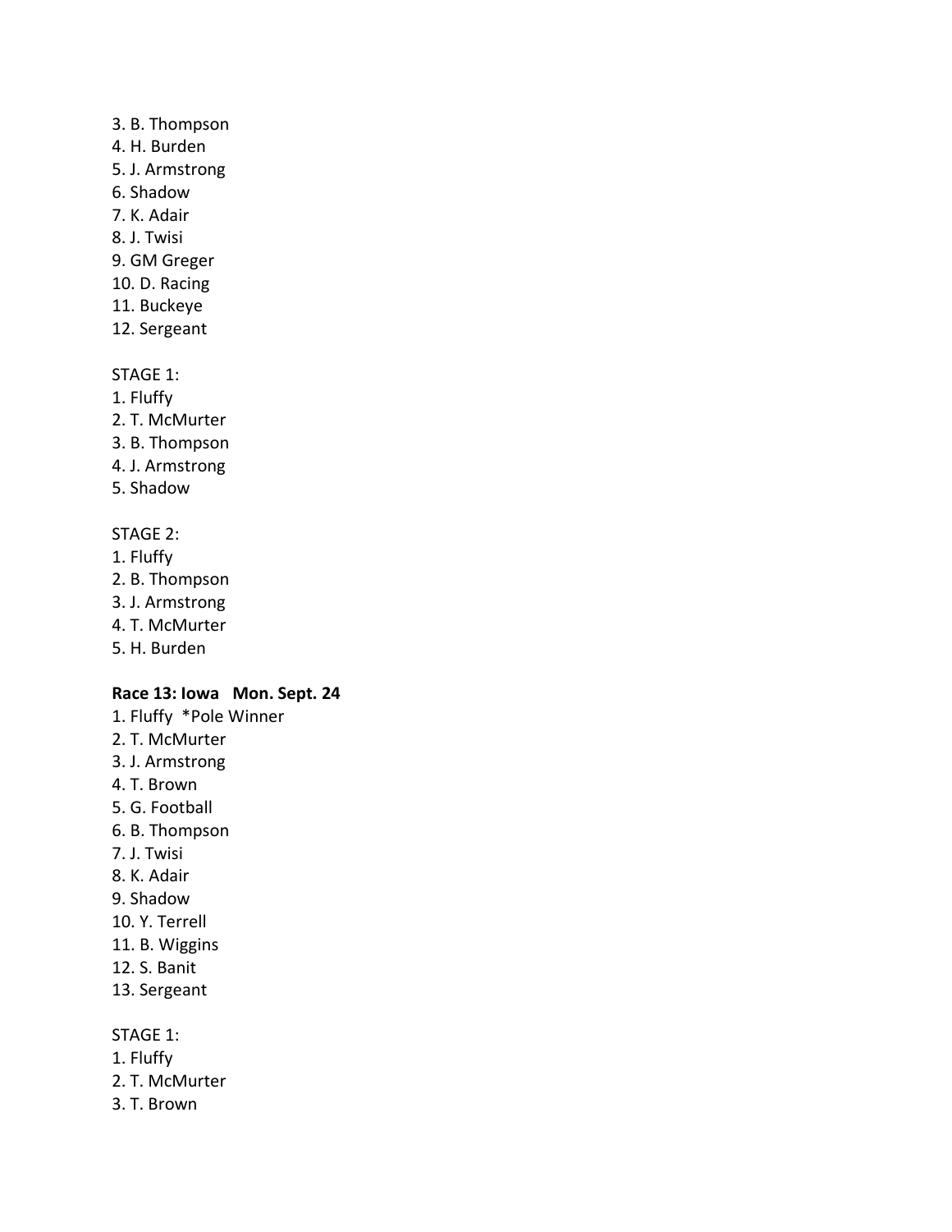3. B. Thompson
4. H. Burden
5. J. Armstrong
6. Shadow
7. K. Adair
8. J. Twisi
9. GM Greger
10. D. Racing
11. Buckeye
12. Sergeant

STAGE 1:
1. Fluffy
2. T. McMurter
3. B. Thompson
4. J. Armstrong
5. Shadow

STAGE 2:
1. Fluffy
2. B. Thompson
3. J. Armstrong
4. T. McMurter
5. H. Burden

**Race 13: Iowa   Mon. Sept. 24**
1. Fluffy  *Pole Winner
2. T. McMurter
3. J. Armstrong
4. T. Brown
5. G. Football
6. B. Thompson
7. J. Twisi
8. K. Adair
9. Shadow
10. Y. Terrell
11. B. Wiggins
12. S. Banit
13. Sergeant

STAGE 1:
1. Fluffy
2. T. McMurter
3. T. Brown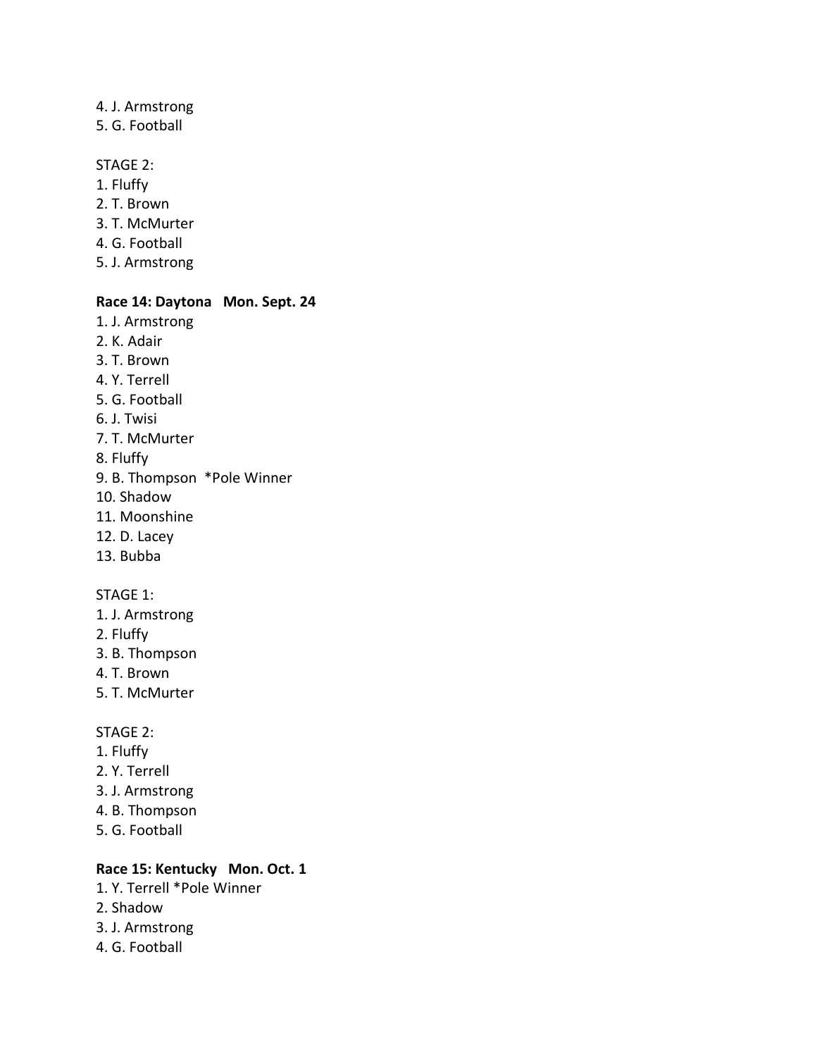4. J. Armstrong
5. G. Football

STAGE 2:
1. Fluffy
2. T. Brown
3. T. McMurter
4. G. Football
5. J. Armstrong

**Race 14: Daytona   Mon. Sept. 24**

1. J. Armstrong
2. K. Adair
3. T. Brown
4. Y. Terrell
5. G. Football
6. J. Twisi
7. T. McMurter
8. Fluffy
9. B. Thompson  *Pole Winner
10. Shadow
11. Moonshine
12. D. Lacey
13. Bubba

STAGE 1:
1. J. Armstrong
2. Fluffy
3. B. Thompson
4. T. Brown
5. T. McMurter

STAGE 2:
1. Fluffy
2. Y. Terrell
3. J. Armstrong
4. B. Thompson
5. G. Football

**Race 15: Kentucky   Mon. Oct. 1**

1. Y. Terrell *Pole Winner
2. Shadow
3. J. Armstrong
4. G. Football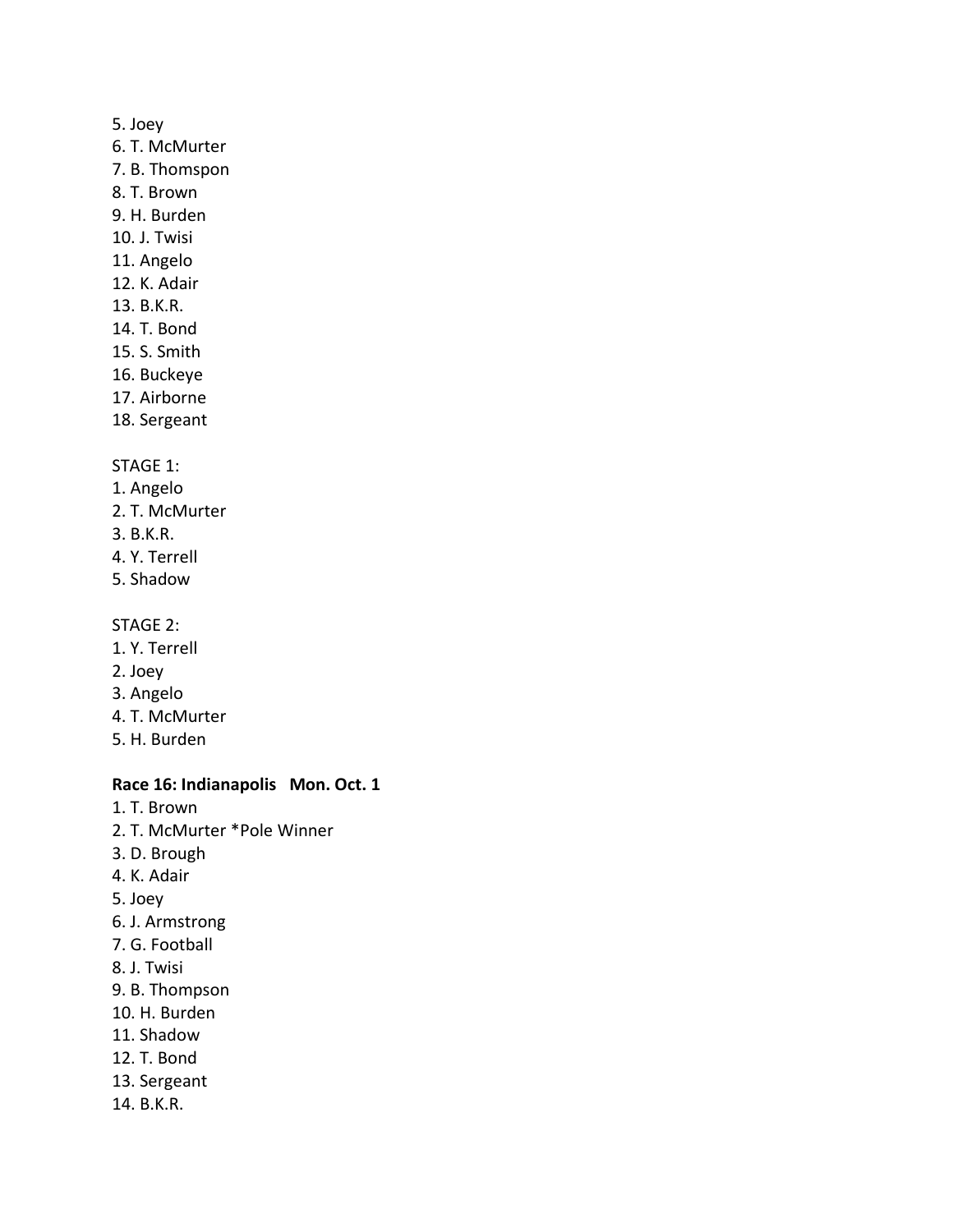5. Joey
6. T. McMurter
7. B. Thomspon
8. T. Brown
9. H. Burden
10. J. Twisi
11. Angelo
12. K. Adair
13. B.K.R.
14. T. Bond
15. S. Smith
16. Buckeye
17. Airborne
18. Sergeant

STAGE 1:
1. Angelo
2. T. McMurter
3. B.K.R.
4. Y. Terrell
5. Shadow

STAGE 2:
1. Y. Terrell
2. Joey
3. Angelo
4. T. McMurter
5. H. Burden

**Race 16: Indianapolis   Mon. Oct. 1**
1. T. Brown
2. T. McMurter *Pole Winner
3. D. Brough
4. K. Adair
5. Joey
6. J. Armstrong
7. G. Football
8. J. Twisi
9. B. Thompson
10. H. Burden
11. Shadow
12. T. Bond
13. Sergeant
14. B.K.R.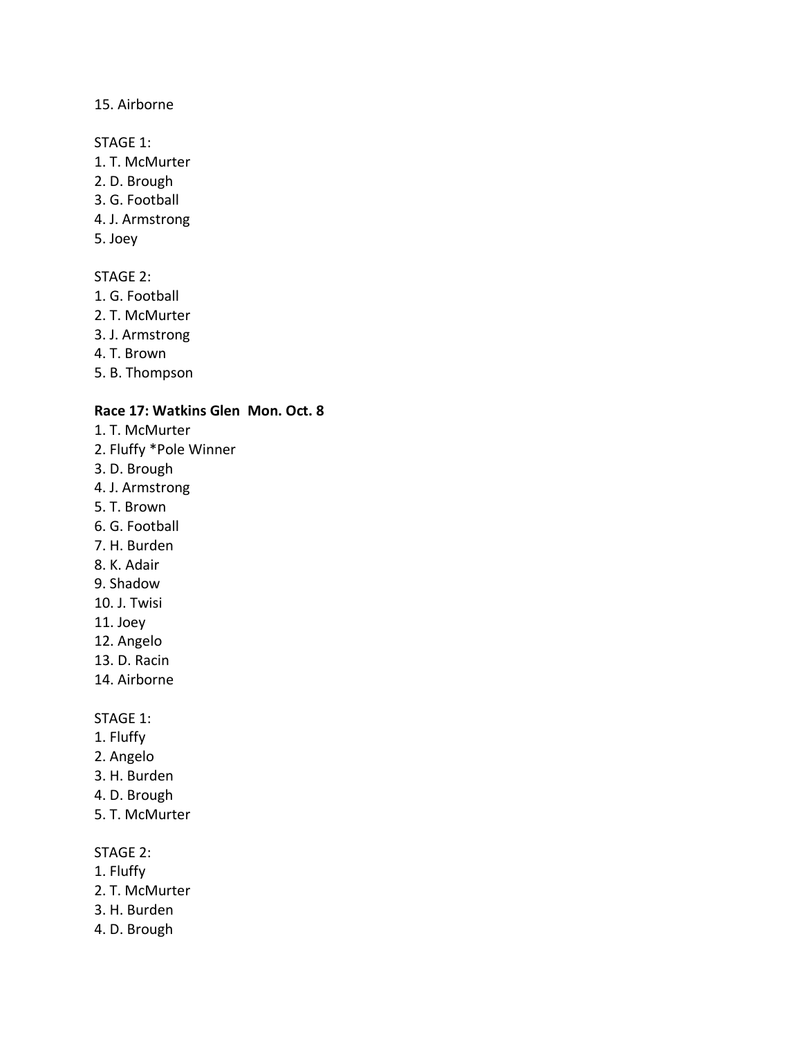15. Airborne

STAGE 1:
1. T. McMurter
2. D. Brough
3. G. Football
4. J. Armstrong
5. Joey

STAGE 2:
1. G. Football
2. T. McMurter
3. J. Armstrong
4. T. Brown
5. B. Thompson

**Race 17: Watkins Glen  Mon. Oct. 8**
1. T. McMurter
2. Fluffy *Pole Winner
3. D. Brough
4. J. Armstrong
5. T. Brown
6. G. Football
7. H. Burden
8. K. Adair
9. Shadow
10. J. Twisi
11. Joey
12. Angelo
13. D. Racin
14. Airborne

STAGE 1:
1. Fluffy
2. Angelo
3. H. Burden
4. D. Brough
5. T. McMurter

STAGE 2:
1. Fluffy
2. T. McMurter
3. H. Burden
4. D. Brough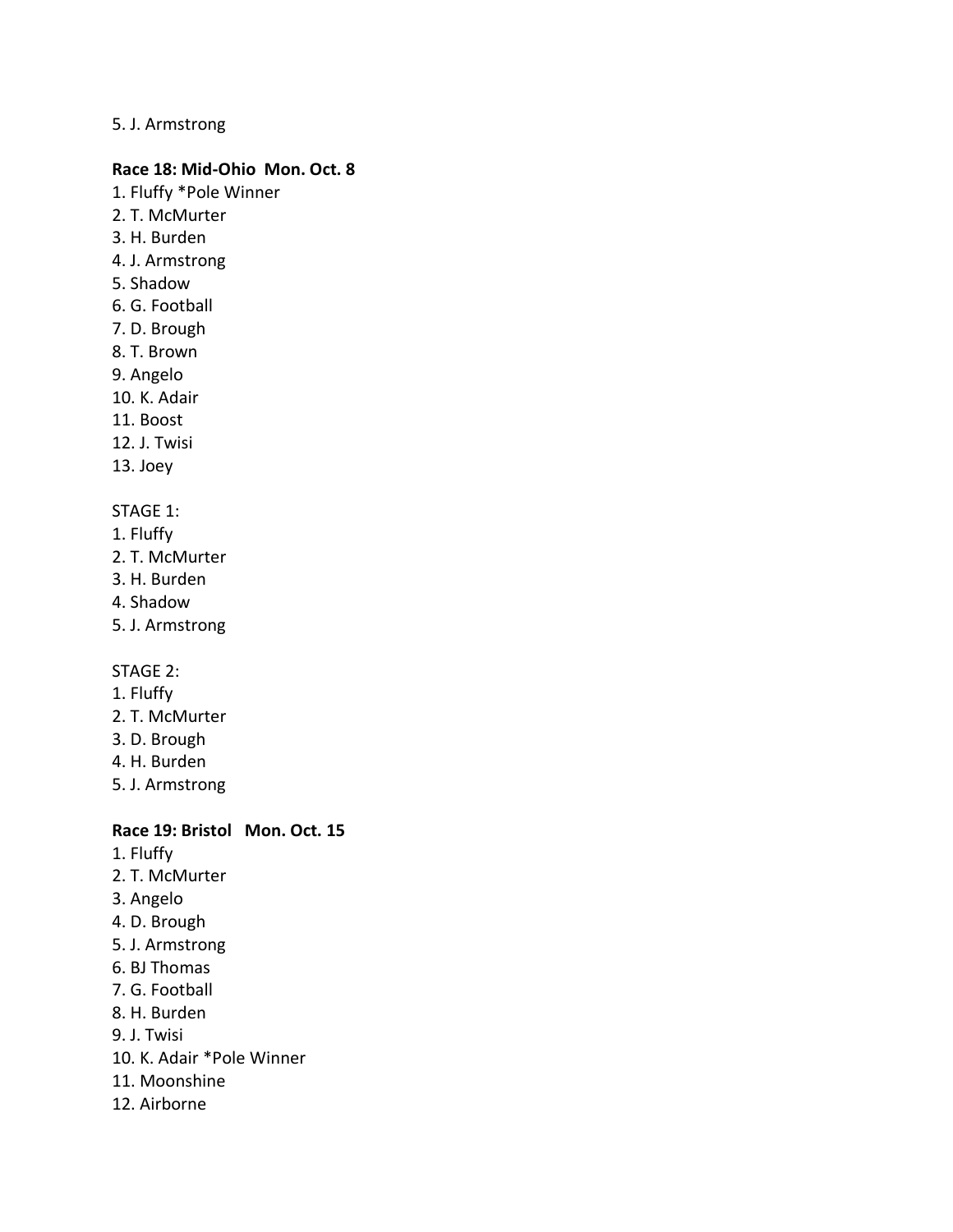5. J. Armstrong

**Race 18: Mid-Ohio Mon. Oct. 8**

1. Fluffy *Pole Winner
2. T. McMurter
3. H. Burden
4. J. Armstrong
5. Shadow
6. G. Football
7. D. Brough
8. T. Brown
9. Angelo
10. K. Adair
11. Boost
12. J. Twisi
13. Joey

STAGE 1:

1. Fluffy
2. T. McMurter
3. H. Burden
4. Shadow
5. J. Armstrong

STAGE 2:

1. Fluffy
2. T. McMurter
3. D. Brough
4. H. Burden
5. J. Armstrong

**Race 19: Bristol Mon. Oct. 15**

1. Fluffy
2. T. McMurter
3. Angelo
4. D. Brough
5. J. Armstrong
6. BJ Thomas
7. G. Football
8. H. Burden
9. J. Twisi
10. K. Adair *Pole Winner
11. Moonshine
12. Airborne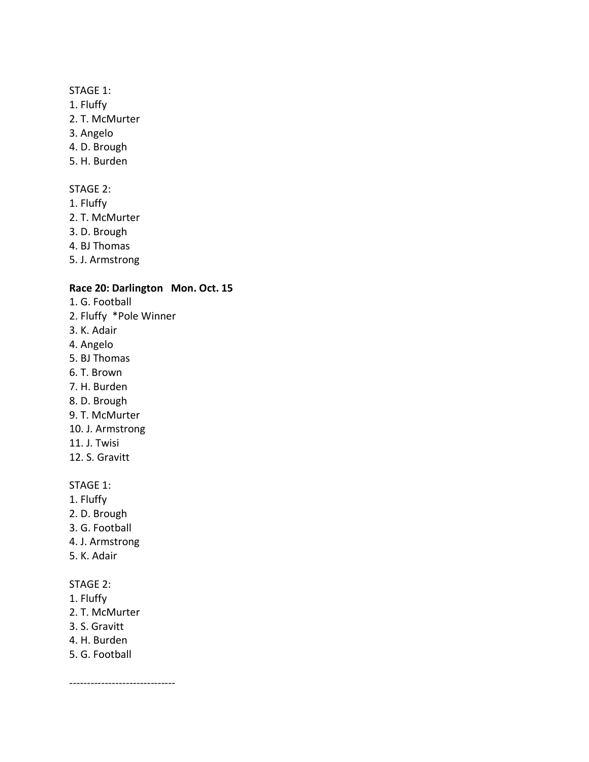STAGE 1:
1. Fluffy
2. T. McMurter
3. Angelo
4. D. Brough
5. H. Burden

STAGE 2:
1. Fluffy
2. T. McMurter
3. D. Brough
4. BJ Thomas
5. J. Armstrong

**Race 20: Darlington   Mon. Oct. 15**
1. G. Football
2. Fluffy  *Pole Winner
3. K. Adair
4. Angelo
5. BJ Thomas
6. T. Brown
7. H. Burden
8. D. Brough
9. T. McMurter
10. J. Armstrong
11. J. Twisi
12. S. Gravitt

STAGE 1:
1. Fluffy
2. D. Brough
3. G. Football
4. J. Armstrong
5. K. Adair

STAGE 2:
1. Fluffy
2. T. McMurter
3. S. Gravitt
4. H. Burden
5. G. Football

------------------------------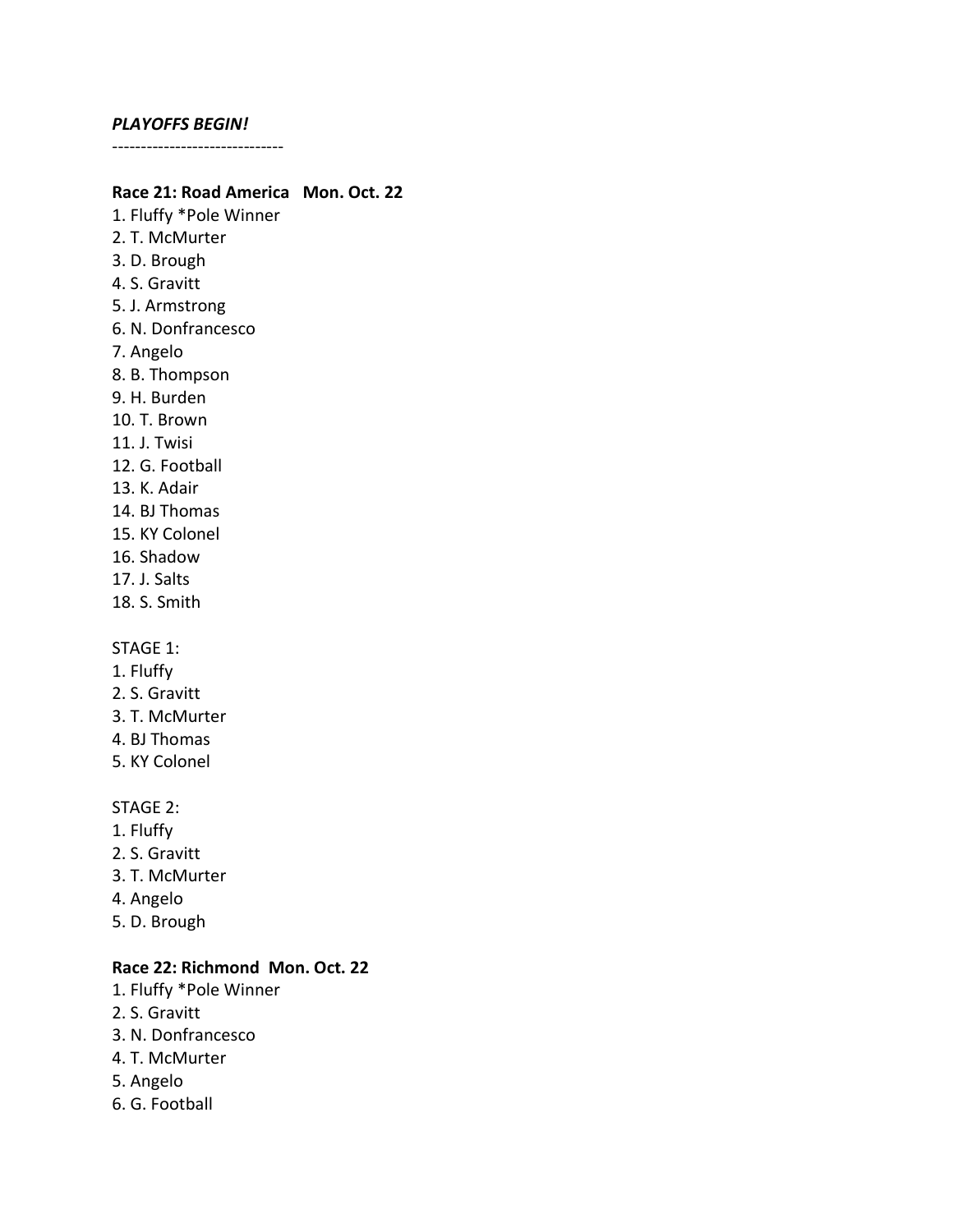***PLAYOFFS BEGIN!***

------------------------------

**Race 21: Road America   Mon. Oct. 22**

1. Fluffy *Pole Winner
2. T. McMurter
3. D. Brough
4. S. Gravitt
5. J. Armstrong
6. N. Donfrancesco
7. Angelo
8. B. Thompson
9. H. Burden
10. T. Brown
11. J. Twisi
12. G. Football
13. K. Adair
14. BJ Thomas
15. KY Colonel
16. Shadow
17. J. Salts
18. S. Smith

STAGE 1:

1. Fluffy
2. S. Gravitt
3. T. McMurter
4. BJ Thomas
5. KY Colonel

STAGE 2:

1. Fluffy
2. S. Gravitt
3. T. McMurter
4. Angelo
5. D. Brough

**Race 22: Richmond  Mon. Oct. 22**

1. Fluffy *Pole Winner
2. S. Gravitt
3. N. Donfrancesco
4. T. McMurter
5. Angelo
6. G. Football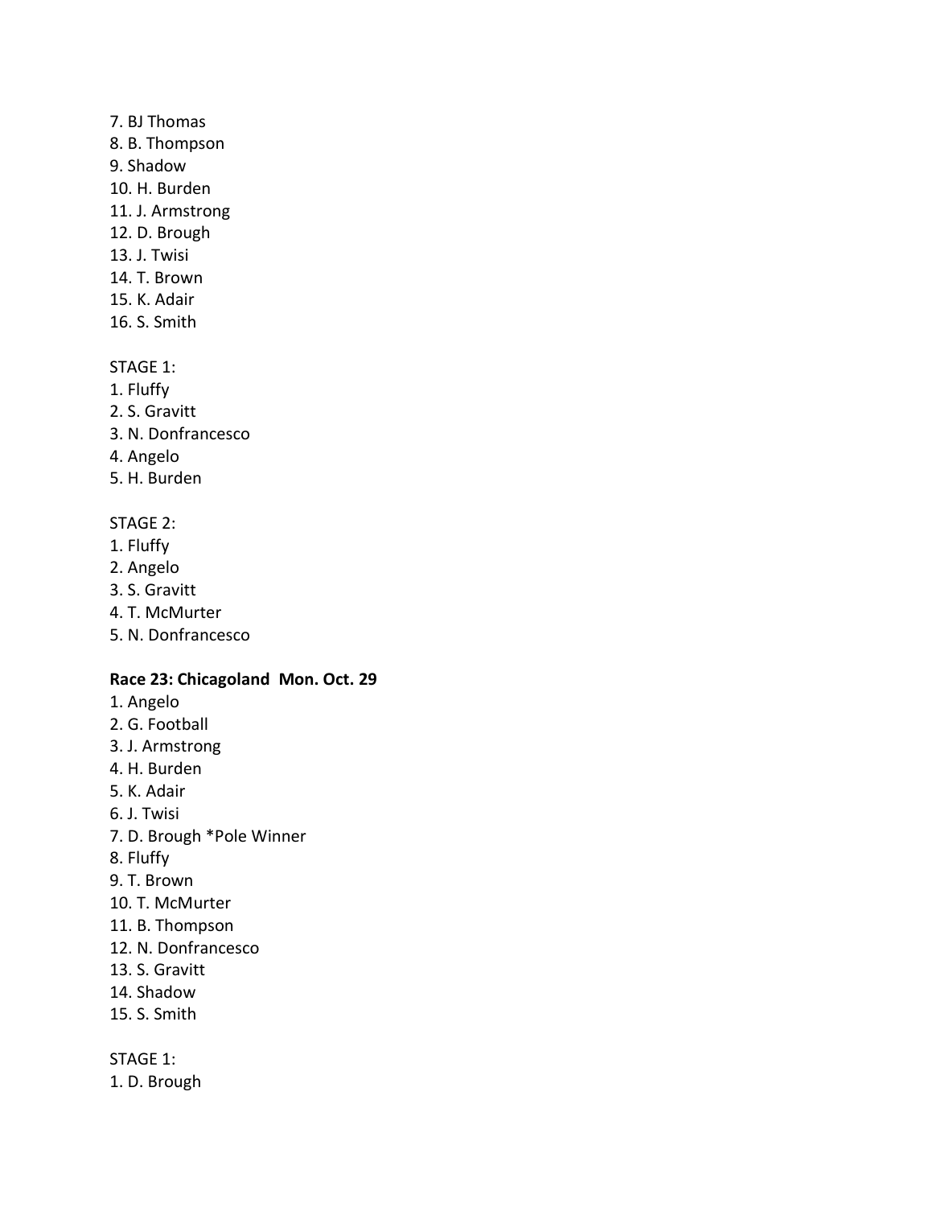7. BJ Thomas
8. B. Thompson
9. Shadow
10. H. Burden
11. J. Armstrong
12. D. Brough
13. J. Twisi
14. T. Brown
15. K. Adair
16. S. Smith

STAGE 1:
1. Fluffy
2. S. Gravitt
3. N. Donfrancesco
4. Angelo
5. H. Burden

STAGE 2:
1. Fluffy
2. Angelo
3. S. Gravitt
4. T. McMurter
5. N. Donfrancesco

**Race 23: Chicagoland Mon. Oct. 29**
1. Angelo
2. G. Football
3. J. Armstrong
4. H. Burden
5. K. Adair
6. J. Twisi
7. D. Brough *Pole Winner
8. Fluffy
9. T. Brown
10. T. McMurter
11. B. Thompson
12. N. Donfrancesco
13. S. Gravitt
14. Shadow
15. S. Smith

STAGE 1:
1. D. Brough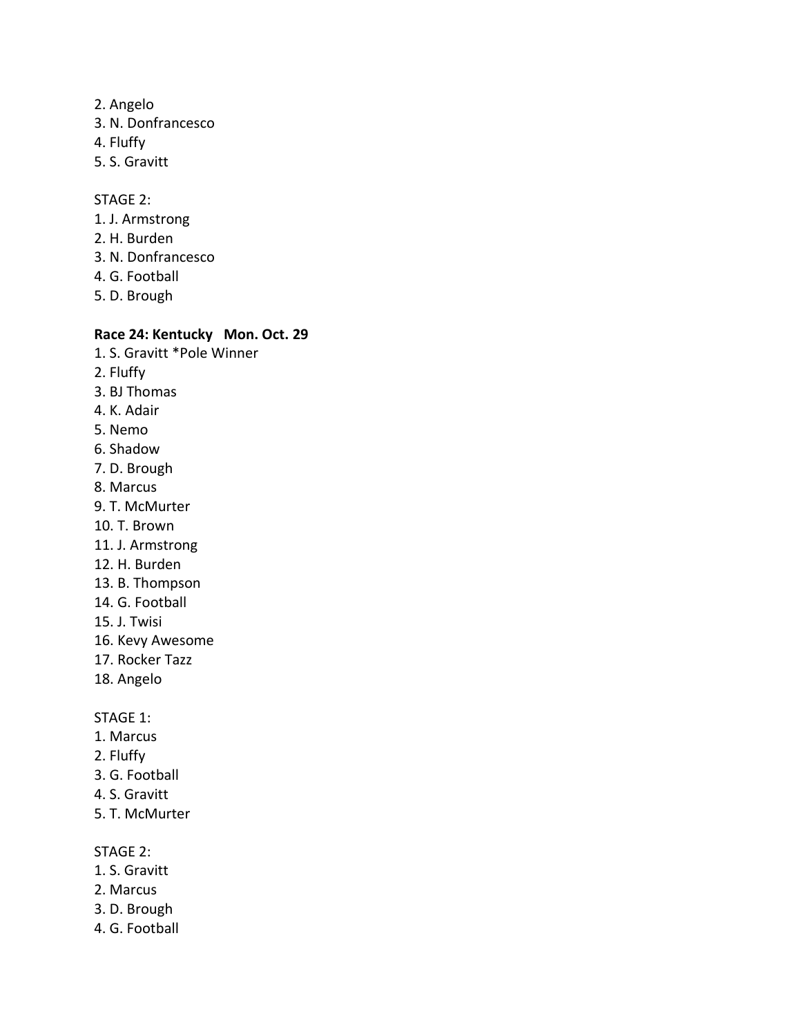2. Angelo
3. N. Donfrancesco
4. Fluffy
5. S. Gravitt

STAGE 2:
1. J. Armstrong
2. H. Burden
3. N. Donfrancesco
4. G. Football
5. D. Brough

**Race 24: Kentucky   Mon. Oct. 29**

1. S. Gravitt *Pole Winner
2. Fluffy
3. BJ Thomas
4. K. Adair
5. Nemo
6. Shadow
7. D. Brough
8. Marcus
9. T. McMurter
10. T. Brown
11. J. Armstrong
12. H. Burden
13. B. Thompson
14. G. Football
15. J. Twisi
16. Kevy Awesome
17. Rocker Tazz
18. Angelo

STAGE 1:
1. Marcus
2. Fluffy
3. G. Football
4. S. Gravitt
5. T. McMurter

STAGE 2:
1. S. Gravitt
2. Marcus
3. D. Brough
4. G. Football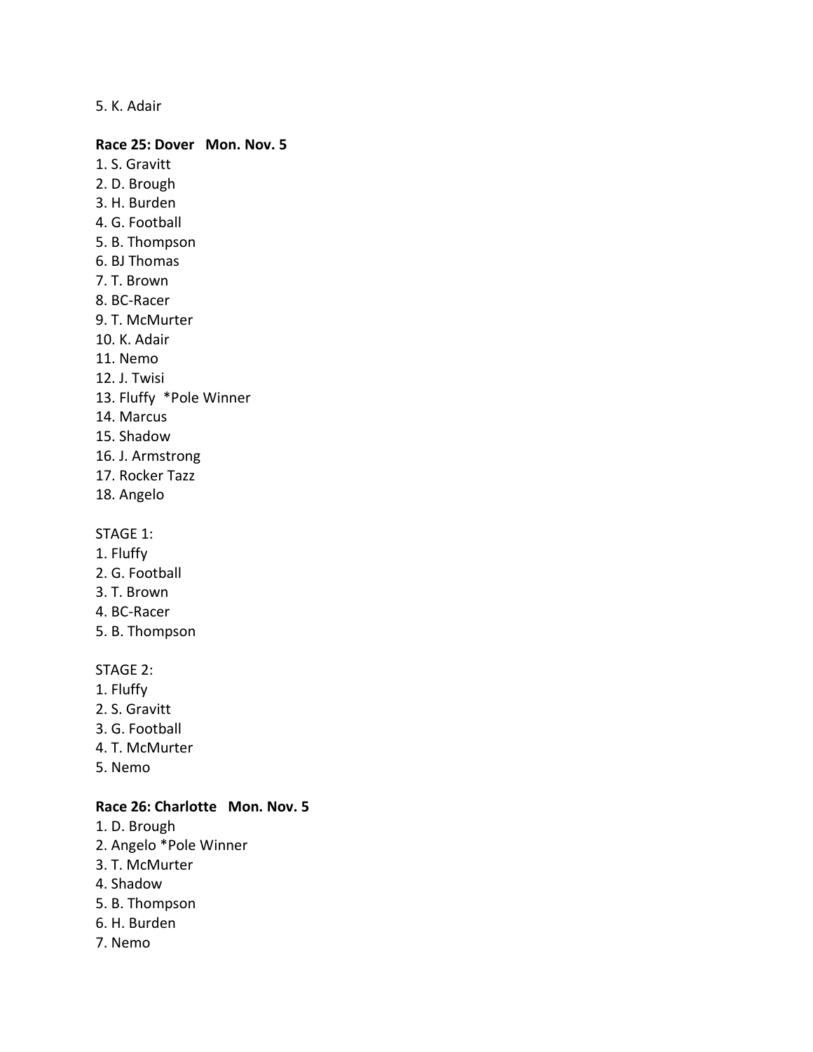5. K. Adair

**Race 25: Dover   Mon. Nov. 5**

1. S. Gravitt
2. D. Brough
3. H. Burden
4. G. Football
5. B. Thompson
6. BJ Thomas
7. T. Brown
8. BC-Racer
9. T. McMurter
10. K. Adair
11. Nemo
12. J. Twisi
13. Fluffy  *Pole Winner
14. Marcus
15. Shadow
16. J. Armstrong
17. Rocker Tazz
18. Angelo

STAGE 1:

1. Fluffy
2. G. Football
3. T. Brown
4. BC-Racer
5. B. Thompson

STAGE 2:

1. Fluffy
2. S. Gravitt
3. G. Football
4. T. McMurter
5. Nemo

**Race 26: Charlotte   Mon. Nov. 5**

1. D. Brough
2. Angelo *Pole Winner
3. T. McMurter
4. Shadow
5. B. Thompson
6. H. Burden
7. Nemo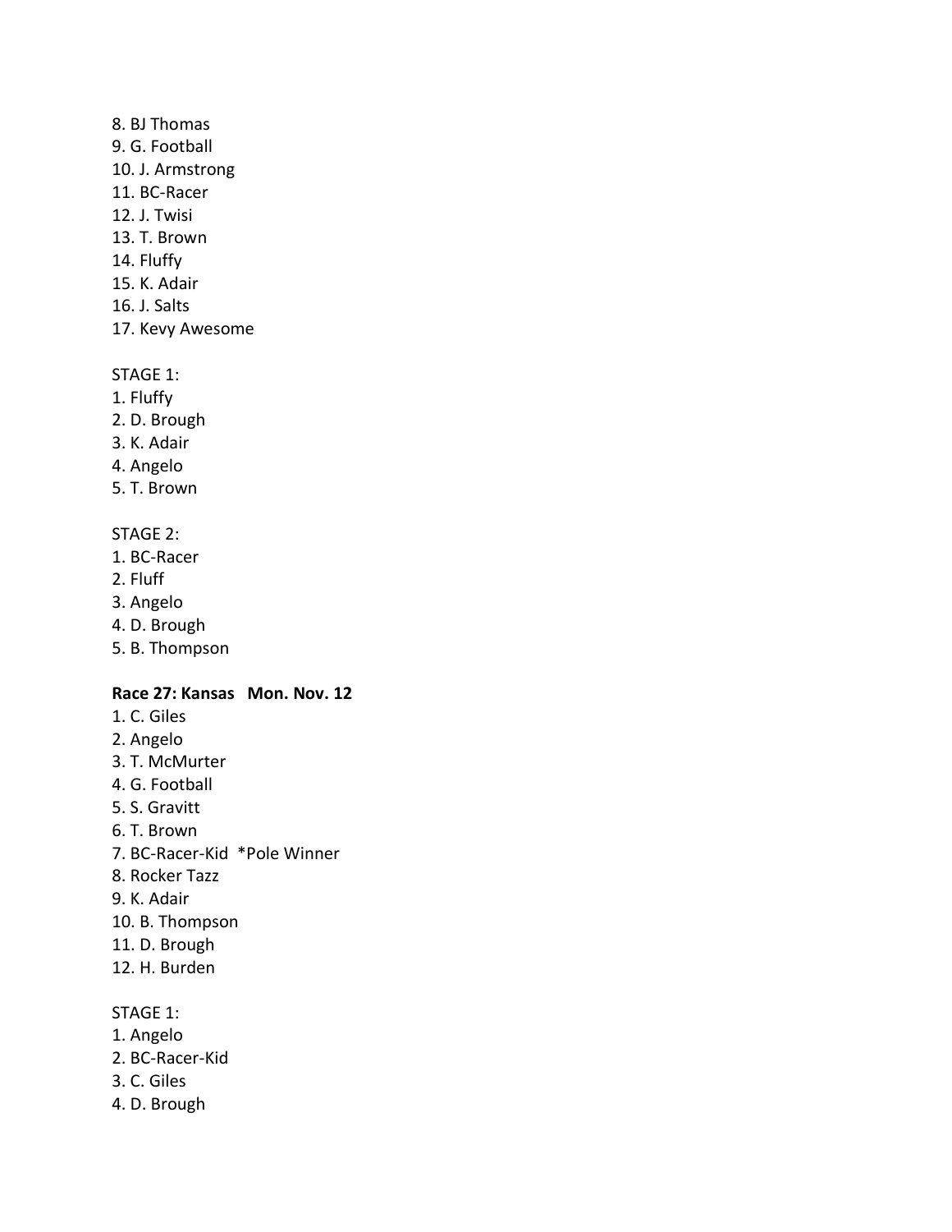8. BJ Thomas
9. G. Football
10. J. Armstrong
11. BC-Racer
12. J. Twisi
13. T. Brown
14. Fluffy
15. K. Adair
16. J. Salts
17. Kevy Awesome

STAGE 1:
1. Fluffy
2. D. Brough
3. K. Adair
4. Angelo
5. T. Brown

STAGE 2:
1. BC-Racer
2. Fluff
3. Angelo
4. D. Brough
5. B. Thompson

**Race 27: Kansas   Mon. Nov. 12**
1. C. Giles
2. Angelo
3. T. McMurter
4. G. Football
5. S. Gravitt
6. T. Brown
7. BC-Racer-Kid  *Pole Winner
8. Rocker Tazz
9. K. Adair
10. B. Thompson
11. D. Brough
12. H. Burden

STAGE 1:
1. Angelo
2. BC-Racer-Kid
3. C. Giles
4. D. Brough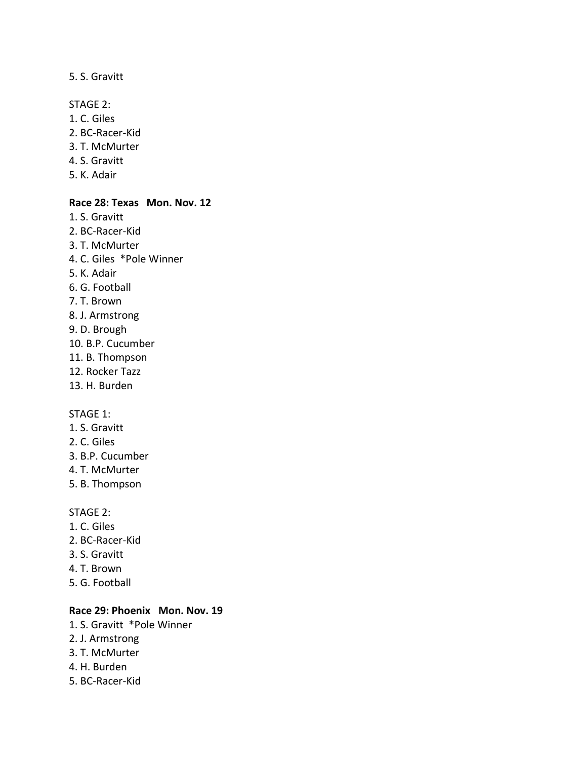5. S. Gravitt

STAGE 2:
1. C. Giles
2. BC-Racer-Kid
3. T. McMurter
4. S. Gravitt
5. K. Adair

**Race 28: Texas   Mon. Nov. 12**
1. S. Gravitt
2. BC-Racer-Kid
3. T. McMurter
4. C. Giles  *Pole Winner
5. K. Adair
6. G. Football
7. T. Brown
8. J. Armstrong
9. D. Brough
10. B.P. Cucumber
11. B. Thompson
12. Rocker Tazz
13. H. Burden

STAGE 1:
1. S. Gravitt
2. C. Giles
3. B.P. Cucumber
4. T. McMurter
5. B. Thompson

STAGE 2:
1. C. Giles
2. BC-Racer-Kid
3. S. Gravitt
4. T. Brown
5. G. Football

**Race 29: Phoenix   Mon. Nov. 19**
1. S. Gravitt  *Pole Winner
2. J. Armstrong
3. T. McMurter
4. H. Burden
5. BC-Racer-Kid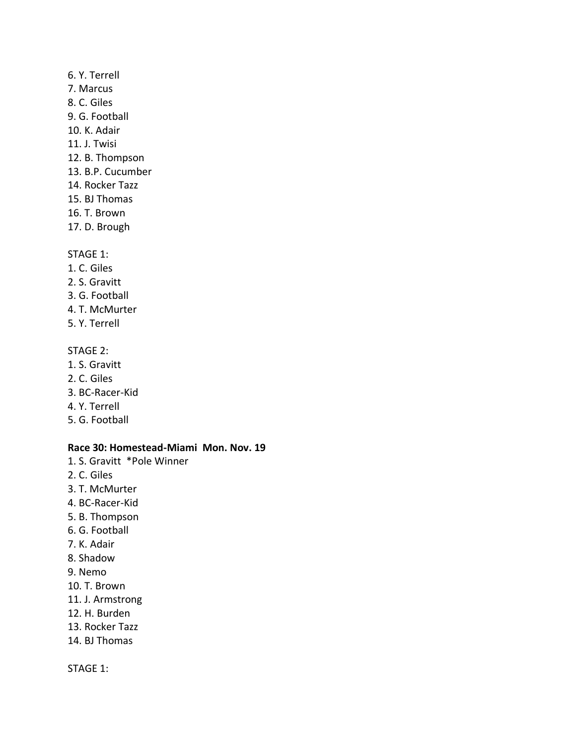6. Y. Terrell
7. Marcus
8. C. Giles
9. G. Football
10. K. Adair
11. J. Twisi
12. B. Thompson
13. B.P. Cucumber
14. Rocker Tazz
15. BJ Thomas
16. T. Brown
17. D. Brough

STAGE 1:
1. C. Giles
2. S. Gravitt
3. G. Football
4. T. McMurter
5. Y. Terrell

STAGE 2:
1. S. Gravitt
2. C. Giles
3. BC-Racer-Kid
4. Y. Terrell
5. G. Football

**Race 30: Homestead-Miami Mon. Nov. 19**
1. S. Gravitt *Pole Winner
2. C. Giles
3. T. McMurter
4. BC-Racer-Kid
5. B. Thompson
6. G. Football
7. K. Adair
8. Shadow
9. Nemo
10. T. Brown
11. J. Armstrong
12. H. Burden
13. Rocker Tazz
14. BJ Thomas

STAGE 1: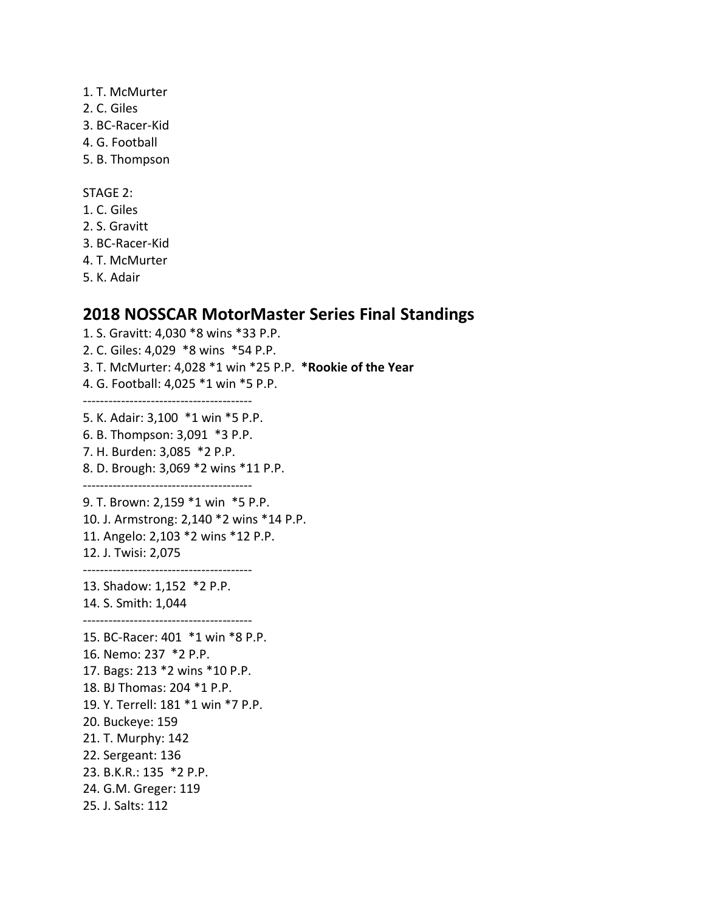1. T. McMurter
2. C. Giles
3. BC-Racer-Kid
4. G. Football
5. B. Thompson

STAGE 2:
1. C. Giles
2. S. Gravitt
3. BC-Racer-Kid
4. T. McMurter
5. K. Adair

## 2018 NOSSCAR MotorMaster Series Final Standings

1. S. Gravitt: 4,030 *8 wins *33 P.P.
2. C. Giles: 4,029 *8 wins *54 P.P.
3. T. McMurter: 4,028 *1 win *25 P.P. **\*Rookie of the Year**
4. G. Football: 4,025 *1 win *5 P.P.

----------------------------------------

5. K. Adair: 3,100 *1 win *5 P.P.
6. B. Thompson: 3,091 *3 P.P.
7. H. Burden: 3,085 *2 P.P.
8. D. Brough: 3,069 *2 wins *11 P.P.

----------------------------------------

9. T. Brown: 2,159 *1 win *5 P.P.
10. J. Armstrong: 2,140 *2 wins *14 P.P.
11. Angelo: 2,103 *2 wins *12 P.P.
12. J. Twisi: 2,075

----------------------------------------

13. Shadow: 1,152 *2 P.P.
14. S. Smith: 1,044

----------------------------------------

15. BC-Racer: 401 *1 win *8 P.P.
16. Nemo: 237 *2 P.P.
17. Bags: 213 *2 wins *10 P.P.
18. BJ Thomas: 204 *1 P.P.
19. Y. Terrell: 181 *1 win *7 P.P.
20. Buckeye: 159
21. T. Murphy: 142
22. Sergeant: 136
23. B.K.R.: 135 *2 P.P.
24. G.M. Greger: 119
25. J. Salts: 112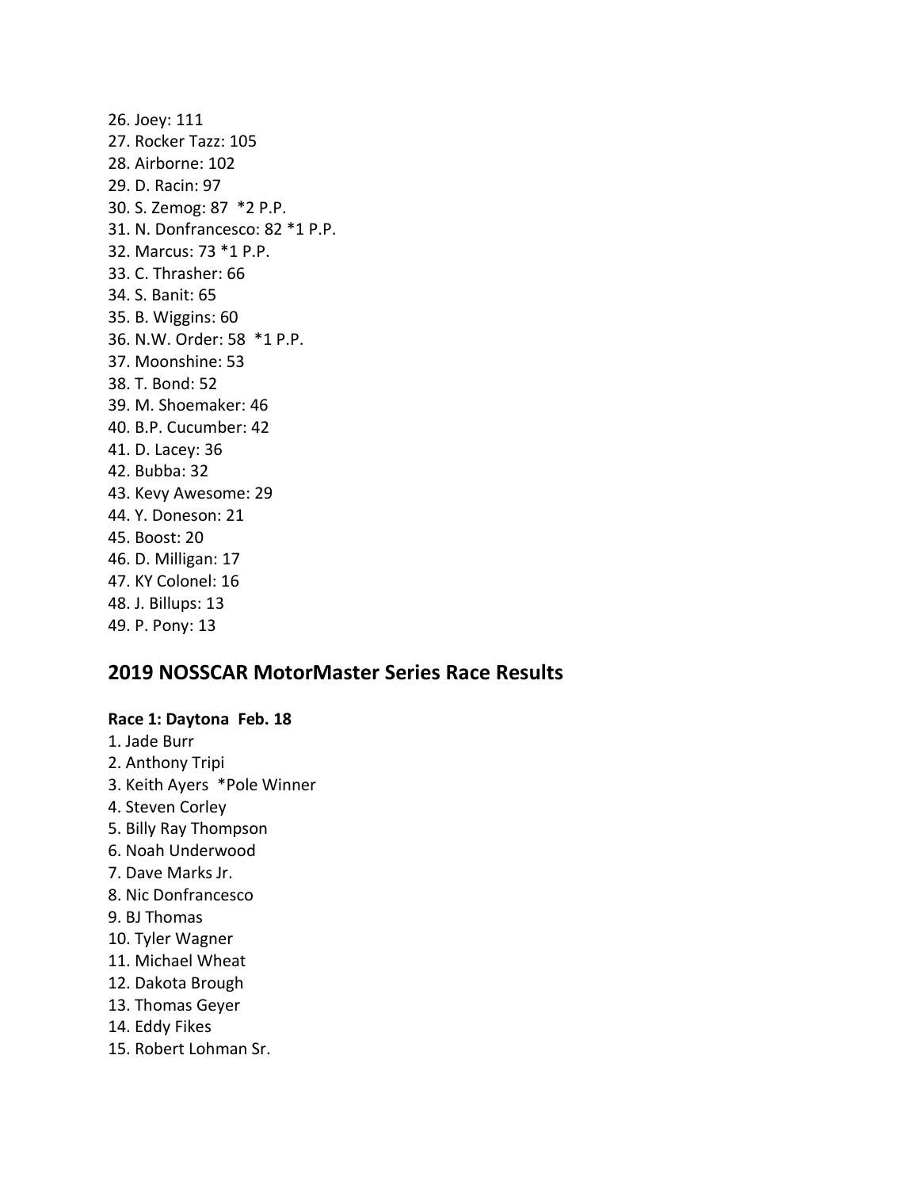26. Joey: 111
27. Rocker Tazz: 105
28. Airborne: 102
29. D. Racin: 97
30. S. Zemog: 87 *2 P.P.
31. N. Donfrancesco: 82 *1 P.P.
32. Marcus: 73 *1 P.P.
33. C. Thrasher: 66
34. S. Banit: 65
35. B. Wiggins: 60
36. N.W. Order: 58 *1 P.P.
37. Moonshine: 53
38. T. Bond: 52
39. M. Shoemaker: 46
40. B.P. Cucumber: 42
41. D. Lacey: 36
42. Bubba: 32
43. Kevy Awesome: 29
44. Y. Doneson: 21
45. Boost: 20
46. D. Milligan: 17
47. KY Colonel: 16
48. J. Billups: 13
49. P. Pony: 13

## 2019 NOSSCAR MotorMaster Series Race Results

**Race 1: Daytona Feb. 18**

1. Jade Burr
2. Anthony Tripi
3. Keith Ayers *Pole Winner
4. Steven Corley
5. Billy Ray Thompson
6. Noah Underwood
7. Dave Marks Jr.
8. Nic Donfrancesco
9. BJ Thomas
10. Tyler Wagner
11. Michael Wheat
12. Dakota Brough
13. Thomas Geyer
14. Eddy Fikes
15. Robert Lohman Sr.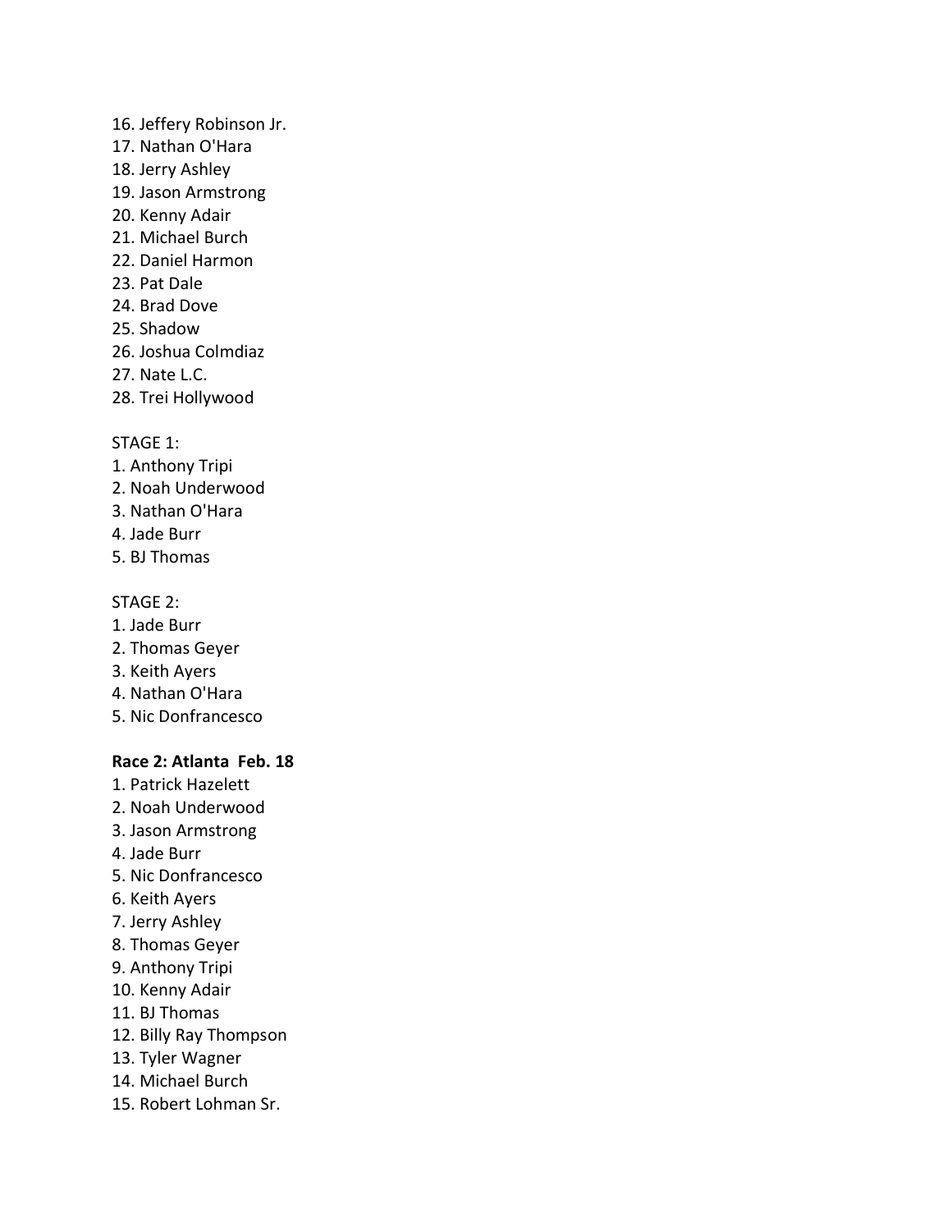16. Jeffery Robinson Jr.
17. Nathan O'Hara
18. Jerry Ashley
19. Jason Armstrong
20. Kenny Adair
21. Michael Burch
22. Daniel Harmon
23. Pat Dale
24. Brad Dove
25. Shadow
26. Joshua Colmdiaz
27. Nate L.C.
28. Trei Hollywood

STAGE 1:
1. Anthony Tripi
2. Noah Underwood
3. Nathan O'Hara
4. Jade Burr
5. BJ Thomas

STAGE 2:
1. Jade Burr
2. Thomas Geyer
3. Keith Ayers
4. Nathan O'Hara
5. Nic Donfrancesco

**Race 2: Atlanta  Feb. 18**
1. Patrick Hazelett
2. Noah Underwood
3. Jason Armstrong
4. Jade Burr
5. Nic Donfrancesco
6. Keith Ayers
7. Jerry Ashley
8. Thomas Geyer
9. Anthony Tripi
10. Kenny Adair
11. BJ Thomas
12. Billy Ray Thompson
13. Tyler Wagner
14. Michael Burch
15. Robert Lohman Sr.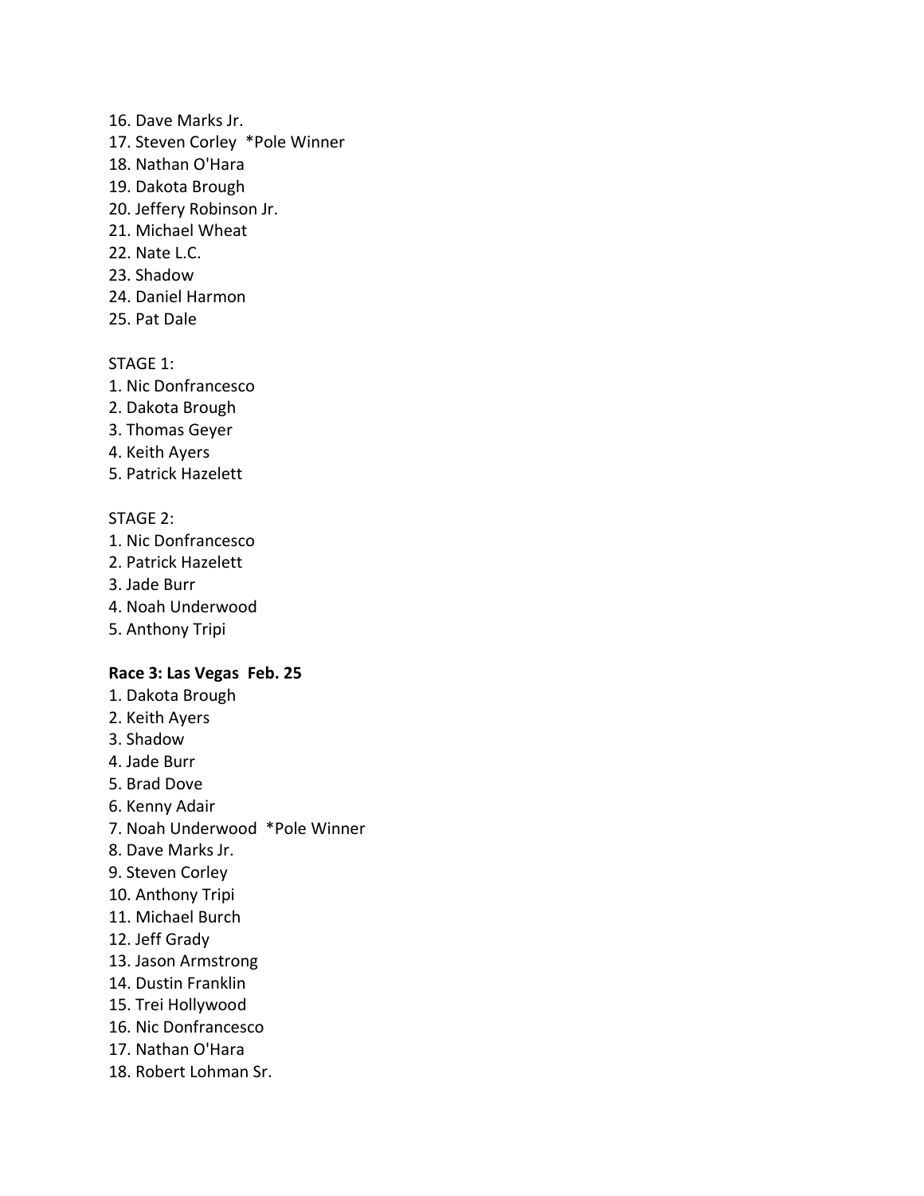16. Dave Marks Jr.
17. Steven Corley *Pole Winner
18. Nathan O'Hara
19. Dakota Brough
20. Jeffery Robinson Jr.
21. Michael Wheat
22. Nate L.C.
23. Shadow
24. Daniel Harmon
25. Pat Dale

STAGE 1:

1. Nic Donfrancesco
2. Dakota Brough
3. Thomas Geyer
4. Keith Ayers
5. Patrick Hazelett

STAGE 2:

1. Nic Donfrancesco
2. Patrick Hazelett
3. Jade Burr
4. Noah Underwood
5. Anthony Tripi

**Race 3: Las Vegas Feb. 25**

1. Dakota Brough
2. Keith Ayers
3. Shadow
4. Jade Burr
5. Brad Dove
6. Kenny Adair
7. Noah Underwood *Pole Winner
8. Dave Marks Jr.
9. Steven Corley
10. Anthony Tripi
11. Michael Burch
12. Jeff Grady
13. Jason Armstrong
14. Dustin Franklin
15. Trei Hollywood
16. Nic Donfrancesco
17. Nathan O'Hara
18. Robert Lohman Sr.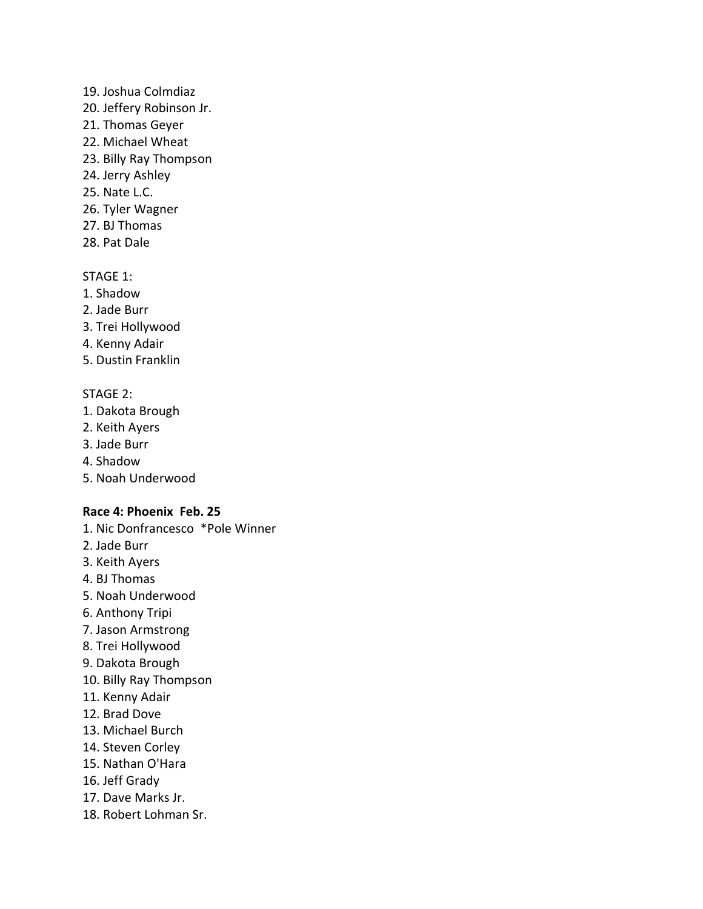19. Joshua Colmdiaz
20. Jeffery Robinson Jr.
21. Thomas Geyer
22. Michael Wheat
23. Billy Ray Thompson
24. Jerry Ashley
25. Nate L.C.
26. Tyler Wagner
27. BJ Thomas
28. Pat Dale

STAGE 1:
1. Shadow
2. Jade Burr
3. Trei Hollywood
4. Kenny Adair
5. Dustin Franklin

STAGE 2:
1. Dakota Brough
2. Keith Ayers
3. Jade Burr
4. Shadow
5. Noah Underwood

**Race 4: Phoenix Feb. 25**
1. Nic Donfrancesco *Pole Winner
2. Jade Burr
3. Keith Ayers
4. BJ Thomas
5. Noah Underwood
6. Anthony Tripi
7. Jason Armstrong
8. Trei Hollywood
9. Dakota Brough
10. Billy Ray Thompson
11. Kenny Adair
12. Brad Dove
13. Michael Burch
14. Steven Corley
15. Nathan O'Hara
16. Jeff Grady
17. Dave Marks Jr.
18. Robert Lohman Sr.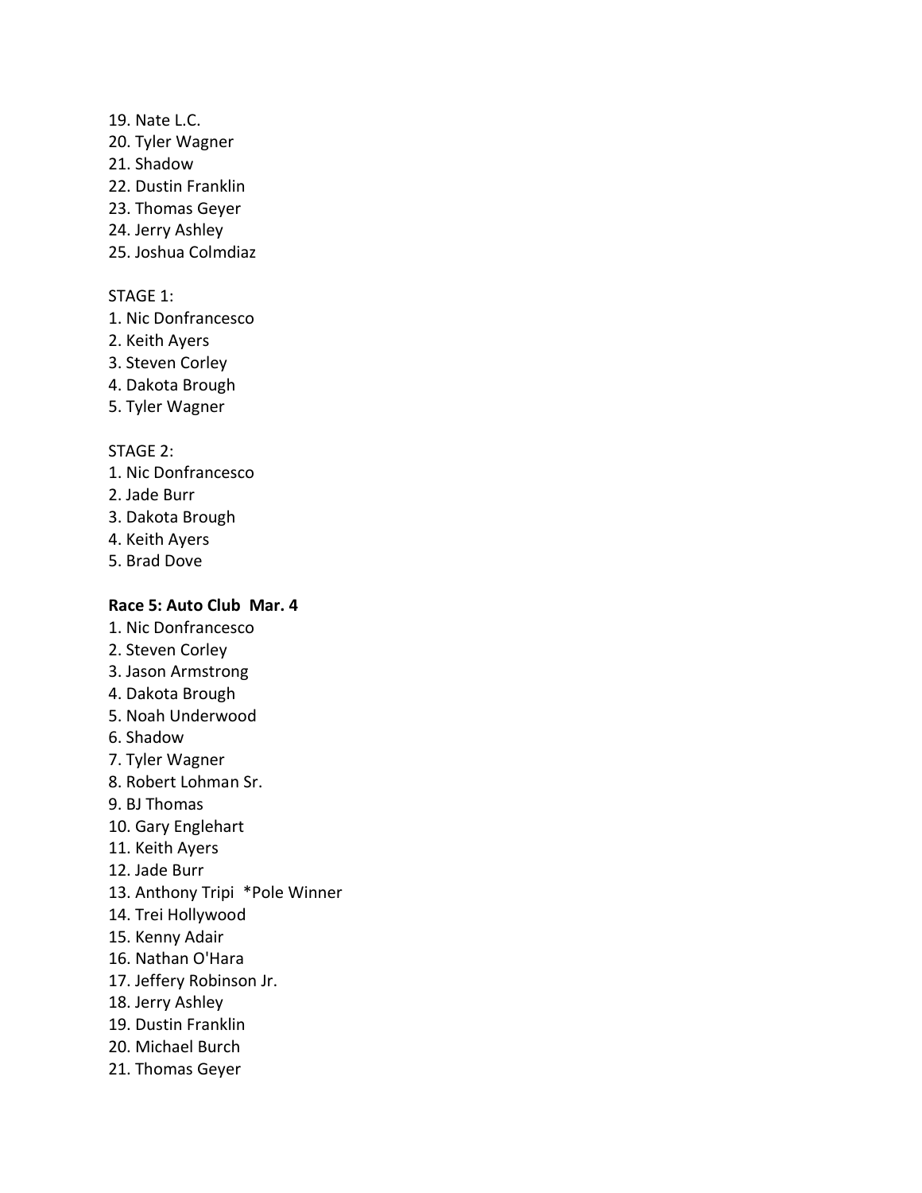19. Nate L.C.
20. Tyler Wagner
21. Shadow
22. Dustin Franklin
23. Thomas Geyer
24. Jerry Ashley
25. Joshua Colmdiaz

STAGE 1:
1. Nic Donfrancesco
2. Keith Ayers
3. Steven Corley
4. Dakota Brough
5. Tyler Wagner

STAGE 2:
1. Nic Donfrancesco
2. Jade Burr
3. Dakota Brough
4. Keith Ayers
5. Brad Dove

**Race 5: Auto Club Mar. 4**
1. Nic Donfrancesco
2. Steven Corley
3. Jason Armstrong
4. Dakota Brough
5. Noah Underwood
6. Shadow
7. Tyler Wagner
8. Robert Lohman Sr.
9. BJ Thomas
10. Gary Englehart
11. Keith Ayers
12. Jade Burr
13. Anthony Tripi *Pole Winner
14. Trei Hollywood
15. Kenny Adair
16. Nathan O'Hara
17. Jeffery Robinson Jr.
18. Jerry Ashley
19. Dustin Franklin
20. Michael Burch
21. Thomas Geyer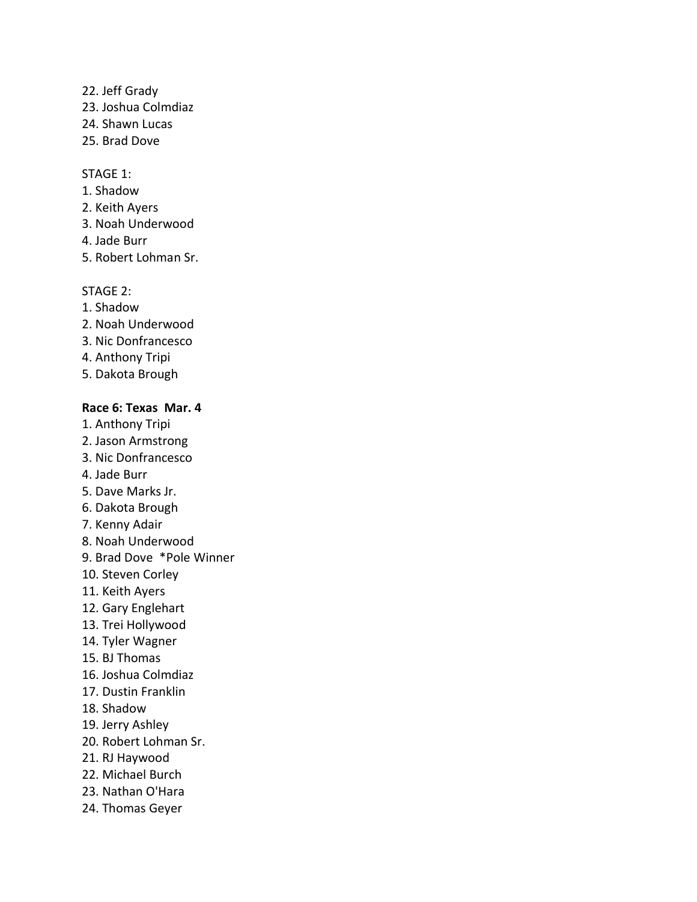22. Jeff Grady
23. Joshua Colmdiaz
24. Shawn Lucas
25. Brad Dove

STAGE 1:
1. Shadow
2. Keith Ayers
3. Noah Underwood
4. Jade Burr
5. Robert Lohman Sr.

STAGE 2:
1. Shadow
2. Noah Underwood
3. Nic Donfrancesco
4. Anthony Tripi
5. Dakota Brough

**Race 6: Texas Mar. 4**
1. Anthony Tripi
2. Jason Armstrong
3. Nic Donfrancesco
4. Jade Burr
5. Dave Marks Jr.
6. Dakota Brough
7. Kenny Adair
8. Noah Underwood
9. Brad Dove *Pole Winner
10. Steven Corley
11. Keith Ayers
12. Gary Englehart
13. Trei Hollywood
14. Tyler Wagner
15. BJ Thomas
16. Joshua Colmdiaz
17. Dustin Franklin
18. Shadow
19. Jerry Ashley
20. Robert Lohman Sr.
21. RJ Haywood
22. Michael Burch
23. Nathan O'Hara
24. Thomas Geyer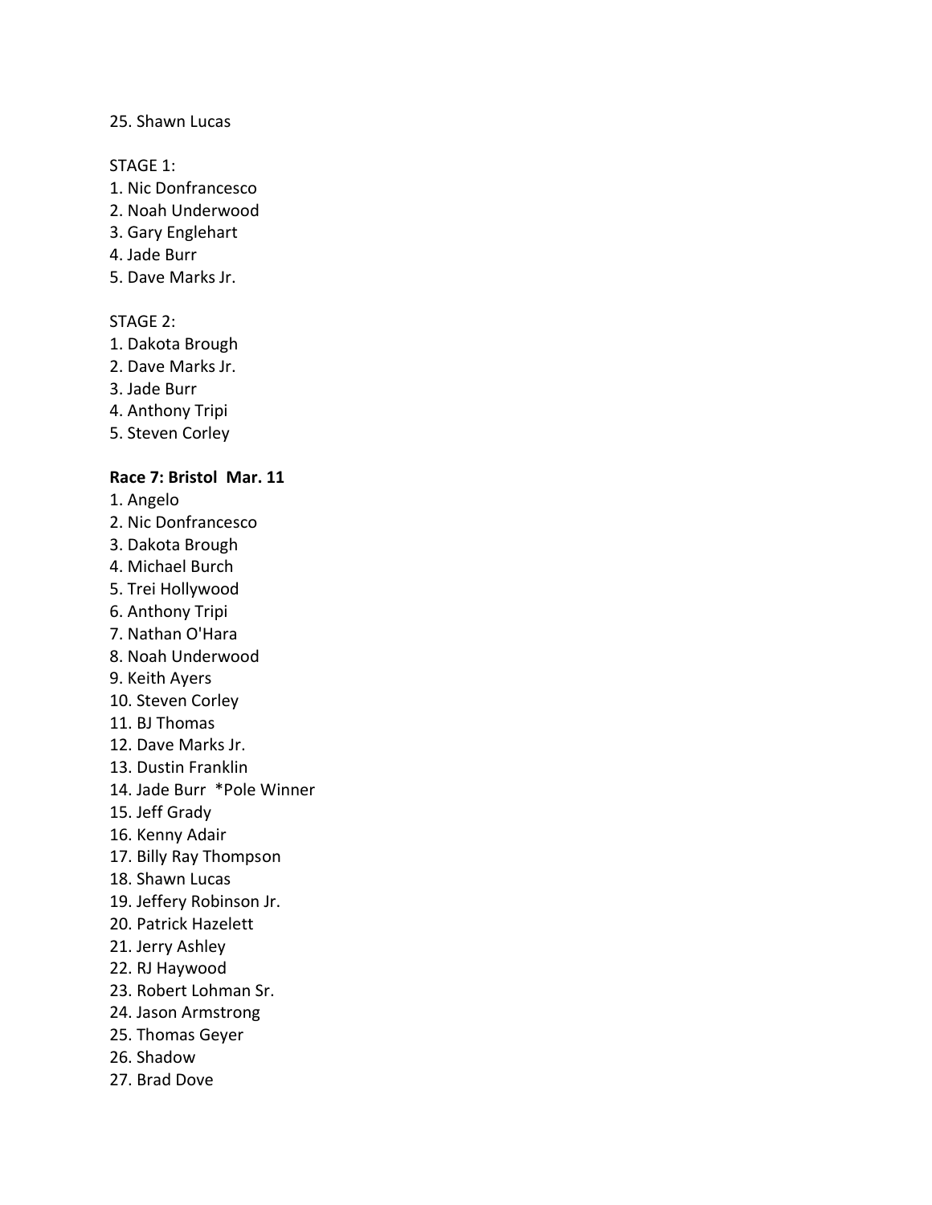25. Shawn Lucas

STAGE 1:
1. Nic Donfrancesco
2. Noah Underwood
3. Gary Englehart
4. Jade Burr
5. Dave Marks Jr.

STAGE 2:
1. Dakota Brough
2. Dave Marks Jr.
3. Jade Burr
4. Anthony Tripi
5. Steven Corley

**Race 7: Bristol  Mar. 11**

1. Angelo
2. Nic Donfrancesco
3. Dakota Brough
4. Michael Burch
5. Trei Hollywood
6. Anthony Tripi
7. Nathan O'Hara
8. Noah Underwood
9. Keith Ayers
10. Steven Corley
11. BJ Thomas
12. Dave Marks Jr.
13. Dustin Franklin
14. Jade Burr  *Pole Winner
15. Jeff Grady
16. Kenny Adair
17. Billy Ray Thompson
18. Shawn Lucas
19. Jeffery Robinson Jr.
20. Patrick Hazelett
21. Jerry Ashley
22. RJ Haywood
23. Robert Lohman Sr.
24. Jason Armstrong
25. Thomas Geyer
26. Shadow
27. Brad Dove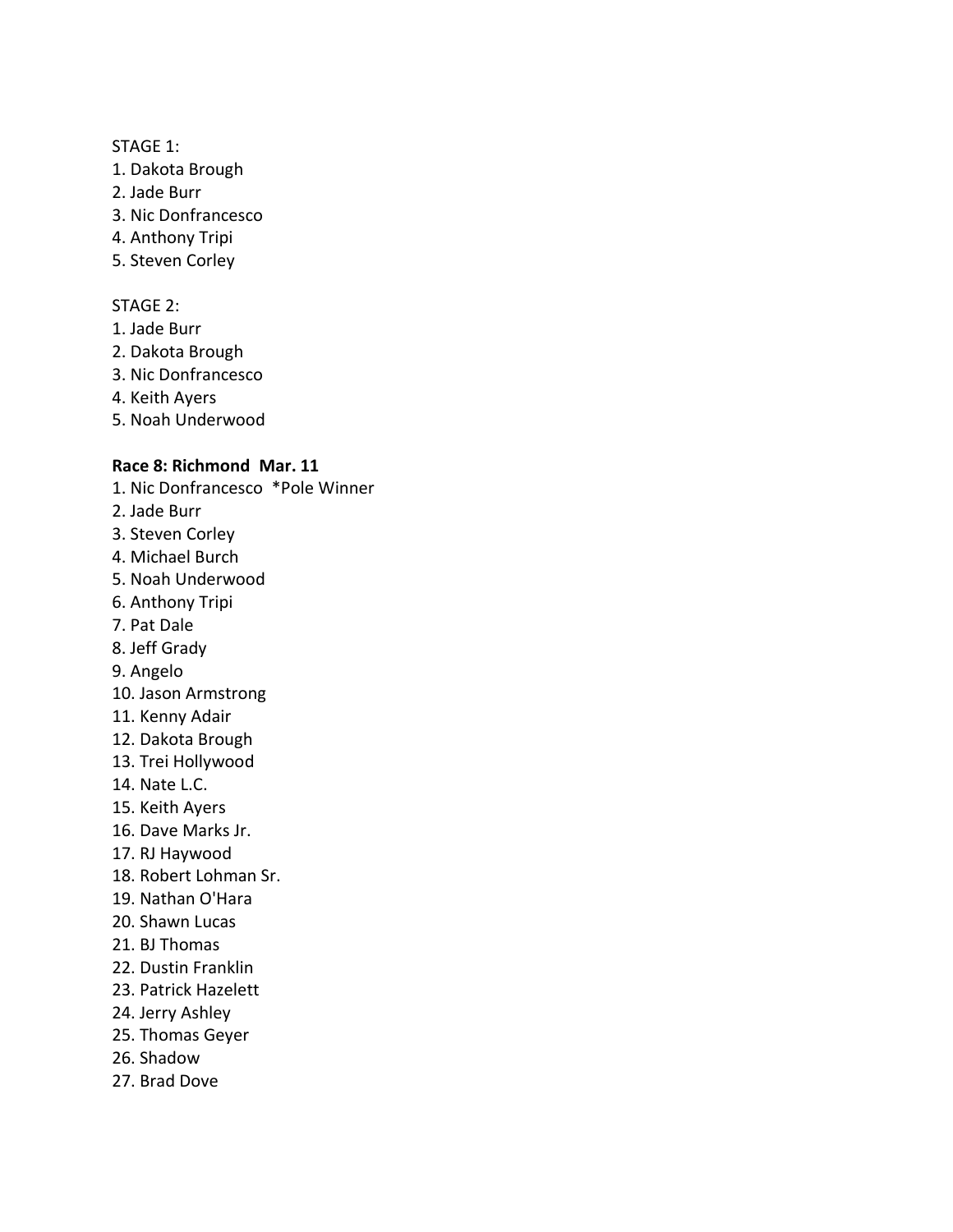STAGE 1:

1. Dakota Brough
2. Jade Burr
3. Nic Donfrancesco
4. Anthony Tripi
5. Steven Corley

STAGE 2:

1. Jade Burr
2. Dakota Brough
3. Nic Donfrancesco
4. Keith Ayers
5. Noah Underwood

**Race 8: Richmond Mar. 11**

1. Nic Donfrancesco *Pole Winner
2. Jade Burr
3. Steven Corley
4. Michael Burch
5. Noah Underwood
6. Anthony Tripi
7. Pat Dale
8. Jeff Grady
9. Angelo
10. Jason Armstrong
11. Kenny Adair
12. Dakota Brough
13. Trei Hollywood
14. Nate L.C.
15. Keith Ayers
16. Dave Marks Jr.
17. RJ Haywood
18. Robert Lohman Sr.
19. Nathan O'Hara
20. Shawn Lucas
21. BJ Thomas
22. Dustin Franklin
23. Patrick Hazelett
24. Jerry Ashley
25. Thomas Geyer
26. Shadow
27. Brad Dove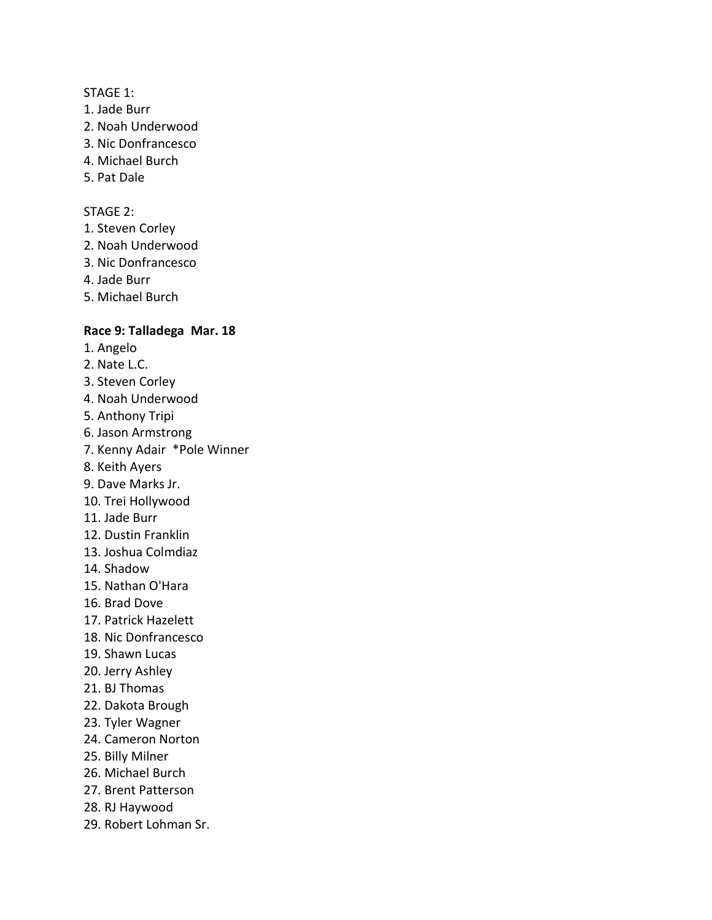STAGE 1:

1. Jade Burr
2. Noah Underwood
3. Nic Donfrancesco
4. Michael Burch
5. Pat Dale

STAGE 2:

1. Steven Corley
2. Noah Underwood
3. Nic Donfrancesco
4. Jade Burr
5. Michael Burch

**Race 9: Talladega  Mar. 18**

1. Angelo
2. Nate L.C.
3. Steven Corley
4. Noah Underwood
5. Anthony Tripi
6. Jason Armstrong
7. Kenny Adair  *Pole Winner
8. Keith Ayers
9. Dave Marks Jr.
10. Trei Hollywood
11. Jade Burr
12. Dustin Franklin
13. Joshua Colmdiaz
14. Shadow
15. Nathan O'Hara
16. Brad Dove
17. Patrick Hazelett
18. Nic Donfrancesco
19. Shawn Lucas
20. Jerry Ashley
21. BJ Thomas
22. Dakota Brough
23. Tyler Wagner
24. Cameron Norton
25. Billy Milner
26. Michael Burch
27. Brent Patterson
28. RJ Haywood
29. Robert Lohman Sr.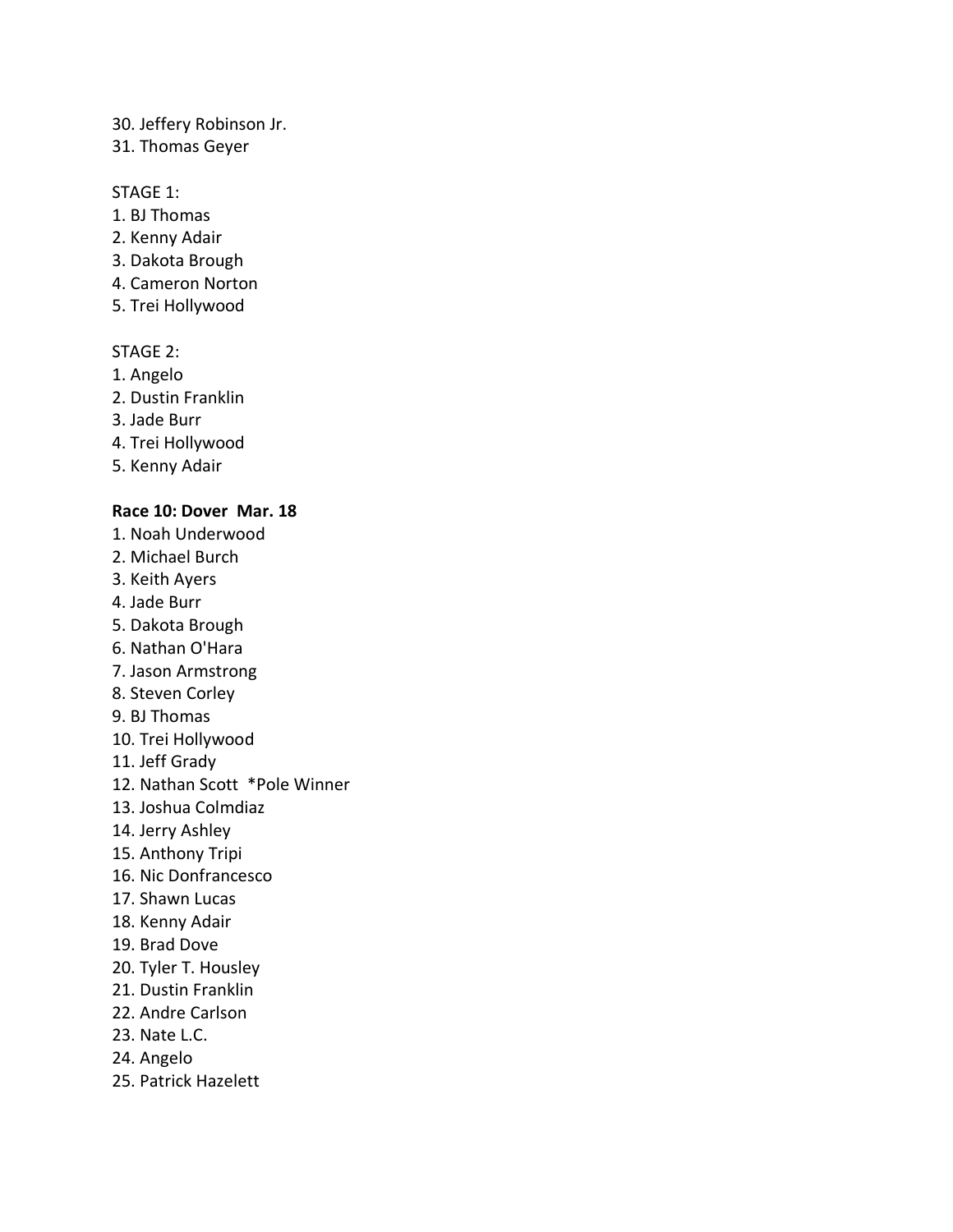30. Jeffery Robinson Jr.
31. Thomas Geyer

STAGE 1:
1. BJ Thomas
2. Kenny Adair
3. Dakota Brough
4. Cameron Norton
5. Trei Hollywood

STAGE 2:
1. Angelo
2. Dustin Franklin
3. Jade Burr
4. Trei Hollywood
5. Kenny Adair

**Race 10: Dover Mar. 18**

1. Noah Underwood
2. Michael Burch
3. Keith Ayers
4. Jade Burr
5. Dakota Brough
6. Nathan O'Hara
7. Jason Armstrong
8. Steven Corley
9. BJ Thomas
10. Trei Hollywood
11. Jeff Grady
12. Nathan Scott *Pole Winner
13. Joshua Colmdiaz
14. Jerry Ashley
15. Anthony Tripi
16. Nic Donfrancesco
17. Shawn Lucas
18. Kenny Adair
19. Brad Dove
20. Tyler T. Housley
21. Dustin Franklin
22. Andre Carlson
23. Nate L.C.
24. Angelo
25. Patrick Hazelett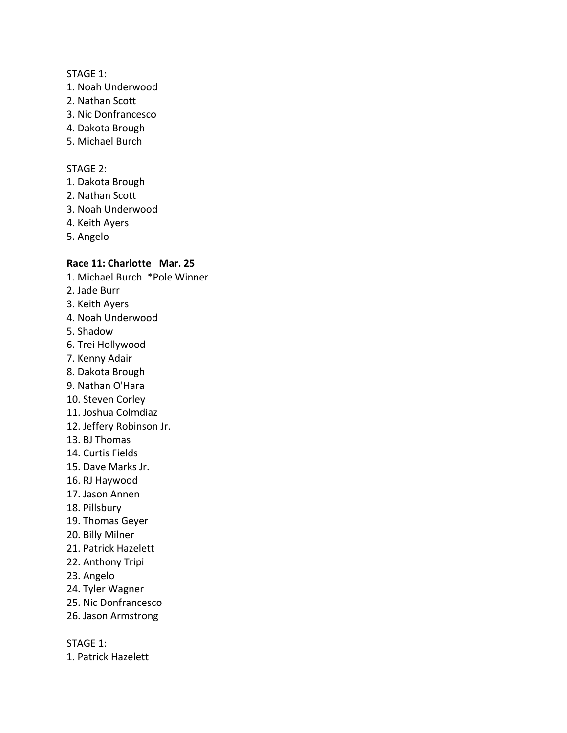STAGE 1:

1. Noah Underwood
2. Nathan Scott
3. Nic Donfrancesco
4. Dakota Brough
5. Michael Burch

STAGE 2:

1. Dakota Brough
2. Nathan Scott
3. Noah Underwood
4. Keith Ayers
5. Angelo

**Race 11: Charlotte   Mar. 25**

1. Michael Burch  *Pole Winner
2. Jade Burr
3. Keith Ayers
4. Noah Underwood
5. Shadow
6. Trei Hollywood
7. Kenny Adair
8. Dakota Brough
9. Nathan O'Hara
10. Steven Corley
11. Joshua Colmdiaz
12. Jeffery Robinson Jr.
13. BJ Thomas
14. Curtis Fields
15. Dave Marks Jr.
16. RJ Haywood
17. Jason Annen
18. Pillsbury
19. Thomas Geyer
20. Billy Milner
21. Patrick Hazelett
22. Anthony Tripi
23. Angelo
24. Tyler Wagner
25. Nic Donfrancesco
26. Jason Armstrong

STAGE 1:

1. Patrick Hazelett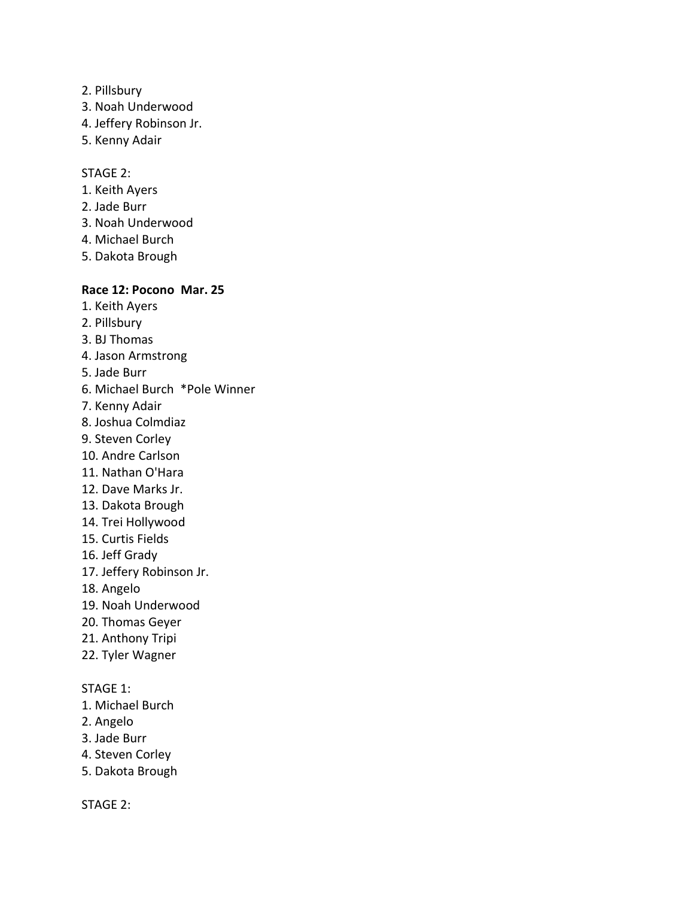2. Pillsbury
3. Noah Underwood
4. Jeffery Robinson Jr.
5. Kenny Adair

STAGE 2:
1. Keith Ayers
2. Jade Burr
3. Noah Underwood
4. Michael Burch
5. Dakota Brough

**Race 12: Pocono  Mar. 25**

1. Keith Ayers
2. Pillsbury
3. BJ Thomas
4. Jason Armstrong
5. Jade Burr
6. Michael Burch  *Pole Winner
7. Kenny Adair
8. Joshua Colmdiaz
9. Steven Corley
10. Andre Carlson
11. Nathan O'Hara
12. Dave Marks Jr.
13. Dakota Brough
14. Trei Hollywood
15. Curtis Fields
16. Jeff Grady
17. Jeffery Robinson Jr.
18. Angelo
19. Noah Underwood
20. Thomas Geyer
21. Anthony Tripi
22. Tyler Wagner

STAGE 1:
1. Michael Burch
2. Angelo
3. Jade Burr
4. Steven Corley
5. Dakota Brough

STAGE 2: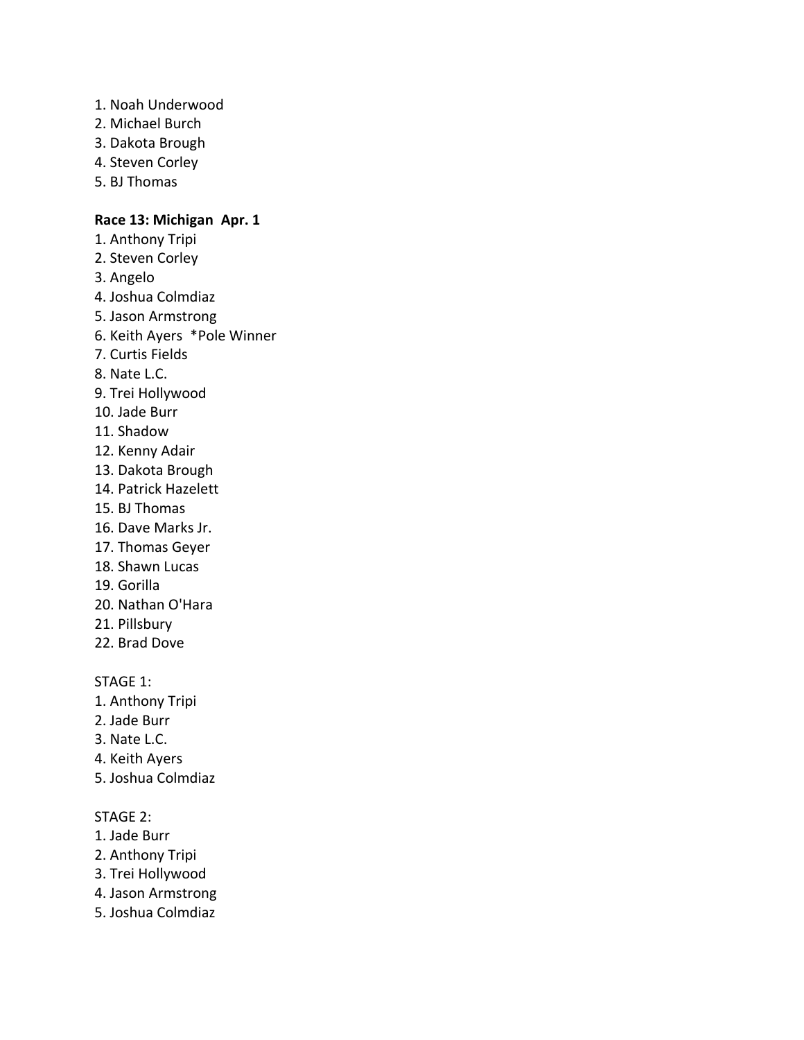1. Noah Underwood
2. Michael Burch
3. Dakota Brough
4. Steven Corley
5. BJ Thomas

**Race 13: Michigan Apr. 1**

1. Anthony Tripi
2. Steven Corley
3. Angelo
4. Joshua Colmdiaz
5. Jason Armstrong
6. Keith Ayers *Pole Winner
7. Curtis Fields
8. Nate L.C.
9. Trei Hollywood
10. Jade Burr
11. Shadow
12. Kenny Adair
13. Dakota Brough
14. Patrick Hazelett
15. BJ Thomas
16. Dave Marks Jr.
17. Thomas Geyer
18. Shawn Lucas
19. Gorilla
20. Nathan O'Hara
21. Pillsbury
22. Brad Dove

STAGE 1:

1. Anthony Tripi
2. Jade Burr
3. Nate L.C.
4. Keith Ayers
5. Joshua Colmdiaz

STAGE 2:

1. Jade Burr
2. Anthony Tripi
3. Trei Hollywood
4. Jason Armstrong
5. Joshua Colmdiaz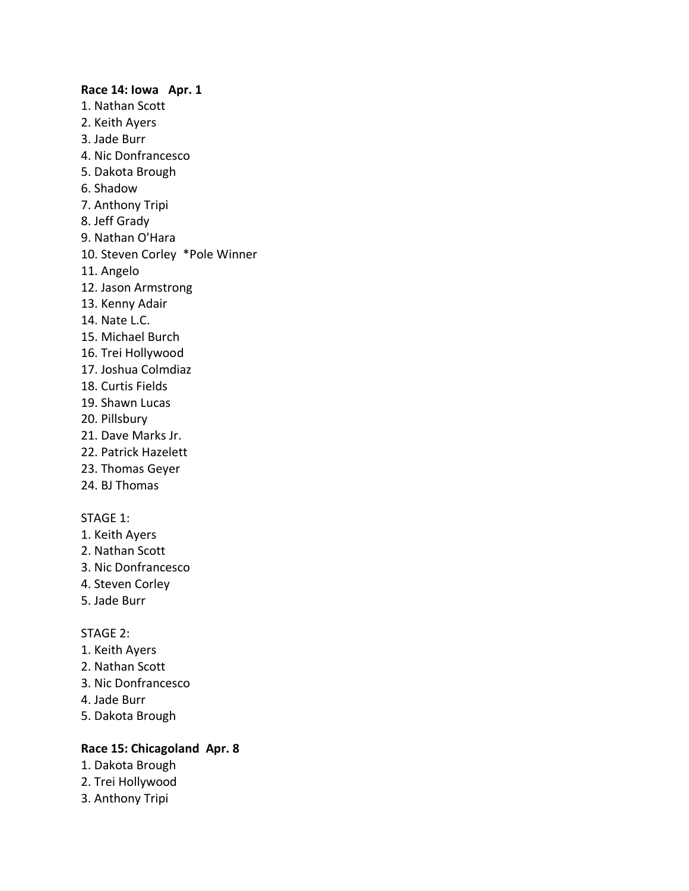**Race 14: Iowa   Apr. 1**

1. Nathan Scott
2. Keith Ayers
3. Jade Burr
4. Nic Donfrancesco
5. Dakota Brough
6. Shadow
7. Anthony Tripi
8. Jeff Grady
9. Nathan O'Hara
10. Steven Corley  *Pole Winner
11. Angelo
12. Jason Armstrong
13. Kenny Adair
14. Nate L.C.
15. Michael Burch
16. Trei Hollywood
17. Joshua Colmdiaz
18. Curtis Fields
19. Shawn Lucas
20. Pillsbury
21. Dave Marks Jr.
22. Patrick Hazelett
23. Thomas Geyer
24. BJ Thomas

STAGE 1:

1. Keith Ayers
2. Nathan Scott
3. Nic Donfrancesco
4. Steven Corley
5. Jade Burr

STAGE 2:

1. Keith Ayers
2. Nathan Scott
3. Nic Donfrancesco
4. Jade Burr
5. Dakota Brough

**Race 15: Chicagoland  Apr. 8**

1. Dakota Brough
2. Trei Hollywood
3. Anthony Tripi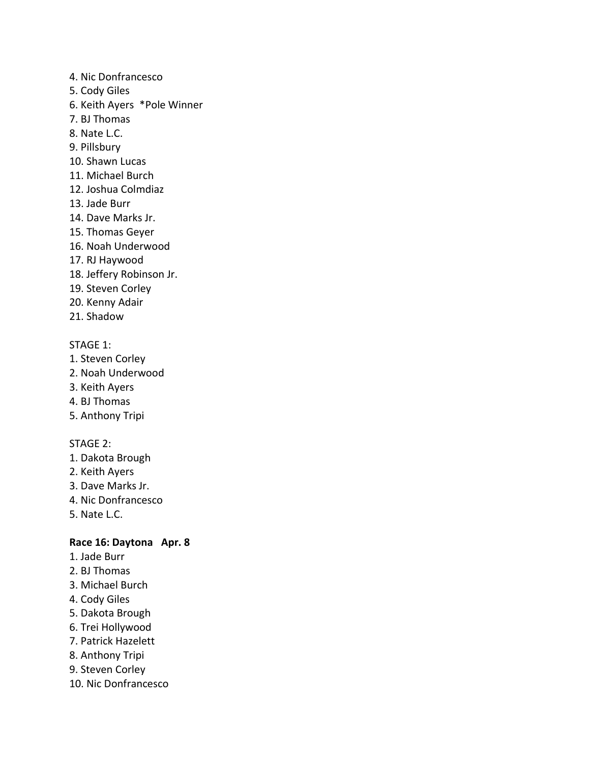4. Nic Donfrancesco
5. Cody Giles
6. Keith Ayers  *Pole Winner
7. BJ Thomas
8. Nate L.C.
9. Pillsbury
10. Shawn Lucas
11. Michael Burch
12. Joshua Colmdiaz
13. Jade Burr
14. Dave Marks Jr.
15. Thomas Geyer
16. Noah Underwood
17. RJ Haywood
18. Jeffery Robinson Jr.
19. Steven Corley
20. Kenny Adair
21. Shadow

STAGE 1:
1. Steven Corley
2. Noah Underwood
3. Keith Ayers
4. BJ Thomas
5. Anthony Tripi

STAGE 2:
1. Dakota Brough
2. Keith Ayers
3. Dave Marks Jr.
4. Nic Donfrancesco
5. Nate L.C.

**Race 16: Daytona   Apr. 8**
1. Jade Burr
2. BJ Thomas
3. Michael Burch
4. Cody Giles
5. Dakota Brough
6. Trei Hollywood
7. Patrick Hazelett
8. Anthony Tripi
9. Steven Corley
10. Nic Donfrancesco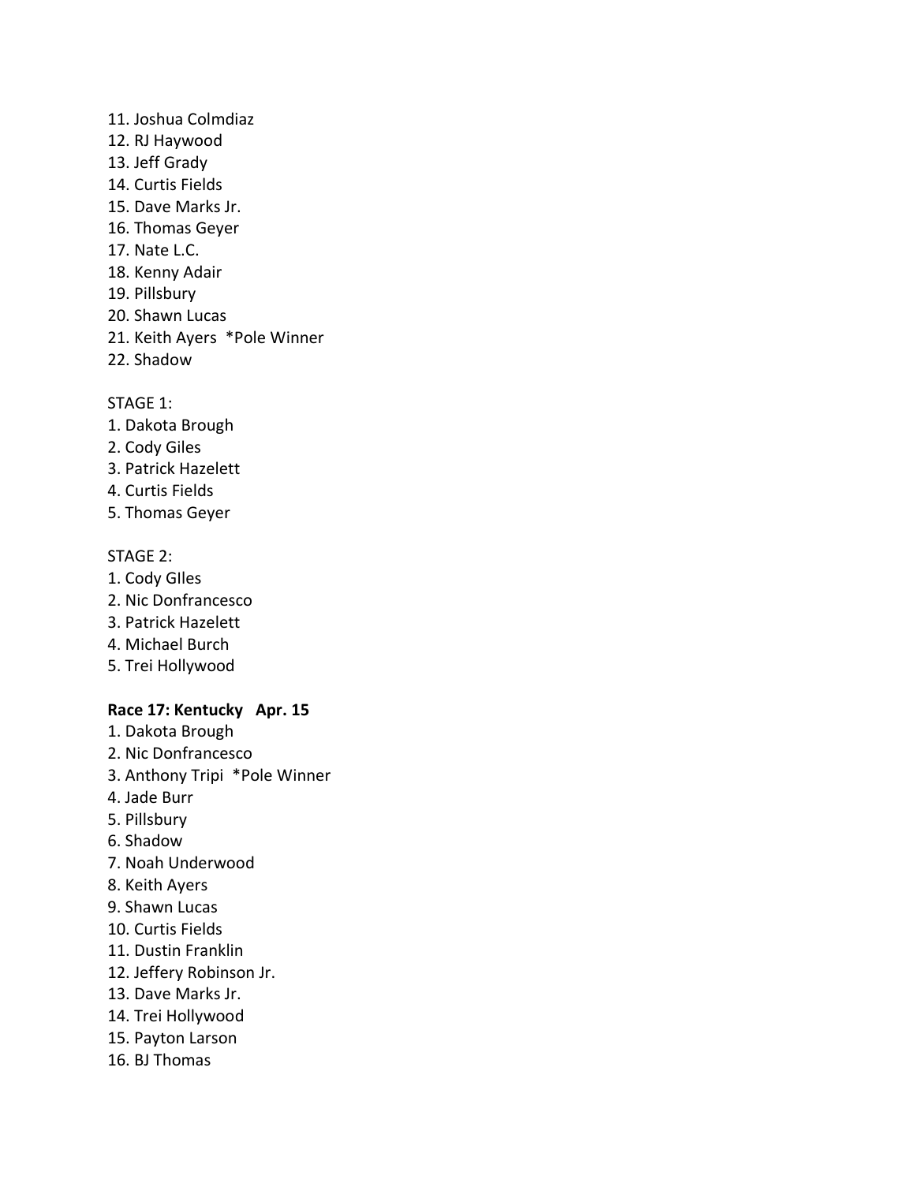11. Joshua Colmdiaz
12. RJ Haywood
13. Jeff Grady
14. Curtis Fields
15. Dave Marks Jr.
16. Thomas Geyer
17. Nate L.C.
18. Kenny Adair
19. Pillsbury
20. Shawn Lucas
21. Keith Ayers *Pole Winner
22. Shadow

STAGE 1:

1. Dakota Brough
2. Cody Giles
3. Patrick Hazelett
4. Curtis Fields
5. Thomas Geyer

STAGE 2:

1. Cody GIles
2. Nic Donfrancesco
3. Patrick Hazelett
4. Michael Burch
5. Trei Hollywood

**Race 17: Kentucky Apr. 15**

1. Dakota Brough
2. Nic Donfrancesco
3. Anthony Tripi *Pole Winner
4. Jade Burr
5. Pillsbury
6. Shadow
7. Noah Underwood
8. Keith Ayers
9. Shawn Lucas
10. Curtis Fields
11. Dustin Franklin
12. Jeffery Robinson Jr.
13. Dave Marks Jr.
14. Trei Hollywood
15. Payton Larson
16. BJ Thomas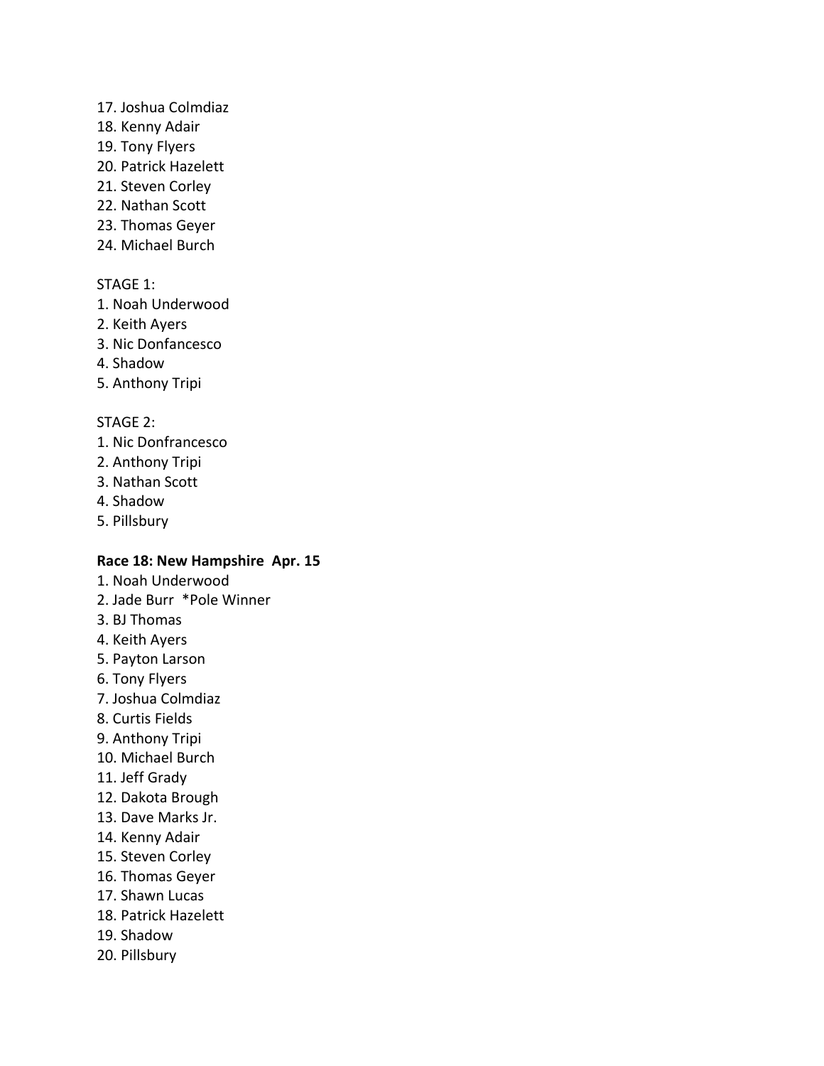17. Joshua Colmdiaz
18. Kenny Adair
19. Tony Flyers
20. Patrick Hazelett
21. Steven Corley
22. Nathan Scott
23. Thomas Geyer
24. Michael Burch

STAGE 1:
1. Noah Underwood
2. Keith Ayers
3. Nic Donfancesco
4. Shadow
5. Anthony Tripi

STAGE 2:
1. Nic Donfrancesco
2. Anthony Tripi
3. Nathan Scott
4. Shadow
5. Pillsbury

**Race 18: New Hampshire  Apr. 15**

1. Noah Underwood
2. Jade Burr  *Pole Winner
3. BJ Thomas
4. Keith Ayers
5. Payton Larson
6. Tony Flyers
7. Joshua Colmdiaz
8. Curtis Fields
9. Anthony Tripi
10. Michael Burch
11. Jeff Grady
12. Dakota Brough
13. Dave Marks Jr.
14. Kenny Adair
15. Steven Corley
16. Thomas Geyer
17. Shawn Lucas
18. Patrick Hazelett
19. Shadow
20. Pillsbury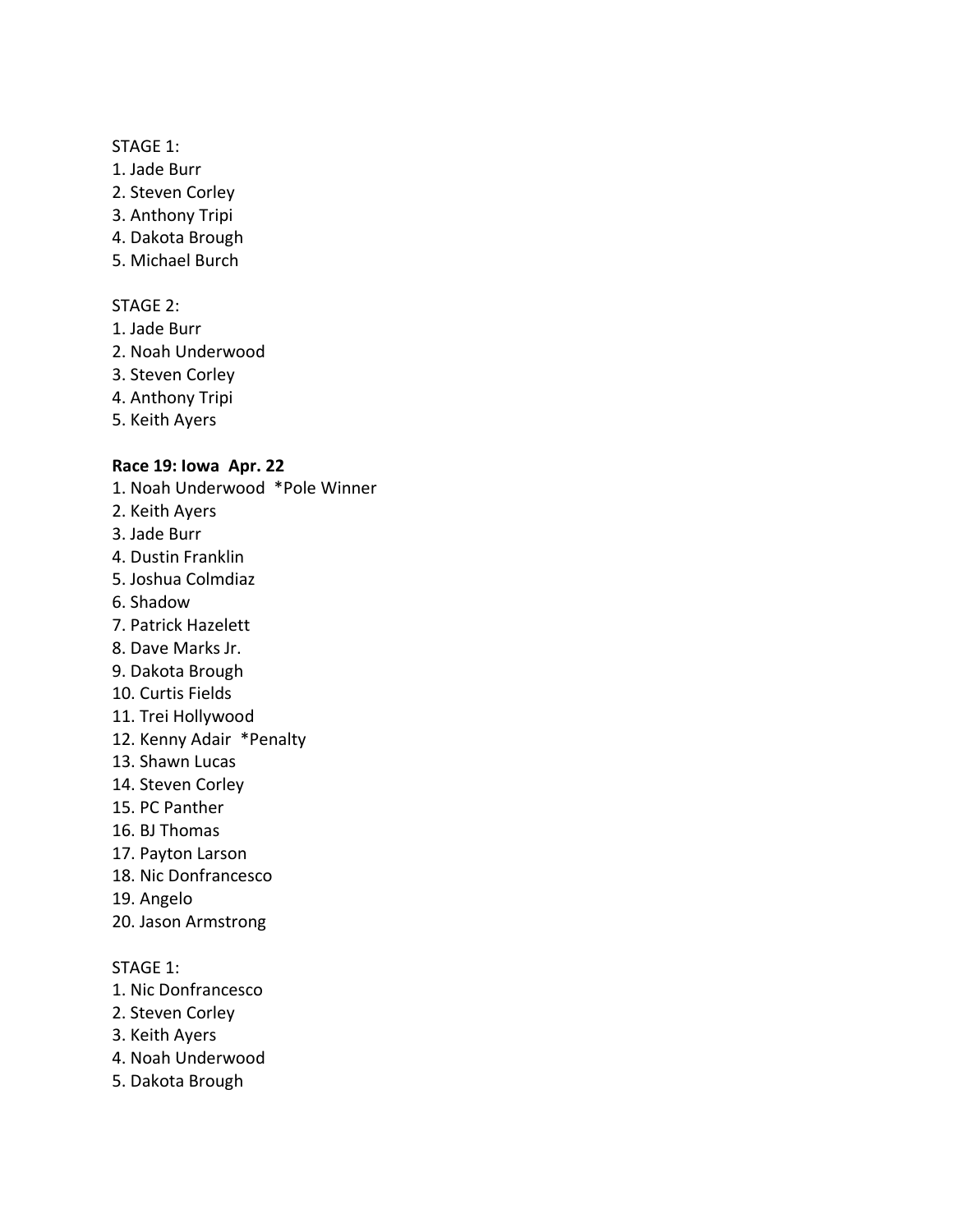STAGE 1:

1. Jade Burr
2. Steven Corley
3. Anthony Tripi
4. Dakota Brough
5. Michael Burch

STAGE 2:

1. Jade Burr
2. Noah Underwood
3. Steven Corley
4. Anthony Tripi
5. Keith Ayers

**Race 19: Iowa Apr. 22**

1. Noah Underwood *Pole Winner
2. Keith Ayers
3. Jade Burr
4. Dustin Franklin
5. Joshua Colmdiaz
6. Shadow
7. Patrick Hazelett
8. Dave Marks Jr.
9. Dakota Brough
10. Curtis Fields
11. Trei Hollywood
12. Kenny Adair *Penalty
13. Shawn Lucas
14. Steven Corley
15. PC Panther
16. BJ Thomas
17. Payton Larson
18. Nic Donfrancesco
19. Angelo
20. Jason Armstrong

STAGE 1:

1. Nic Donfrancesco
2. Steven Corley
3. Keith Ayers
4. Noah Underwood
5. Dakota Brough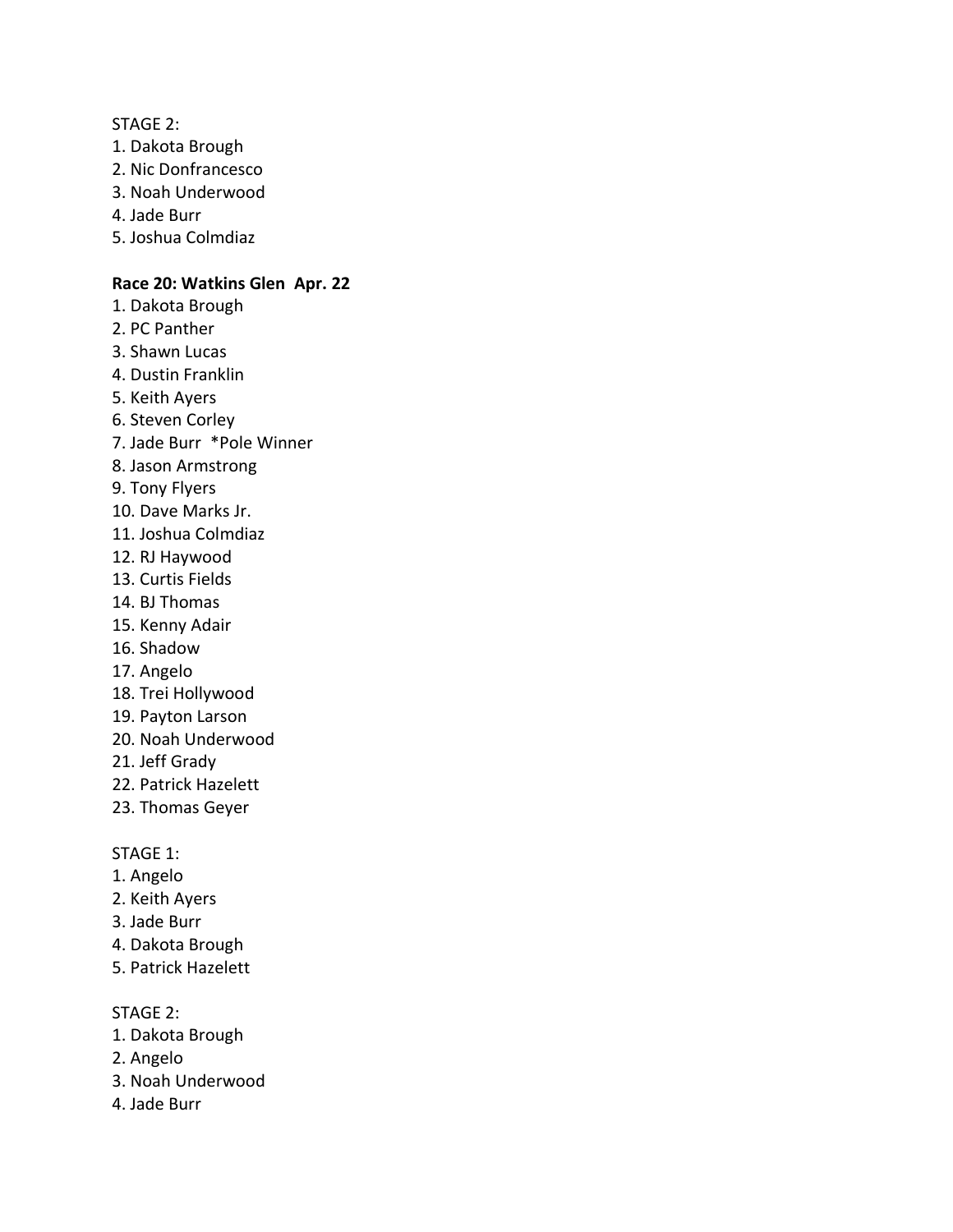STAGE 2:
1. Dakota Brough
2. Nic Donfrancesco
3. Noah Underwood
4. Jade Burr
5. Joshua Colmdiaz

**Race 20: Watkins Glen  Apr. 22**
1. Dakota Brough
2. PC Panther
3. Shawn Lucas
4. Dustin Franklin
5. Keith Ayers
6. Steven Corley
7. Jade Burr  *Pole Winner
8. Jason Armstrong
9. Tony Flyers
10. Dave Marks Jr.
11. Joshua Colmdiaz
12. RJ Haywood
13. Curtis Fields
14. BJ Thomas
15. Kenny Adair
16. Shadow
17. Angelo
18. Trei Hollywood
19. Payton Larson
20. Noah Underwood
21. Jeff Grady
22. Patrick Hazelett
23. Thomas Geyer

STAGE 1:
1. Angelo
2. Keith Ayers
3. Jade Burr
4. Dakota Brough
5. Patrick Hazelett

STAGE 2:
1. Dakota Brough
2. Angelo
3. Noah Underwood
4. Jade Burr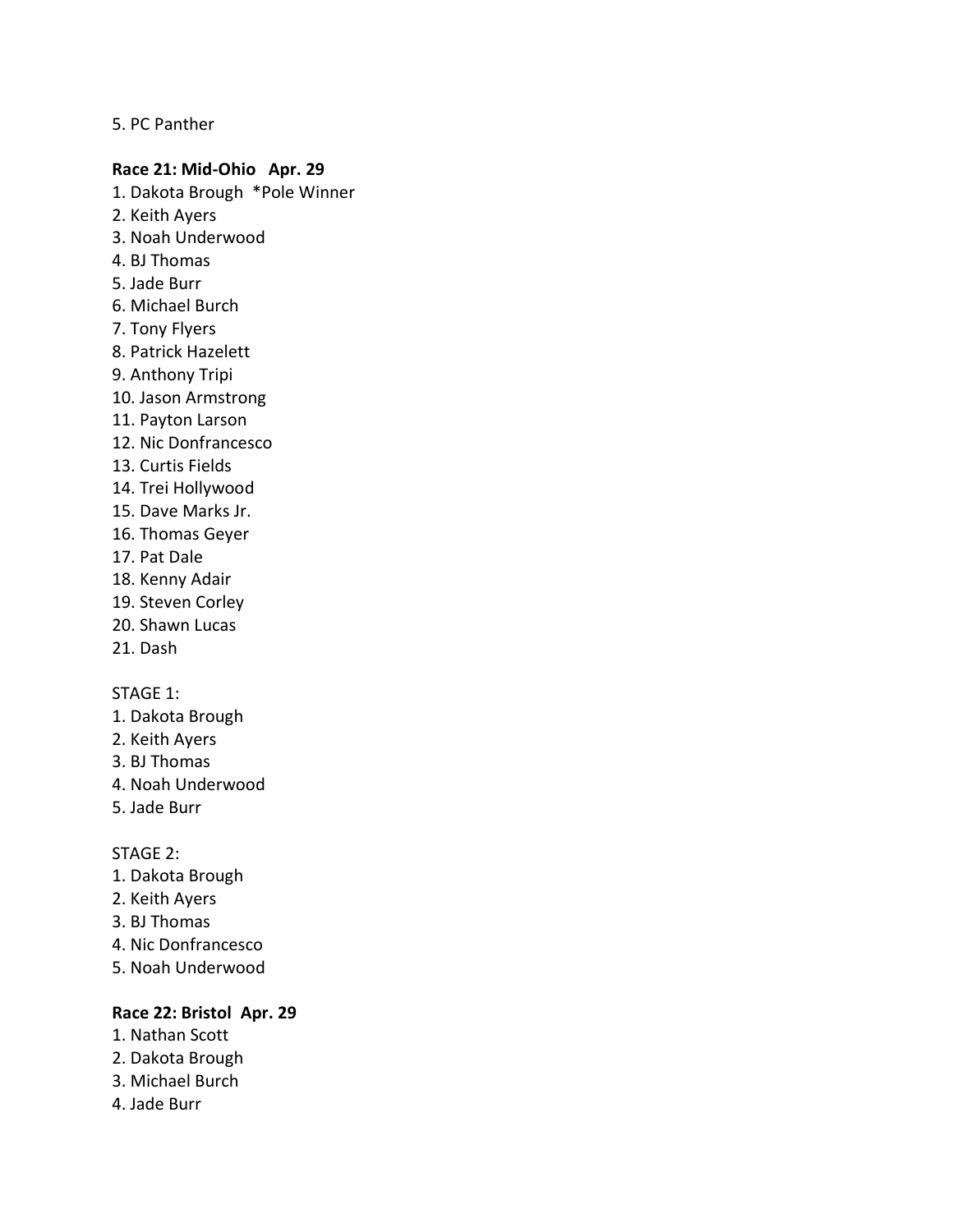5. PC Panther

**Race 21: Mid-Ohio   Apr. 29**

1. Dakota Brough  *Pole Winner
2. Keith Ayers
3. Noah Underwood
4. BJ Thomas
5. Jade Burr
6. Michael Burch
7. Tony Flyers
8. Patrick Hazelett
9. Anthony Tripi
10. Jason Armstrong
11. Payton Larson
12. Nic Donfrancesco
13. Curtis Fields
14. Trei Hollywood
15. Dave Marks Jr.
16. Thomas Geyer
17. Pat Dale
18. Kenny Adair
19. Steven Corley
20. Shawn Lucas
21. Dash

STAGE 1:

1. Dakota Brough
2. Keith Ayers
3. BJ Thomas
4. Noah Underwood
5. Jade Burr

STAGE 2:

1. Dakota Brough
2. Keith Ayers
3. BJ Thomas
4. Nic Donfrancesco
5. Noah Underwood

**Race 22: Bristol  Apr. 29**

1. Nathan Scott
2. Dakota Brough
3. Michael Burch
4. Jade Burr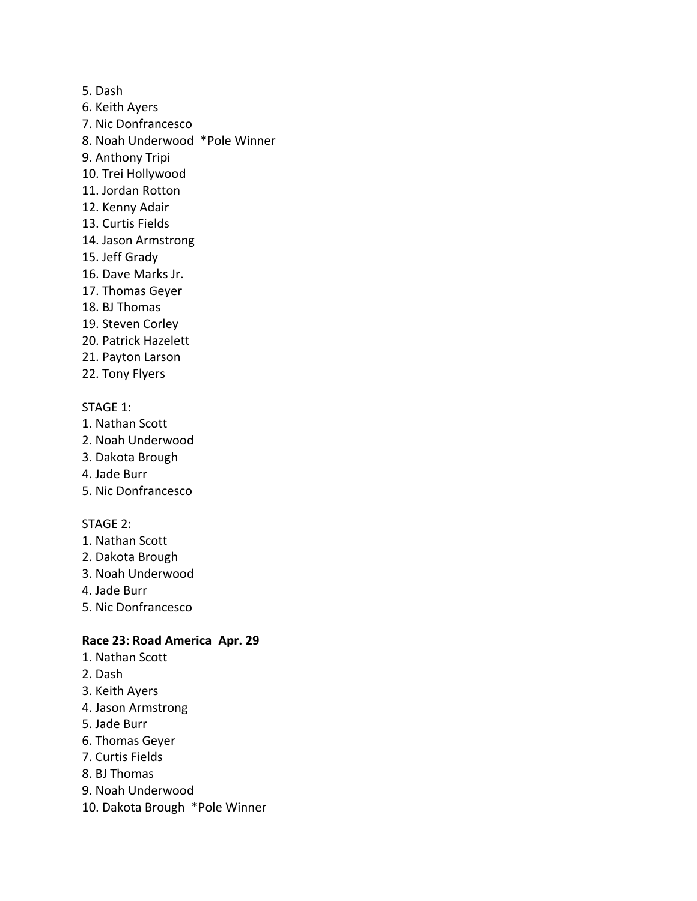5. Dash
6. Keith Ayers
7. Nic Donfrancesco
8. Noah Underwood  *Pole Winner
9. Anthony Tripi
10. Trei Hollywood
11. Jordan Rotton
12. Kenny Adair
13. Curtis Fields
14. Jason Armstrong
15. Jeff Grady
16. Dave Marks Jr.
17. Thomas Geyer
18. BJ Thomas
19. Steven Corley
20. Patrick Hazelett
21. Payton Larson
22. Tony Flyers

STAGE 1:
1. Nathan Scott
2. Noah Underwood
3. Dakota Brough
4. Jade Burr
5. Nic Donfrancesco

STAGE 2:
1. Nathan Scott
2. Dakota Brough
3. Noah Underwood
4. Jade Burr
5. Nic Donfrancesco

**Race 23: Road America  Apr. 29**
1. Nathan Scott
2. Dash
3. Keith Ayers
4. Jason Armstrong
5. Jade Burr
6. Thomas Geyer
7. Curtis Fields
8. BJ Thomas
9. Noah Underwood
10. Dakota Brough  *Pole Winner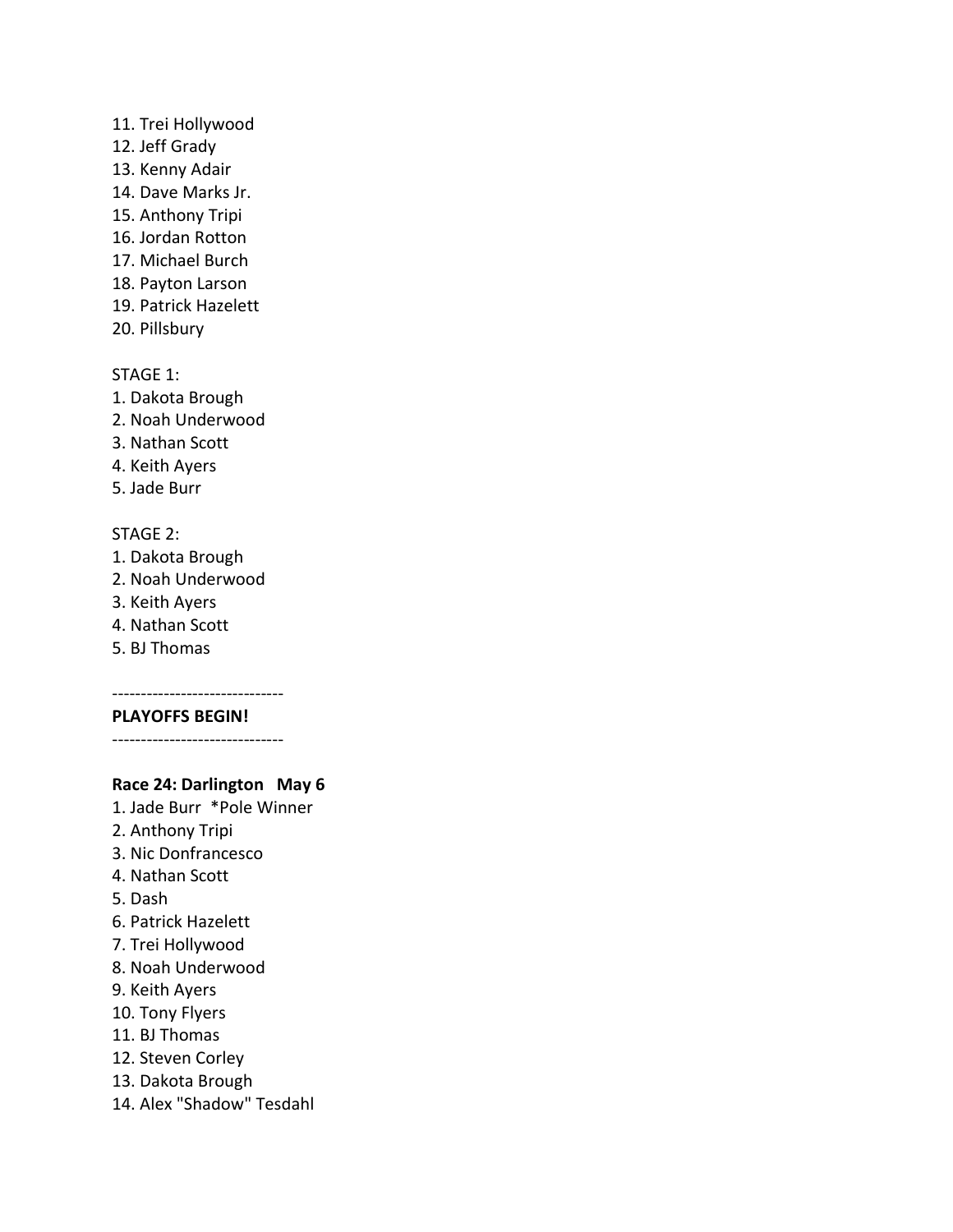11. Trei Hollywood
12. Jeff Grady
13. Kenny Adair
14. Dave Marks Jr.
15. Anthony Tripi
16. Jordan Rotton
17. Michael Burch
18. Payton Larson
19. Patrick Hazelett
20. Pillsbury

STAGE 1:
1. Dakota Brough
2. Noah Underwood
3. Nathan Scott
4. Keith Ayers
5. Jade Burr

STAGE 2:
1. Dakota Brough
2. Noah Underwood
3. Keith Ayers
4. Nathan Scott
5. BJ Thomas

------------------------------
**PLAYOFFS BEGIN!**
------------------------------

**Race 24: Darlington   May 6**
1. Jade Burr  *Pole Winner
2. Anthony Tripi
3. Nic Donfrancesco
4. Nathan Scott
5. Dash
6. Patrick Hazelett
7. Trei Hollywood
8. Noah Underwood
9. Keith Ayers
10. Tony Flyers
11. BJ Thomas
12. Steven Corley
13. Dakota Brough
14. Alex "Shadow" Tesdahl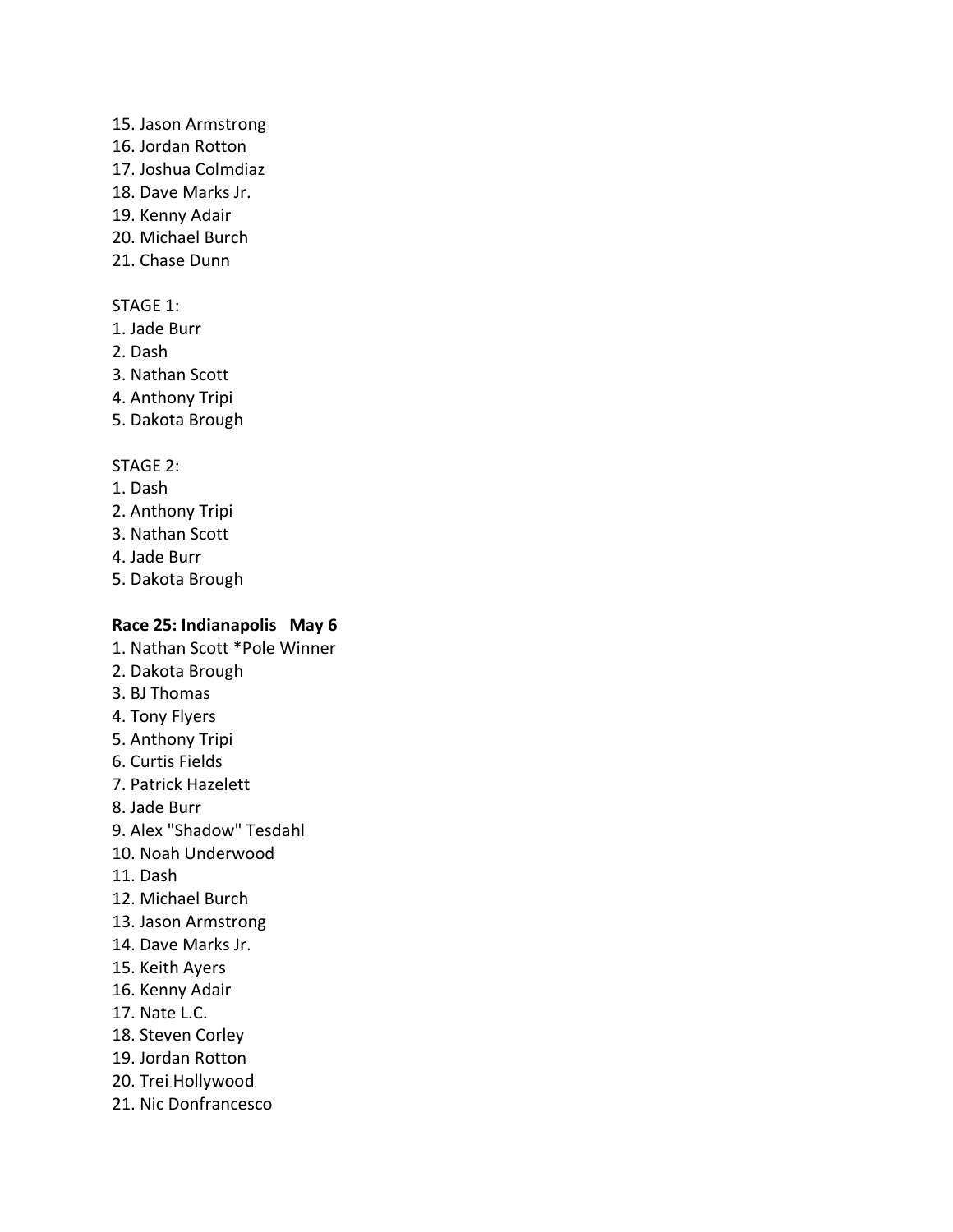15. Jason Armstrong
16. Jordan Rotton
17. Joshua Colmdiaz
18. Dave Marks Jr.
19. Kenny Adair
20. Michael Burch
21. Chase Dunn

STAGE 1:
1. Jade Burr
2. Dash
3. Nathan Scott
4. Anthony Tripi
5. Dakota Brough

STAGE 2:
1. Dash
2. Anthony Tripi
3. Nathan Scott
4. Jade Burr
5. Dakota Brough

**Race 25: Indianapolis May 6**
1. Nathan Scott *Pole Winner
2. Dakota Brough
3. BJ Thomas
4. Tony Flyers
5. Anthony Tripi
6. Curtis Fields
7. Patrick Hazelett
8. Jade Burr
9. Alex "Shadow" Tesdahl
10. Noah Underwood
11. Dash
12. Michael Burch
13. Jason Armstrong
14. Dave Marks Jr.
15. Keith Ayers
16. Kenny Adair
17. Nate L.C.
18. Steven Corley
19. Jordan Rotton
20. Trei Hollywood
21. Nic Donfrancesco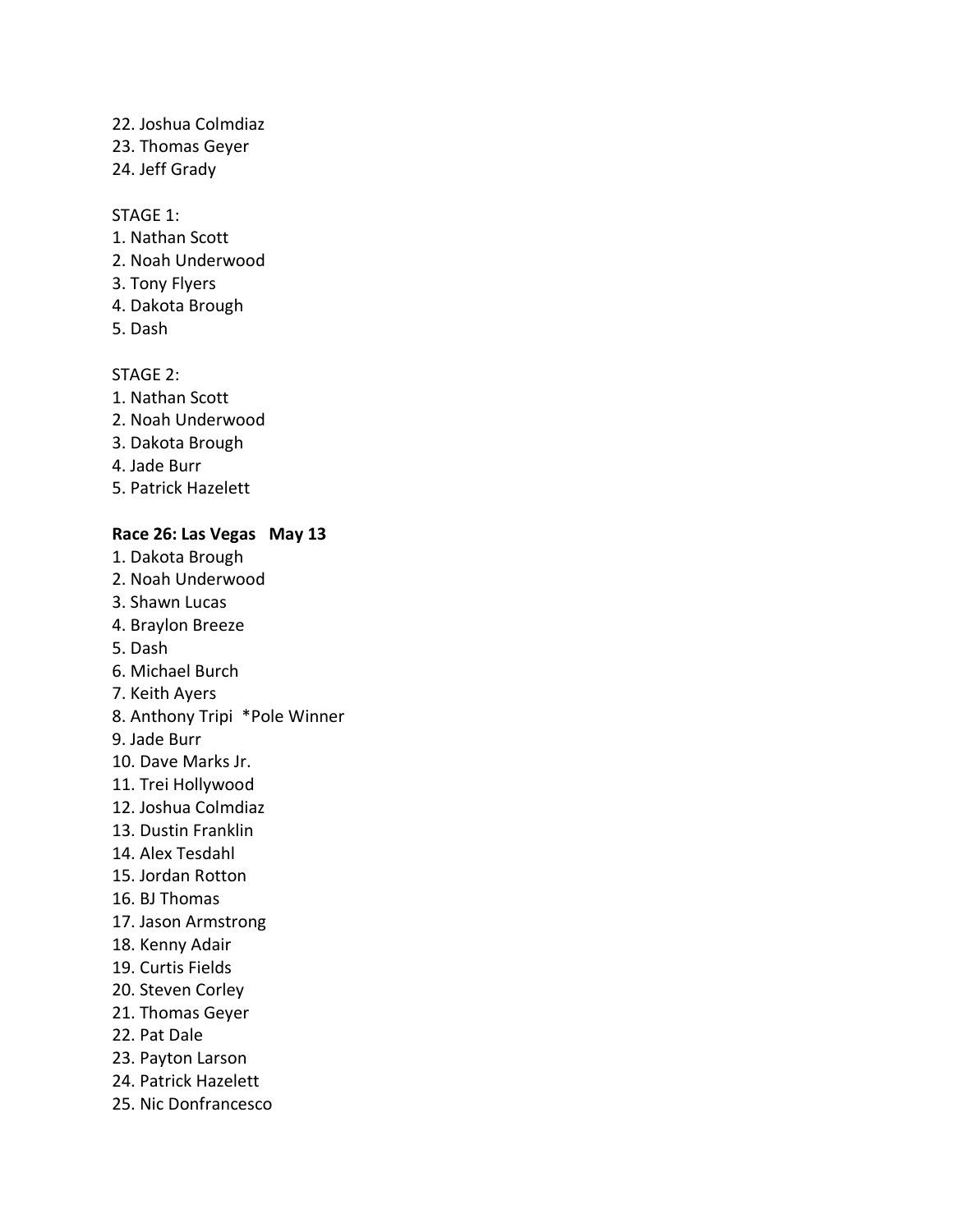22. Joshua Colmdiaz
23. Thomas Geyer
24. Jeff Grady

STAGE 1:

1. Nathan Scott
2. Noah Underwood
3. Tony Flyers
4. Dakota Brough
5. Dash

STAGE 2:

1. Nathan Scott
2. Noah Underwood
3. Dakota Brough
4. Jade Burr
5. Patrick Hazelett

**Race 26: Las Vegas May 13**

1. Dakota Brough
2. Noah Underwood
3. Shawn Lucas
4. Braylon Breeze
5. Dash
6. Michael Burch
7. Keith Ayers
8. Anthony Tripi *Pole Winner
9. Jade Burr
10. Dave Marks Jr.
11. Trei Hollywood
12. Joshua Colmdiaz
13. Dustin Franklin
14. Alex Tesdahl
15. Jordan Rotton
16. BJ Thomas
17. Jason Armstrong
18. Kenny Adair
19. Curtis Fields
20. Steven Corley
21. Thomas Geyer
22. Pat Dale
23. Payton Larson
24. Patrick Hazelett
25. Nic Donfrancesco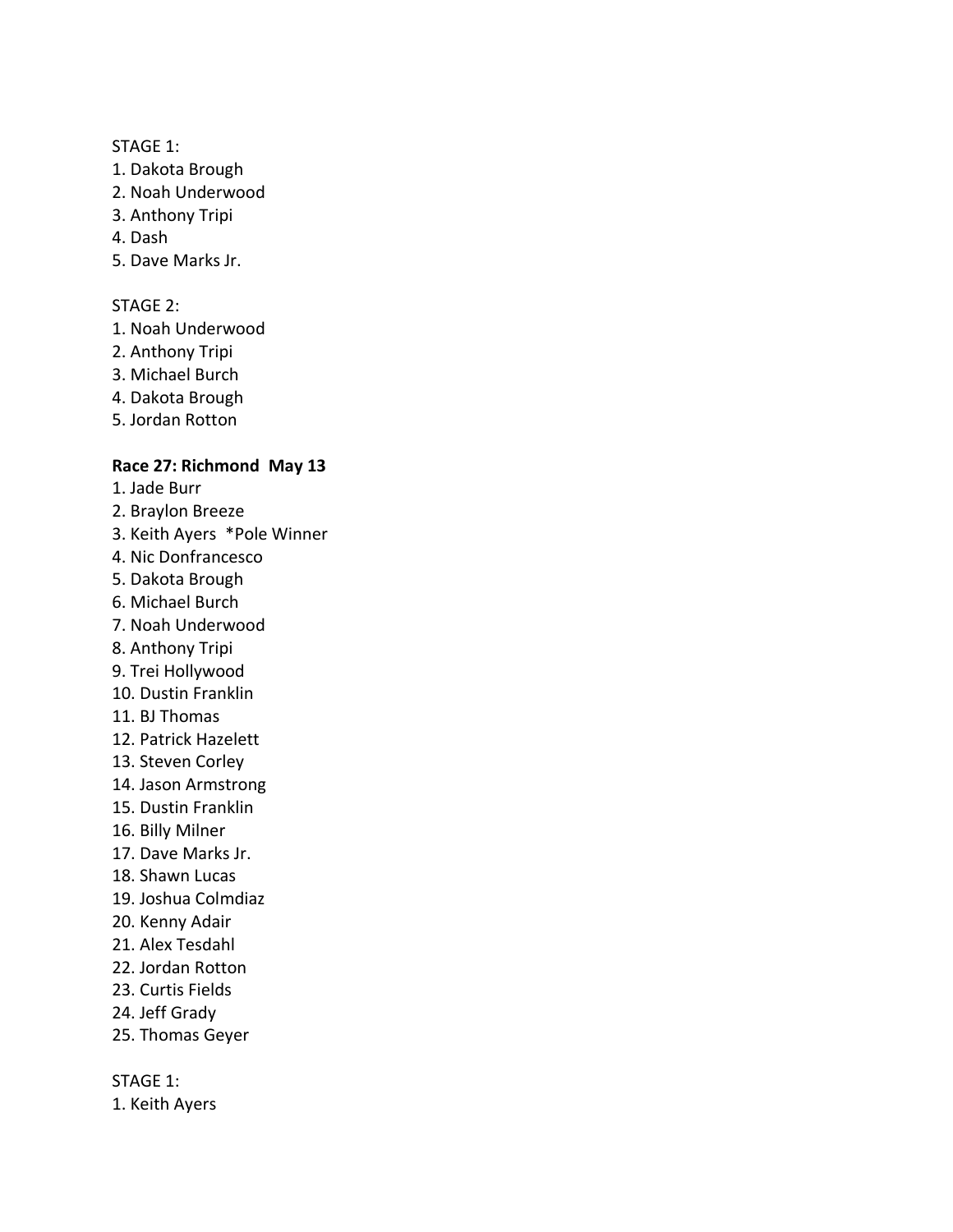STAGE 1:

1. Dakota Brough
2. Noah Underwood
3. Anthony Tripi
4. Dash
5. Dave Marks Jr.

STAGE 2:

1. Noah Underwood
2. Anthony Tripi
3. Michael Burch
4. Dakota Brough
5. Jordan Rotton

**Race 27: Richmond May 13**

1. Jade Burr
2. Braylon Breeze
3. Keith Ayers *Pole Winner
4. Nic Donfrancesco
5. Dakota Brough
6. Michael Burch
7. Noah Underwood
8. Anthony Tripi
9. Trei Hollywood
10. Dustin Franklin
11. BJ Thomas
12. Patrick Hazelett
13. Steven Corley
14. Jason Armstrong
15. Dustin Franklin
16. Billy Milner
17. Dave Marks Jr.
18. Shawn Lucas
19. Joshua Colmdiaz
20. Kenny Adair
21. Alex Tesdahl
22. Jordan Rotton
23. Curtis Fields
24. Jeff Grady
25. Thomas Geyer

STAGE 1:

1. Keith Ayers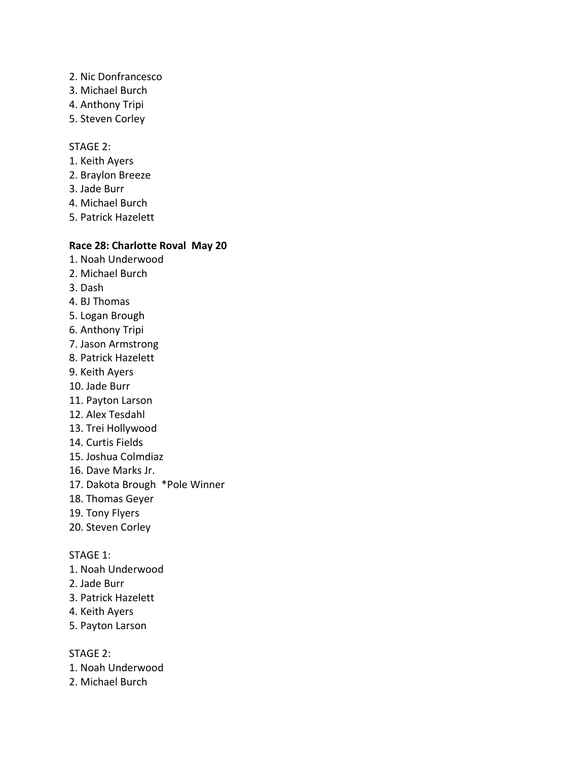2. Nic Donfrancesco
3. Michael Burch
4. Anthony Tripi
5. Steven Corley

STAGE 2:
1. Keith Ayers
2. Braylon Breeze
3. Jade Burr
4. Michael Burch
5. Patrick Hazelett

**Race 28: Charlotte Roval May 20**
1. Noah Underwood
2. Michael Burch
3. Dash
4. BJ Thomas
5. Logan Brough
6. Anthony Tripi
7. Jason Armstrong
8. Patrick Hazelett
9. Keith Ayers
10. Jade Burr
11. Payton Larson
12. Alex Tesdahl
13. Trei Hollywood
14. Curtis Fields
15. Joshua Colmdiaz
16. Dave Marks Jr.
17. Dakota Brough *Pole Winner
18. Thomas Geyer
19. Tony Flyers
20. Steven Corley

STAGE 1:
1. Noah Underwood
2. Jade Burr
3. Patrick Hazelett
4. Keith Ayers
5. Payton Larson

STAGE 2:
1. Noah Underwood
2. Michael Burch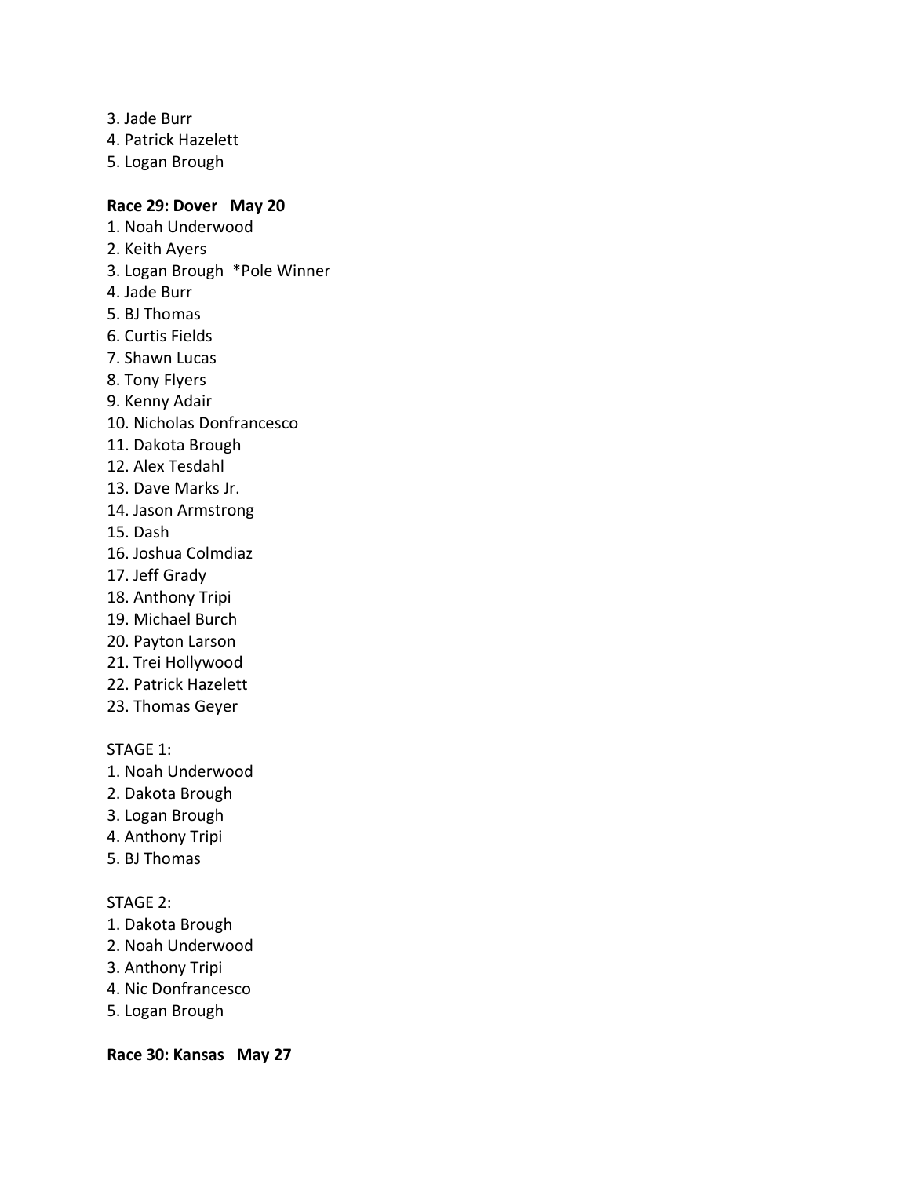3. Jade Burr
4. Patrick Hazelett
5. Logan Brough

**Race 29: Dover   May 20**

1. Noah Underwood
2. Keith Ayers
3. Logan Brough  *Pole Winner
4. Jade Burr
5. BJ Thomas
6. Curtis Fields
7. Shawn Lucas
8. Tony Flyers
9. Kenny Adair
10. Nicholas Donfrancesco
11. Dakota Brough
12. Alex Tesdahl
13. Dave Marks Jr.
14. Jason Armstrong
15. Dash
16. Joshua Colmdiaz
17. Jeff Grady
18. Anthony Tripi
19. Michael Burch
20. Payton Larson
21. Trei Hollywood
22. Patrick Hazelett
23. Thomas Geyer

STAGE 1:

1. Noah Underwood
2. Dakota Brough
3. Logan Brough
4. Anthony Tripi
5. BJ Thomas

STAGE 2:

1. Dakota Brough
2. Noah Underwood
3. Anthony Tripi
4. Nic Donfrancesco
5. Logan Brough

**Race 30: Kansas   May 27**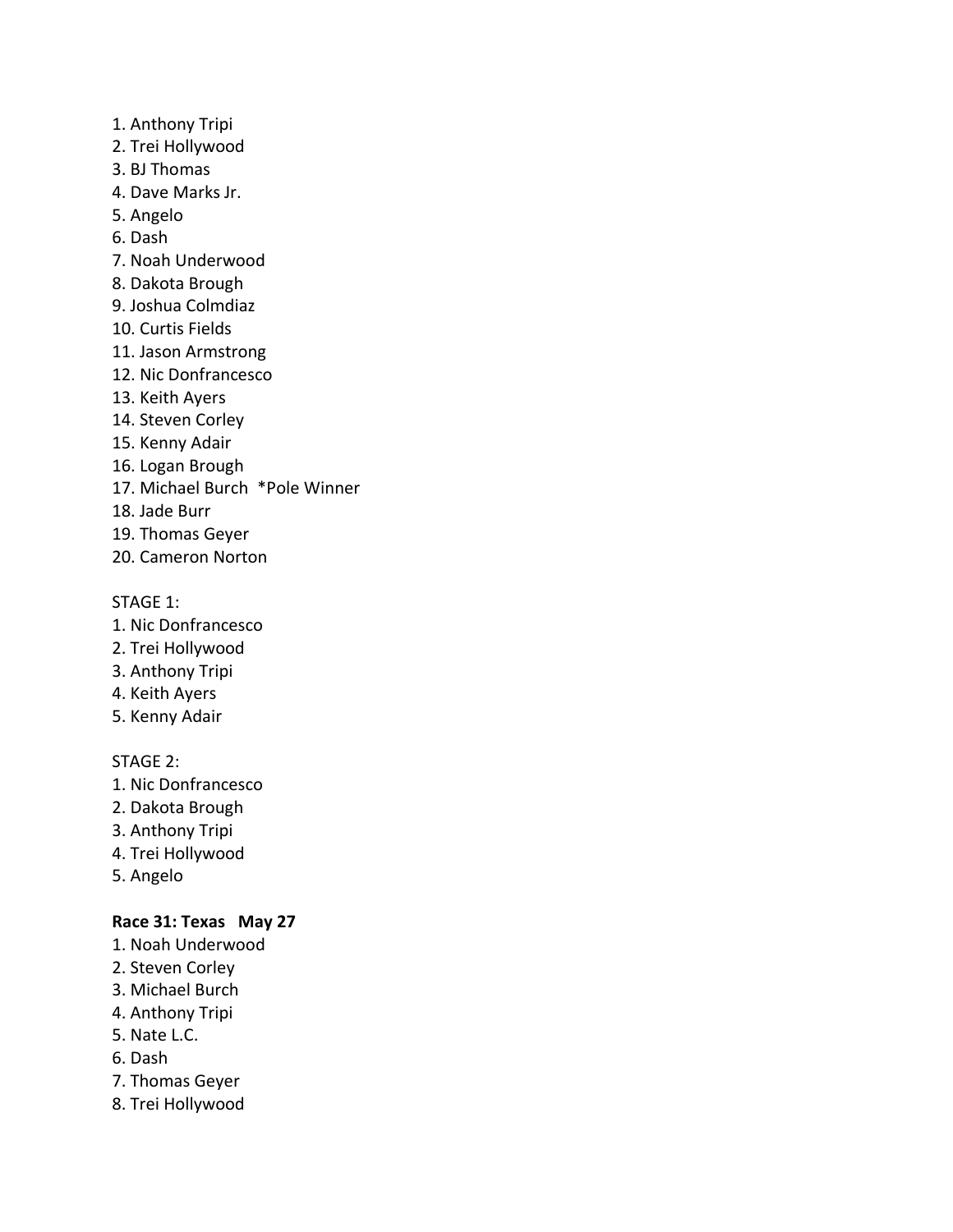1. Anthony Tripi
2. Trei Hollywood
3. BJ Thomas
4. Dave Marks Jr.
5. Angelo
6. Dash
7. Noah Underwood
8. Dakota Brough
9. Joshua Colmdiaz
10. Curtis Fields
11. Jason Armstrong
12. Nic Donfrancesco
13. Keith Ayers
14. Steven Corley
15. Kenny Adair
16. Logan Brough
17. Michael Burch *Pole Winner
18. Jade Burr
19. Thomas Geyer
20. Cameron Norton

STAGE 1:
1. Nic Donfrancesco
2. Trei Hollywood
3. Anthony Tripi
4. Keith Ayers
5. Kenny Adair

STAGE 2:
1. Nic Donfrancesco
2. Dakota Brough
3. Anthony Tripi
4. Trei Hollywood
5. Angelo

**Race 31: Texas May 27**
1. Noah Underwood
2. Steven Corley
3. Michael Burch
4. Anthony Tripi
5. Nate L.C.
6. Dash
7. Thomas Geyer
8. Trei Hollywood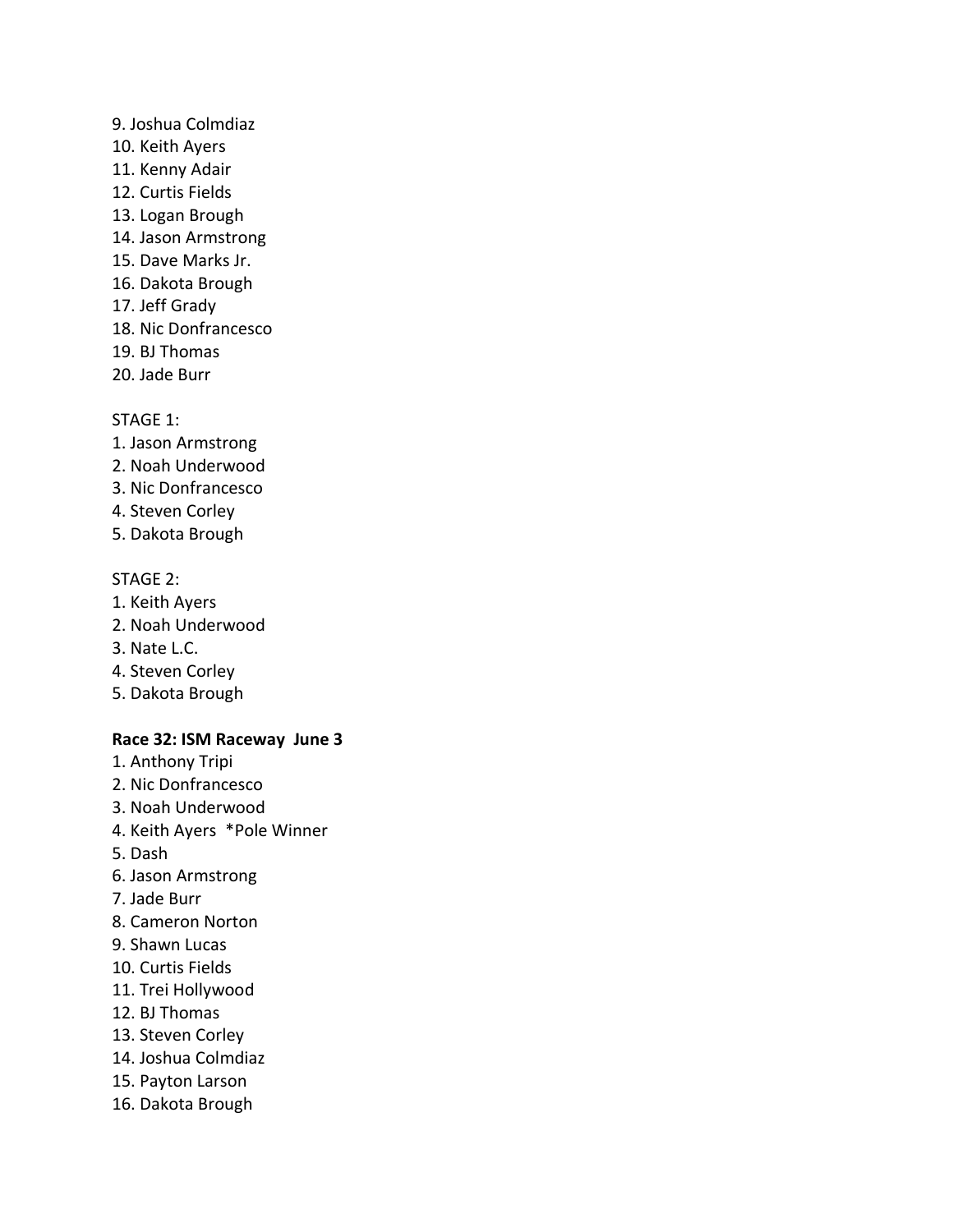9. Joshua Colmdiaz
10. Keith Ayers
11. Kenny Adair
12. Curtis Fields
13. Logan Brough
14. Jason Armstrong
15. Dave Marks Jr.
16. Dakota Brough
17. Jeff Grady
18. Nic Donfrancesco
19. BJ Thomas
20. Jade Burr

STAGE 1:

1. Jason Armstrong
2. Noah Underwood
3. Nic Donfrancesco
4. Steven Corley
5. Dakota Brough

STAGE 2:

1. Keith Ayers
2. Noah Underwood
3. Nate L.C.
4. Steven Corley
5. Dakota Brough

**Race 32: ISM Raceway June 3**

1. Anthony Tripi
2. Nic Donfrancesco
3. Noah Underwood
4. Keith Ayers *Pole Winner
5. Dash
6. Jason Armstrong
7. Jade Burr
8. Cameron Norton
9. Shawn Lucas
10. Curtis Fields
11. Trei Hollywood
12. BJ Thomas
13. Steven Corley
14. Joshua Colmdiaz
15. Payton Larson
16. Dakota Brough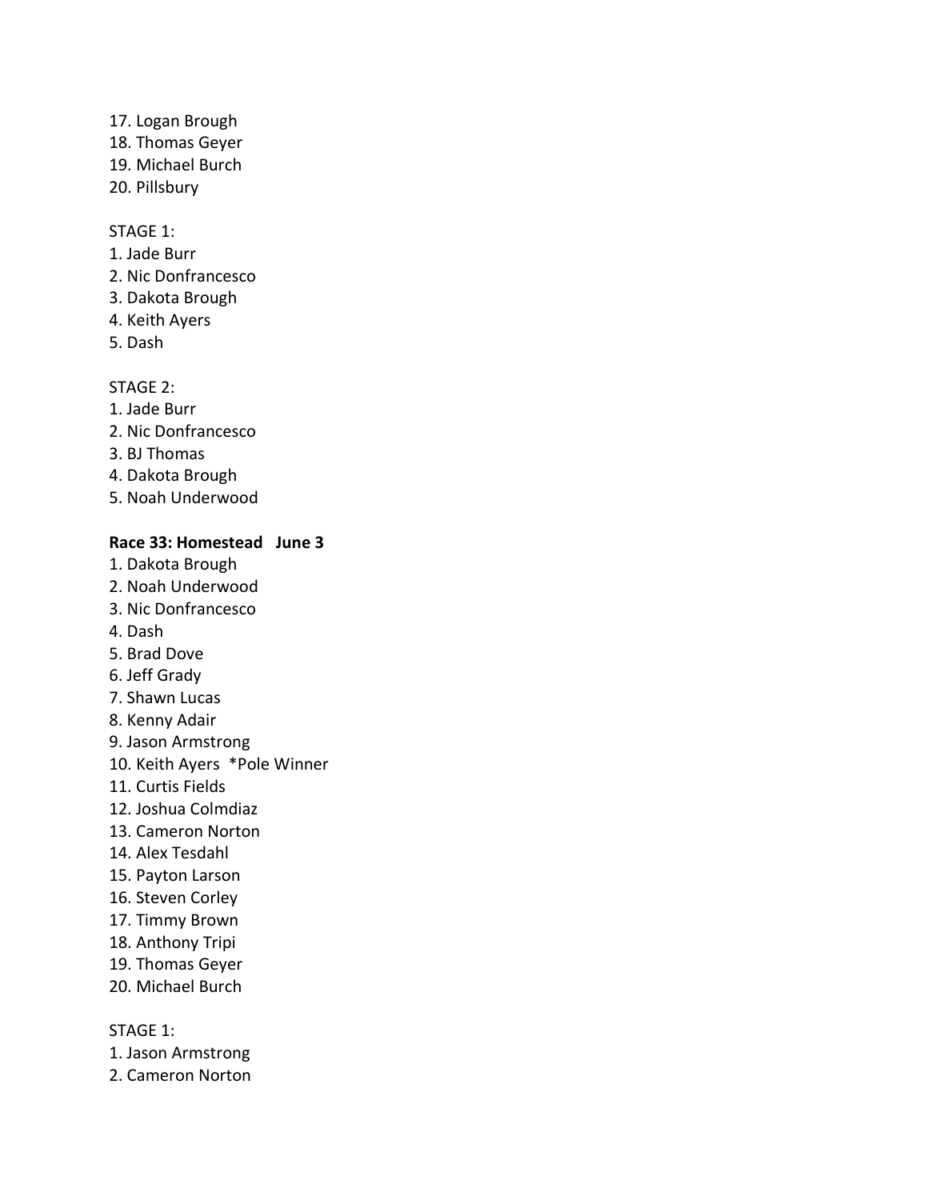17. Logan Brough
18. Thomas Geyer
19. Michael Burch
20. Pillsbury

STAGE 1:
1. Jade Burr
2. Nic Donfrancesco
3. Dakota Brough
4. Keith Ayers
5. Dash

STAGE 2:
1. Jade Burr
2. Nic Donfrancesco
3. BJ Thomas
4. Dakota Brough
5. Noah Underwood

**Race 33: Homestead   June 3**

1. Dakota Brough
2. Noah Underwood
3. Nic Donfrancesco
4. Dash
5. Brad Dove
6. Jeff Grady
7. Shawn Lucas
8. Kenny Adair
9. Jason Armstrong
10. Keith Ayers  *Pole Winner
11. Curtis Fields
12. Joshua Colmdiaz
13. Cameron Norton
14. Alex Tesdahl
15. Payton Larson
16. Steven Corley
17. Timmy Brown
18. Anthony Tripi
19. Thomas Geyer
20. Michael Burch

STAGE 1:
1. Jason Armstrong
2. Cameron Norton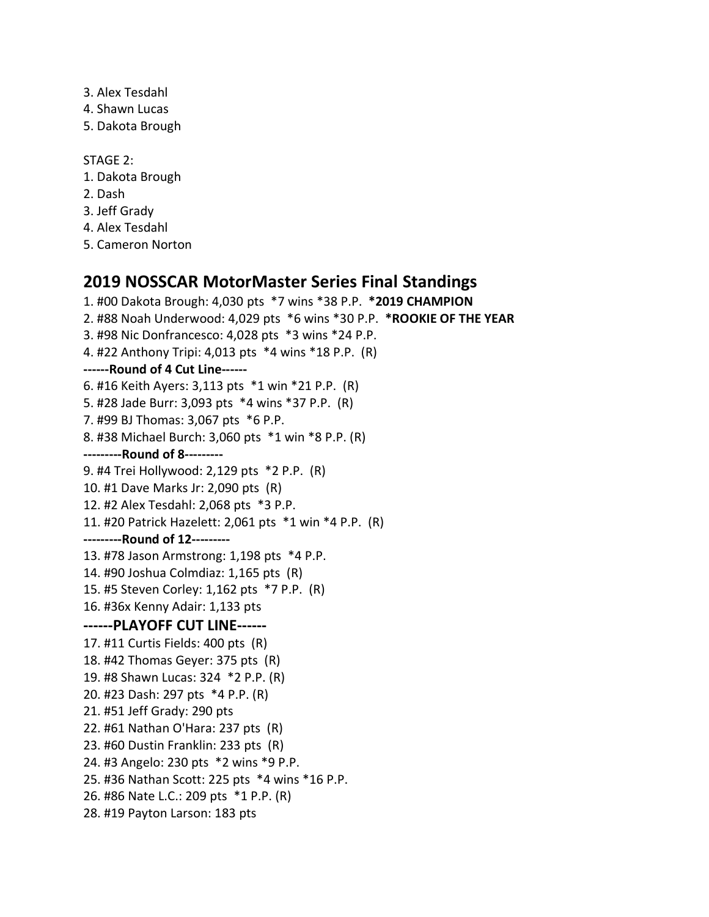3. Alex Tesdahl
4. Shawn Lucas
5. Dakota Brough

STAGE 2:
1. Dakota Brough
2. Dash
3. Jeff Grady
4. Alex Tesdahl
5. Cameron Norton

## 2019 NOSSCAR MotorMaster Series Final Standings

1. #00 Dakota Brough: 4,030 pts *7 wins *38 P.P. **\*2019 CHAMPION**
2. #88 Noah Underwood: 4,029 pts *6 wins *30 P.P. **\*ROOKIE OF THE YEAR**
3. #98 Nic Donfrancesco: 4,028 pts *3 wins *24 P.P.
4. #22 Anthony Tripi: 4,013 pts *4 wins *18 P.P. (R)

**------Round of 4 Cut Line------**

6. #16 Keith Ayers: 3,113 pts *1 win *21 P.P. (R)
5. #28 Jade Burr: 3,093 pts *4 wins *37 P.P. (R)
7. #99 BJ Thomas: 3,067 pts *6 P.P.
8. #38 Michael Burch: 3,060 pts *1 win *8 P.P. (R)

**---------Round of 8---------**

9. #4 Trei Hollywood: 2,129 pts *2 P.P. (R)
10. #1 Dave Marks Jr: 2,090 pts (R)
12. #2 Alex Tesdahl: 2,068 pts *3 P.P.
11. #20 Patrick Hazelett: 2,061 pts *1 win *4 P.P. (R)

**---------Round of 12---------**

13. #78 Jason Armstrong: 1,198 pts *4 P.P.
14. #90 Joshua Colmdiaz: 1,165 pts (R)
15. #5 Steven Corley: 1,162 pts *7 P.P. (R)
16. #36x Kenny Adair: 1,133 pts

### ------PLAYOFF CUT LINE------

17. #11 Curtis Fields: 400 pts (R)
18. #42 Thomas Geyer: 375 pts (R)
19. #8 Shawn Lucas: 324 *2 P.P. (R)
20. #23 Dash: 297 pts *4 P.P. (R)
21. #51 Jeff Grady: 290 pts
22. #61 Nathan O'Hara: 237 pts (R)
23. #60 Dustin Franklin: 233 pts (R)
24. #3 Angelo: 230 pts *2 wins *9 P.P.
25. #36 Nathan Scott: 225 pts *4 wins *16 P.P.
26. #86 Nate L.C.: 209 pts *1 P.P. (R)
28. #19 Payton Larson: 183 pts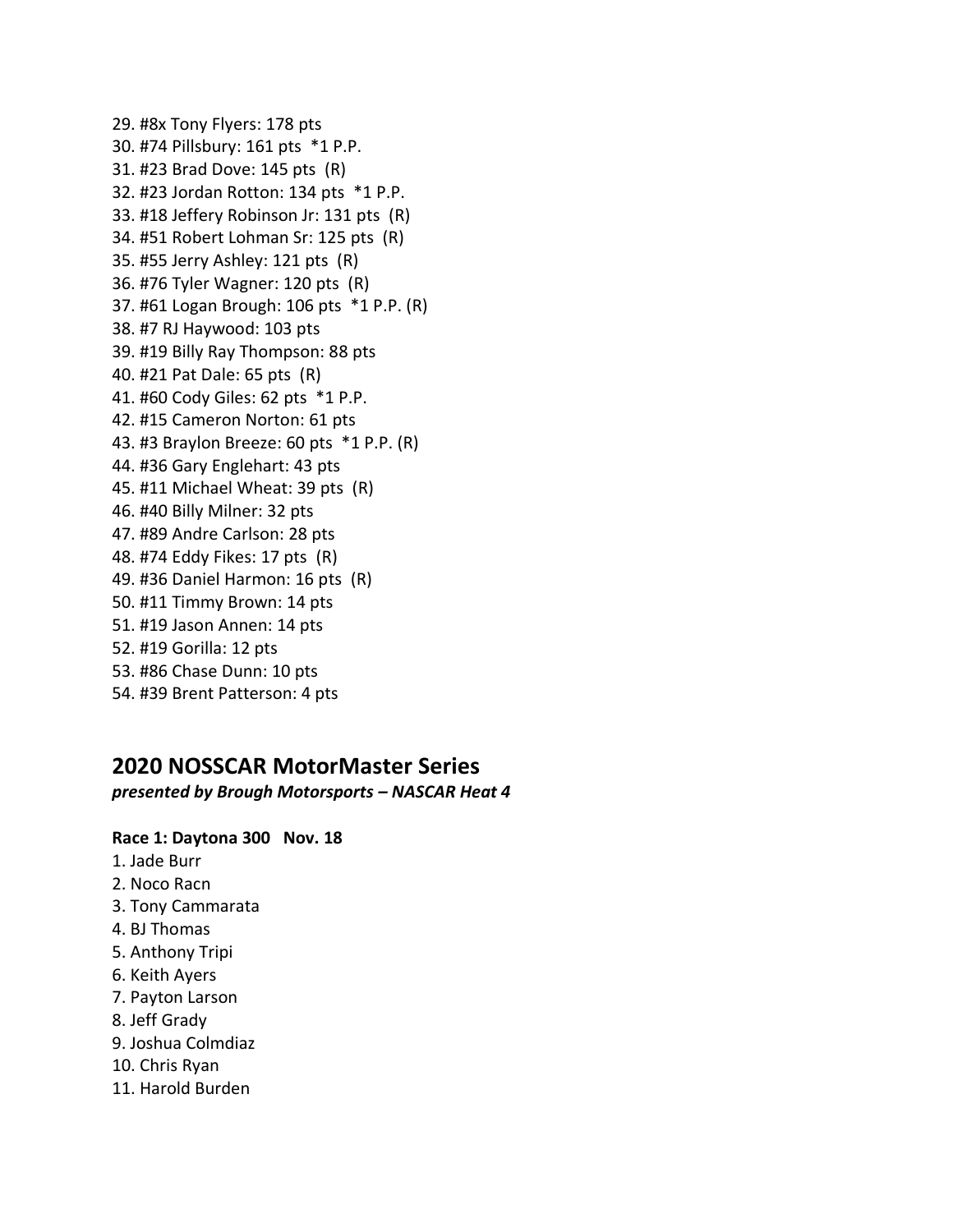29. #8x Tony Flyers: 178 pts
30. #74 Pillsbury: 161 pts *1 P.P.
31. #23 Brad Dove: 145 pts (R)
32. #23 Jordan Rotton: 134 pts *1 P.P.
33. #18 Jeffery Robinson Jr: 131 pts (R)
34. #51 Robert Lohman Sr: 125 pts (R)
35. #55 Jerry Ashley: 121 pts (R)
36. #76 Tyler Wagner: 120 pts (R)
37. #61 Logan Brough: 106 pts *1 P.P. (R)
38. #7 RJ Haywood: 103 pts
39. #19 Billy Ray Thompson: 88 pts
40. #21 Pat Dale: 65 pts (R)
41. #60 Cody Giles: 62 pts *1 P.P.
42. #15 Cameron Norton: 61 pts
43. #3 Braylon Breeze: 60 pts *1 P.P. (R)
44. #36 Gary Englehart: 43 pts
45. #11 Michael Wheat: 39 pts (R)
46. #40 Billy Milner: 32 pts
47. #89 Andre Carlson: 28 pts
48. #74 Eddy Fikes: 17 pts (R)
49. #36 Daniel Harmon: 16 pts (R)
50. #11 Timmy Brown: 14 pts
51. #19 Jason Annen: 14 pts
52. #19 Gorilla: 12 pts
53. #86 Chase Dunn: 10 pts
54. #39 Brent Patterson: 4 pts

## 2020 NOSSCAR MotorMaster Series

***presented by Brough Motorsports – NASCAR Heat 4***

**Race 1: Daytona 300 Nov. 18**

1. Jade Burr
2. Noco Racn
3. Tony Cammarata
4. BJ Thomas
5. Anthony Tripi
6. Keith Ayers
7. Payton Larson
8. Jeff Grady
9. Joshua Colmdiaz
10. Chris Ryan
11. Harold Burden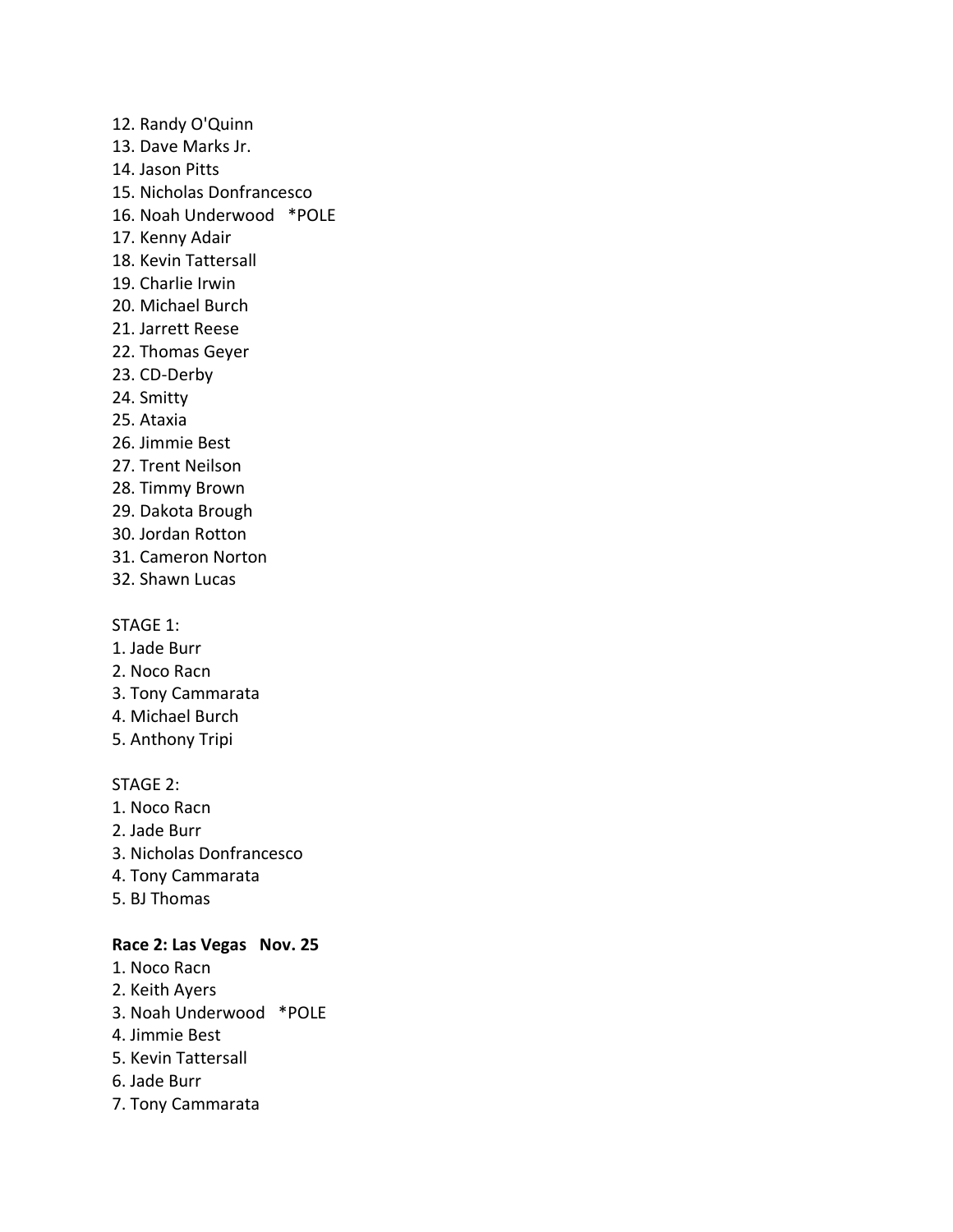12. Randy O'Quinn
13. Dave Marks Jr.
14. Jason Pitts
15. Nicholas Donfrancesco
16. Noah Underwood *POLE
17. Kenny Adair
18. Kevin Tattersall
19. Charlie Irwin
20. Michael Burch
21. Jarrett Reese
22. Thomas Geyer
23. CD-Derby
24. Smitty
25. Ataxia
26. Jimmie Best
27. Trent Neilson
28. Timmy Brown
29. Dakota Brough
30. Jordan Rotton
31. Cameron Norton
32. Shawn Lucas

STAGE 1:
1. Jade Burr
2. Noco Racn
3. Tony Cammarata
4. Michael Burch
5. Anthony Tripi

STAGE 2:
1. Noco Racn
2. Jade Burr
3. Nicholas Donfrancesco
4. Tony Cammarata
5. BJ Thomas

**Race 2: Las Vegas Nov. 25**
1. Noco Racn
2. Keith Ayers
3. Noah Underwood *POLE
4. Jimmie Best
5. Kevin Tattersall
6. Jade Burr
7. Tony Cammarata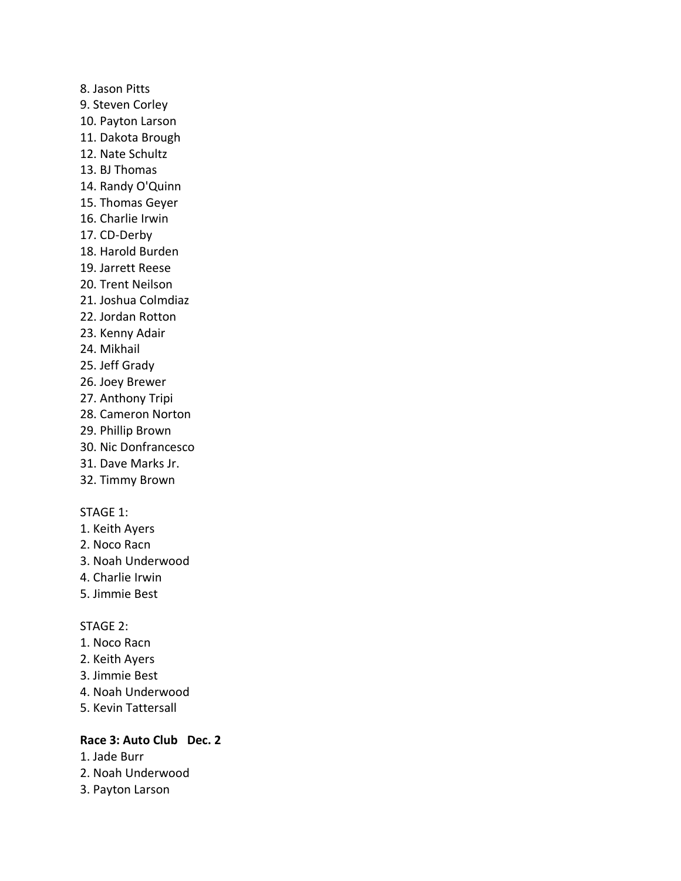8. Jason Pitts
9. Steven Corley
10. Payton Larson
11. Dakota Brough
12. Nate Schultz
13. BJ Thomas
14. Randy O'Quinn
15. Thomas Geyer
16. Charlie Irwin
17. CD-Derby
18. Harold Burden
19. Jarrett Reese
20. Trent Neilson
21. Joshua Colmdiaz
22. Jordan Rotton
23. Kenny Adair
24. Mikhail
25. Jeff Grady
26. Joey Brewer
27. Anthony Tripi
28. Cameron Norton
29. Phillip Brown
30. Nic Donfrancesco
31. Dave Marks Jr.
32. Timmy Brown

STAGE 1:
1. Keith Ayers
2. Noco Racn
3. Noah Underwood
4. Charlie Irwin
5. Jimmie Best

STAGE 2:
1. Noco Racn
2. Keith Ayers
3. Jimmie Best
4. Noah Underwood
5. Kevin Tattersall

**Race 3: Auto Club Dec. 2**
1. Jade Burr
2. Noah Underwood
3. Payton Larson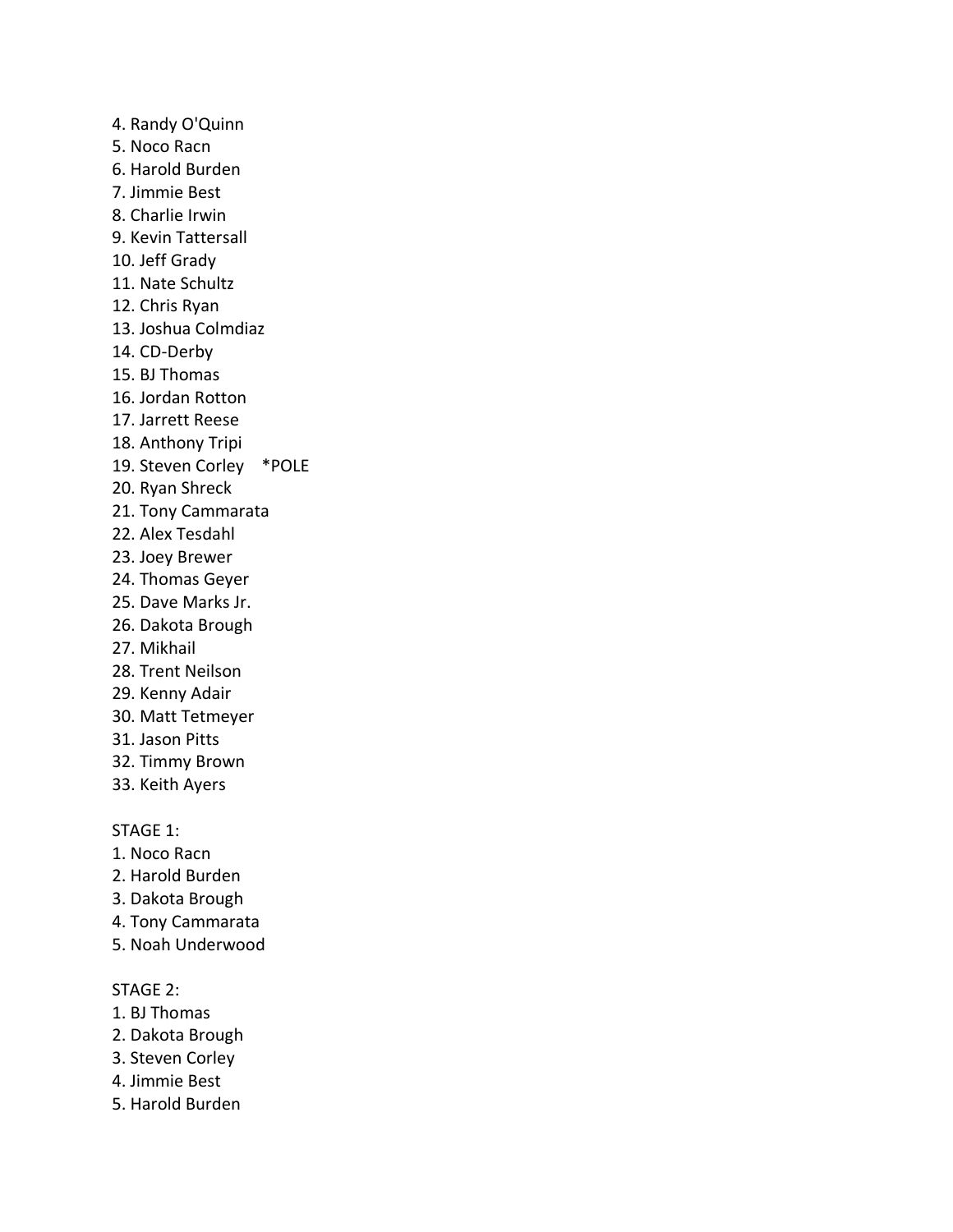4. Randy O'Quinn
5. Noco Racn
6. Harold Burden
7. Jimmie Best
8. Charlie Irwin
9. Kevin Tattersall
10. Jeff Grady
11. Nate Schultz
12. Chris Ryan
13. Joshua Colmdiaz
14. CD-Derby
15. BJ Thomas
16. Jordan Rotton
17. Jarrett Reese
18. Anthony Tripi
19. Steven Corley *POLE
20. Ryan Shreck
21. Tony Cammarata
22. Alex Tesdahl
23. Joey Brewer
24. Thomas Geyer
25. Dave Marks Jr.
26. Dakota Brough
27. Mikhail
28. Trent Neilson
29. Kenny Adair
30. Matt Tetmeyer
31. Jason Pitts
32. Timmy Brown
33. Keith Ayers

STAGE 1:
1. Noco Racn
2. Harold Burden
3. Dakota Brough
4. Tony Cammarata
5. Noah Underwood

STAGE 2:
1. BJ Thomas
2. Dakota Brough
3. Steven Corley
4. Jimmie Best
5. Harold Burden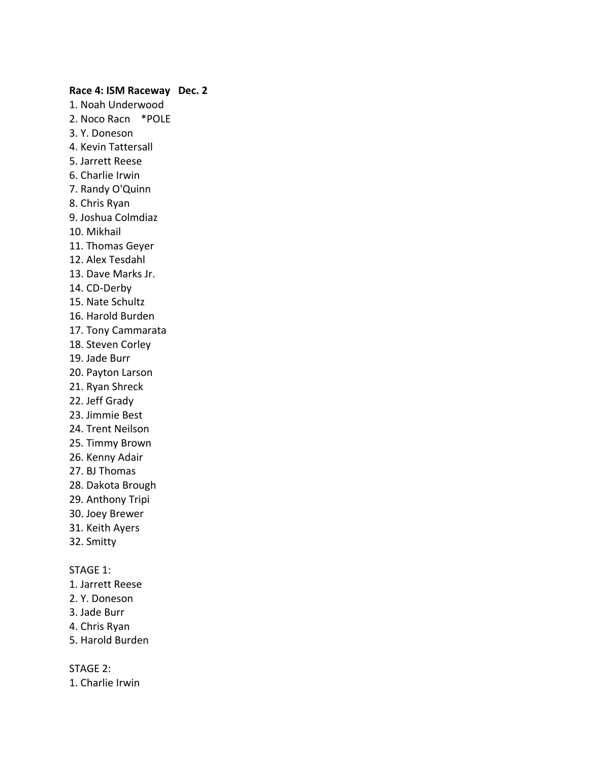**Race 4: ISM Raceway   Dec. 2**

1. Noah Underwood
2. Noco Racn    *POLE
3. Y. Doneson
4. Kevin Tattersall
5. Jarrett Reese
6. Charlie Irwin
7. Randy O'Quinn
8. Chris Ryan
9. Joshua Colmdiaz
10. Mikhail
11. Thomas Geyer
12. Alex Tesdahl
13. Dave Marks Jr.
14. CD-Derby
15. Nate Schultz
16. Harold Burden
17. Tony Cammarata
18. Steven Corley
19. Jade Burr
20. Payton Larson
21. Ryan Shreck
22. Jeff Grady
23. Jimmie Best
24. Trent Neilson
25. Timmy Brown
26. Kenny Adair
27. BJ Thomas
28. Dakota Brough
29. Anthony Tripi
30. Joey Brewer
31. Keith Ayers
32. Smitty

STAGE 1:

1. Jarrett Reese
2. Y. Doneson
3. Jade Burr
4. Chris Ryan
5. Harold Burden

STAGE 2:

1. Charlie Irwin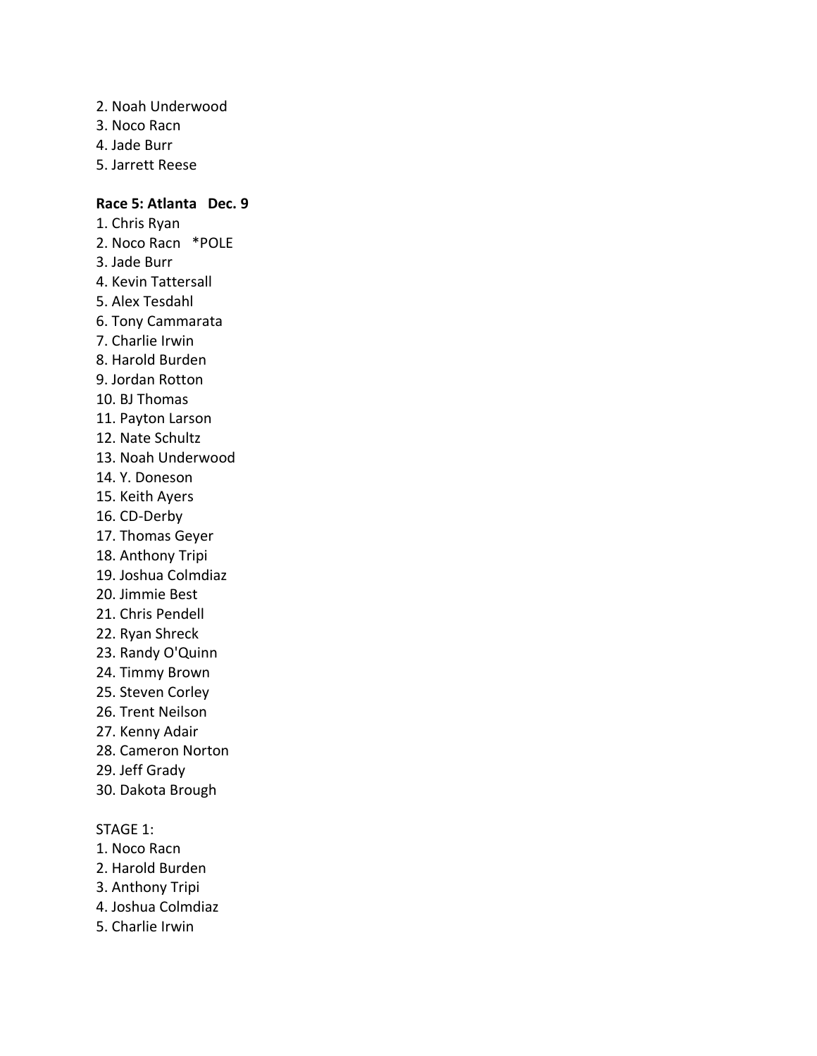2. Noah Underwood
3. Noco Racn
4. Jade Burr
5. Jarrett Reese

**Race 5: Atlanta   Dec. 9**

1. Chris Ryan
2. Noco Racn   *POLE
3. Jade Burr
4. Kevin Tattersall
5. Alex Tesdahl
6. Tony Cammarata
7. Charlie Irwin
8. Harold Burden
9. Jordan Rotton
10. BJ Thomas
11. Payton Larson
12. Nate Schultz
13. Noah Underwood
14. Y. Doneson
15. Keith Ayers
16. CD-Derby
17. Thomas Geyer
18. Anthony Tripi
19. Joshua Colmdiaz
20. Jimmie Best
21. Chris Pendell
22. Ryan Shreck
23. Randy O'Quinn
24. Timmy Brown
25. Steven Corley
26. Trent Neilson
27. Kenny Adair
28. Cameron Norton
29. Jeff Grady
30. Dakota Brough

STAGE 1:

1. Noco Racn
2. Harold Burden
3. Anthony Tripi
4. Joshua Colmdiaz
5. Charlie Irwin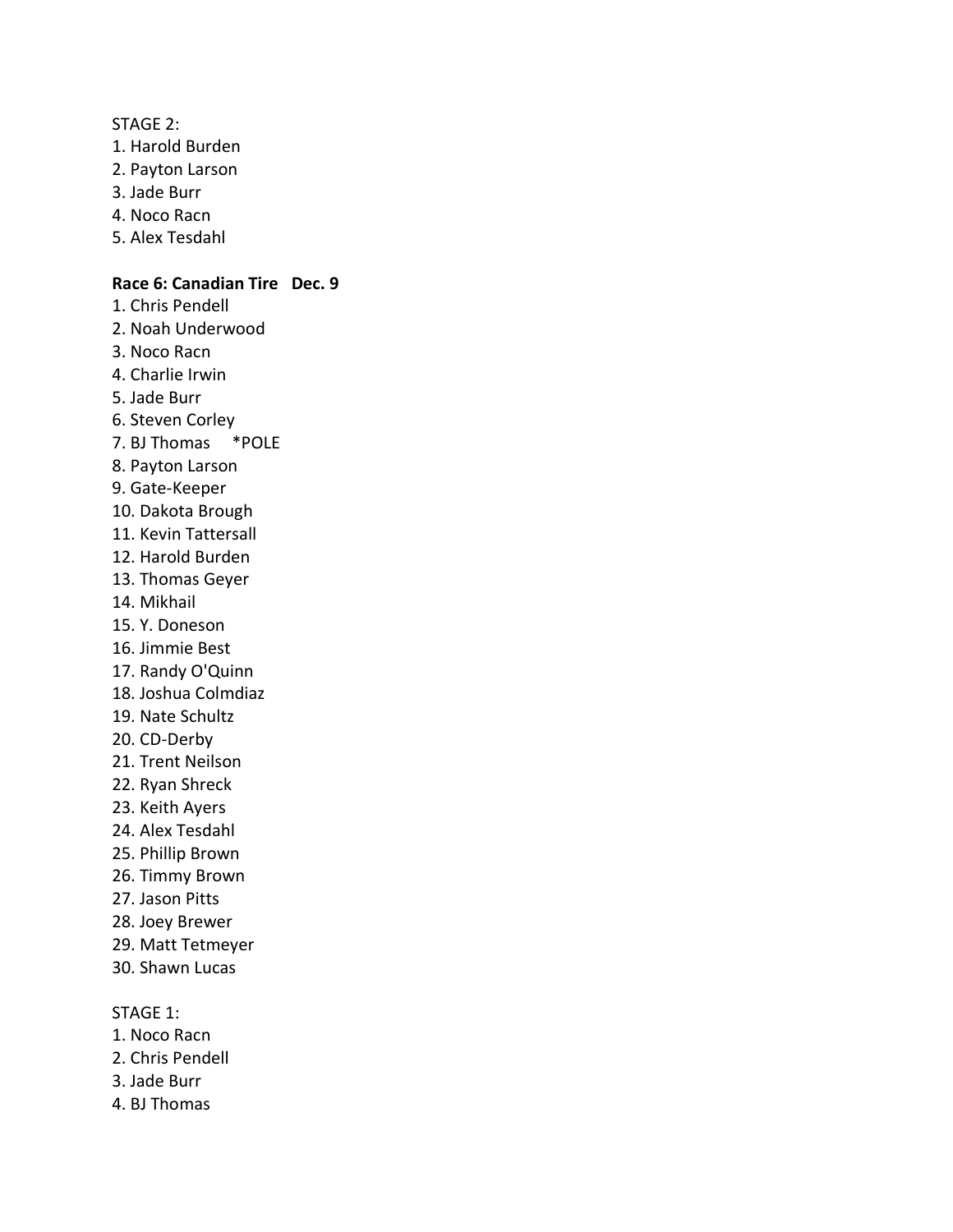STAGE 2:

1. Harold Burden
2. Payton Larson
3. Jade Burr
4. Noco Racn
5. Alex Tesdahl

**Race 6: Canadian Tire   Dec. 9**

1. Chris Pendell
2. Noah Underwood
3. Noco Racn
4. Charlie Irwin
5. Jade Burr
6. Steven Corley
7. BJ Thomas     *POLE
8. Payton Larson
9. Gate-Keeper
10. Dakota Brough
11. Kevin Tattersall
12. Harold Burden
13. Thomas Geyer
14. Mikhail
15. Y. Doneson
16. Jimmie Best
17. Randy O'Quinn
18. Joshua Colmdiaz
19. Nate Schultz
20. CD-Derby
21. Trent Neilson
22. Ryan Shreck
23. Keith Ayers
24. Alex Tesdahl
25. Phillip Brown
26. Timmy Brown
27. Jason Pitts
28. Joey Brewer
29. Matt Tetmeyer
30. Shawn Lucas

STAGE 1:

1. Noco Racn
2. Chris Pendell
3. Jade Burr
4. BJ Thomas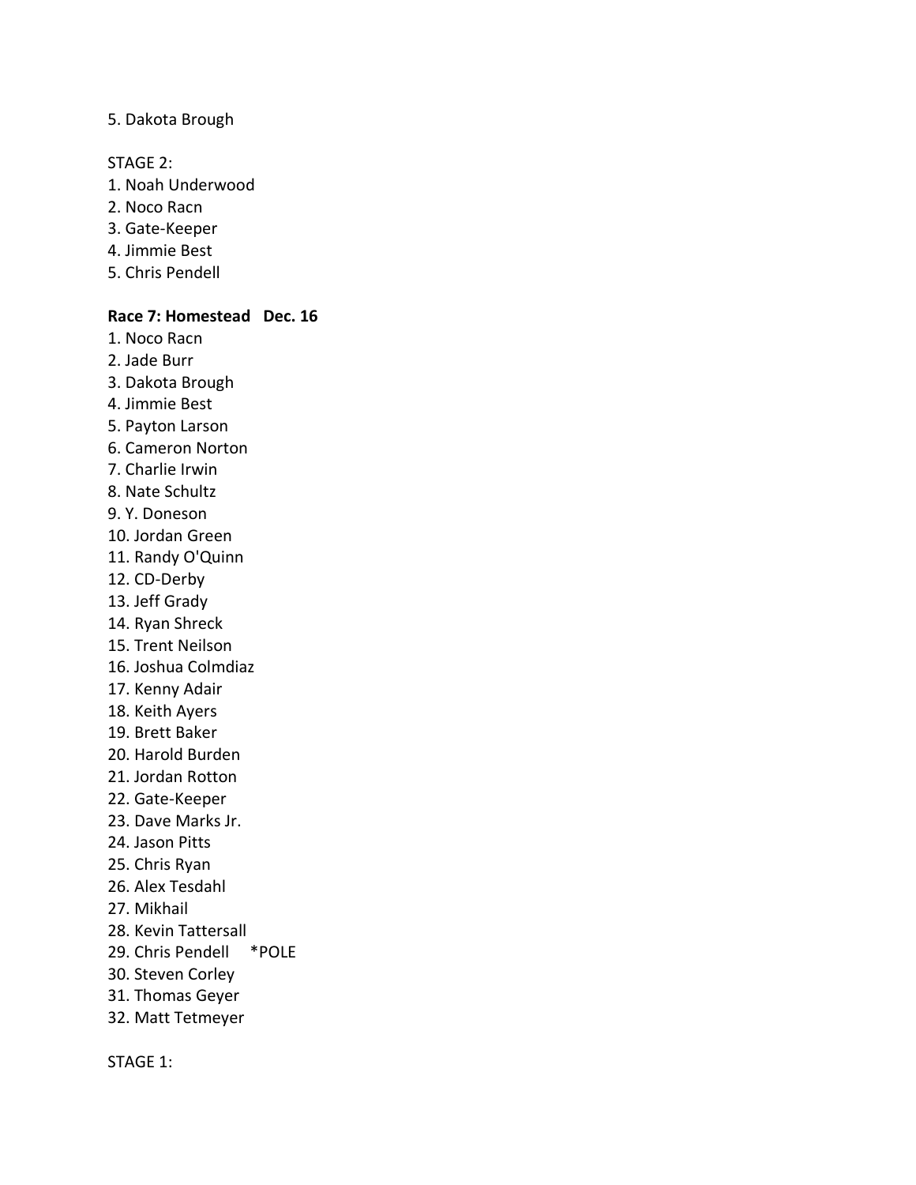5. Dakota Brough

STAGE 2:

1. Noah Underwood
2. Noco Racn
3. Gate-Keeper
4. Jimmie Best
5. Chris Pendell

**Race 7: Homestead   Dec. 16**

1. Noco Racn
2. Jade Burr
3. Dakota Brough
4. Jimmie Best
5. Payton Larson
6. Cameron Norton
7. Charlie Irwin
8. Nate Schultz
9. Y. Doneson
10. Jordan Green
11. Randy O'Quinn
12. CD-Derby
13. Jeff Grady
14. Ryan Shreck
15. Trent Neilson
16. Joshua Colmdiaz
17. Kenny Adair
18. Keith Ayers
19. Brett Baker
20. Harold Burden
21. Jordan Rotton
22. Gate-Keeper
23. Dave Marks Jr.
24. Jason Pitts
25. Chris Ryan
26. Alex Tesdahl
27. Mikhail
28. Kevin Tattersall
29. Chris Pendell     *POLE
30. Steven Corley
31. Thomas Geyer
32. Matt Tetmeyer

STAGE 1: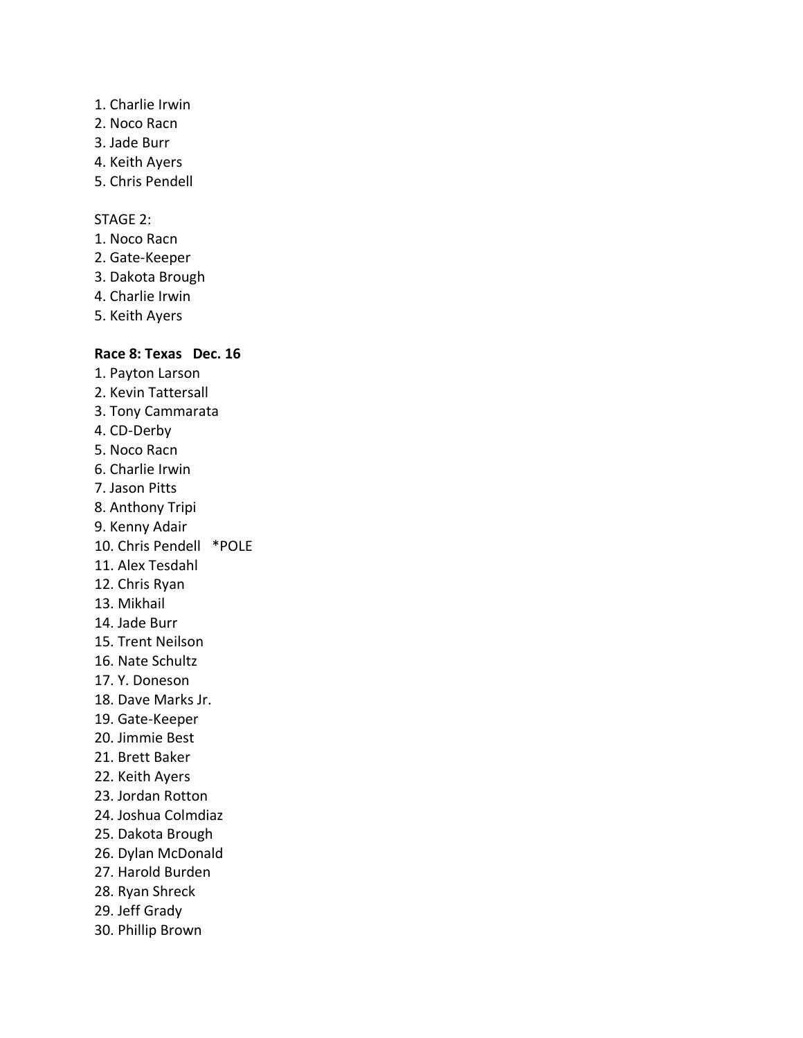1. Charlie Irwin
2. Noco Racn
3. Jade Burr
4. Keith Ayers
5. Chris Pendell

STAGE 2:
1. Noco Racn
2. Gate-Keeper
3. Dakota Brough
4. Charlie Irwin
5. Keith Ayers

**Race 8: Texas Dec. 16**

1. Payton Larson
2. Kevin Tattersall
3. Tony Cammarata
4. CD-Derby
5. Noco Racn
6. Charlie Irwin
7. Jason Pitts
8. Anthony Tripi
9. Kenny Adair
10. Chris Pendell *POLE
11. Alex Tesdahl
12. Chris Ryan
13. Mikhail
14. Jade Burr
15. Trent Neilson
16. Nate Schultz
17. Y. Doneson
18. Dave Marks Jr.
19. Gate-Keeper
20. Jimmie Best
21. Brett Baker
22. Keith Ayers
23. Jordan Rotton
24. Joshua Colmdiaz
25. Dakota Brough
26. Dylan McDonald
27. Harold Burden
28. Ryan Shreck
29. Jeff Grady
30. Phillip Brown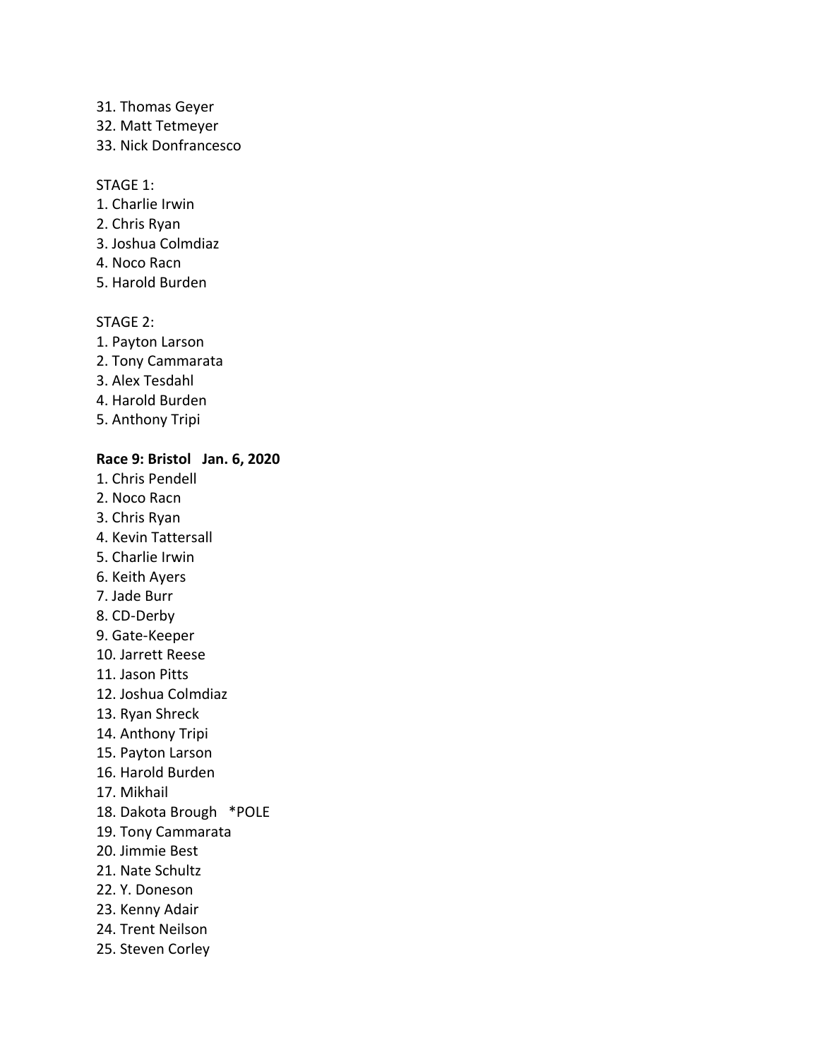31. Thomas Geyer
32. Matt Tetmeyer
33. Nick Donfrancesco

STAGE 1:
1. Charlie Irwin
2. Chris Ryan
3. Joshua Colmdiaz
4. Noco Racn
5. Harold Burden

STAGE 2:
1. Payton Larson
2. Tony Cammarata
3. Alex Tesdahl
4. Harold Burden
5. Anthony Tripi

**Race 9: Bristol   Jan. 6, 2020**

1. Chris Pendell
2. Noco Racn
3. Chris Ryan
4. Kevin Tattersall
5. Charlie Irwin
6. Keith Ayers
7. Jade Burr
8. CD-Derby
9. Gate-Keeper
10. Jarrett Reese
11. Jason Pitts
12. Joshua Colmdiaz
13. Ryan Shreck
14. Anthony Tripi
15. Payton Larson
16. Harold Burden
17. Mikhail
18. Dakota Brough   *POLE
19. Tony Cammarata
20. Jimmie Best
21. Nate Schultz
22. Y. Doneson
23. Kenny Adair
24. Trent Neilson
25. Steven Corley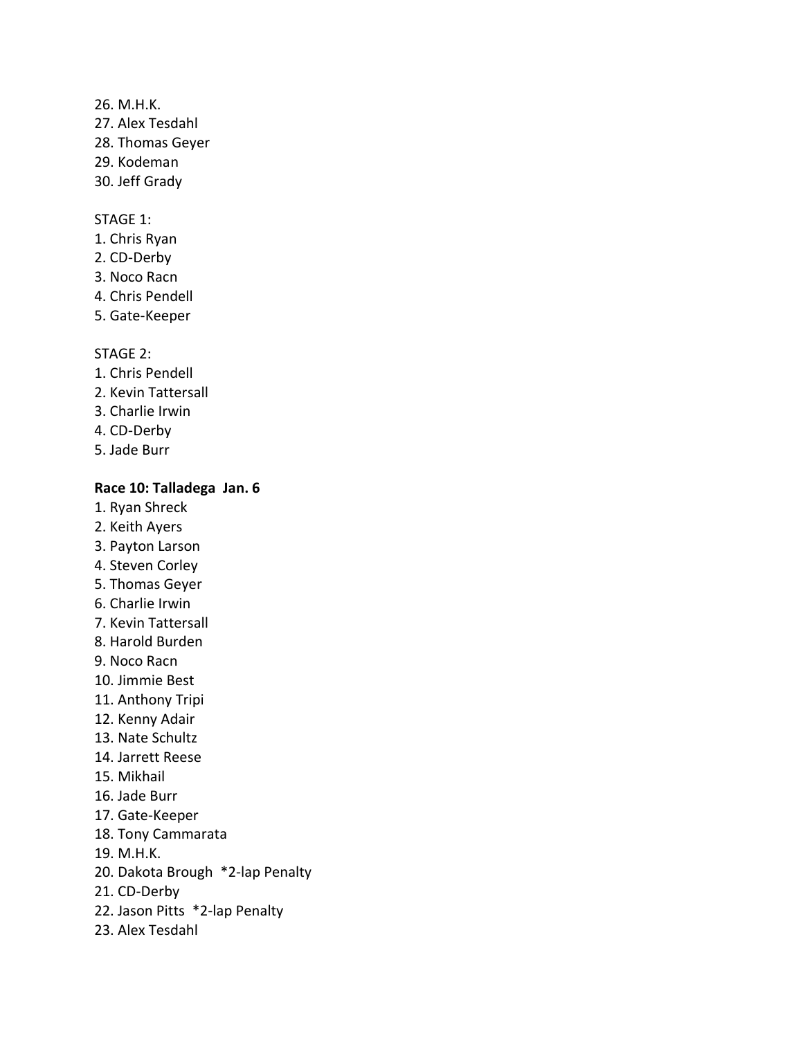26. M.H.K.
27. Alex Tesdahl
28. Thomas Geyer
29. Kodeman
30. Jeff Grady

STAGE 1:
1. Chris Ryan
2. CD-Derby
3. Noco Racn
4. Chris Pendell
5. Gate-Keeper

STAGE 2:
1. Chris Pendell
2. Kevin Tattersall
3. Charlie Irwin
4. CD-Derby
5. Jade Burr

**Race 10: Talladega Jan. 6**

1. Ryan Shreck
2. Keith Ayers
3. Payton Larson
4. Steven Corley
5. Thomas Geyer
6. Charlie Irwin
7. Kevin Tattersall
8. Harold Burden
9. Noco Racn
10. Jimmie Best
11. Anthony Tripi
12. Kenny Adair
13. Nate Schultz
14. Jarrett Reese
15. Mikhail
16. Jade Burr
17. Gate-Keeper
18. Tony Cammarata
19. M.H.K.
20. Dakota Brough *2-lap Penalty
21. CD-Derby
22. Jason Pitts *2-lap Penalty
23. Alex Tesdahl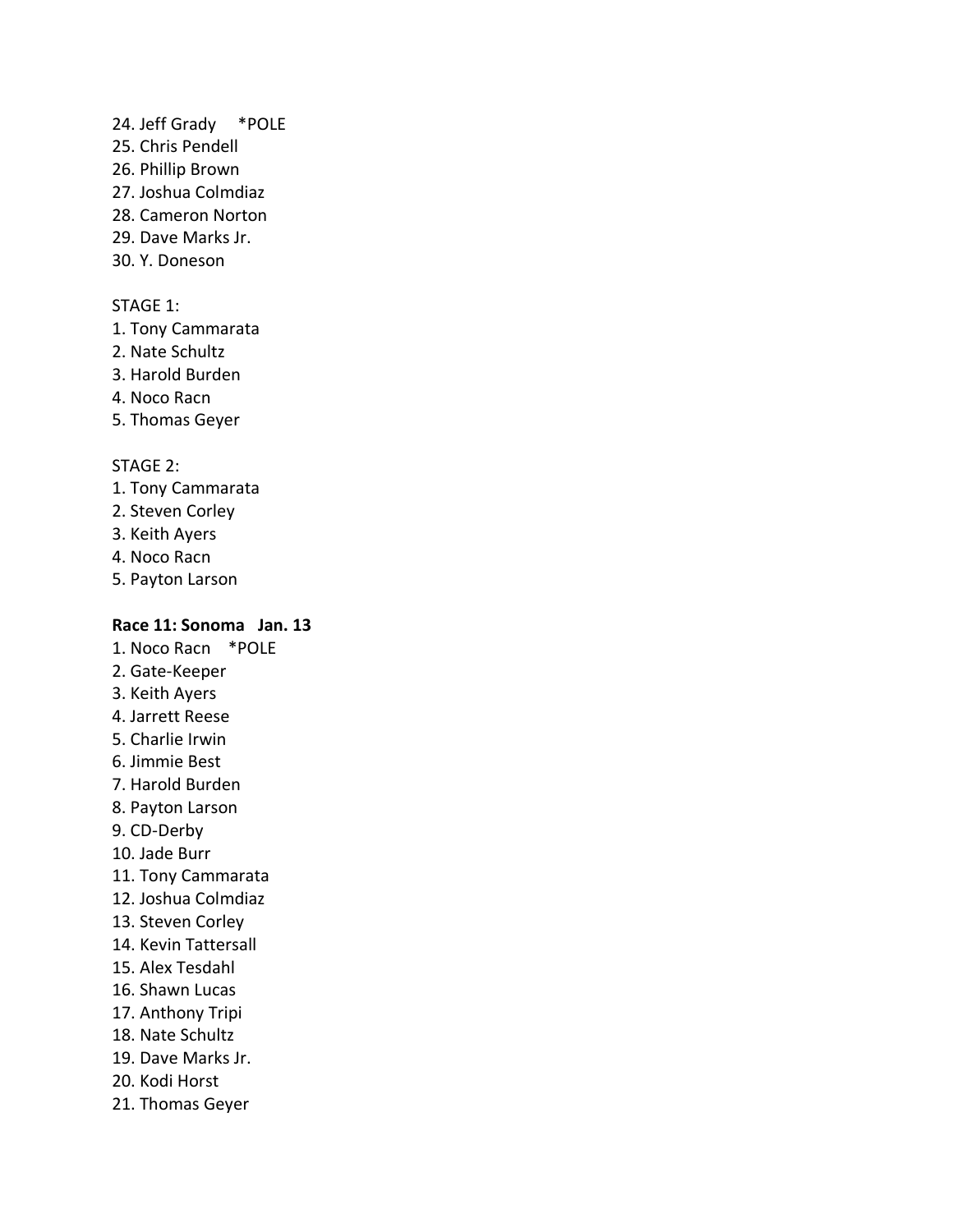24. Jeff Grady *POLE
25. Chris Pendell
26. Phillip Brown
27. Joshua Colmdiaz
28. Cameron Norton
29. Dave Marks Jr.
30. Y. Doneson

STAGE 1:

1. Tony Cammarata
2. Nate Schultz
3. Harold Burden
4. Noco Racn
5. Thomas Geyer

STAGE 2:

1. Tony Cammarata
2. Steven Corley
3. Keith Ayers
4. Noco Racn
5. Payton Larson

**Race 11: Sonoma Jan. 13**

1. Noco Racn *POLE
2. Gate-Keeper
3. Keith Ayers
4. Jarrett Reese
5. Charlie Irwin
6. Jimmie Best
7. Harold Burden
8. Payton Larson
9. CD-Derby
10. Jade Burr
11. Tony Cammarata
12. Joshua Colmdiaz
13. Steven Corley
14. Kevin Tattersall
15. Alex Tesdahl
16. Shawn Lucas
17. Anthony Tripi
18. Nate Schultz
19. Dave Marks Jr.
20. Kodi Horst
21. Thomas Geyer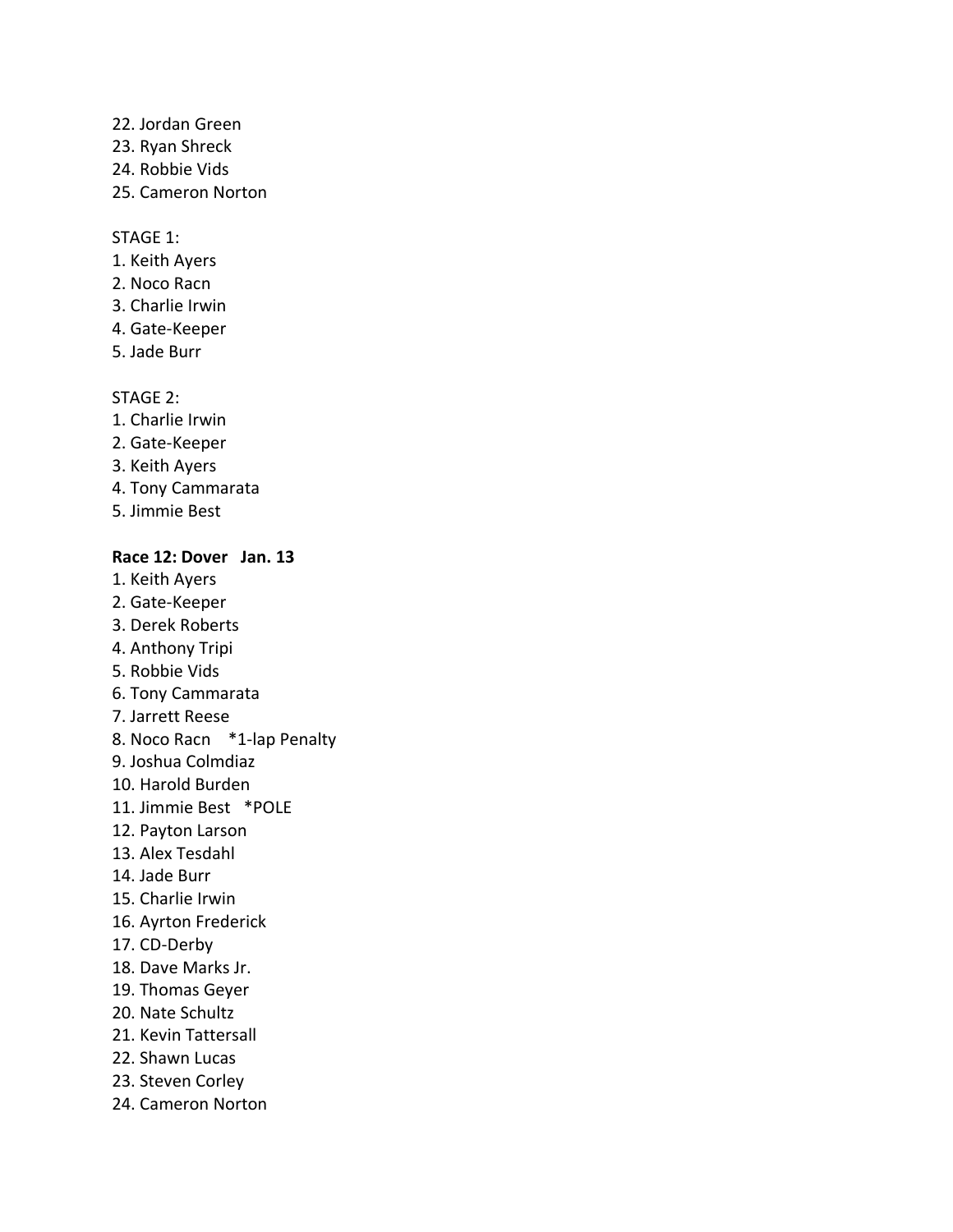22. Jordan Green
23. Ryan Shreck
24. Robbie Vids
25. Cameron Norton

STAGE 1:
1. Keith Ayers
2. Noco Racn
3. Charlie Irwin
4. Gate-Keeper
5. Jade Burr

STAGE 2:
1. Charlie Irwin
2. Gate-Keeper
3. Keith Ayers
4. Tony Cammarata
5. Jimmie Best

**Race 12: Dover Jan. 13**

1. Keith Ayers
2. Gate-Keeper
3. Derek Roberts
4. Anthony Tripi
5. Robbie Vids
6. Tony Cammarata
7. Jarrett Reese
8. Noco Racn *1-lap Penalty
9. Joshua Colmdiaz
10. Harold Burden
11. Jimmie Best *POLE
12. Payton Larson
13. Alex Tesdahl
14. Jade Burr
15. Charlie Irwin
16. Ayrton Frederick
17. CD-Derby
18. Dave Marks Jr.
19. Thomas Geyer
20. Nate Schultz
21. Kevin Tattersall
22. Shawn Lucas
23. Steven Corley
24. Cameron Norton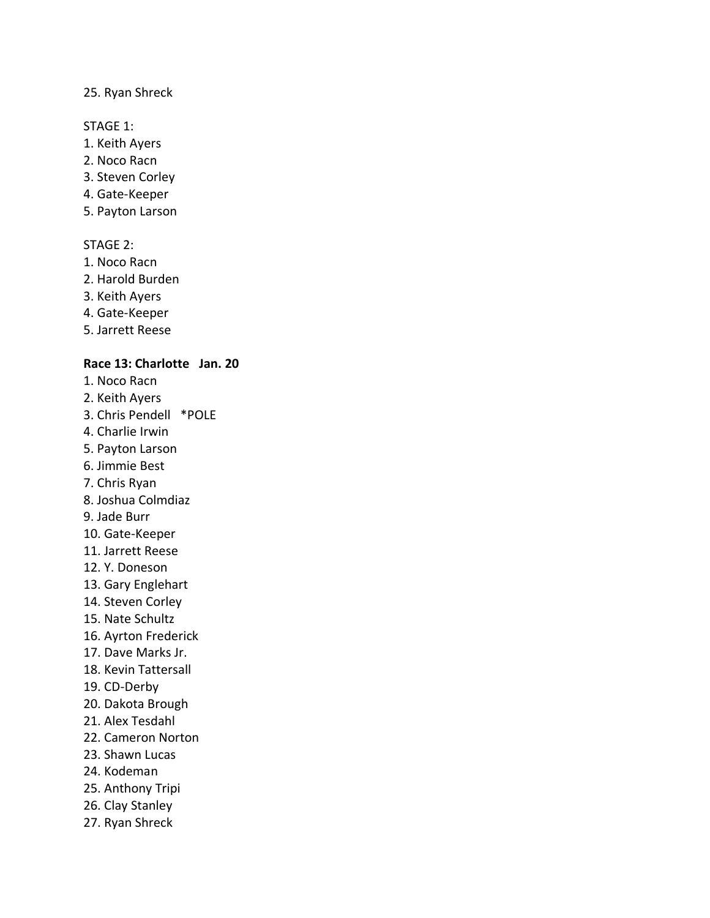25. Ryan Shreck

STAGE 1:
1. Keith Ayers
2. Noco Racn
3. Steven Corley
4. Gate-Keeper
5. Payton Larson

STAGE 2:
1. Noco Racn
2. Harold Burden
3. Keith Ayers
4. Gate-Keeper
5. Jarrett Reese

**Race 13: Charlotte   Jan. 20**

1. Noco Racn
2. Keith Ayers
3. Chris Pendell   *POLE
4. Charlie Irwin
5. Payton Larson
6. Jimmie Best
7. Chris Ryan
8. Joshua Colmdiaz
9. Jade Burr
10. Gate-Keeper
11. Jarrett Reese
12. Y. Doneson
13. Gary Englehart
14. Steven Corley
15. Nate Schultz
16. Ayrton Frederick
17. Dave Marks Jr.
18. Kevin Tattersall
19. CD-Derby
20. Dakota Brough
21. Alex Tesdahl
22. Cameron Norton
23. Shawn Lucas
24. Kodeman
25. Anthony Tripi
26. Clay Stanley
27. Ryan Shreck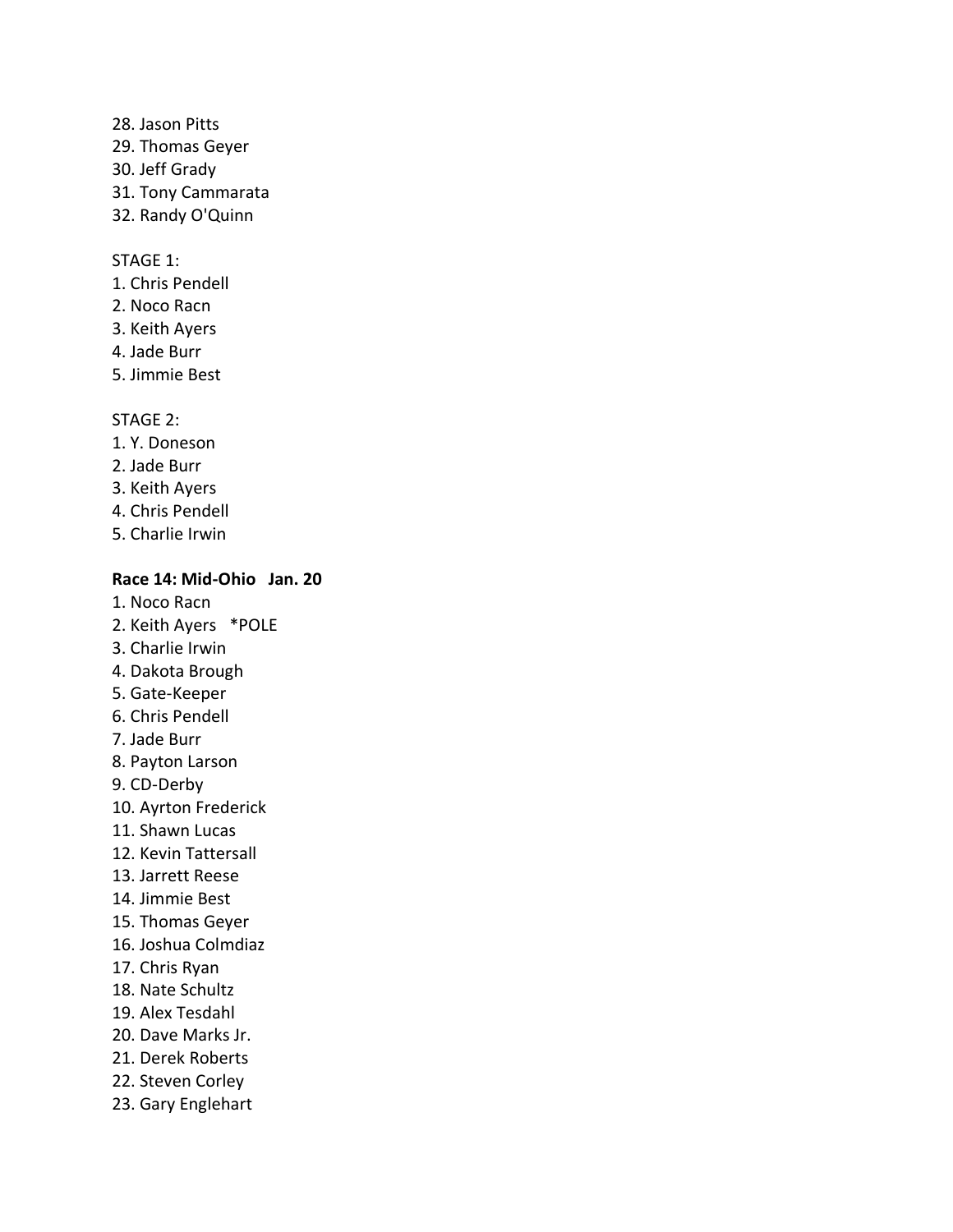28. Jason Pitts
29. Thomas Geyer
30. Jeff Grady
31. Tony Cammarata
32. Randy O'Quinn

STAGE 1:
1. Chris Pendell
2. Noco Racn
3. Keith Ayers
4. Jade Burr
5. Jimmie Best

STAGE 2:
1. Y. Doneson
2. Jade Burr
3. Keith Ayers
4. Chris Pendell
5. Charlie Irwin

**Race 14: Mid-Ohio   Jan. 20**

1. Noco Racn
2. Keith Ayers   *POLE
3. Charlie Irwin
4. Dakota Brough
5. Gate-Keeper
6. Chris Pendell
7. Jade Burr
8. Payton Larson
9. CD-Derby
10. Ayrton Frederick
11. Shawn Lucas
12. Kevin Tattersall
13. Jarrett Reese
14. Jimmie Best
15. Thomas Geyer
16. Joshua Colmdiaz
17. Chris Ryan
18. Nate Schultz
19. Alex Tesdahl
20. Dave Marks Jr.
21. Derek Roberts
22. Steven Corley
23. Gary Englehart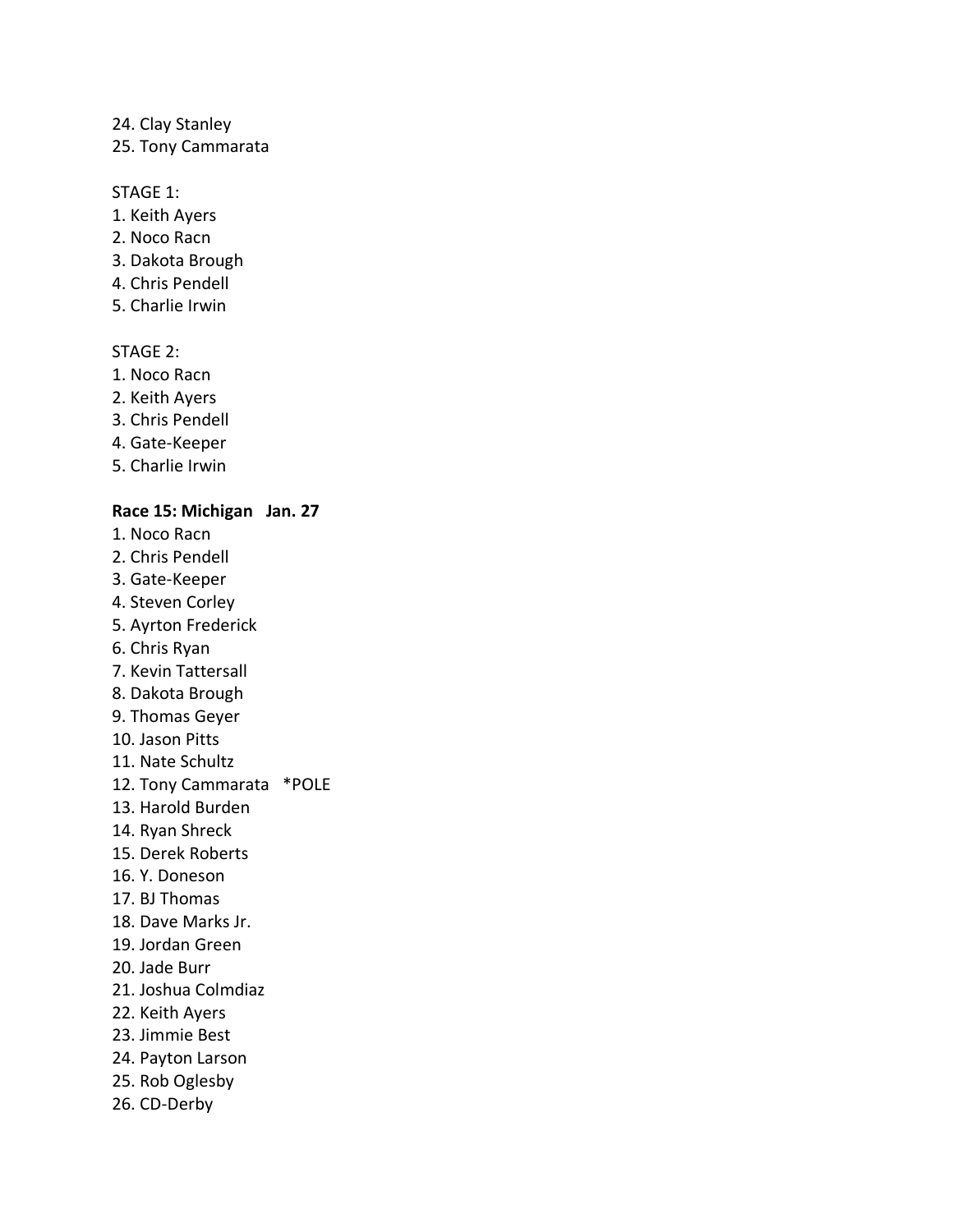24. Clay Stanley
25. Tony Cammarata

STAGE 1:
1. Keith Ayers
2. Noco Racn
3. Dakota Brough
4. Chris Pendell
5. Charlie Irwin

STAGE 2:
1. Noco Racn
2. Keith Ayers
3. Chris Pendell
4. Gate-Keeper
5. Charlie Irwin

**Race 15: Michigan   Jan. 27**

1. Noco Racn
2. Chris Pendell
3. Gate-Keeper
4. Steven Corley
5. Ayrton Frederick
6. Chris Ryan
7. Kevin Tattersall
8. Dakota Brough
9. Thomas Geyer
10. Jason Pitts
11. Nate Schultz
12. Tony Cammarata   *POLE
13. Harold Burden
14. Ryan Shreck
15. Derek Roberts
16. Y. Doneson
17. BJ Thomas
18. Dave Marks Jr.
19. Jordan Green
20. Jade Burr
21. Joshua Colmdiaz
22. Keith Ayers
23. Jimmie Best
24. Payton Larson
25. Rob Oglesby
26. CD-Derby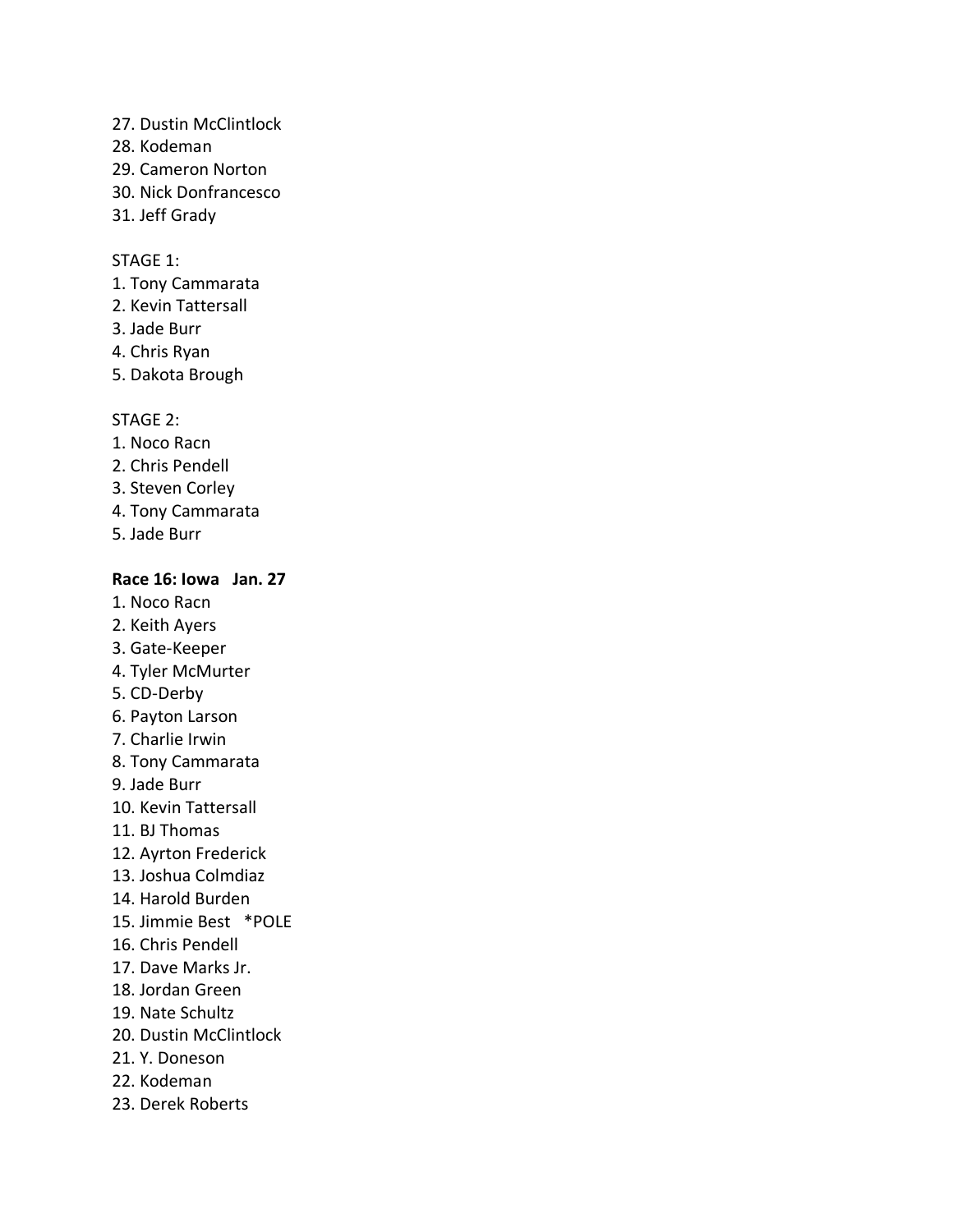27. Dustin McClintlock
28. Kodeman
29. Cameron Norton
30. Nick Donfrancesco
31. Jeff Grady

STAGE 1:
1. Tony Cammarata
2. Kevin Tattersall
3. Jade Burr
4. Chris Ryan
5. Dakota Brough

STAGE 2:
1. Noco Racn
2. Chris Pendell
3. Steven Corley
4. Tony Cammarata
5. Jade Burr

**Race 16: Iowa   Jan. 27**

1. Noco Racn
2. Keith Ayers
3. Gate-Keeper
4. Tyler McMurter
5. CD-Derby
6. Payton Larson
7. Charlie Irwin
8. Tony Cammarata
9. Jade Burr
10. Kevin Tattersall
11. BJ Thomas
12. Ayrton Frederick
13. Joshua Colmdiaz
14. Harold Burden
15. Jimmie Best   *POLE
16. Chris Pendell
17. Dave Marks Jr.
18. Jordan Green
19. Nate Schultz
20. Dustin McClintlock
21. Y. Doneson
22. Kodeman
23. Derek Roberts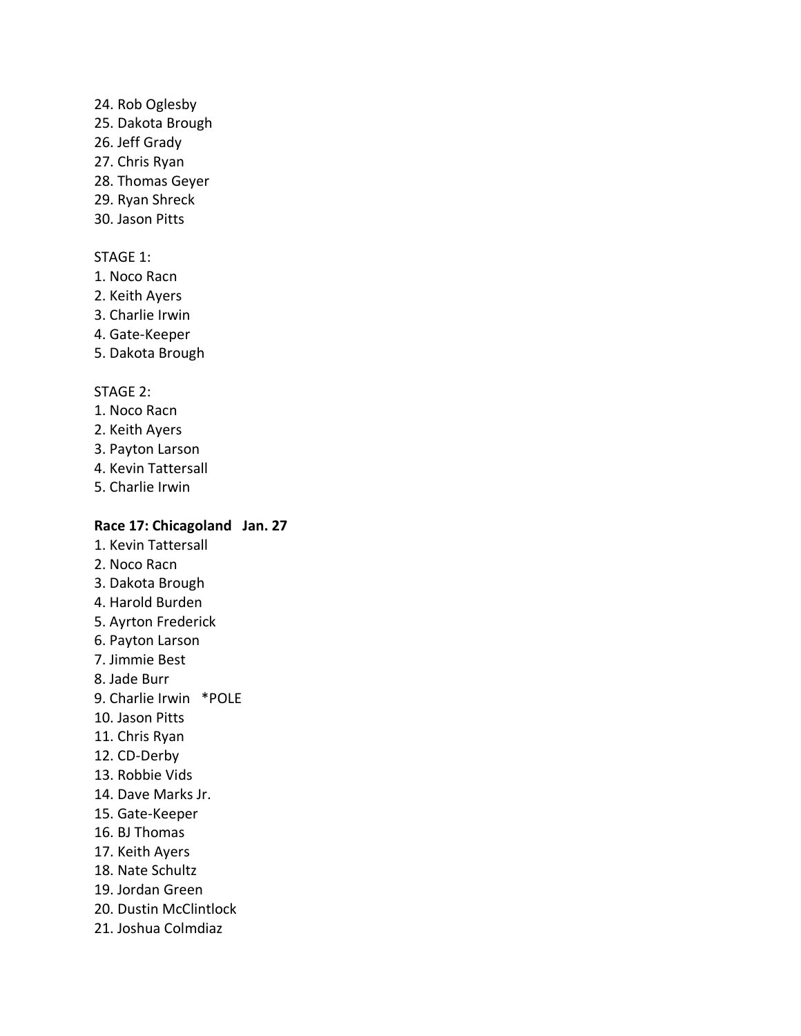24. Rob Oglesby
25. Dakota Brough
26. Jeff Grady
27. Chris Ryan
28. Thomas Geyer
29. Ryan Shreck
30. Jason Pitts

STAGE 1:
1. Noco Racn
2. Keith Ayers
3. Charlie Irwin
4. Gate-Keeper
5. Dakota Brough

STAGE 2:
1. Noco Racn
2. Keith Ayers
3. Payton Larson
4. Kevin Tattersall
5. Charlie Irwin

**Race 17: Chicagoland   Jan. 27**
1. Kevin Tattersall
2. Noco Racn
3. Dakota Brough
4. Harold Burden
5. Ayrton Frederick
6. Payton Larson
7. Jimmie Best
8. Jade Burr
9. Charlie Irwin   *POLE
10. Jason Pitts
11. Chris Ryan
12. CD-Derby
13. Robbie Vids
14. Dave Marks Jr.
15. Gate-Keeper
16. BJ Thomas
17. Keith Ayers
18. Nate Schultz
19. Jordan Green
20. Dustin McClintlock
21. Joshua Colmdiaz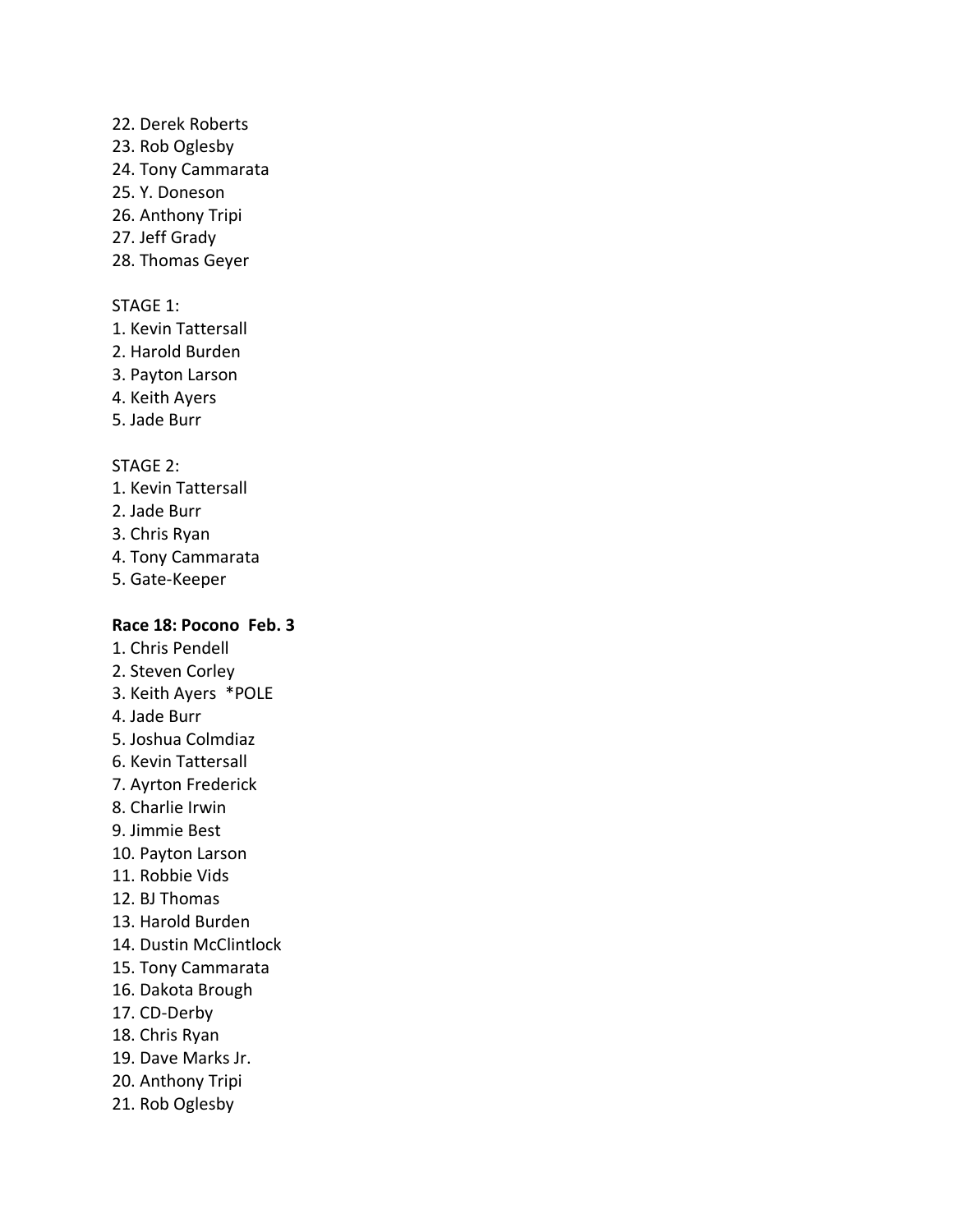22. Derek Roberts
23. Rob Oglesby
24. Tony Cammarata
25. Y. Doneson
26. Anthony Tripi
27. Jeff Grady
28. Thomas Geyer

STAGE 1:
1. Kevin Tattersall
2. Harold Burden
3. Payton Larson
4. Keith Ayers
5. Jade Burr

STAGE 2:
1. Kevin Tattersall
2. Jade Burr
3. Chris Ryan
4. Tony Cammarata
5. Gate-Keeper

**Race 18: Pocono Feb. 3**

1. Chris Pendell
2. Steven Corley
3. Keith Ayers *POLE
4. Jade Burr
5. Joshua Colmdiaz
6. Kevin Tattersall
7. Ayrton Frederick
8. Charlie Irwin
9. Jimmie Best
10. Payton Larson
11. Robbie Vids
12. BJ Thomas
13. Harold Burden
14. Dustin McClintlock
15. Tony Cammarata
16. Dakota Brough
17. CD-Derby
18. Chris Ryan
19. Dave Marks Jr.
20. Anthony Tripi
21. Rob Oglesby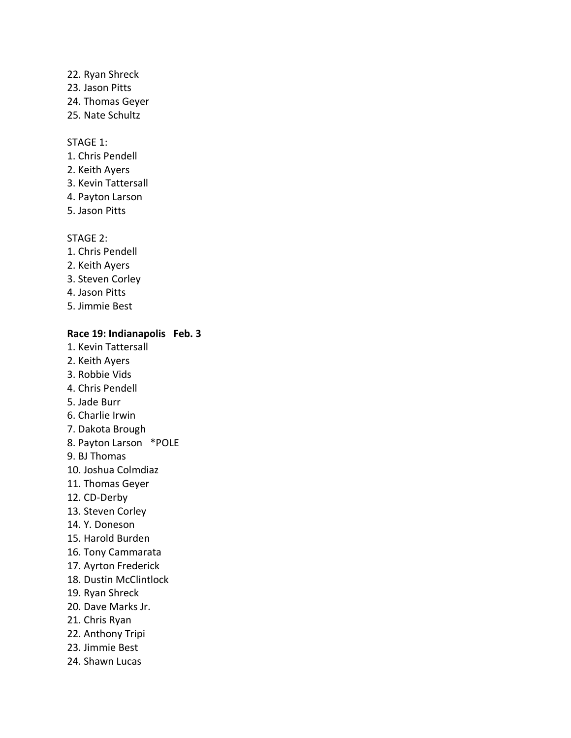22. Ryan Shreck
23. Jason Pitts
24. Thomas Geyer
25. Nate Schultz

STAGE 1:
1. Chris Pendell
2. Keith Ayers
3. Kevin Tattersall
4. Payton Larson
5. Jason Pitts

STAGE 2:
1. Chris Pendell
2. Keith Ayers
3. Steven Corley
4. Jason Pitts
5. Jimmie Best

**Race 19: Indianapolis   Feb. 3**

1. Kevin Tattersall
2. Keith Ayers
3. Robbie Vids
4. Chris Pendell
5. Jade Burr
6. Charlie Irwin
7. Dakota Brough
8. Payton Larson   *POLE
9. BJ Thomas
10. Joshua Colmdiaz
11. Thomas Geyer
12. CD-Derby
13. Steven Corley
14. Y. Doneson
15. Harold Burden
16. Tony Cammarata
17. Ayrton Frederick
18. Dustin McClintlock
19. Ryan Shreck
20. Dave Marks Jr.
21. Chris Ryan
22. Anthony Tripi
23. Jimmie Best
24. Shawn Lucas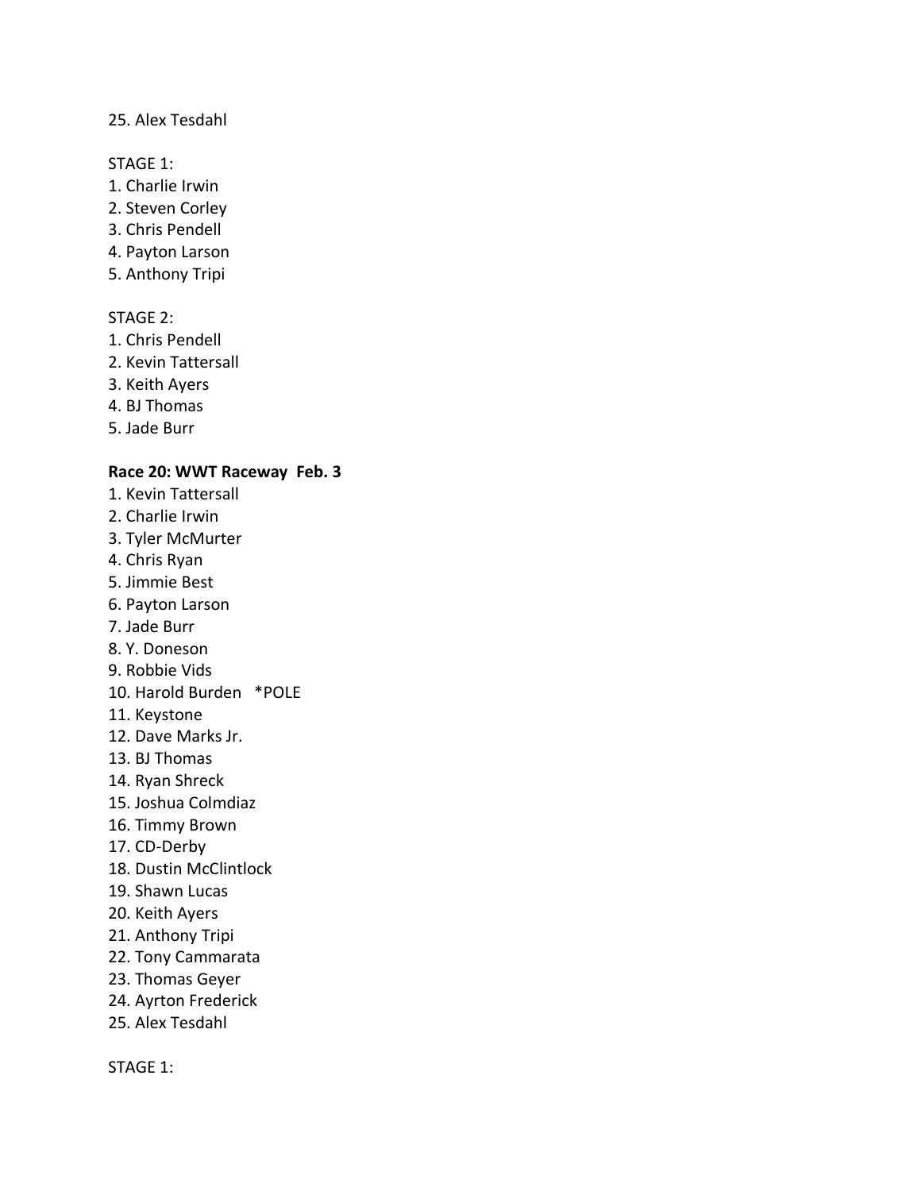25. Alex Tesdahl

STAGE 1:
1. Charlie Irwin
2. Steven Corley
3. Chris Pendell
4. Payton Larson
5. Anthony Tripi

STAGE 2:
1. Chris Pendell
2. Kevin Tattersall
3. Keith Ayers
4. BJ Thomas
5. Jade Burr

**Race 20: WWT Raceway  Feb. 3**
1. Kevin Tattersall
2. Charlie Irwin
3. Tyler McMurter
4. Chris Ryan
5. Jimmie Best
6. Payton Larson
7. Jade Burr
8. Y. Doneson
9. Robbie Vids
10. Harold Burden   *POLE
11. Keystone
12. Dave Marks Jr.
13. BJ Thomas
14. Ryan Shreck
15. Joshua Colmdiaz
16. Timmy Brown
17. CD-Derby
18. Dustin McClintlock
19. Shawn Lucas
20. Keith Ayers
21. Anthony Tripi
22. Tony Cammarata
23. Thomas Geyer
24. Ayrton Frederick
25. Alex Tesdahl

STAGE 1: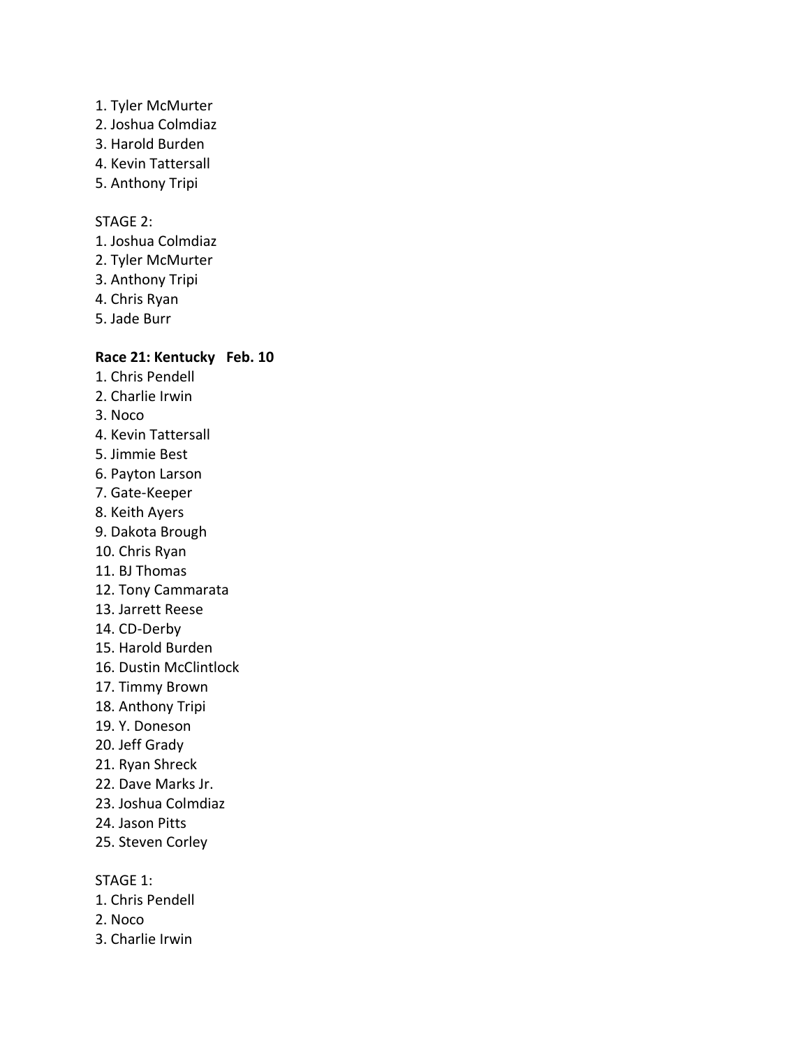1. Tyler McMurter
2. Joshua Colmdiaz
3. Harold Burden
4. Kevin Tattersall
5. Anthony Tripi

STAGE 2:
1. Joshua Colmdiaz
2. Tyler McMurter
3. Anthony Tripi
4. Chris Ryan
5. Jade Burr

**Race 21: Kentucky   Feb. 10**
1. Chris Pendell
2. Charlie Irwin
3. Noco
4. Kevin Tattersall
5. Jimmie Best
6. Payton Larson
7. Gate-Keeper
8. Keith Ayers
9. Dakota Brough
10. Chris Ryan
11. BJ Thomas
12. Tony Cammarata
13. Jarrett Reese
14. CD-Derby
15. Harold Burden
16. Dustin McClintlock
17. Timmy Brown
18. Anthony Tripi
19. Y. Doneson
20. Jeff Grady
21. Ryan Shreck
22. Dave Marks Jr.
23. Joshua Colmdiaz
24. Jason Pitts
25. Steven Corley

STAGE 1:
1. Chris Pendell
2. Noco
3. Charlie Irwin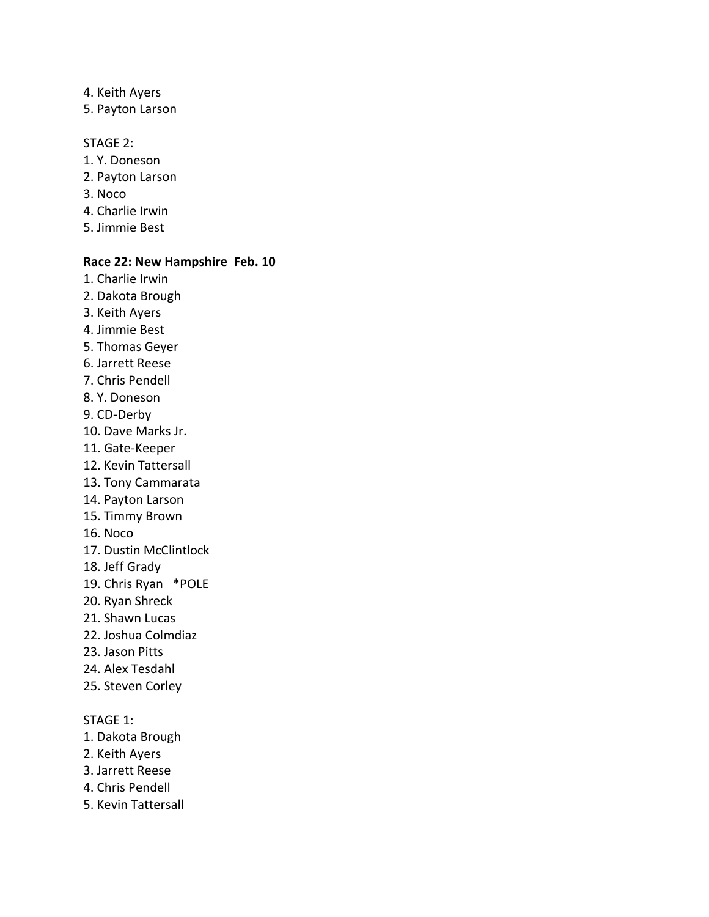4. Keith Ayers
5. Payton Larson

STAGE 2:
1. Y. Doneson
2. Payton Larson
3. Noco
4. Charlie Irwin
5. Jimmie Best

**Race 22: New Hampshire  Feb. 10**

1. Charlie Irwin
2. Dakota Brough
3. Keith Ayers
4. Jimmie Best
5. Thomas Geyer
6. Jarrett Reese
7. Chris Pendell
8. Y. Doneson
9. CD-Derby
10. Dave Marks Jr.
11. Gate-Keeper
12. Kevin Tattersall
13. Tony Cammarata
14. Payton Larson
15. Timmy Brown
16. Noco
17. Dustin McClintlock
18. Jeff Grady
19. Chris Ryan   *POLE
20. Ryan Shreck
21. Shawn Lucas
22. Joshua Colmdiaz
23. Jason Pitts
24. Alex Tesdahl
25. Steven Corley

STAGE 1:
1. Dakota Brough
2. Keith Ayers
3. Jarrett Reese
4. Chris Pendell
5. Kevin Tattersall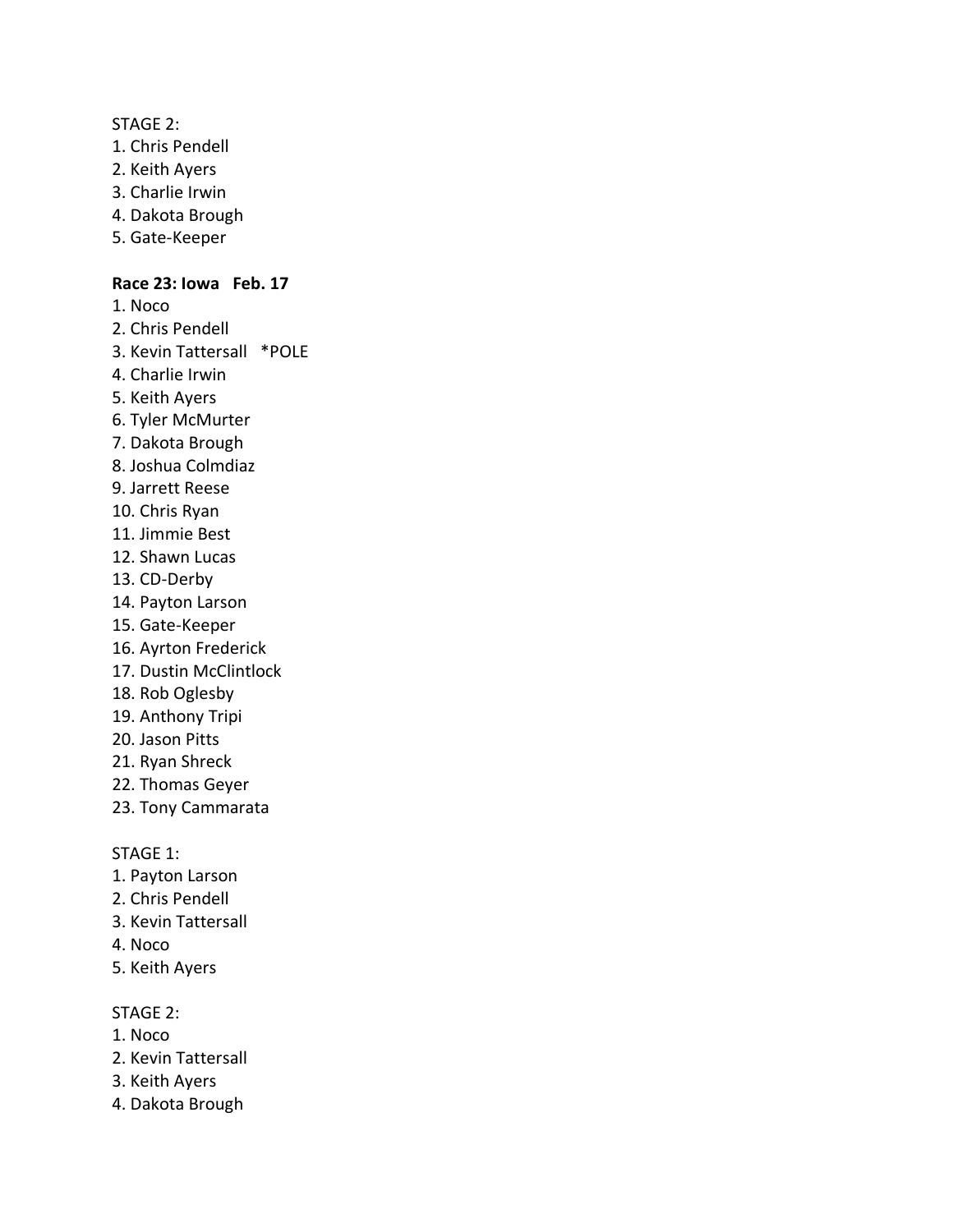STAGE 2:
1. Chris Pendell
2. Keith Ayers
3. Charlie Irwin
4. Dakota Brough
5. Gate-Keeper

**Race 23: Iowa   Feb. 17**
1. Noco
2. Chris Pendell
3. Kevin Tattersall   *POLE
4. Charlie Irwin
5. Keith Ayers
6. Tyler McMurter
7. Dakota Brough
8. Joshua Colmdiaz
9. Jarrett Reese
10. Chris Ryan
11. Jimmie Best
12. Shawn Lucas
13. CD-Derby
14. Payton Larson
15. Gate-Keeper
16. Ayrton Frederick
17. Dustin McClintlock
18. Rob Oglesby
19. Anthony Tripi
20. Jason Pitts
21. Ryan Shreck
22. Thomas Geyer
23. Tony Cammarata

STAGE 1:
1. Payton Larson
2. Chris Pendell
3. Kevin Tattersall
4. Noco
5. Keith Ayers

STAGE 2:
1. Noco
2. Kevin Tattersall
3. Keith Ayers
4. Dakota Brough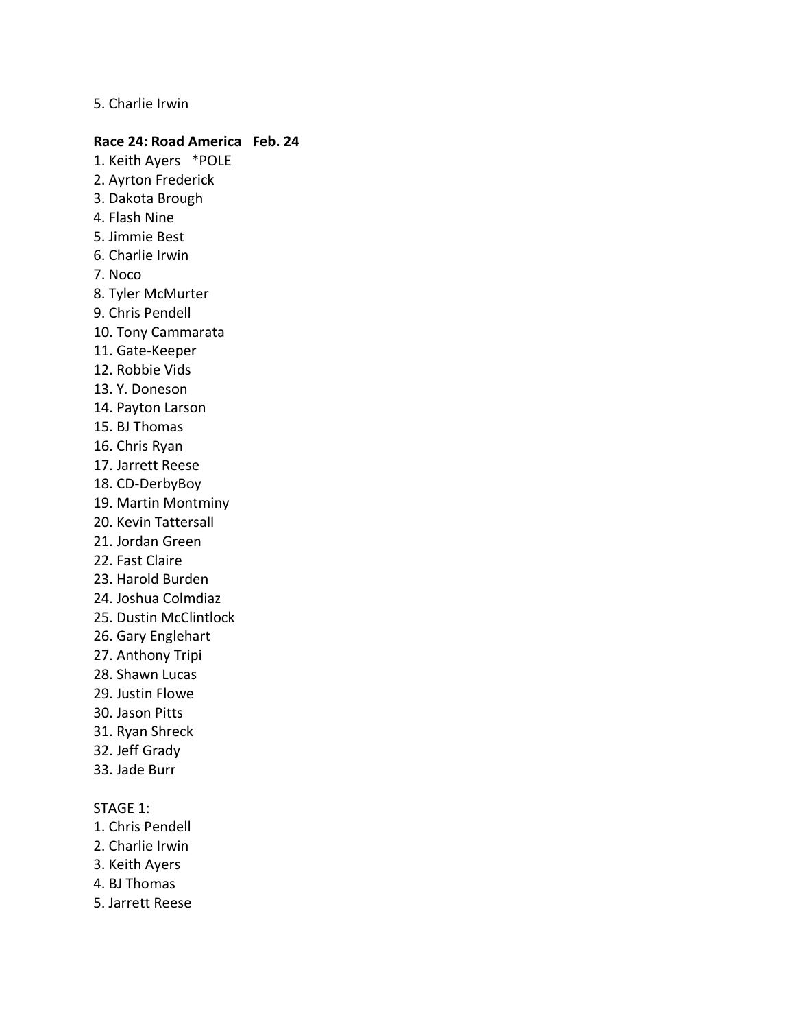5. Charlie Irwin

**Race 24: Road America   Feb. 24**

1. Keith Ayers   *POLE
2. Ayrton Frederick
3. Dakota Brough
4. Flash Nine
5. Jimmie Best
6. Charlie Irwin
7. Noco
8. Tyler McMurter
9. Chris Pendell
10. Tony Cammarata
11. Gate-Keeper
12. Robbie Vids
13. Y. Doneson
14. Payton Larson
15. BJ Thomas
16. Chris Ryan
17. Jarrett Reese
18. CD-DerbyBoy
19. Martin Montminy
20. Kevin Tattersall
21. Jordan Green
22. Fast Claire
23. Harold Burden
24. Joshua Colmdiaz
25. Dustin McClintlock
26. Gary Englehart
27. Anthony Tripi
28. Shawn Lucas
29. Justin Flowe
30. Jason Pitts
31. Ryan Shreck
32. Jeff Grady
33. Jade Burr

STAGE 1:

1. Chris Pendell
2. Charlie Irwin
3. Keith Ayers
4. BJ Thomas
5. Jarrett Reese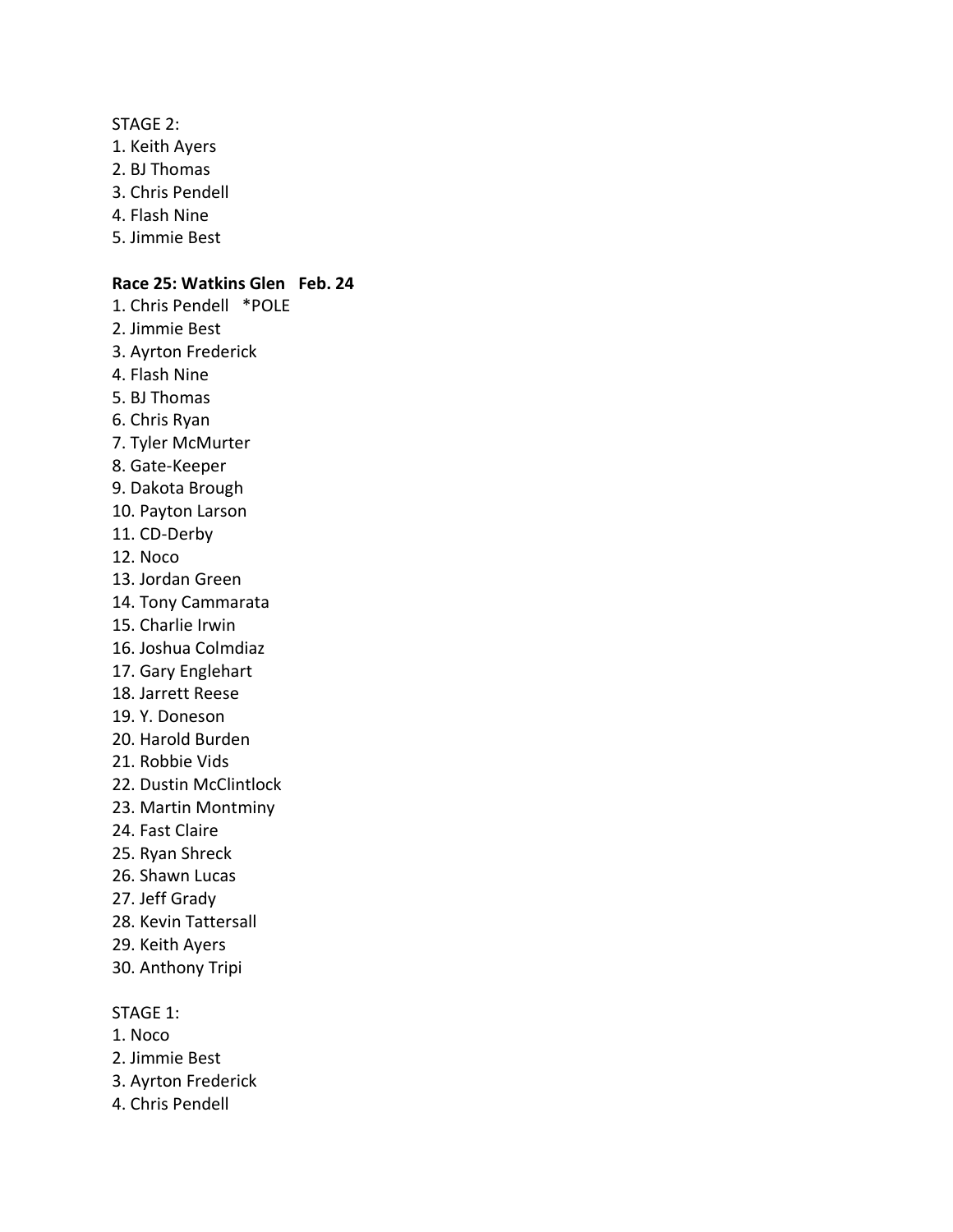STAGE 2:

1. Keith Ayers
2. BJ Thomas
3. Chris Pendell
4. Flash Nine
5. Jimmie Best

**Race 25: Watkins Glen Feb. 24**

1. Chris Pendell *POLE
2. Jimmie Best
3. Ayrton Frederick
4. Flash Nine
5. BJ Thomas
6. Chris Ryan
7. Tyler McMurter
8. Gate-Keeper
9. Dakota Brough
10. Payton Larson
11. CD-Derby
12. Noco
13. Jordan Green
14. Tony Cammarata
15. Charlie Irwin
16. Joshua Colmdiaz
17. Gary Englehart
18. Jarrett Reese
19. Y. Doneson
20. Harold Burden
21. Robbie Vids
22. Dustin McClintlock
23. Martin Montminy
24. Fast Claire
25. Ryan Shreck
26. Shawn Lucas
27. Jeff Grady
28. Kevin Tattersall
29. Keith Ayers
30. Anthony Tripi

STAGE 1:

1. Noco
2. Jimmie Best
3. Ayrton Frederick
4. Chris Pendell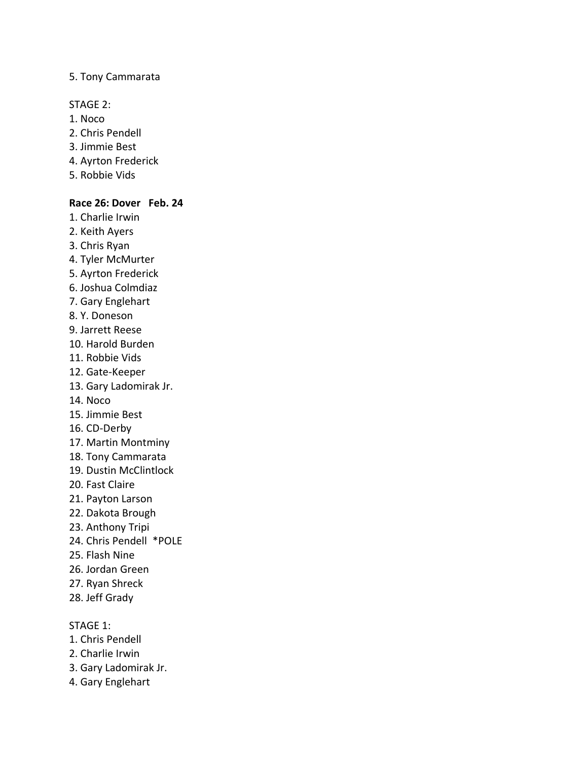5. Tony Cammarata

STAGE 2:
1. Noco
2. Chris Pendell
3. Jimmie Best
4. Ayrton Frederick
5. Robbie Vids

**Race 26: Dover   Feb. 24**
1. Charlie Irwin
2. Keith Ayers
3. Chris Ryan
4. Tyler McMurter
5. Ayrton Frederick
6. Joshua Colmdiaz
7. Gary Englehart
8. Y. Doneson
9. Jarrett Reese
10. Harold Burden
11. Robbie Vids
12. Gate-Keeper
13. Gary Ladomirak Jr.
14. Noco
15. Jimmie Best
16. CD-Derby
17. Martin Montminy
18. Tony Cammarata
19. Dustin McClintlock
20. Fast Claire
21. Payton Larson
22. Dakota Brough
23. Anthony Tripi
24. Chris Pendell  *POLE
25. Flash Nine
26. Jordan Green
27. Ryan Shreck
28. Jeff Grady

STAGE 1:
1. Chris Pendell
2. Charlie Irwin
3. Gary Ladomirak Jr.
4. Gary Englehart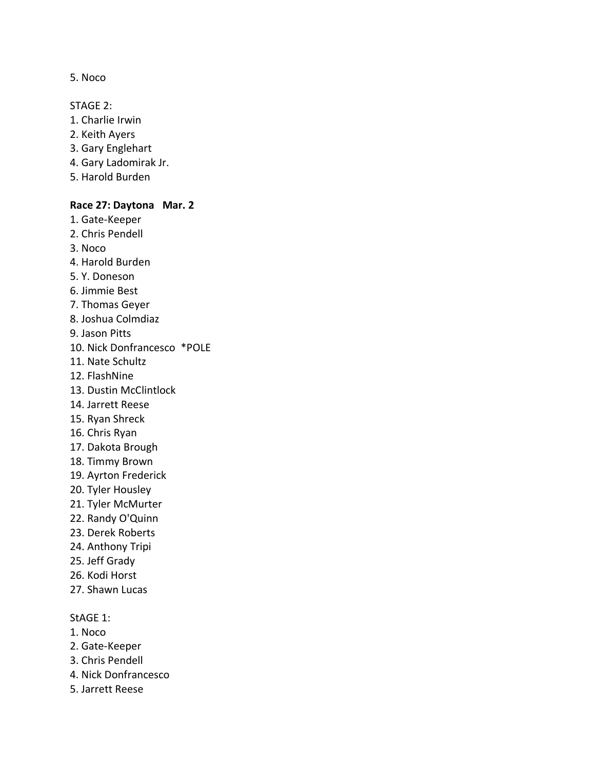5. Noco

STAGE 2:
1. Charlie Irwin
2. Keith Ayers
3. Gary Englehart
4. Gary Ladomirak Jr.
5. Harold Burden

**Race 27: Daytona   Mar. 2**
1. Gate-Keeper
2. Chris Pendell
3. Noco
4. Harold Burden
5. Y. Doneson
6. Jimmie Best
7. Thomas Geyer
8. Joshua Colmdiaz
9. Jason Pitts
10. Nick Donfrancesco  *POLE
11. Nate Schultz
12. FlashNine
13. Dustin McClintlock
14. Jarrett Reese
15. Ryan Shreck
16. Chris Ryan
17. Dakota Brough
18. Timmy Brown
19. Ayrton Frederick
20. Tyler Housley
21. Tyler McMurter
22. Randy O'Quinn
23. Derek Roberts
24. Anthony Tripi
25. Jeff Grady
26. Kodi Horst
27. Shawn Lucas

StAGE 1:
1. Noco
2. Gate-Keeper
3. Chris Pendell
4. Nick Donfrancesco
5. Jarrett Reese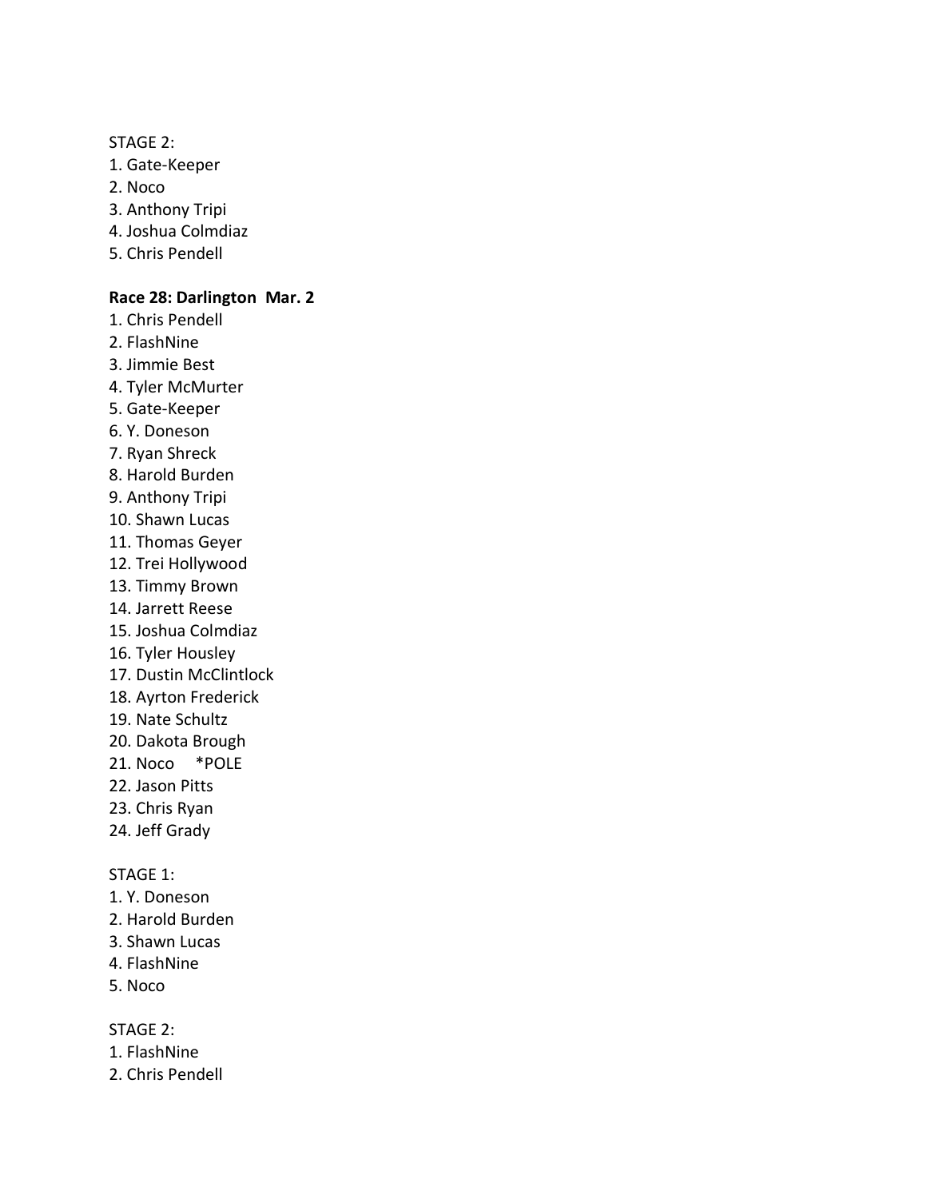STAGE 2:

1. Gate-Keeper
2. Noco
3. Anthony Tripi
4. Joshua Colmdiaz
5. Chris Pendell

**Race 28: Darlington Mar. 2**

1. Chris Pendell
2. FlashNine
3. Jimmie Best
4. Tyler McMurter
5. Gate-Keeper
6. Y. Doneson
7. Ryan Shreck
8. Harold Burden
9. Anthony Tripi
10. Shawn Lucas
11. Thomas Geyer
12. Trei Hollywood
13. Timmy Brown
14. Jarrett Reese
15. Joshua Colmdiaz
16. Tyler Housley
17. Dustin McClintlock
18. Ayrton Frederick
19. Nate Schultz
20. Dakota Brough
21. Noco *POLE
22. Jason Pitts
23. Chris Ryan
24. Jeff Grady

STAGE 1:

1. Y. Doneson
2. Harold Burden
3. Shawn Lucas
4. FlashNine
5. Noco

STAGE 2:

1. FlashNine
2. Chris Pendell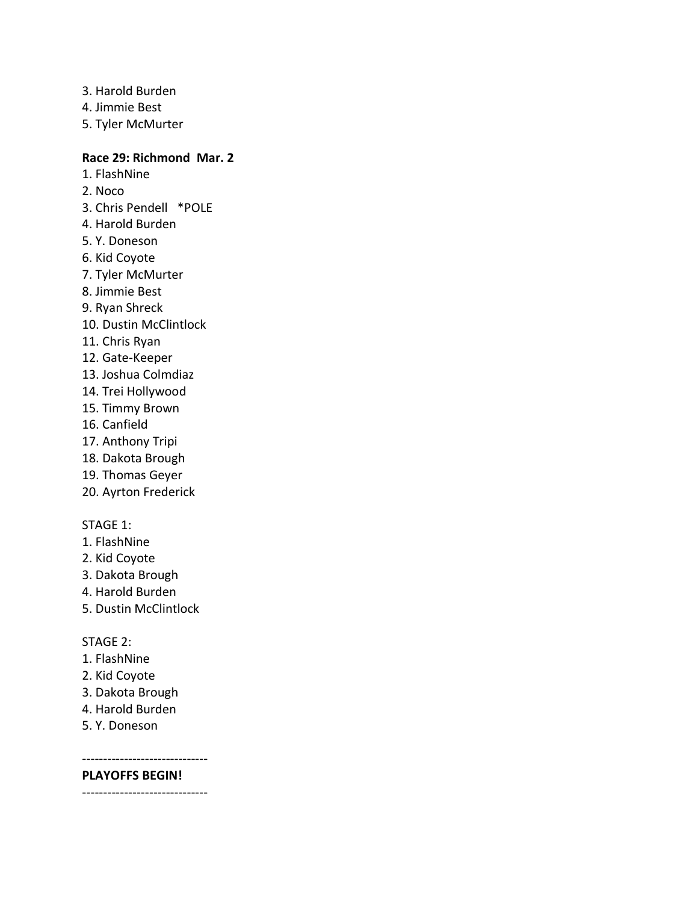3. Harold Burden
4. Jimmie Best
5. Tyler McMurter

**Race 29: Richmond  Mar. 2**

1. FlashNine
2. Noco
3. Chris Pendell   *POLE
4. Harold Burden
5. Y. Doneson
6. Kid Coyote
7. Tyler McMurter
8. Jimmie Best
9. Ryan Shreck
10. Dustin McClintlock
11. Chris Ryan
12. Gate-Keeper
13. Joshua Colmdiaz
14. Trei Hollywood
15. Timmy Brown
16. Canfield
17. Anthony Tripi
18. Dakota Brough
19. Thomas Geyer
20. Ayrton Frederick

STAGE 1:

1. FlashNine
2. Kid Coyote
3. Dakota Brough
4. Harold Burden
5. Dustin McClintlock

STAGE 2:

1. FlashNine
2. Kid Coyote
3. Dakota Brough
4. Harold Burden
5. Y. Doneson

------------------------------

**PLAYOFFS BEGIN!**

------------------------------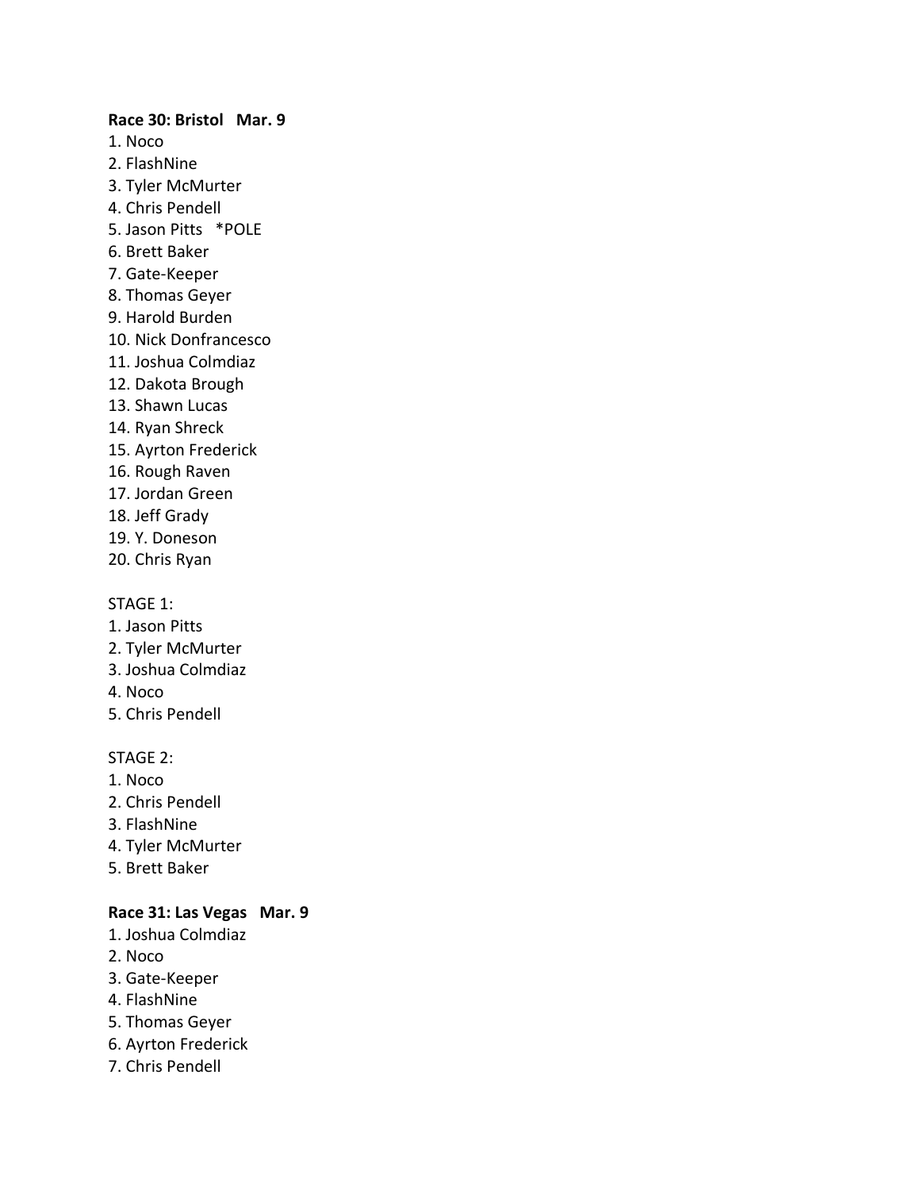**Race 30: Bristol Mar. 9**

1. Noco
2. FlashNine
3. Tyler McMurter
4. Chris Pendell
5. Jason Pitts *POLE
6. Brett Baker
7. Gate-Keeper
8. Thomas Geyer
9. Harold Burden
10. Nick Donfrancesco
11. Joshua Colmdiaz
12. Dakota Brough
13. Shawn Lucas
14. Ryan Shreck
15. Ayrton Frederick
16. Rough Raven
17. Jordan Green
18. Jeff Grady
19. Y. Doneson
20. Chris Ryan

STAGE 1:

1. Jason Pitts
2. Tyler McMurter
3. Joshua Colmdiaz
4. Noco
5. Chris Pendell

STAGE 2:

1. Noco
2. Chris Pendell
3. FlashNine
4. Tyler McMurter
5. Brett Baker

**Race 31: Las Vegas Mar. 9**

1. Joshua Colmdiaz
2. Noco
3. Gate-Keeper
4. FlashNine
5. Thomas Geyer
6. Ayrton Frederick
7. Chris Pendell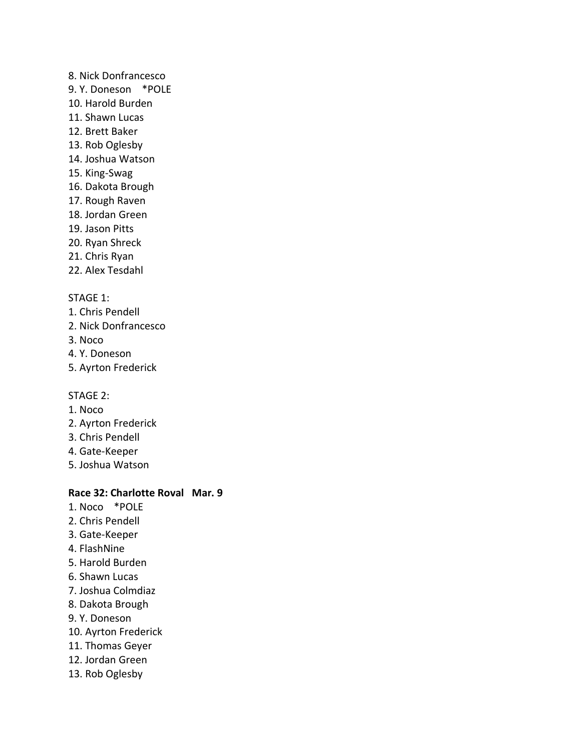8. Nick Donfrancesco
9. Y. Doneson *POLE
10. Harold Burden
11. Shawn Lucas
12. Brett Baker
13. Rob Oglesby
14. Joshua Watson
15. King-Swag
16. Dakota Brough
17. Rough Raven
18. Jordan Green
19. Jason Pitts
20. Ryan Shreck
21. Chris Ryan
22. Alex Tesdahl

STAGE 1:
1. Chris Pendell
2. Nick Donfrancesco
3. Noco
4. Y. Doneson
5. Ayrton Frederick

STAGE 2:
1. Noco
2. Ayrton Frederick
3. Chris Pendell
4. Gate-Keeper
5. Joshua Watson

**Race 32: Charlotte Roval Mar. 9**

1. Noco *POLE
2. Chris Pendell
3. Gate-Keeper
4. FlashNine
5. Harold Burden
6. Shawn Lucas
7. Joshua Colmdiaz
8. Dakota Brough
9. Y. Doneson
10. Ayrton Frederick
11. Thomas Geyer
12. Jordan Green
13. Rob Oglesby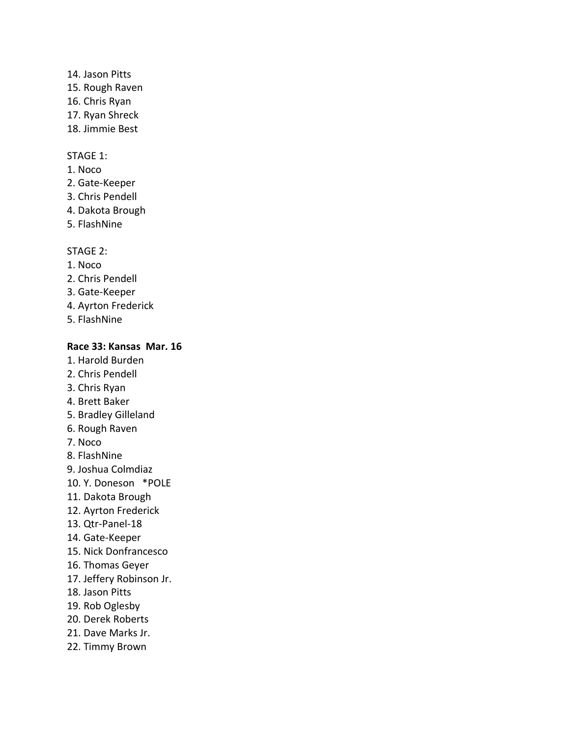14. Jason Pitts
15. Rough Raven
16. Chris Ryan
17. Ryan Shreck
18. Jimmie Best

STAGE 1:
1. Noco
2. Gate-Keeper
3. Chris Pendell
4. Dakota Brough
5. FlashNine

STAGE 2:
1. Noco
2. Chris Pendell
3. Gate-Keeper
4. Ayrton Frederick
5. FlashNine

**Race 33: Kansas Mar. 16**
1. Harold Burden
2. Chris Pendell
3. Chris Ryan
4. Brett Baker
5. Bradley Gilleland
6. Rough Raven
7. Noco
8. FlashNine
9. Joshua Colmdiaz
10. Y. Doneson *POLE
11. Dakota Brough
12. Ayrton Frederick
13. Qtr-Panel-18
14. Gate-Keeper
15. Nick Donfrancesco
16. Thomas Geyer
17. Jeffery Robinson Jr.
18. Jason Pitts
19. Rob Oglesby
20. Derek Roberts
21. Dave Marks Jr.
22. Timmy Brown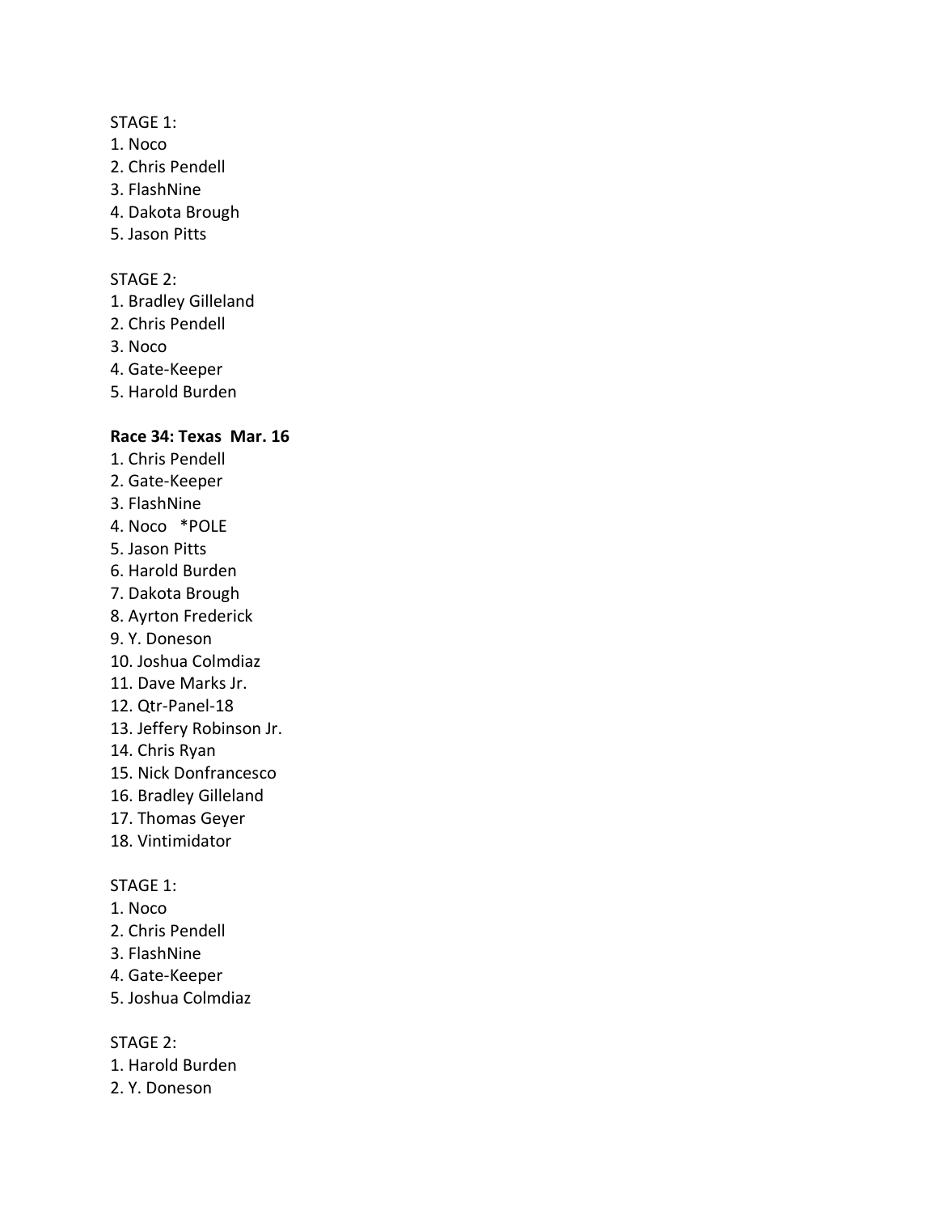STAGE 1:

1. Noco
2. Chris Pendell
3. FlashNine
4. Dakota Brough
5. Jason Pitts

STAGE 2:

1. Bradley Gilleland
2. Chris Pendell
3. Noco
4. Gate-Keeper
5. Harold Burden

**Race 34: Texas  Mar. 16**

1. Chris Pendell
2. Gate-Keeper
3. FlashNine
4. Noco   *POLE
5. Jason Pitts
6. Harold Burden
7. Dakota Brough
8. Ayrton Frederick
9. Y. Doneson
10. Joshua Colmdiaz
11. Dave Marks Jr.
12. Qtr-Panel-18
13. Jeffery Robinson Jr.
14. Chris Ryan
15. Nick Donfrancesco
16. Bradley Gilleland
17. Thomas Geyer
18. Vintimidator

STAGE 1:

1. Noco
2. Chris Pendell
3. FlashNine
4. Gate-Keeper
5. Joshua Colmdiaz

STAGE 2:

1. Harold Burden
2. Y. Doneson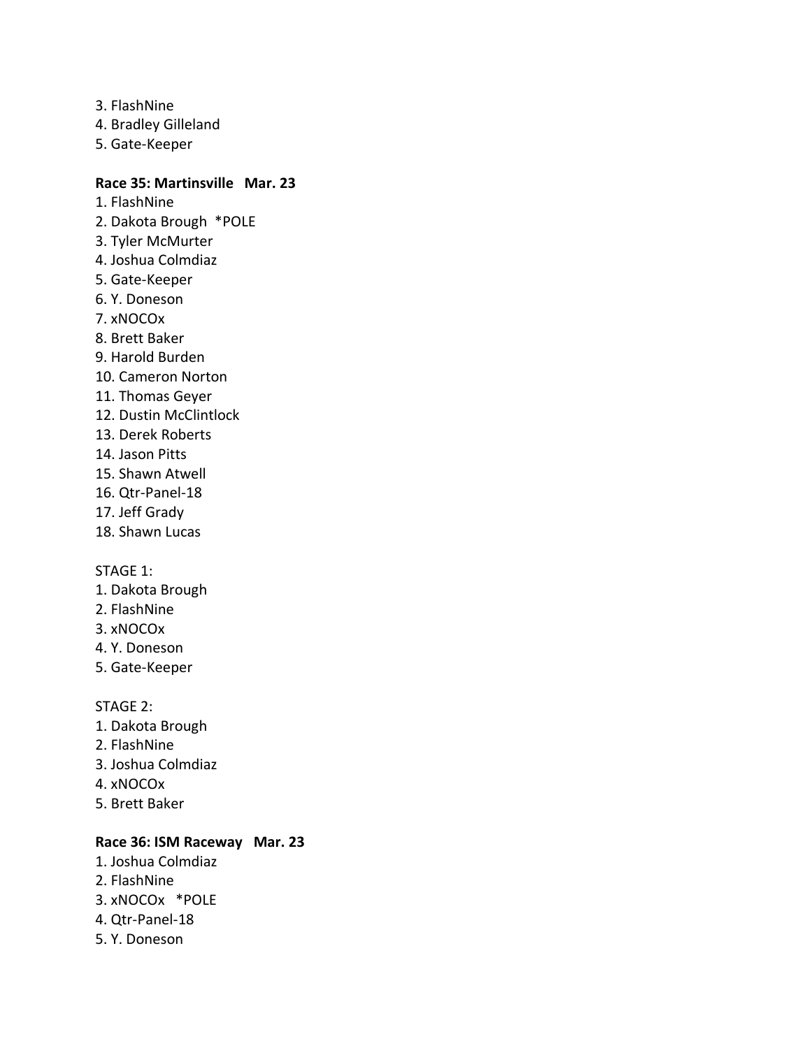3. FlashNine
4. Bradley Gilleland
5. Gate-Keeper

**Race 35: Martinsville Mar. 23**

1. FlashNine
2. Dakota Brough *POLE
3. Tyler McMurter
4. Joshua Colmdiaz
5. Gate-Keeper
6. Y. Doneson
7. xNOCOx
8. Brett Baker
9. Harold Burden
10. Cameron Norton
11. Thomas Geyer
12. Dustin McClintlock
13. Derek Roberts
14. Jason Pitts
15. Shawn Atwell
16. Qtr-Panel-18
17. Jeff Grady
18. Shawn Lucas

STAGE 1:

1. Dakota Brough
2. FlashNine
3. xNOCOx
4. Y. Doneson
5. Gate-Keeper

STAGE 2:

1. Dakota Brough
2. FlashNine
3. Joshua Colmdiaz
4. xNOCOx
5. Brett Baker

**Race 36: ISM Raceway Mar. 23**

1. Joshua Colmdiaz
2. FlashNine
3. xNOCOx *POLE
4. Qtr-Panel-18
5. Y. Doneson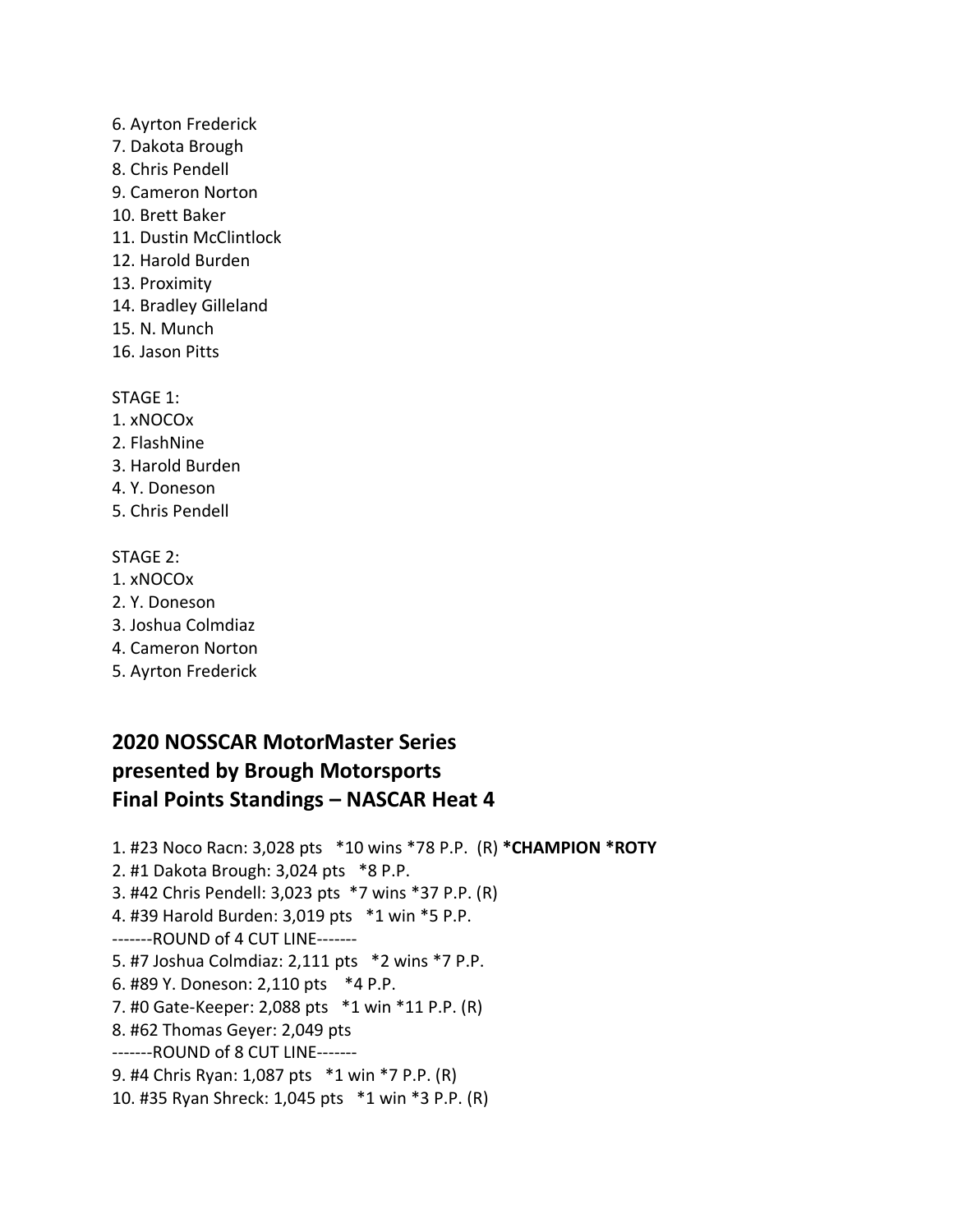6. Ayrton Frederick
7. Dakota Brough
8. Chris Pendell
9. Cameron Norton
10. Brett Baker
11. Dustin McClintlock
12. Harold Burden
13. Proximity
14. Bradley Gilleland
15. N. Munch
16. Jason Pitts

STAGE 1:
1. xNOCOx
2. FlashNine
3. Harold Burden
4. Y. Doneson
5. Chris Pendell

STAGE 2:
1. xNOCOx
2. Y. Doneson
3. Joshua Colmdiaz
4. Cameron Norton
5. Ayrton Frederick

## 2020 NOSSCAR MotorMaster Series presented by Brough Motorsports Final Points Standings – NASCAR Heat 4

1. #23 Noco Racn: 3,028 pts *10 wins *78 P.P. (R) **\*CHAMPION \*ROTY**
2. #1 Dakota Brough: 3,024 pts *8 P.P.
3. #42 Chris Pendell: 3,023 pts *7 wins *37 P.P. (R)
4. #39 Harold Burden: 3,019 pts *1 win *5 P.P.

-------ROUND of 4 CUT LINE-------

5. #7 Joshua Colmdiaz: 2,111 pts *2 wins *7 P.P.
6. #89 Y. Doneson: 2,110 pts *4 P.P.
7. #0 Gate-Keeper: 2,088 pts *1 win *11 P.P. (R)
8. #62 Thomas Geyer: 2,049 pts

-------ROUND of 8 CUT LINE-------

9. #4 Chris Ryan: 1,087 pts *1 win *7 P.P. (R)
10. #35 Ryan Shreck: 1,045 pts *1 win *3 P.P. (R)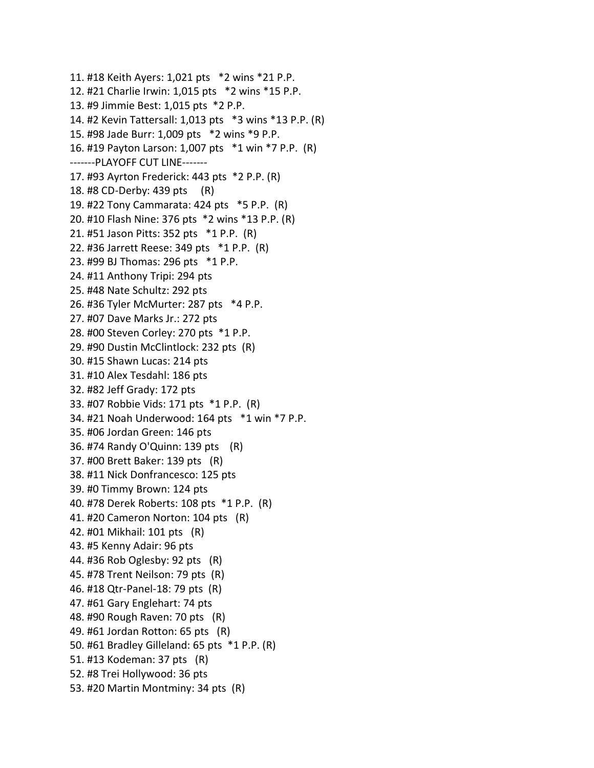11. #18 Keith Ayers: 1,021 pts *2 wins *21 P.P.
12. #21 Charlie Irwin: 1,015 pts *2 wins *15 P.P.
13. #9 Jimmie Best: 1,015 pts *2 P.P.
14. #2 Kevin Tattersall: 1,013 pts *3 wins *13 P.P. (R)
15. #98 Jade Burr: 1,009 pts *2 wins *9 P.P.
16. #19 Payton Larson: 1,007 pts *1 win *7 P.P. (R)

-------PLAYOFF CUT LINE-------

17. #93 Ayrton Frederick: 443 pts *2 P.P. (R)
18. #8 CD-Derby: 439 pts (R)
19. #22 Tony Cammarata: 424 pts *5 P.P. (R)
20. #10 Flash Nine: 376 pts *2 wins *13 P.P. (R)
21. #51 Jason Pitts: 352 pts *1 P.P. (R)
22. #36 Jarrett Reese: 349 pts *1 P.P. (R)
23. #99 BJ Thomas: 296 pts *1 P.P.
24. #11 Anthony Tripi: 294 pts
25. #48 Nate Schultz: 292 pts
26. #36 Tyler McMurter: 287 pts *4 P.P.
27. #07 Dave Marks Jr.: 272 pts
28. #00 Steven Corley: 270 pts *1 P.P.
29. #90 Dustin McClintlock: 232 pts (R)
30. #15 Shawn Lucas: 214 pts
31. #10 Alex Tesdahl: 186 pts
32. #82 Jeff Grady: 172 pts
33. #07 Robbie Vids: 171 pts *1 P.P. (R)
34. #21 Noah Underwood: 164 pts *1 win *7 P.P.
35. #06 Jordan Green: 146 pts
36. #74 Randy O'Quinn: 139 pts (R)
37. #00 Brett Baker: 139 pts (R)
38. #11 Nick Donfrancesco: 125 pts
39. #0 Timmy Brown: 124 pts
40. #78 Derek Roberts: 108 pts *1 P.P. (R)
41. #20 Cameron Norton: 104 pts (R)
42. #01 Mikhail: 101 pts (R)
43. #5 Kenny Adair: 96 pts
44. #36 Rob Oglesby: 92 pts (R)
45. #78 Trent Neilson: 79 pts (R)
46. #18 Qtr-Panel-18: 79 pts (R)
47. #61 Gary Englehart: 74 pts
48. #90 Rough Raven: 70 pts (R)
49. #61 Jordan Rotton: 65 pts (R)
50. #61 Bradley Gilleland: 65 pts *1 P.P. (R)
51. #13 Kodeman: 37 pts (R)
52. #8 Trei Hollywood: 36 pts
53. #20 Martin Montminy: 34 pts (R)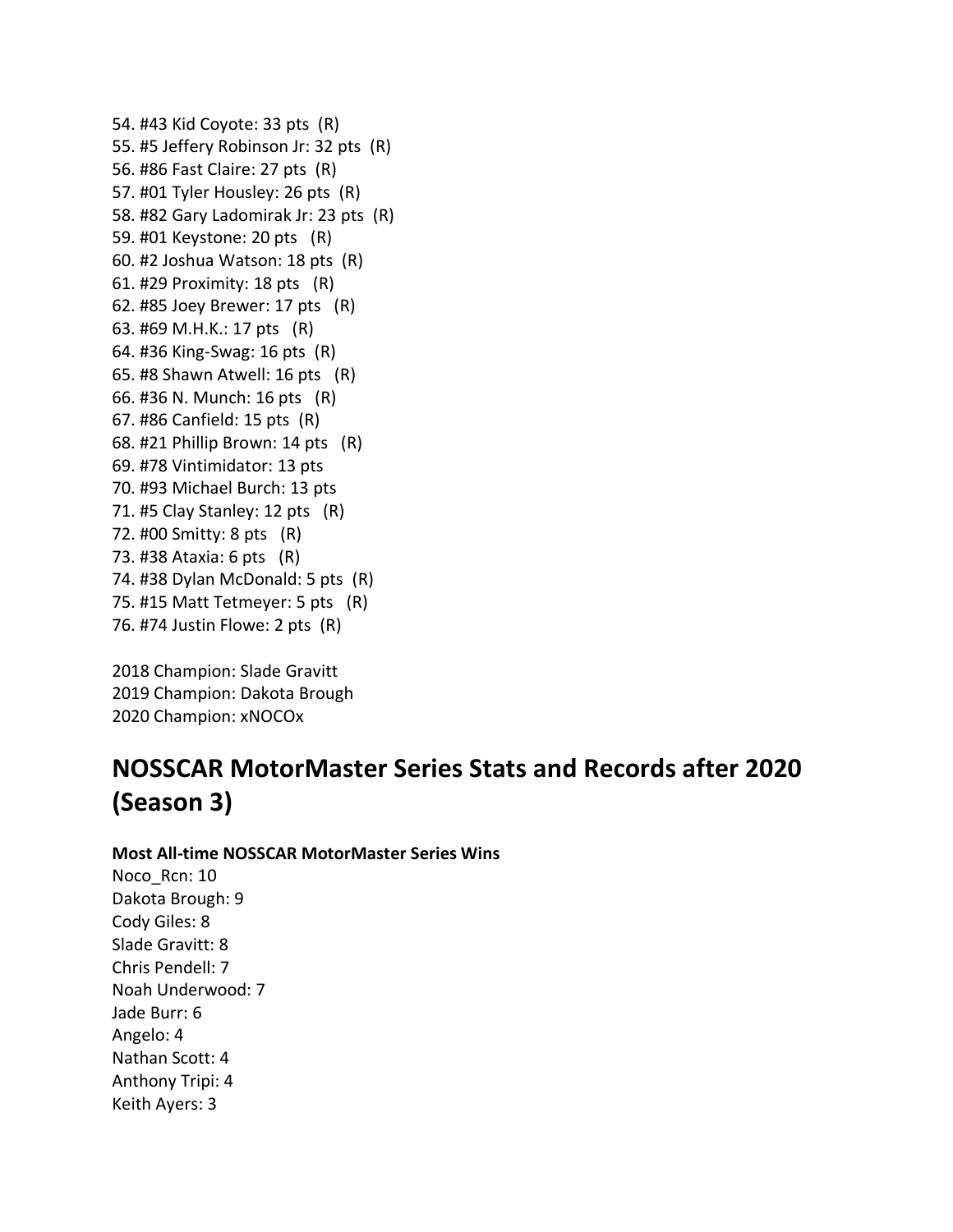54. #43 Kid Coyote: 33 pts (R)
55. #5 Jeffery Robinson Jr: 32 pts (R)
56. #86 Fast Claire: 27 pts (R)
57. #01 Tyler Housley: 26 pts (R)
58. #82 Gary Ladomirak Jr: 23 pts (R)
59. #01 Keystone: 20 pts (R)
60. #2 Joshua Watson: 18 pts (R)
61. #29 Proximity: 18 pts (R)
62. #85 Joey Brewer: 17 pts (R)
63. #69 M.H.K.: 17 pts (R)
64. #36 King-Swag: 16 pts (R)
65. #8 Shawn Atwell: 16 pts (R)
66. #36 N. Munch: 16 pts (R)
67. #86 Canfield: 15 pts (R)
68. #21 Phillip Brown: 14 pts (R)
69. #78 Vintimidator: 13 pts
70. #93 Michael Burch: 13 pts
71. #5 Clay Stanley: 12 pts (R)
72. #00 Smitty: 8 pts (R)
73. #38 Ataxia: 6 pts (R)
74. #38 Dylan McDonald: 5 pts (R)
75. #15 Matt Tetmeyer: 5 pts (R)
76. #74 Justin Flowe: 2 pts (R)

2018 Champion: Slade Gravitt
2019 Champion: Dakota Brough
2020 Champion: xNOCOx

# NOSSCAR MotorMaster Series Stats and Records after 2020 (Season 3)

**Most All-time NOSSCAR MotorMaster Series Wins**

Noco_Rcn: 10
Dakota Brough: 9
Cody Giles: 8
Slade Gravitt: 8
Chris Pendell: 7
Noah Underwood: 7
Jade Burr: 6
Angelo: 4
Nathan Scott: 4
Anthony Tripi: 4
Keith Ayers: 3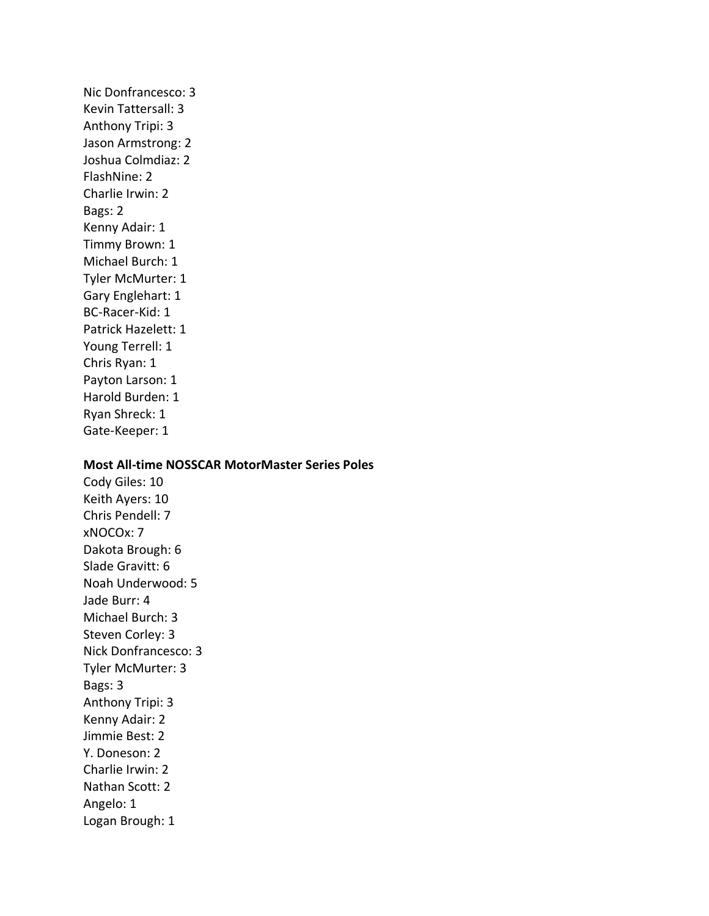Nic Donfrancesco: 3
Kevin Tattersall: 3
Anthony Tripi: 3
Jason Armstrong: 2
Joshua Colmdiaz: 2
FlashNine: 2
Charlie Irwin: 2
Bags: 2
Kenny Adair: 1
Timmy Brown: 1
Michael Burch: 1
Tyler McMurter: 1
Gary Englehart: 1
BC-Racer-Kid: 1
Patrick Hazelett: 1
Young Terrell: 1
Chris Ryan: 1
Payton Larson: 1
Harold Burden: 1
Ryan Shreck: 1
Gate-Keeper: 1

**Most All-time NOSSCAR MotorMaster Series Poles**
Cody Giles: 10
Keith Ayers: 10
Chris Pendell: 7
xNOCOx: 7
Dakota Brough: 6
Slade Gravitt: 6
Noah Underwood: 5
Jade Burr: 4
Michael Burch: 3
Steven Corley: 3
Nick Donfrancesco: 3
Tyler McMurter: 3
Bags: 3
Anthony Tripi: 3
Kenny Adair: 2
Jimmie Best: 2
Y. Doneson: 2
Charlie Irwin: 2
Nathan Scott: 2
Angelo: 1
Logan Brough: 1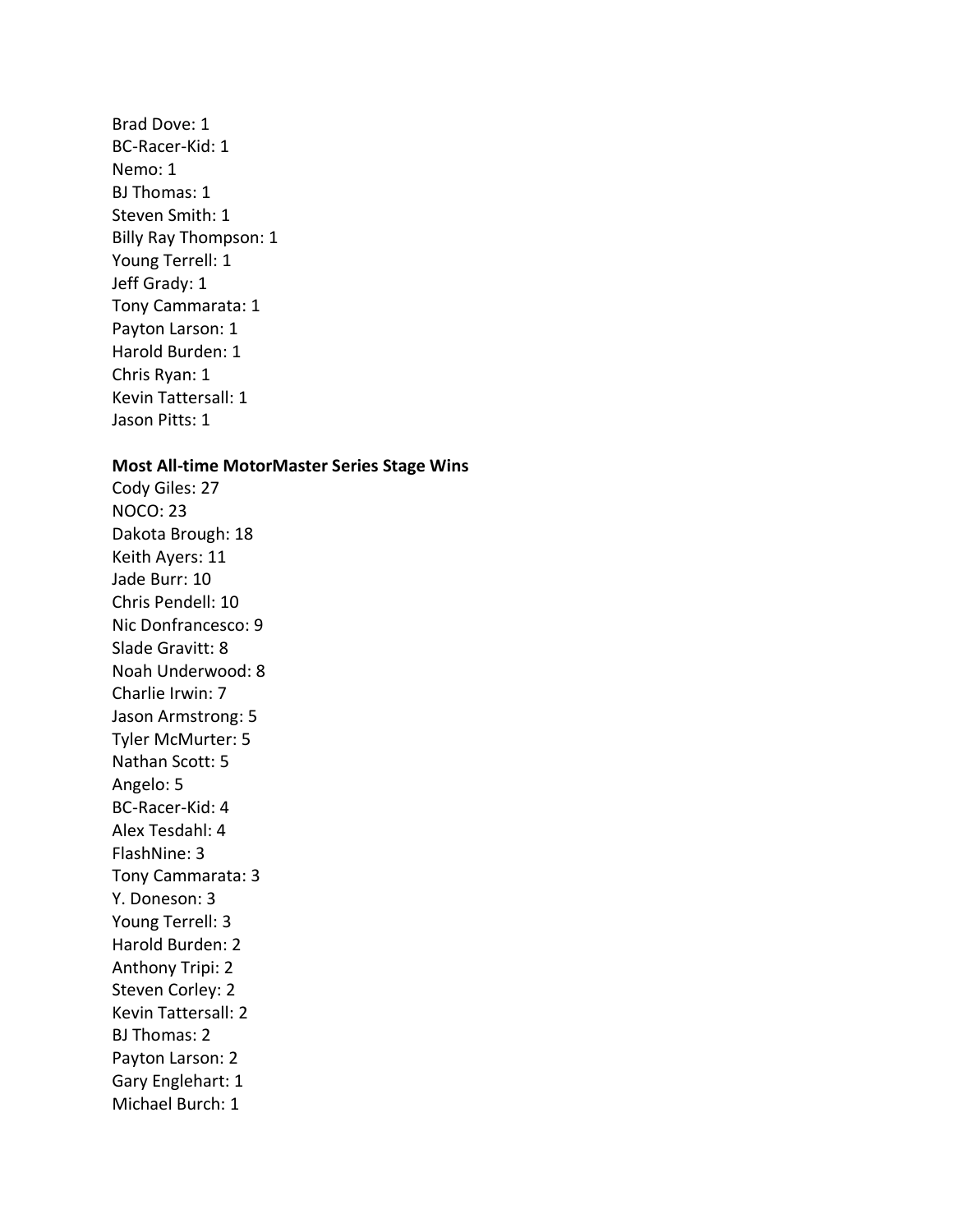Brad Dove: 1
BC-Racer-Kid: 1
Nemo: 1
BJ Thomas: 1
Steven Smith: 1
Billy Ray Thompson: 1
Young Terrell: 1
Jeff Grady: 1
Tony Cammarata: 1
Payton Larson: 1
Harold Burden: 1
Chris Ryan: 1
Kevin Tattersall: 1
Jason Pitts: 1

**Most All-time MotorMaster Series Stage Wins**

Cody Giles: 27
NOCO: 23
Dakota Brough: 18
Keith Ayers: 11
Jade Burr: 10
Chris Pendell: 10
Nic Donfrancesco: 9
Slade Gravitt: 8
Noah Underwood: 8
Charlie Irwin: 7
Jason Armstrong: 5
Tyler McMurter: 5
Nathan Scott: 5
Angelo: 5
BC-Racer-Kid: 4
Alex Tesdahl: 4
FlashNine: 3
Tony Cammarata: 3
Y. Doneson: 3
Young Terrell: 3
Harold Burden: 2
Anthony Tripi: 2
Steven Corley: 2
Kevin Tattersall: 2
BJ Thomas: 2
Payton Larson: 2
Gary Englehart: 1
Michael Burch: 1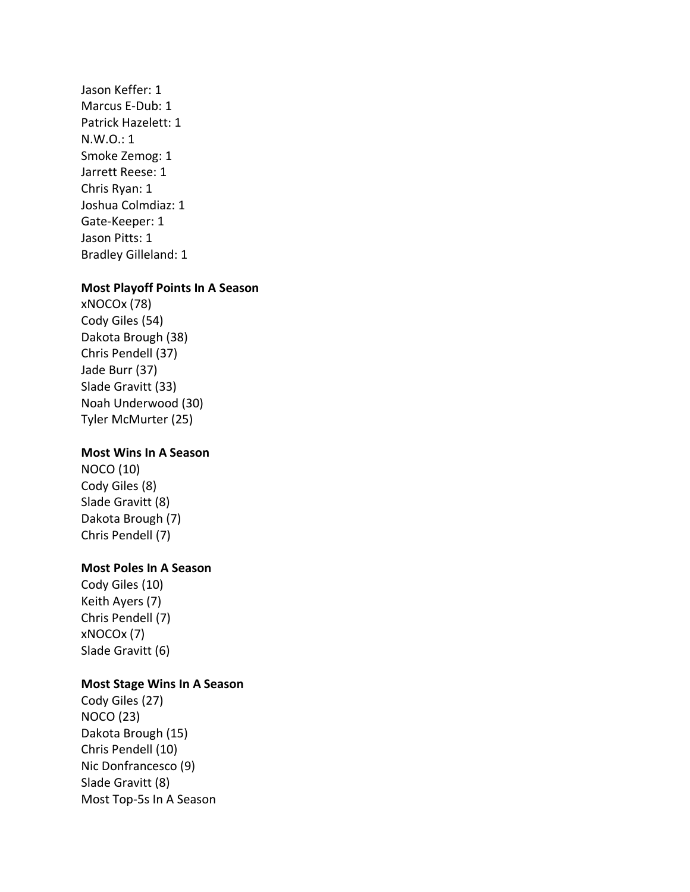Jason Keffer: 1
Marcus E-Dub: 1
Patrick Hazelett: 1
N.W.O.: 1
Smoke Zemog: 1
Jarrett Reese: 1
Chris Ryan: 1
Joshua Colmdiaz: 1
Gate-Keeper: 1
Jason Pitts: 1
Bradley Gilleland: 1

**Most Playoff Points In A Season**
xNOCOx (78)
Cody Giles (54)
Dakota Brough (38)
Chris Pendell (37)
Jade Burr (37)
Slade Gravitt (33)
Noah Underwood (30)
Tyler McMurter (25)

**Most Wins In A Season**
NOCO (10)
Cody Giles (8)
Slade Gravitt (8)
Dakota Brough (7)
Chris Pendell (7)

**Most Poles In A Season**
Cody Giles (10)
Keith Ayers (7)
Chris Pendell (7)
xNOCOx (7)
Slade Gravitt (6)

**Most Stage Wins In A Season**
Cody Giles (27)
NOCO (23)
Dakota Brough (15)
Chris Pendell (10)
Nic Donfrancesco (9)
Slade Gravitt (8)
Most Top-5s In A Season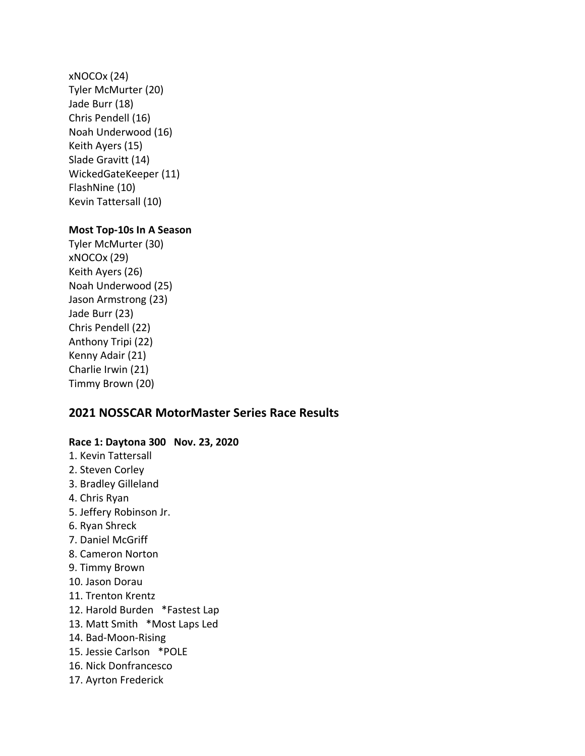xNOCOx (24)
Tyler McMurter (20)
Jade Burr (18)
Chris Pendell (16)
Noah Underwood (16)
Keith Ayers (15)
Slade Gravitt (14)
WickedGateKeeper (11)
FlashNine (10)
Kevin Tattersall (10)

**Most Top-10s In A Season**
Tyler McMurter (30)
xNOCOx (29)
Keith Ayers (26)
Noah Underwood (25)
Jason Armstrong (23)
Jade Burr (23)
Chris Pendell (22)
Anthony Tripi (22)
Kenny Adair (21)
Charlie Irwin (21)
Timmy Brown (20)

## 2021 NOSSCAR MotorMaster Series Race Results

**Race 1: Daytona 300 Nov. 23, 2020**

1. Kevin Tattersall
2. Steven Corley
3. Bradley Gilleland
4. Chris Ryan
5. Jeffery Robinson Jr.
6. Ryan Shreck
7. Daniel McGriff
8. Cameron Norton
9. Timmy Brown
10. Jason Dorau
11. Trenton Krentz
12. Harold Burden *Fastest Lap
13. Matt Smith *Most Laps Led
14. Bad-Moon-Rising
15. Jessie Carlson *POLE
16. Nick Donfrancesco
17. Ayrton Frederick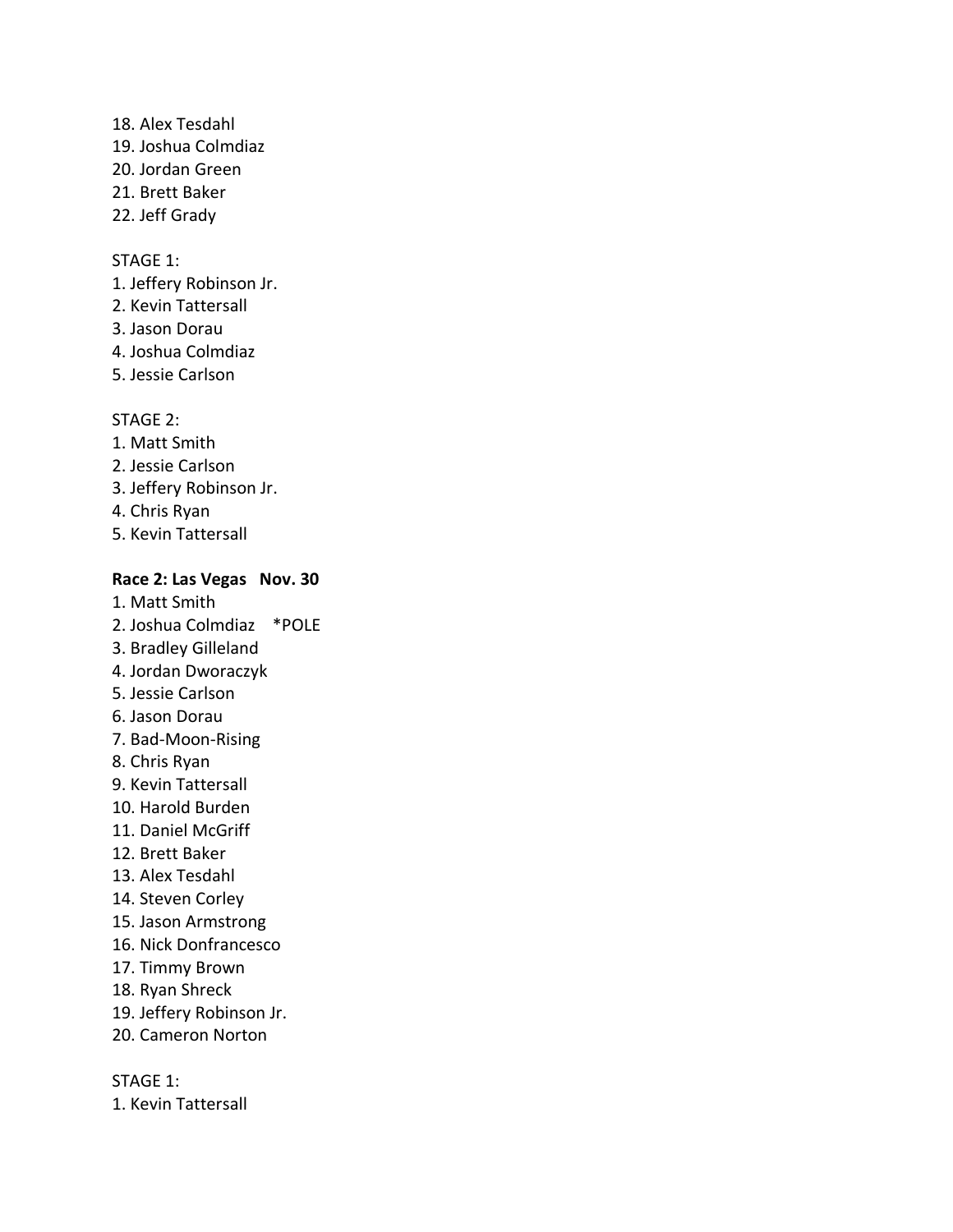18. Alex Tesdahl
19. Joshua Colmdiaz
20. Jordan Green
21. Brett Baker
22. Jeff Grady

STAGE 1:
1. Jeffery Robinson Jr.
2. Kevin Tattersall
3. Jason Dorau
4. Joshua Colmdiaz
5. Jessie Carlson

STAGE 2:
1. Matt Smith
2. Jessie Carlson
3. Jeffery Robinson Jr.
4. Chris Ryan
5. Kevin Tattersall

**Race 2: Las Vegas   Nov. 30**

1. Matt Smith
2. Joshua Colmdiaz    *POLE
3. Bradley Gilleland
4. Jordan Dworaczyk
5. Jessie Carlson
6. Jason Dorau
7. Bad-Moon-Rising
8. Chris Ryan
9. Kevin Tattersall
10. Harold Burden
11. Daniel McGriff
12. Brett Baker
13. Alex Tesdahl
14. Steven Corley
15. Jason Armstrong
16. Nick Donfrancesco
17. Timmy Brown
18. Ryan Shreck
19. Jeffery Robinson Jr.
20. Cameron Norton

STAGE 1:
1. Kevin Tattersall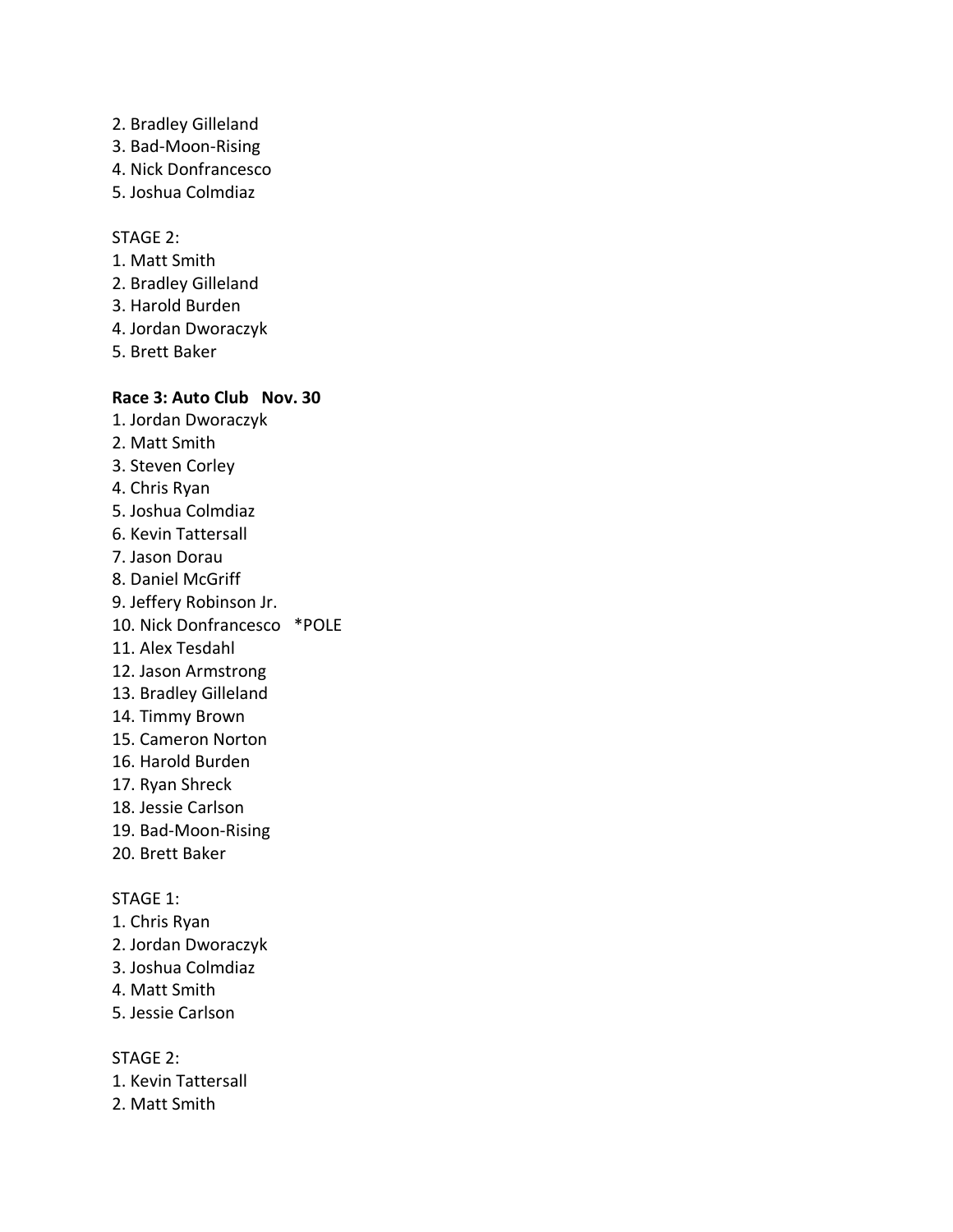2. Bradley Gilleland
3. Bad-Moon-Rising
4. Nick Donfrancesco
5. Joshua Colmdiaz

STAGE 2:
1. Matt Smith
2. Bradley Gilleland
3. Harold Burden
4. Jordan Dworaczyk
5. Brett Baker

**Race 3: Auto Club   Nov. 30**

1. Jordan Dworaczyk
2. Matt Smith
3. Steven Corley
4. Chris Ryan
5. Joshua Colmdiaz
6. Kevin Tattersall
7. Jason Dorau
8. Daniel McGriff
9. Jeffery Robinson Jr.
10. Nick Donfrancesco   *POLE
11. Alex Tesdahl
12. Jason Armstrong
13. Bradley Gilleland
14. Timmy Brown
15. Cameron Norton
16. Harold Burden
17. Ryan Shreck
18. Jessie Carlson
19. Bad-Moon-Rising
20. Brett Baker

STAGE 1:
1. Chris Ryan
2. Jordan Dworaczyk
3. Joshua Colmdiaz
4. Matt Smith
5. Jessie Carlson

STAGE 2:
1. Kevin Tattersall
2. Matt Smith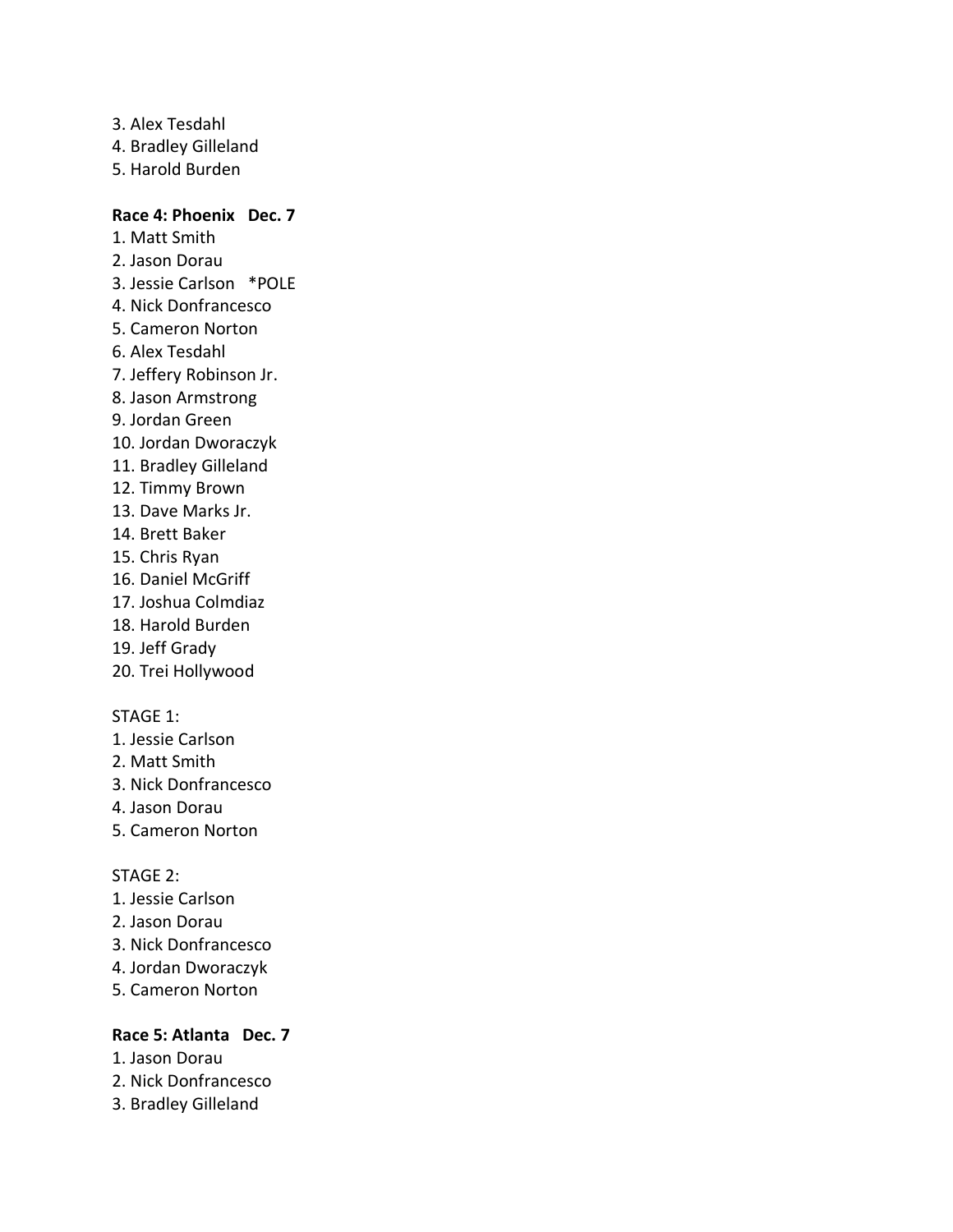3. Alex Tesdahl
4. Bradley Gilleland
5. Harold Burden

**Race 4: Phoenix Dec. 7**

1. Matt Smith
2. Jason Dorau
3. Jessie Carlson *POLE
4. Nick Donfrancesco
5. Cameron Norton
6. Alex Tesdahl
7. Jeffery Robinson Jr.
8. Jason Armstrong
9. Jordan Green
10. Jordan Dworaczyk
11. Bradley Gilleland
12. Timmy Brown
13. Dave Marks Jr.
14. Brett Baker
15. Chris Ryan
16. Daniel McGriff
17. Joshua Colmdiaz
18. Harold Burden
19. Jeff Grady
20. Trei Hollywood

STAGE 1:

1. Jessie Carlson
2. Matt Smith
3. Nick Donfrancesco
4. Jason Dorau
5. Cameron Norton

STAGE 2:

1. Jessie Carlson
2. Jason Dorau
3. Nick Donfrancesco
4. Jordan Dworaczyk
5. Cameron Norton

**Race 5: Atlanta Dec. 7**

1. Jason Dorau
2. Nick Donfrancesco
3. Bradley Gilleland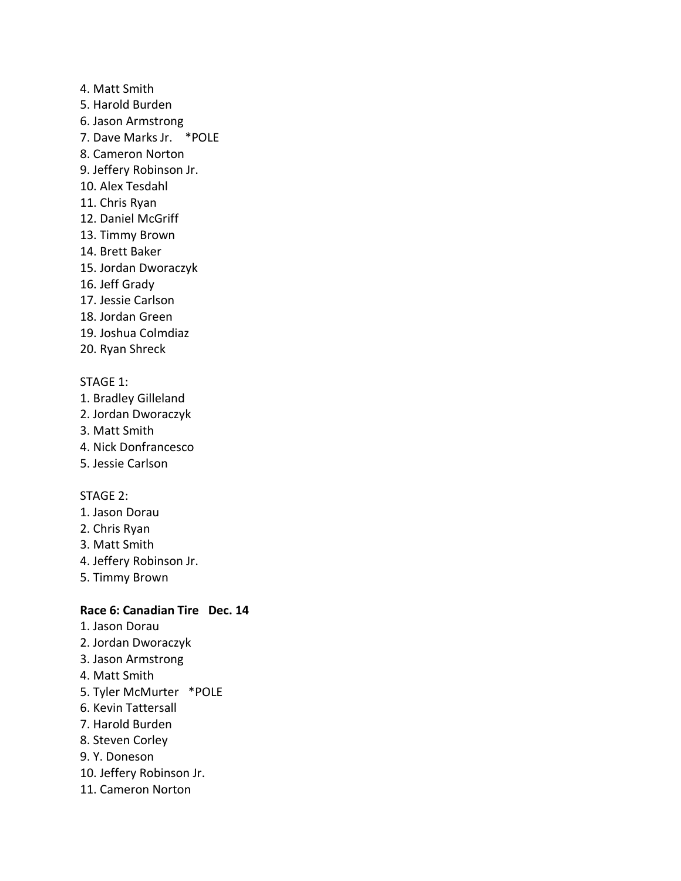4. Matt Smith
5. Harold Burden
6. Jason Armstrong
7. Dave Marks Jr.    *POLE
8. Cameron Norton
9. Jeffery Robinson Jr.
10. Alex Tesdahl
11. Chris Ryan
12. Daniel McGriff
13. Timmy Brown
14. Brett Baker
15. Jordan Dworaczyk
16. Jeff Grady
17. Jessie Carlson
18. Jordan Green
19. Joshua Colmdiaz
20. Ryan Shreck

STAGE 1:
1. Bradley Gilleland
2. Jordan Dworaczyk
3. Matt Smith
4. Nick Donfrancesco
5. Jessie Carlson

STAGE 2:
1. Jason Dorau
2. Chris Ryan
3. Matt Smith
4. Jeffery Robinson Jr.
5. Timmy Brown

**Race 6: Canadian Tire   Dec. 14**
1. Jason Dorau
2. Jordan Dworaczyk
3. Jason Armstrong
4. Matt Smith
5. Tyler McMurter   *POLE
6. Kevin Tattersall
7. Harold Burden
8. Steven Corley
9. Y. Doneson
10. Jeffery Robinson Jr.
11. Cameron Norton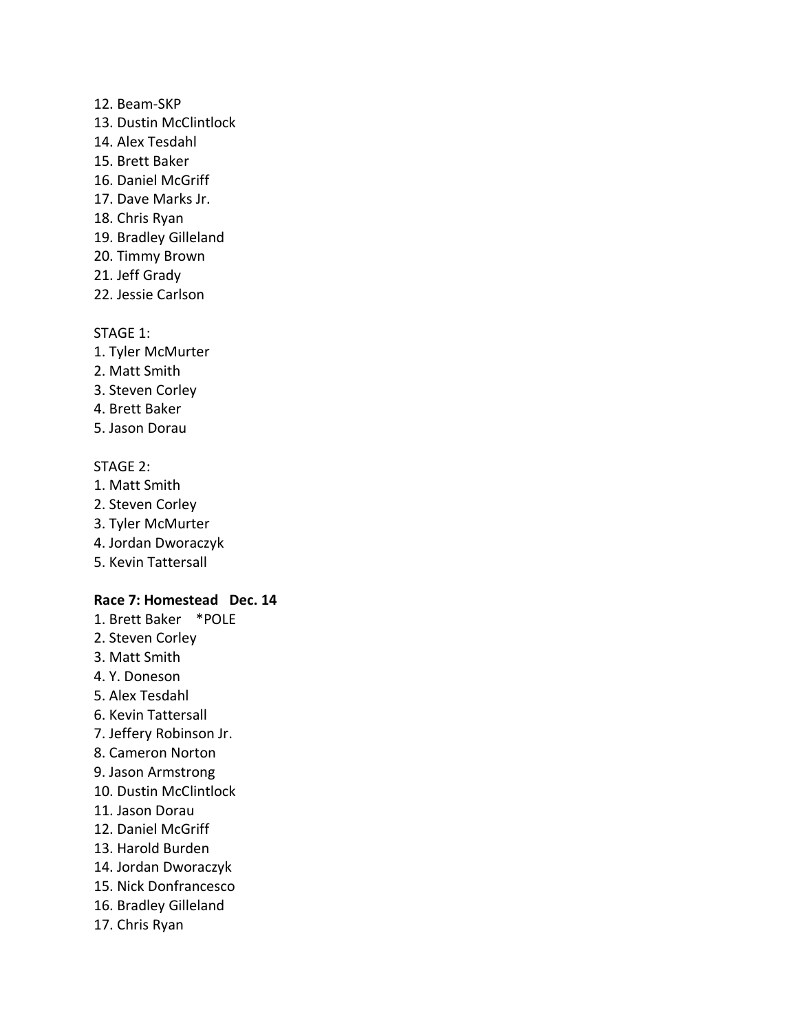12. Beam-SKP
13. Dustin McClintlock
14. Alex Tesdahl
15. Brett Baker
16. Daniel McGriff
17. Dave Marks Jr.
18. Chris Ryan
19. Bradley Gilleland
20. Timmy Brown
21. Jeff Grady
22. Jessie Carlson

STAGE 1:
1. Tyler McMurter
2. Matt Smith
3. Steven Corley
4. Brett Baker
5. Jason Dorau

STAGE 2:
1. Matt Smith
2. Steven Corley
3. Tyler McMurter
4. Jordan Dworaczyk
5. Kevin Tattersall

**Race 7: Homestead   Dec. 14**
1. Brett Baker    *POLE
2. Steven Corley
3. Matt Smith
4. Y. Doneson
5. Alex Tesdahl
6. Kevin Tattersall
7. Jeffery Robinson Jr.
8. Cameron Norton
9. Jason Armstrong
10. Dustin McClintlock
11. Jason Dorau
12. Daniel McGriff
13. Harold Burden
14. Jordan Dworaczyk
15. Nick Donfrancesco
16. Bradley Gilleland
17. Chris Ryan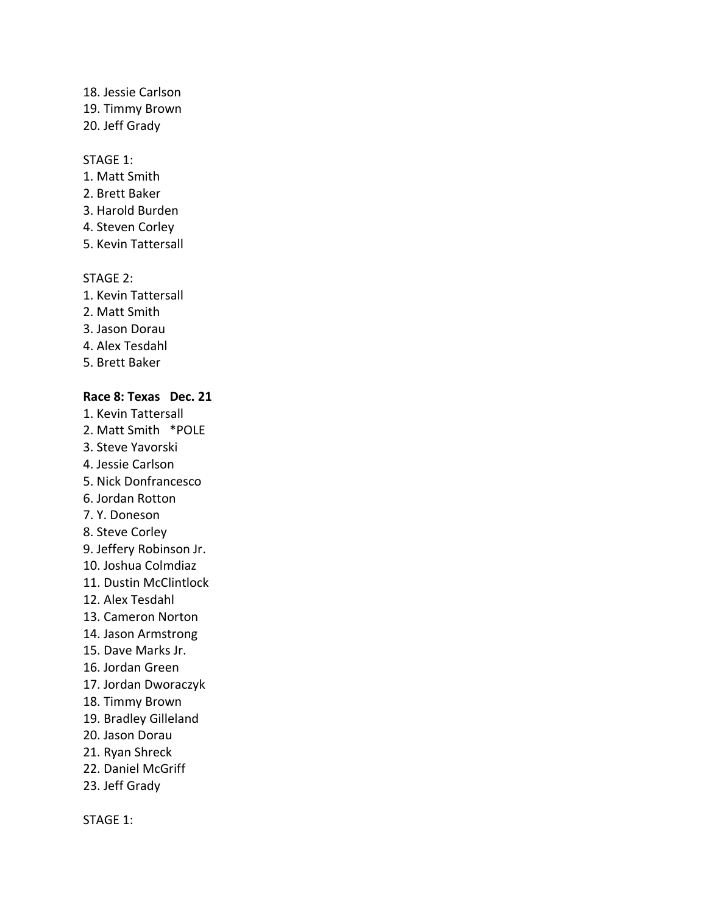18. Jessie Carlson
19. Timmy Brown
20. Jeff Grady

STAGE 1:
1. Matt Smith
2. Brett Baker
3. Harold Burden
4. Steven Corley
5. Kevin Tattersall

STAGE 2:
1. Kevin Tattersall
2. Matt Smith
3. Jason Dorau
4. Alex Tesdahl
5. Brett Baker

**Race 8: Texas   Dec. 21**

1. Kevin Tattersall
2. Matt Smith   *POLE
3. Steve Yavorski
4. Jessie Carlson
5. Nick Donfrancesco
6. Jordan Rotton
7. Y. Doneson
8. Steve Corley
9. Jeffery Robinson Jr.
10. Joshua Colmdiaz
11. Dustin McClintlock
12. Alex Tesdahl
13. Cameron Norton
14. Jason Armstrong
15. Dave Marks Jr.
16. Jordan Green
17. Jordan Dworaczyk
18. Timmy Brown
19. Bradley Gilleland
20. Jason Dorau
21. Ryan Shreck
22. Daniel McGriff
23. Jeff Grady

STAGE 1: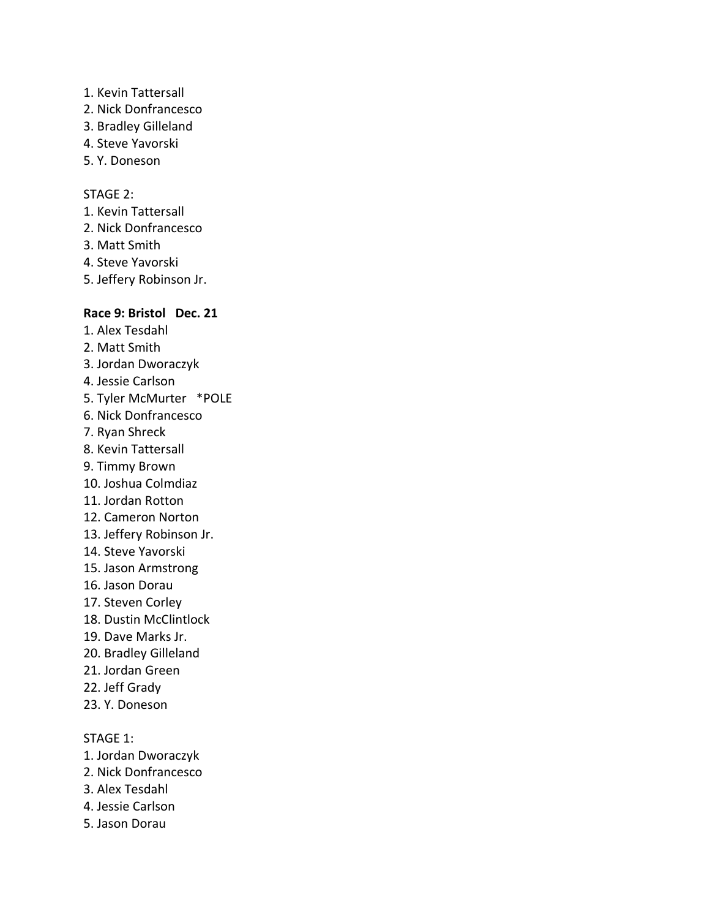1. Kevin Tattersall
2. Nick Donfrancesco
3. Bradley Gilleland
4. Steve Yavorski
5. Y. Doneson

STAGE 2:
1. Kevin Tattersall
2. Nick Donfrancesco
3. Matt Smith
4. Steve Yavorski
5. Jeffery Robinson Jr.

**Race 9: Bristol   Dec. 21**
1. Alex Tesdahl
2. Matt Smith
3. Jordan Dworaczyk
4. Jessie Carlson
5. Tyler McMurter   *POLE
6. Nick Donfrancesco
7. Ryan Shreck
8. Kevin Tattersall
9. Timmy Brown
10. Joshua Colmdiaz
11. Jordan Rotton
12. Cameron Norton
13. Jeffery Robinson Jr.
14. Steve Yavorski
15. Jason Armstrong
16. Jason Dorau
17. Steven Corley
18. Dustin McClintlock
19. Dave Marks Jr.
20. Bradley Gilleland
21. Jordan Green
22. Jeff Grady
23. Y. Doneson

STAGE 1:
1. Jordan Dworaczyk
2. Nick Donfrancesco
3. Alex Tesdahl
4. Jessie Carlson
5. Jason Dorau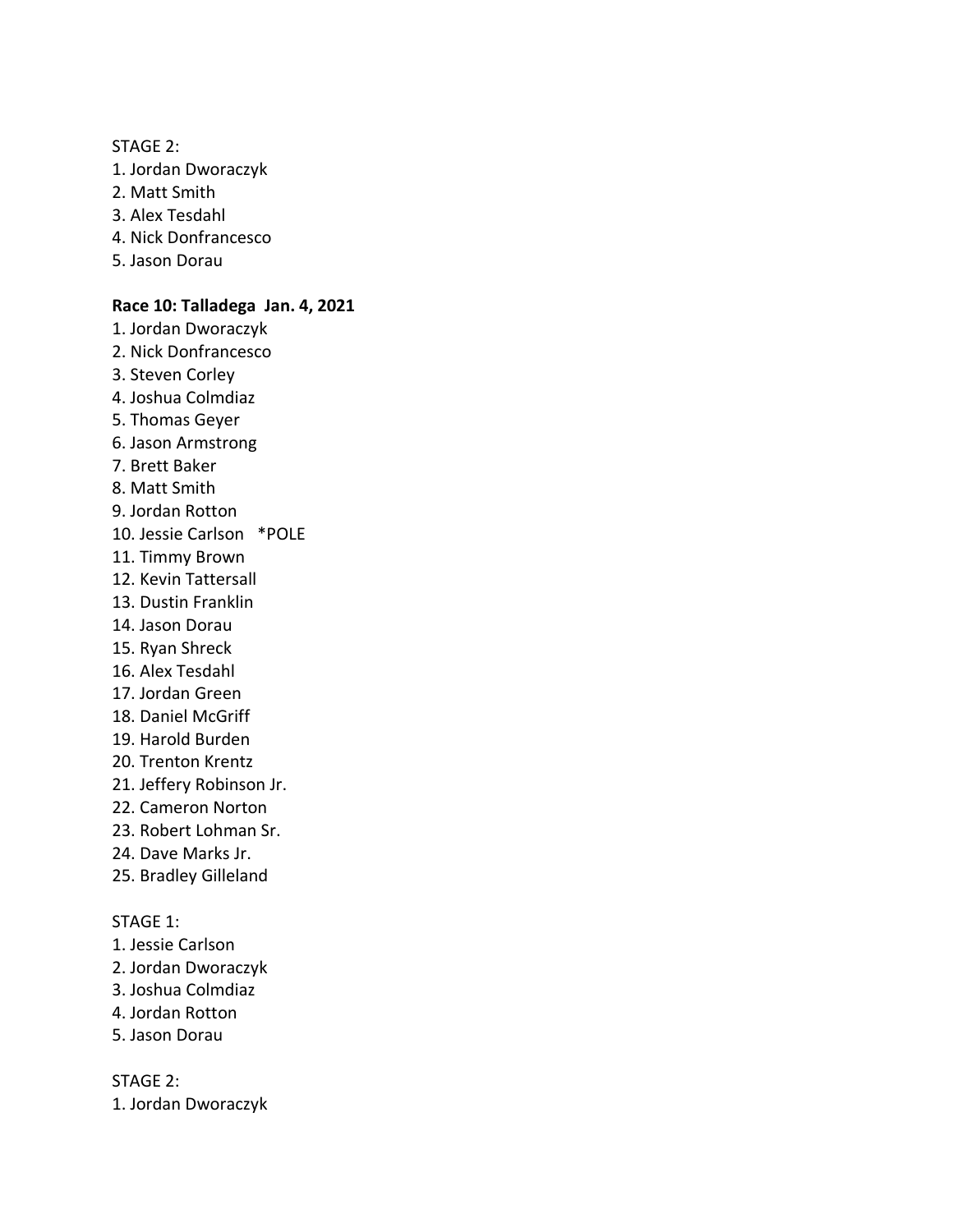STAGE 2:
1. Jordan Dworaczyk
2. Matt Smith
3. Alex Tesdahl
4. Nick Donfrancesco
5. Jason Dorau

**Race 10: Talladega Jan. 4, 2021**
1. Jordan Dworaczyk
2. Nick Donfrancesco
3. Steven Corley
4. Joshua Colmdiaz
5. Thomas Geyer
6. Jason Armstrong
7. Brett Baker
8. Matt Smith
9. Jordan Rotton
10. Jessie Carlson *POLE
11. Timmy Brown
12. Kevin Tattersall
13. Dustin Franklin
14. Jason Dorau
15. Ryan Shreck
16. Alex Tesdahl
17. Jordan Green
18. Daniel McGriff
19. Harold Burden
20. Trenton Krentz
21. Jeffery Robinson Jr.
22. Cameron Norton
23. Robert Lohman Sr.
24. Dave Marks Jr.
25. Bradley Gilleland

STAGE 1:
1. Jessie Carlson
2. Jordan Dworaczyk
3. Joshua Colmdiaz
4. Jordan Rotton
5. Jason Dorau

STAGE 2:
1. Jordan Dworaczyk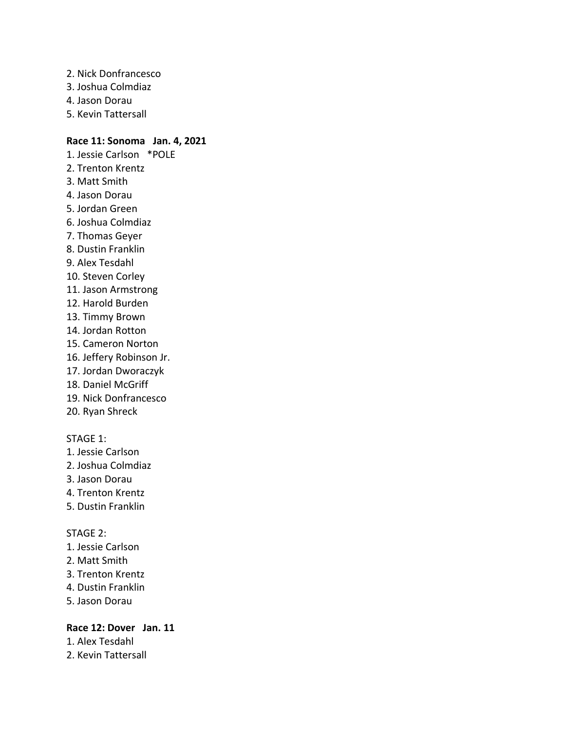2. Nick Donfrancesco
3. Joshua Colmdiaz
4. Jason Dorau
5. Kevin Tattersall

**Race 11: Sonoma   Jan. 4, 2021**

1. Jessie Carlson   *POLE
2. Trenton Krentz
3. Matt Smith
4. Jason Dorau
5. Jordan Green
6. Joshua Colmdiaz
7. Thomas Geyer
8. Dustin Franklin
9. Alex Tesdahl
10. Steven Corley
11. Jason Armstrong
12. Harold Burden
13. Timmy Brown
14. Jordan Rotton
15. Cameron Norton
16. Jeffery Robinson Jr.
17. Jordan Dworaczyk
18. Daniel McGriff
19. Nick Donfrancesco
20. Ryan Shreck

STAGE 1:

1. Jessie Carlson
2. Joshua Colmdiaz
3. Jason Dorau
4. Trenton Krentz
5. Dustin Franklin

STAGE 2:

1. Jessie Carlson
2. Matt Smith
3. Trenton Krentz
4. Dustin Franklin
5. Jason Dorau

**Race 12: Dover   Jan. 11**

1. Alex Tesdahl
2. Kevin Tattersall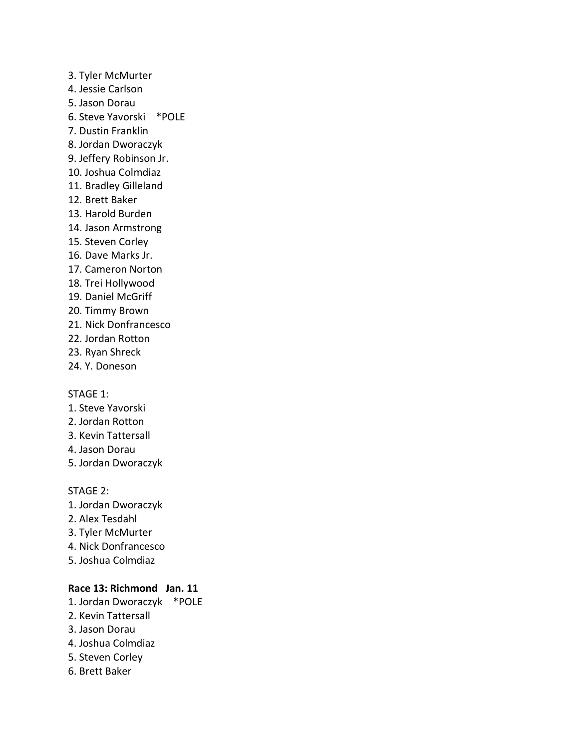3. Tyler McMurter
4. Jessie Carlson
5. Jason Dorau
6. Steve Yavorski *POLE
7. Dustin Franklin
8. Jordan Dworaczyk
9. Jeffery Robinson Jr.
10. Joshua Colmdiaz
11. Bradley Gilleland
12. Brett Baker
13. Harold Burden
14. Jason Armstrong
15. Steven Corley
16. Dave Marks Jr.
17. Cameron Norton
18. Trei Hollywood
19. Daniel McGriff
20. Timmy Brown
21. Nick Donfrancesco
22. Jordan Rotton
23. Ryan Shreck
24. Y. Doneson

STAGE 1:
1. Steve Yavorski
2. Jordan Rotton
3. Kevin Tattersall
4. Jason Dorau
5. Jordan Dworaczyk

STAGE 2:
1. Jordan Dworaczyk
2. Alex Tesdahl
3. Tyler McMurter
4. Nick Donfrancesco
5. Joshua Colmdiaz

**Race 13: Richmond Jan. 11**
1. Jordan Dworaczyk *POLE
2. Kevin Tattersall
3. Jason Dorau
4. Joshua Colmdiaz
5. Steven Corley
6. Brett Baker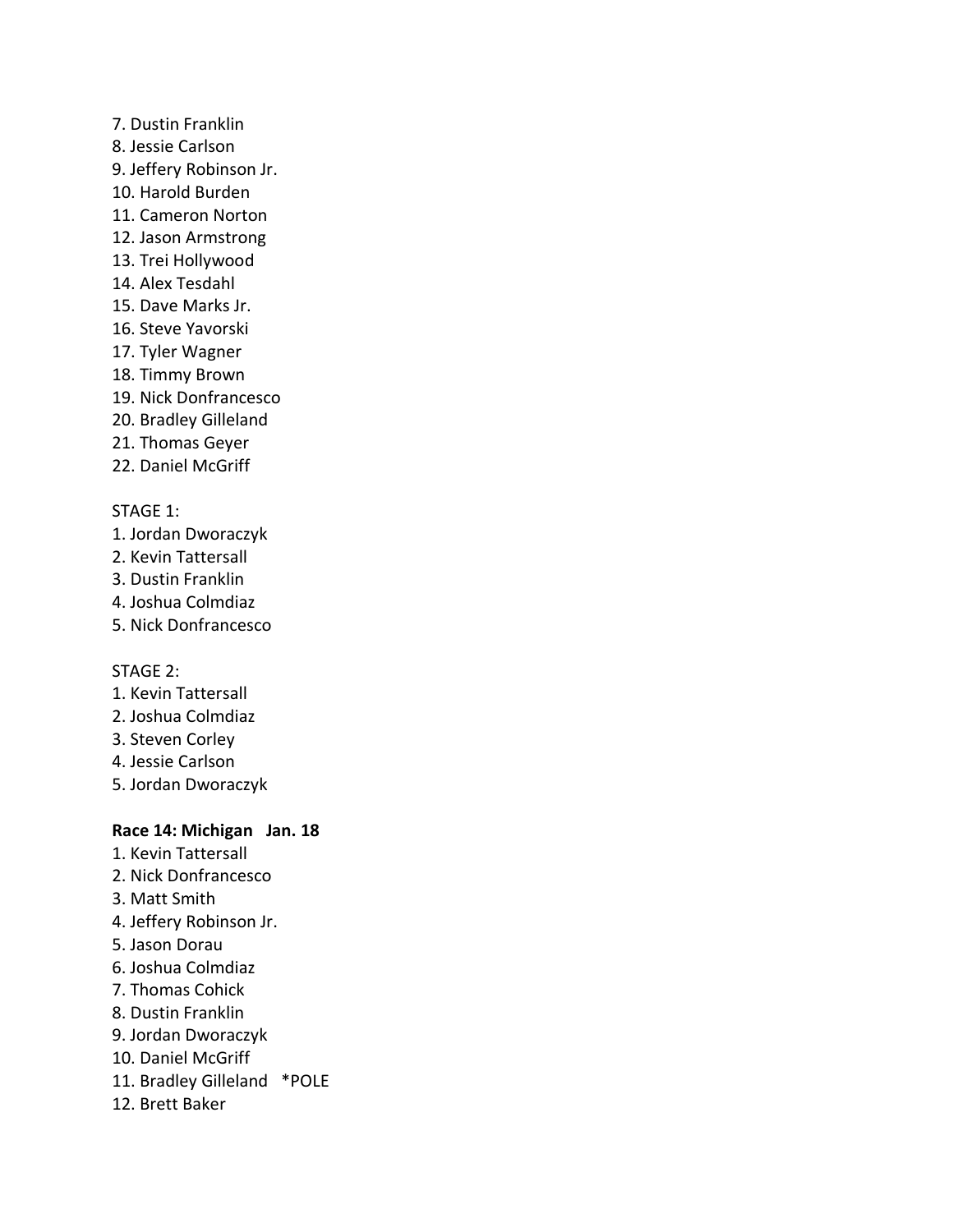7. Dustin Franklin
8. Jessie Carlson
9. Jeffery Robinson Jr.
10. Harold Burden
11. Cameron Norton
12. Jason Armstrong
13. Trei Hollywood
14. Alex Tesdahl
15. Dave Marks Jr.
16. Steve Yavorski
17. Tyler Wagner
18. Timmy Brown
19. Nick Donfrancesco
20. Bradley Gilleland
21. Thomas Geyer
22. Daniel McGriff

STAGE 1:
1. Jordan Dworaczyk
2. Kevin Tattersall
3. Dustin Franklin
4. Joshua Colmdiaz
5. Nick Donfrancesco

STAGE 2:
1. Kevin Tattersall
2. Joshua Colmdiaz
3. Steven Corley
4. Jessie Carlson
5. Jordan Dworaczyk

**Race 14: Michigan Jan. 18**
1. Kevin Tattersall
2. Nick Donfrancesco
3. Matt Smith
4. Jeffery Robinson Jr.
5. Jason Dorau
6. Joshua Colmdiaz
7. Thomas Cohick
8. Dustin Franklin
9. Jordan Dworaczyk
10. Daniel McGriff
11. Bradley Gilleland *POLE
12. Brett Baker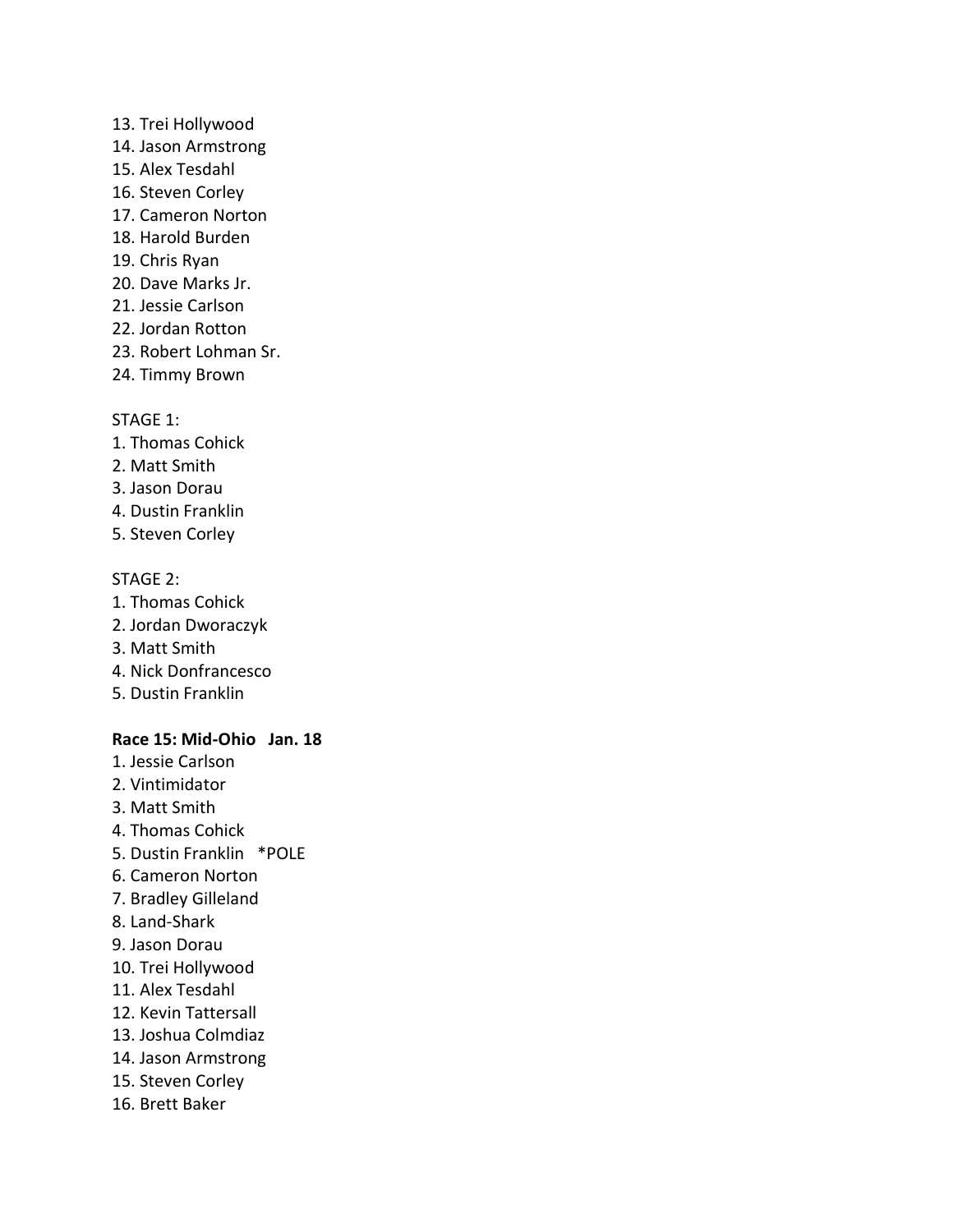13. Trei Hollywood
14. Jason Armstrong
15. Alex Tesdahl
16. Steven Corley
17. Cameron Norton
18. Harold Burden
19. Chris Ryan
20. Dave Marks Jr.
21. Jessie Carlson
22. Jordan Rotton
23. Robert Lohman Sr.
24. Timmy Brown

STAGE 1:
1. Thomas Cohick
2. Matt Smith
3. Jason Dorau
4. Dustin Franklin
5. Steven Corley

STAGE 2:
1. Thomas Cohick
2. Jordan Dworaczyk
3. Matt Smith
4. Nick Donfrancesco
5. Dustin Franklin

**Race 15: Mid-Ohio Jan. 18**
1. Jessie Carlson
2. Vintimidator
3. Matt Smith
4. Thomas Cohick
5. Dustin Franklin *POLE
6. Cameron Norton
7. Bradley Gilleland
8. Land-Shark
9. Jason Dorau
10. Trei Hollywood
11. Alex Tesdahl
12. Kevin Tattersall
13. Joshua Colmdiaz
14. Jason Armstrong
15. Steven Corley
16. Brett Baker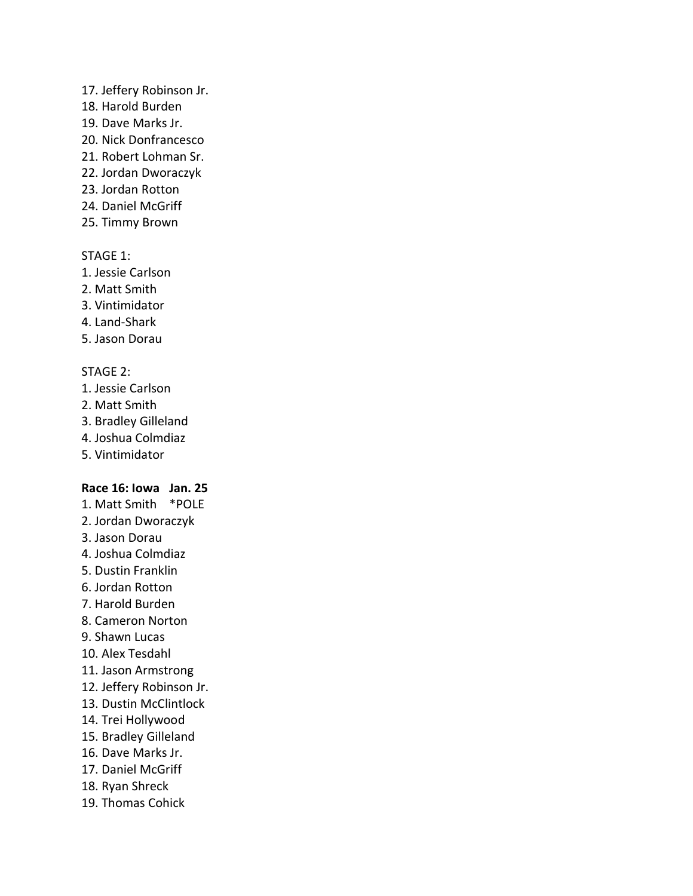17. Jeffery Robinson Jr.
18. Harold Burden
19. Dave Marks Jr.
20. Nick Donfrancesco
21. Robert Lohman Sr.
22. Jordan Dworaczyk
23. Jordan Rotton
24. Daniel McGriff
25. Timmy Brown

STAGE 1:
1. Jessie Carlson
2. Matt Smith
3. Vintimidator
4. Land-Shark
5. Jason Dorau

STAGE 2:
1. Jessie Carlson
2. Matt Smith
3. Bradley Gilleland
4. Joshua Colmdiaz
5. Vintimidator

**Race 16: Iowa   Jan. 25**
1. Matt Smith    *POLE
2. Jordan Dworaczyk
3. Jason Dorau
4. Joshua Colmdiaz
5. Dustin Franklin
6. Jordan Rotton
7. Harold Burden
8. Cameron Norton
9. Shawn Lucas
10. Alex Tesdahl
11. Jason Armstrong
12. Jeffery Robinson Jr.
13. Dustin McClintlock
14. Trei Hollywood
15. Bradley Gilleland
16. Dave Marks Jr.
17. Daniel McGriff
18. Ryan Shreck
19. Thomas Cohick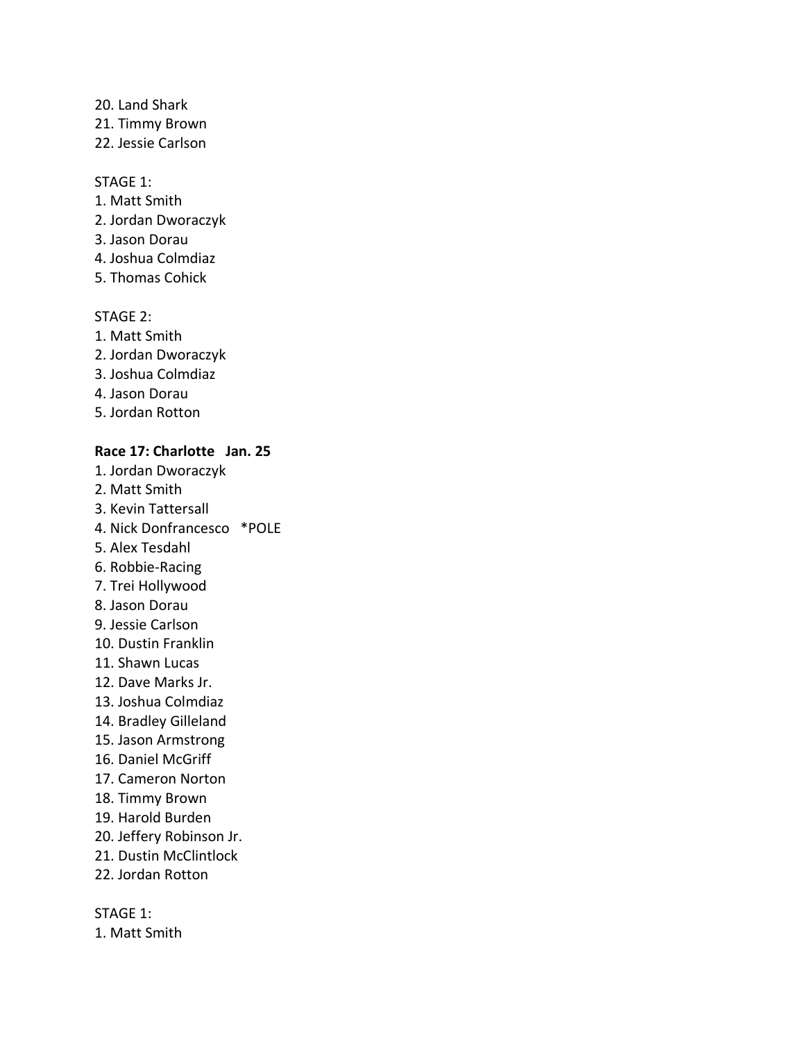20. Land Shark
21. Timmy Brown
22. Jessie Carlson

STAGE 1:
1. Matt Smith
2. Jordan Dworaczyk
3. Jason Dorau
4. Joshua Colmdiaz
5. Thomas Cohick

STAGE 2:
1. Matt Smith
2. Jordan Dworaczyk
3. Joshua Colmdiaz
4. Jason Dorau
5. Jordan Rotton

**Race 17: Charlotte Jan. 25**

1. Jordan Dworaczyk
2. Matt Smith
3. Kevin Tattersall
4. Nick Donfrancesco *POLE
5. Alex Tesdahl
6. Robbie-Racing
7. Trei Hollywood
8. Jason Dorau
9. Jessie Carlson
10. Dustin Franklin
11. Shawn Lucas
12. Dave Marks Jr.
13. Joshua Colmdiaz
14. Bradley Gilleland
15. Jason Armstrong
16. Daniel McGriff
17. Cameron Norton
18. Timmy Brown
19. Harold Burden
20. Jeffery Robinson Jr.
21. Dustin McClintlock
22. Jordan Rotton

STAGE 1:
1. Matt Smith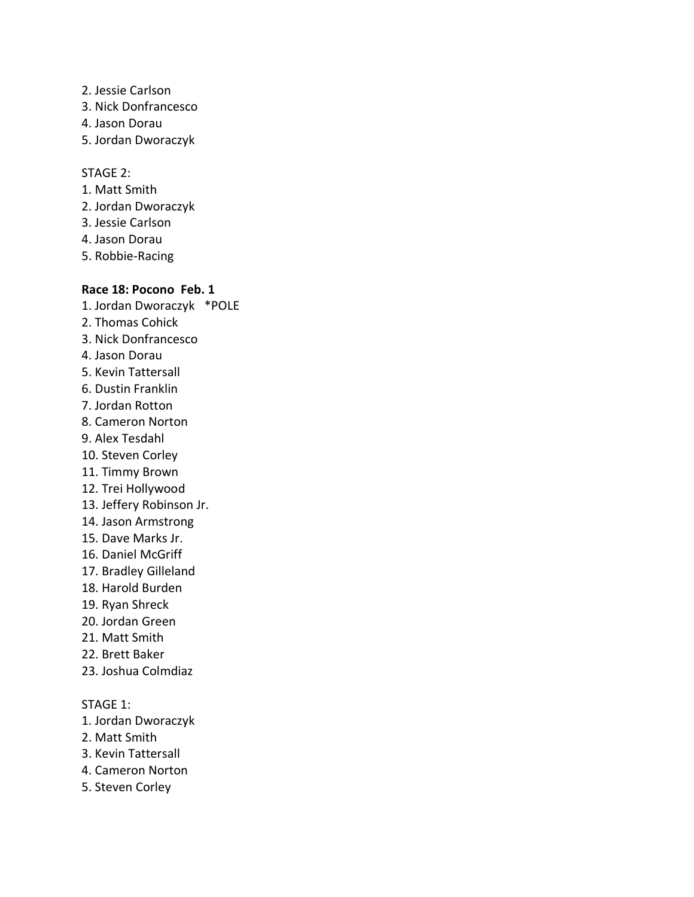2. Jessie Carlson
3. Nick Donfrancesco
4. Jason Dorau
5. Jordan Dworaczyk

STAGE 2:
1. Matt Smith
2. Jordan Dworaczyk
3. Jessie Carlson
4. Jason Dorau
5. Robbie-Racing

**Race 18: Pocono Feb. 1**
1. Jordan Dworaczyk *POLE
2. Thomas Cohick
3. Nick Donfrancesco
4. Jason Dorau
5. Kevin Tattersall
6. Dustin Franklin
7. Jordan Rotton
8. Cameron Norton
9. Alex Tesdahl
10. Steven Corley
11. Timmy Brown
12. Trei Hollywood
13. Jeffery Robinson Jr.
14. Jason Armstrong
15. Dave Marks Jr.
16. Daniel McGriff
17. Bradley Gilleland
18. Harold Burden
19. Ryan Shreck
20. Jordan Green
21. Matt Smith
22. Brett Baker
23. Joshua Colmdiaz

STAGE 1:
1. Jordan Dworaczyk
2. Matt Smith
3. Kevin Tattersall
4. Cameron Norton
5. Steven Corley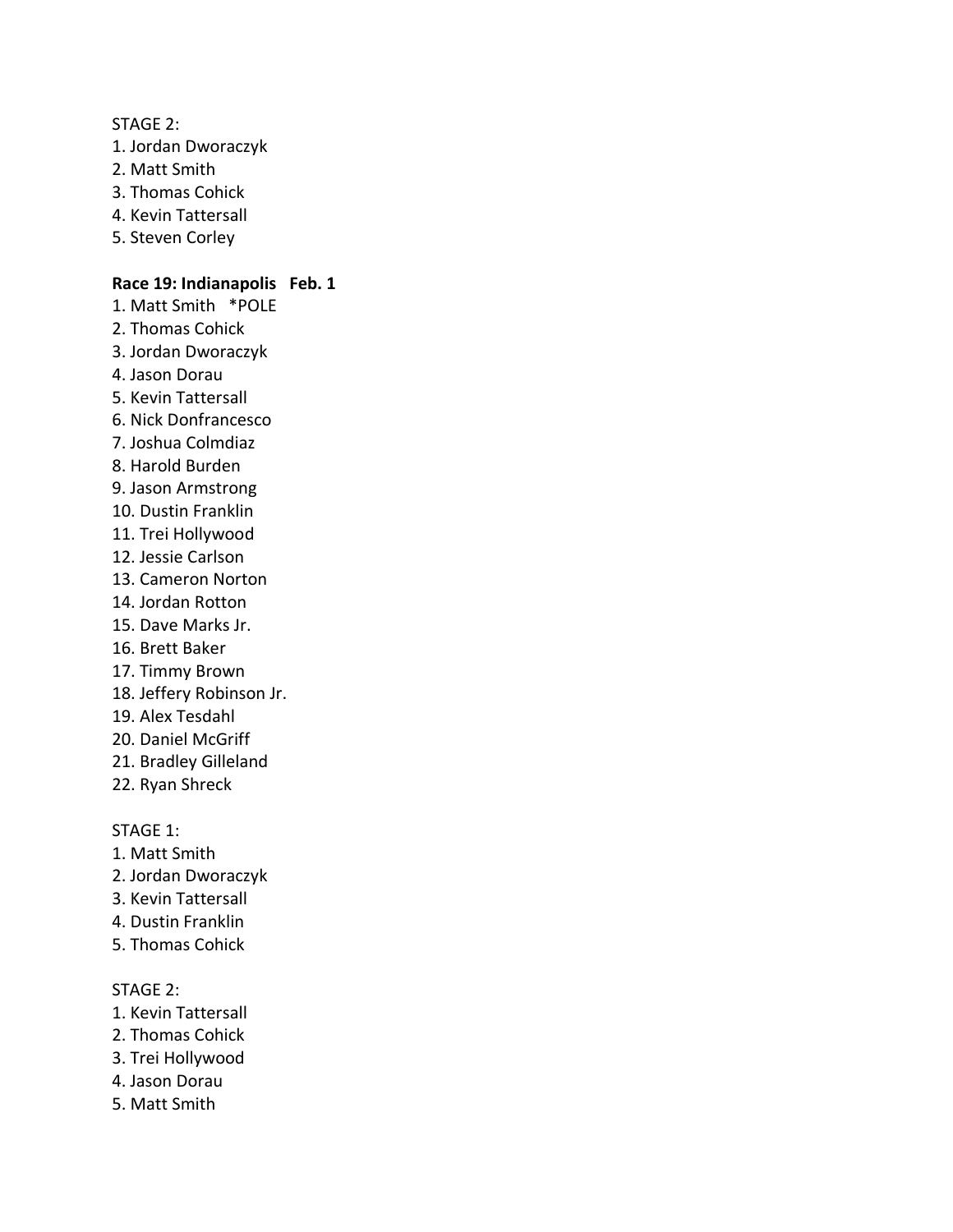STAGE 2:
1. Jordan Dworaczyk
2. Matt Smith
3. Thomas Cohick
4. Kevin Tattersall
5. Steven Corley

**Race 19: Indianapolis Feb. 1**

1. Matt Smith *POLE
2. Thomas Cohick
3. Jordan Dworaczyk
4. Jason Dorau
5. Kevin Tattersall
6. Nick Donfrancesco
7. Joshua Colmdiaz
8. Harold Burden
9. Jason Armstrong
10. Dustin Franklin
11. Trei Hollywood
12. Jessie Carlson
13. Cameron Norton
14. Jordan Rotton
15. Dave Marks Jr.
16. Brett Baker
17. Timmy Brown
18. Jeffery Robinson Jr.
19. Alex Tesdahl
20. Daniel McGriff
21. Bradley Gilleland
22. Ryan Shreck

STAGE 1:
1. Matt Smith
2. Jordan Dworaczyk
3. Kevin Tattersall
4. Dustin Franklin
5. Thomas Cohick

STAGE 2:
1. Kevin Tattersall
2. Thomas Cohick
3. Trei Hollywood
4. Jason Dorau
5. Matt Smith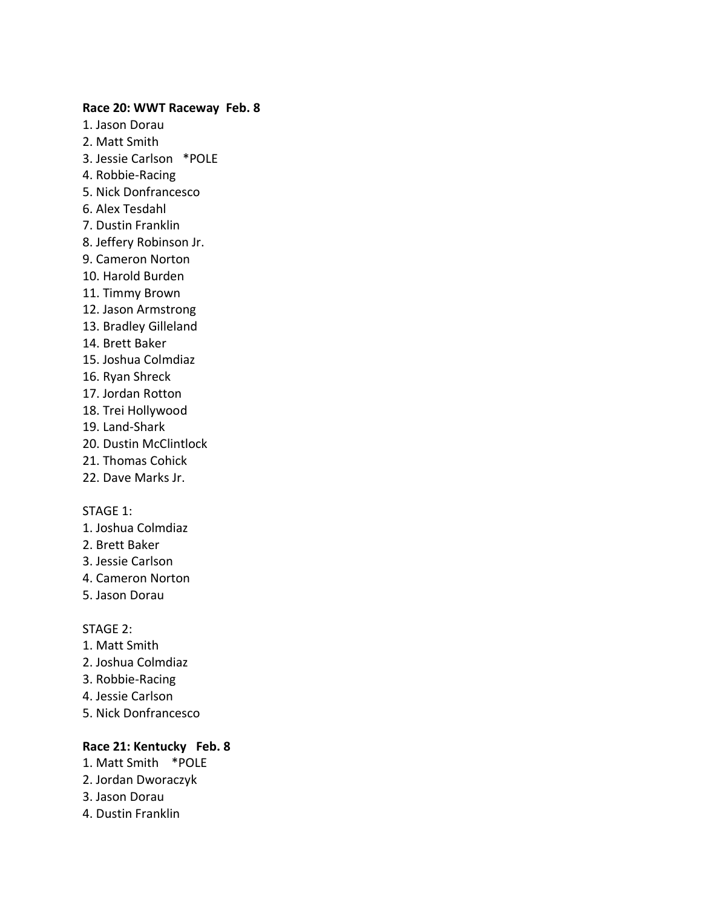**Race 20: WWT Raceway  Feb. 8**

1. Jason Dorau
2. Matt Smith
3. Jessie Carlson   *POLE
4. Robbie-Racing
5. Nick Donfrancesco
6. Alex Tesdahl
7. Dustin Franklin
8. Jeffery Robinson Jr.
9. Cameron Norton
10. Harold Burden
11. Timmy Brown
12. Jason Armstrong
13. Bradley Gilleland
14. Brett Baker
15. Joshua Colmdiaz
16. Ryan Shreck
17. Jordan Rotton
18. Trei Hollywood
19. Land-Shark
20. Dustin McClintlock
21. Thomas Cohick
22. Dave Marks Jr.

STAGE 1:

1. Joshua Colmdiaz
2. Brett Baker
3. Jessie Carlson
4. Cameron Norton
5. Jason Dorau

STAGE 2:

1. Matt Smith
2. Joshua Colmdiaz
3. Robbie-Racing
4. Jessie Carlson
5. Nick Donfrancesco

**Race 21: Kentucky   Feb. 8**

1. Matt Smith   *POLE
2. Jordan Dworaczyk
3. Jason Dorau
4. Dustin Franklin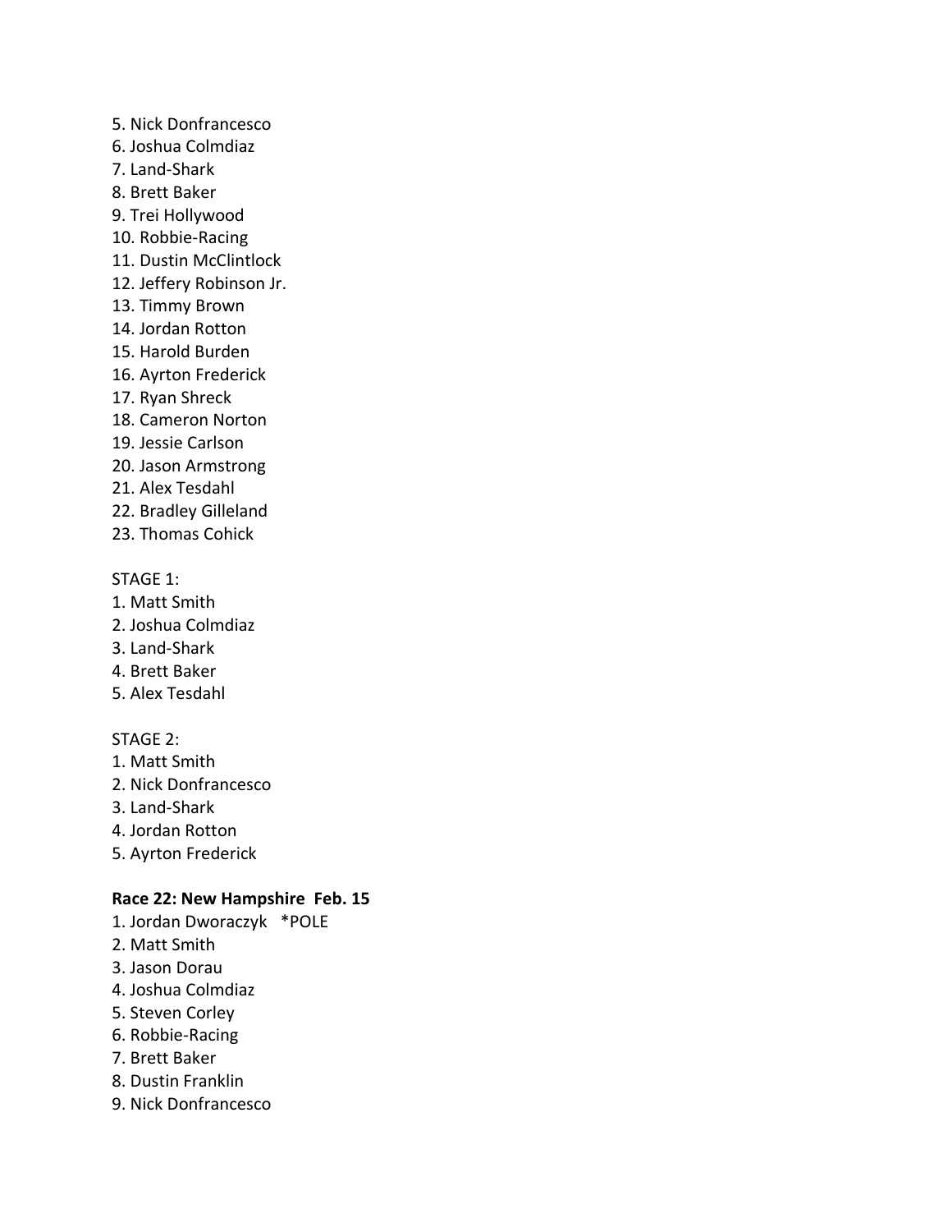5. Nick Donfrancesco
6. Joshua Colmdiaz
7. Land-Shark
8. Brett Baker
9. Trei Hollywood
10. Robbie-Racing
11. Dustin McClintlock
12. Jeffery Robinson Jr.
13. Timmy Brown
14. Jordan Rotton
15. Harold Burden
16. Ayrton Frederick
17. Ryan Shreck
18. Cameron Norton
19. Jessie Carlson
20. Jason Armstrong
21. Alex Tesdahl
22. Bradley Gilleland
23. Thomas Cohick

STAGE 1:
1. Matt Smith
2. Joshua Colmdiaz
3. Land-Shark
4. Brett Baker
5. Alex Tesdahl

STAGE 2:
1. Matt Smith
2. Nick Donfrancesco
3. Land-Shark
4. Jordan Rotton
5. Ayrton Frederick

**Race 22: New Hampshire  Feb. 15**

1. Jordan Dworaczyk   *POLE
2. Matt Smith
3. Jason Dorau
4. Joshua Colmdiaz
5. Steven Corley
6. Robbie-Racing
7. Brett Baker
8. Dustin Franklin
9. Nick Donfrancesco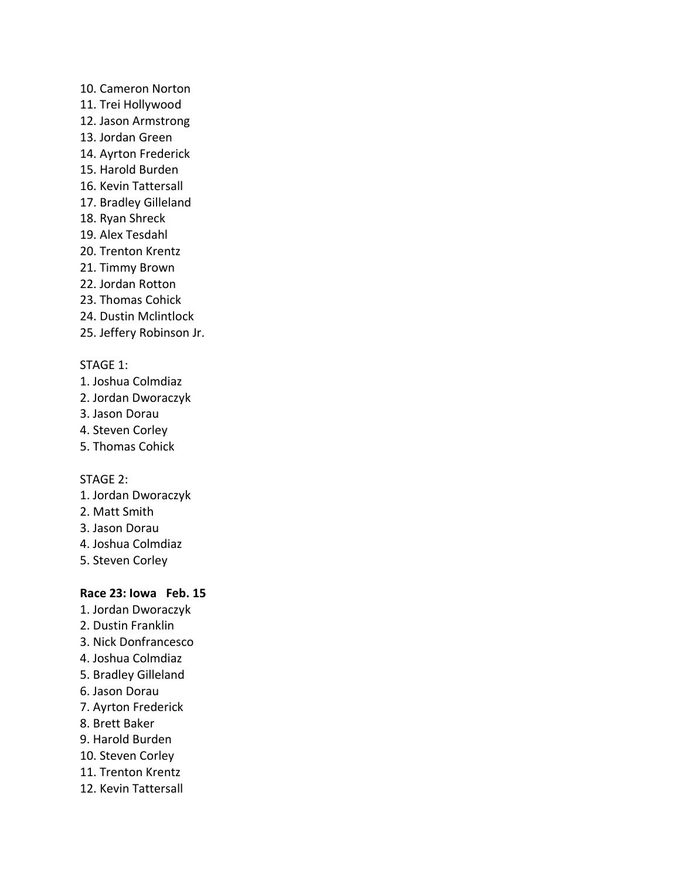10. Cameron Norton
11. Trei Hollywood
12. Jason Armstrong
13. Jordan Green
14. Ayrton Frederick
15. Harold Burden
16. Kevin Tattersall
17. Bradley Gilleland
18. Ryan Shreck
19. Alex Tesdahl
20. Trenton Krentz
21. Timmy Brown
22. Jordan Rotton
23. Thomas Cohick
24. Dustin Mclintlock
25. Jeffery Robinson Jr.

STAGE 1:
1. Joshua Colmdiaz
2. Jordan Dworaczyk
3. Jason Dorau
4. Steven Corley
5. Thomas Cohick

STAGE 2:
1. Jordan Dworaczyk
2. Matt Smith
3. Jason Dorau
4. Joshua Colmdiaz
5. Steven Corley

**Race 23: Iowa Feb. 15**
1. Jordan Dworaczyk
2. Dustin Franklin
3. Nick Donfrancesco
4. Joshua Colmdiaz
5. Bradley Gilleland
6. Jason Dorau
7. Ayrton Frederick
8. Brett Baker
9. Harold Burden
10. Steven Corley
11. Trenton Krentz
12. Kevin Tattersall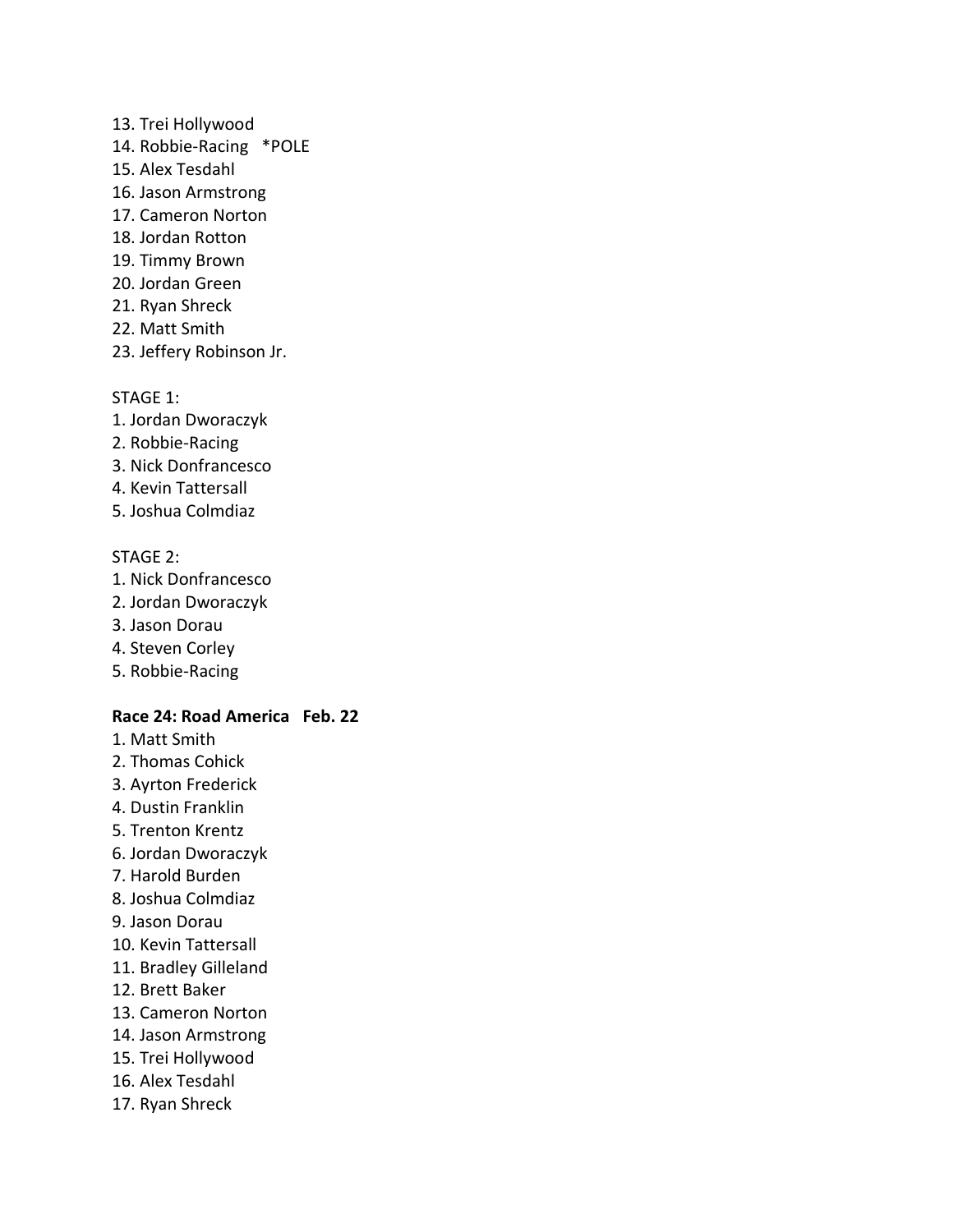13. Trei Hollywood
14. Robbie-Racing *POLE
15. Alex Tesdahl
16. Jason Armstrong
17. Cameron Norton
18. Jordan Rotton
19. Timmy Brown
20. Jordan Green
21. Ryan Shreck
22. Matt Smith
23. Jeffery Robinson Jr.

STAGE 1:
1. Jordan Dworaczyk
2. Robbie-Racing
3. Nick Donfrancesco
4. Kevin Tattersall
5. Joshua Colmdiaz

STAGE 2:
1. Nick Donfrancesco
2. Jordan Dworaczyk
3. Jason Dorau
4. Steven Corley
5. Robbie-Racing

**Race 24: Road America Feb. 22**
1. Matt Smith
2. Thomas Cohick
3. Ayrton Frederick
4. Dustin Franklin
5. Trenton Krentz
6. Jordan Dworaczyk
7. Harold Burden
8. Joshua Colmdiaz
9. Jason Dorau
10. Kevin Tattersall
11. Bradley Gilleland
12. Brett Baker
13. Cameron Norton
14. Jason Armstrong
15. Trei Hollywood
16. Alex Tesdahl
17. Ryan Shreck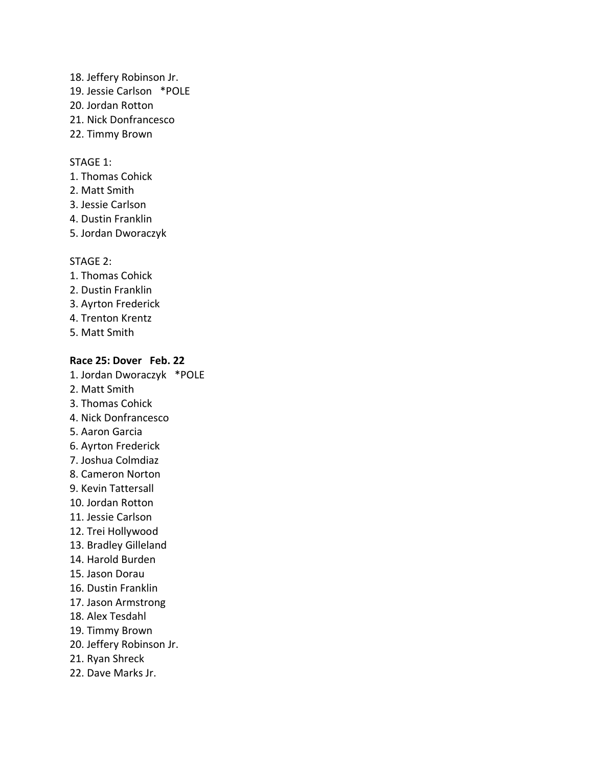18. Jeffery Robinson Jr.
19. Jessie Carlson *POLE
20. Jordan Rotton
21. Nick Donfrancesco
22. Timmy Brown

STAGE 1:

1. Thomas Cohick
2. Matt Smith
3. Jessie Carlson
4. Dustin Franklin
5. Jordan Dworaczyk

STAGE 2:

1. Thomas Cohick
2. Dustin Franklin
3. Ayrton Frederick
4. Trenton Krentz
5. Matt Smith

**Race 25: Dover Feb. 22**

1. Jordan Dworaczyk *POLE
2. Matt Smith
3. Thomas Cohick
4. Nick Donfrancesco
5. Aaron Garcia
6. Ayrton Frederick
7. Joshua Colmdiaz
8. Cameron Norton
9. Kevin Tattersall
10. Jordan Rotton
11. Jessie Carlson
12. Trei Hollywood
13. Bradley Gilleland
14. Harold Burden
15. Jason Dorau
16. Dustin Franklin
17. Jason Armstrong
18. Alex Tesdahl
19. Timmy Brown
20. Jeffery Robinson Jr.
21. Ryan Shreck
22. Dave Marks Jr.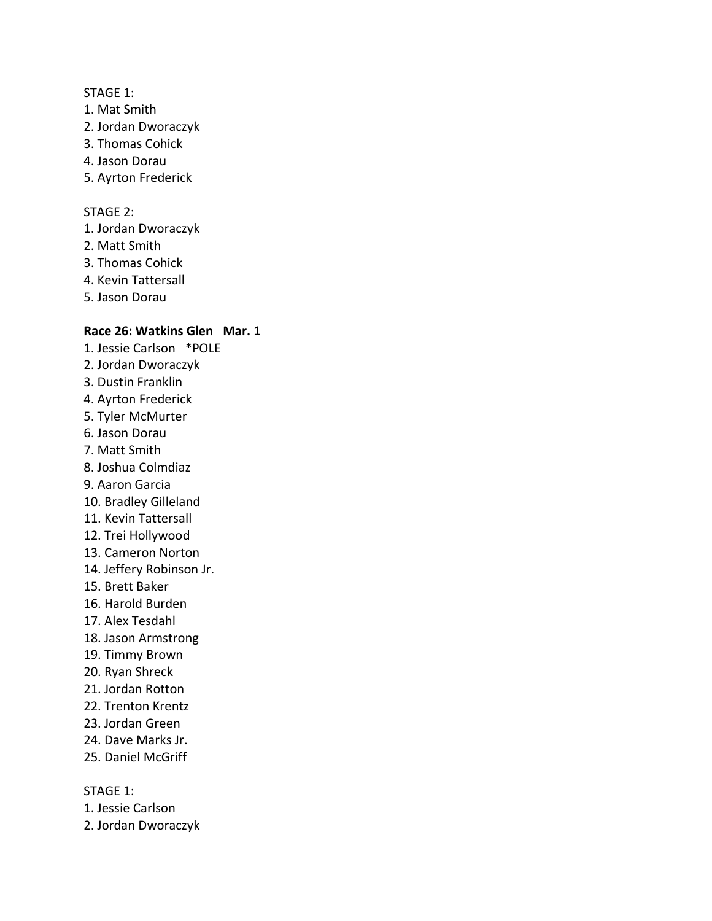STAGE 1:

1. Mat Smith
2. Jordan Dworaczyk
3. Thomas Cohick
4. Jason Dorau
5. Ayrton Frederick

STAGE 2:

1. Jordan Dworaczyk
2. Matt Smith
3. Thomas Cohick
4. Kevin Tattersall
5. Jason Dorau

**Race 26: Watkins Glen   Mar. 1**

1. Jessie Carlson   *POLE
2. Jordan Dworaczyk
3. Dustin Franklin
4. Ayrton Frederick
5. Tyler McMurter
6. Jason Dorau
7. Matt Smith
8. Joshua Colmdiaz
9. Aaron Garcia
10. Bradley Gilleland
11. Kevin Tattersall
12. Trei Hollywood
13. Cameron Norton
14. Jeffery Robinson Jr.
15. Brett Baker
16. Harold Burden
17. Alex Tesdahl
18. Jason Armstrong
19. Timmy Brown
20. Ryan Shreck
21. Jordan Rotton
22. Trenton Krentz
23. Jordan Green
24. Dave Marks Jr.
25. Daniel McGriff

STAGE 1:

1. Jessie Carlson
2. Jordan Dworaczyk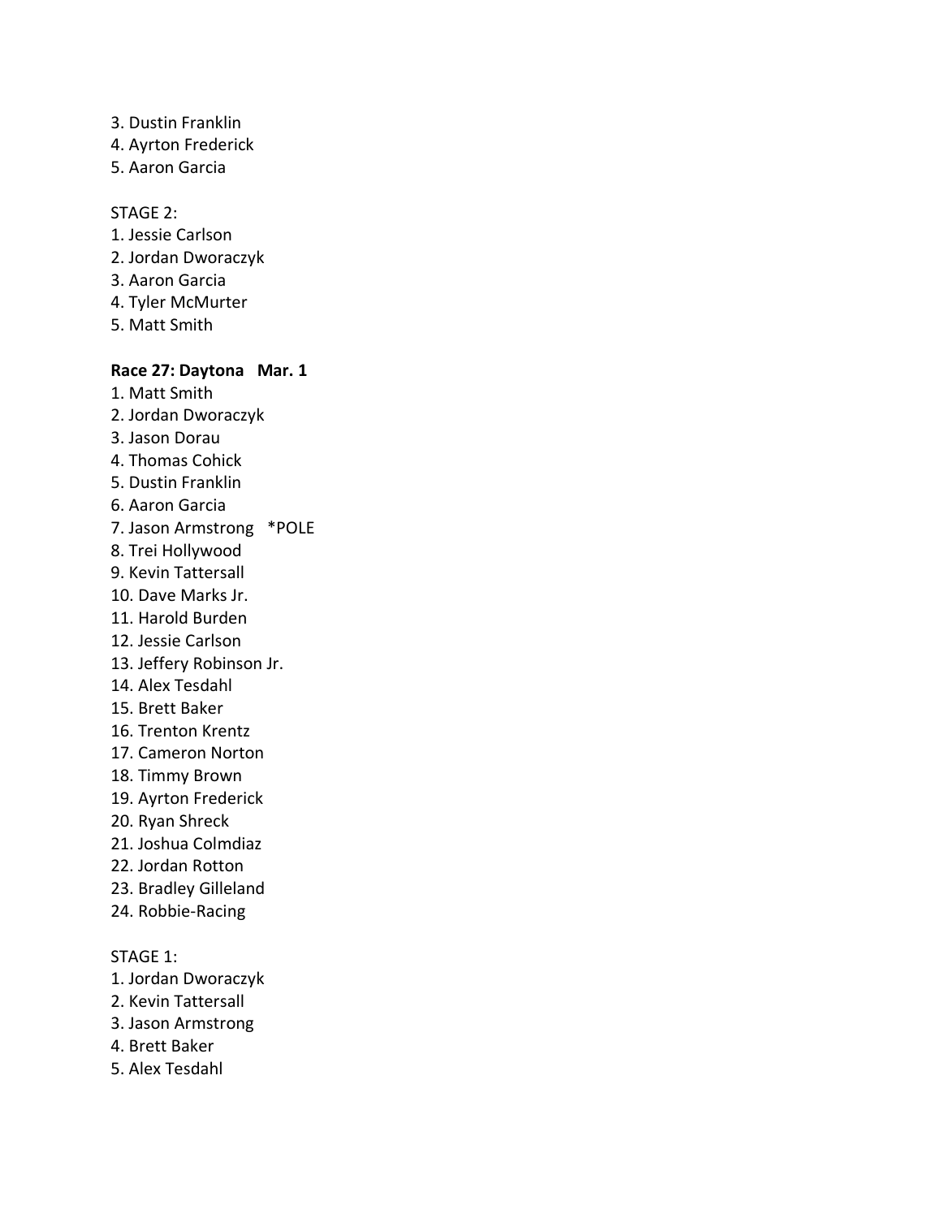3. Dustin Franklin
4. Ayrton Frederick
5. Aaron Garcia

STAGE 2:
1. Jessie Carlson
2. Jordan Dworaczyk
3. Aaron Garcia
4. Tyler McMurter
5. Matt Smith

**Race 27: Daytona   Mar. 1**

1. Matt Smith
2. Jordan Dworaczyk
3. Jason Dorau
4. Thomas Cohick
5. Dustin Franklin
6. Aaron Garcia
7. Jason Armstrong   *POLE
8. Trei Hollywood
9. Kevin Tattersall
10. Dave Marks Jr.
11. Harold Burden
12. Jessie Carlson
13. Jeffery Robinson Jr.
14. Alex Tesdahl
15. Brett Baker
16. Trenton Krentz
17. Cameron Norton
18. Timmy Brown
19. Ayrton Frederick
20. Ryan Shreck
21. Joshua Colmdiaz
22. Jordan Rotton
23. Bradley Gilleland
24. Robbie-Racing

STAGE 1:
1. Jordan Dworaczyk
2. Kevin Tattersall
3. Jason Armstrong
4. Brett Baker
5. Alex Tesdahl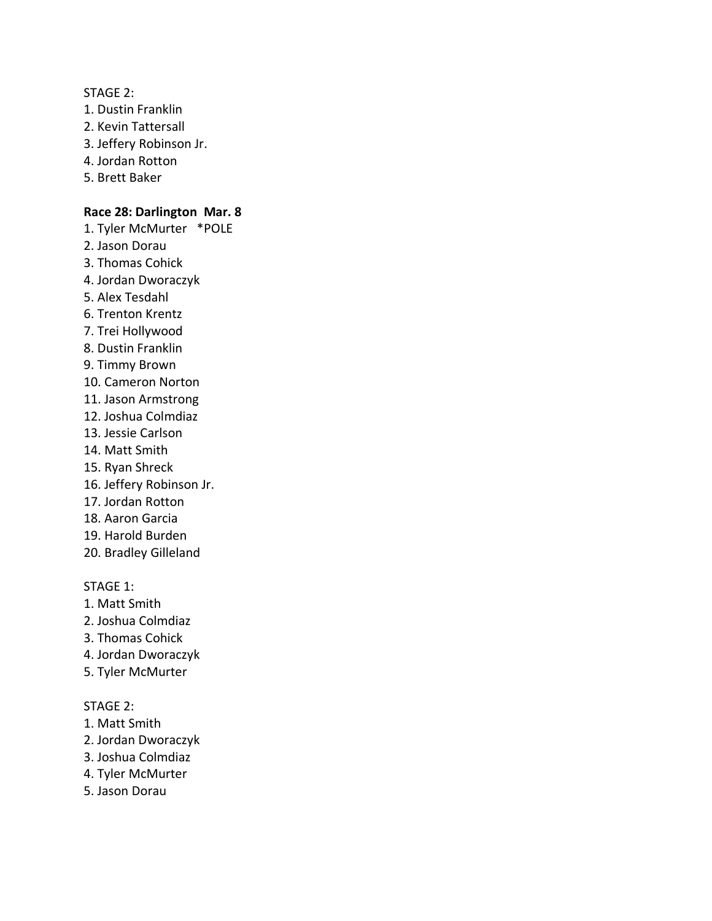STAGE 2:

1. Dustin Franklin
2. Kevin Tattersall
3. Jeffery Robinson Jr.
4. Jordan Rotton
5. Brett Baker

**Race 28: Darlington Mar. 8**

1. Tyler McMurter *POLE
2. Jason Dorau
3. Thomas Cohick
4. Jordan Dworaczyk
5. Alex Tesdahl
6. Trenton Krentz
7. Trei Hollywood
8. Dustin Franklin
9. Timmy Brown
10. Cameron Norton
11. Jason Armstrong
12. Joshua Colmdiaz
13. Jessie Carlson
14. Matt Smith
15. Ryan Shreck
16. Jeffery Robinson Jr.
17. Jordan Rotton
18. Aaron Garcia
19. Harold Burden
20. Bradley Gilleland

STAGE 1:

1. Matt Smith
2. Joshua Colmdiaz
3. Thomas Cohick
4. Jordan Dworaczyk
5. Tyler McMurter

STAGE 2:

1. Matt Smith
2. Jordan Dworaczyk
3. Joshua Colmdiaz
4. Tyler McMurter
5. Jason Dorau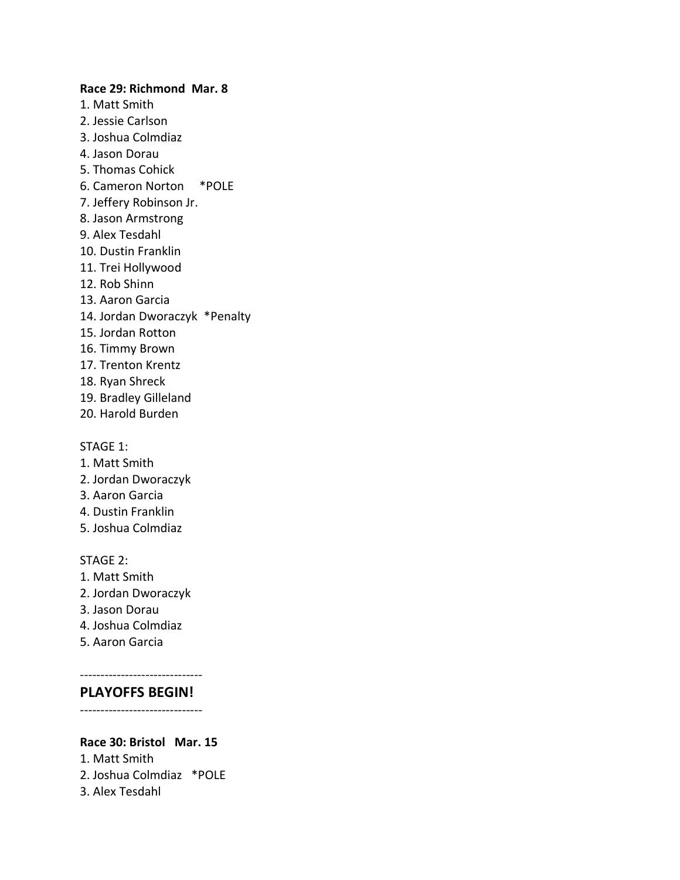**Race 29: Richmond  Mar. 8**

1. Matt Smith
2. Jessie Carlson
3. Joshua Colmdiaz
4. Jason Dorau
5. Thomas Cohick
6. Cameron Norton     *POLE
7. Jeffery Robinson Jr.
8. Jason Armstrong
9. Alex Tesdahl
10. Dustin Franklin
11. Trei Hollywood
12. Rob Shinn
13. Aaron Garcia
14. Jordan Dworaczyk  *Penalty
15. Jordan Rotton
16. Timmy Brown
17. Trenton Krentz
18. Ryan Shreck
19. Bradley Gilleland
20. Harold Burden

STAGE 1:

1. Matt Smith
2. Jordan Dworaczyk
3. Aaron Garcia
4. Dustin Franklin
5. Joshua Colmdiaz

STAGE 2:

1. Matt Smith
2. Jordan Dworaczyk
3. Jason Dorau
4. Joshua Colmdiaz
5. Aaron Garcia

------------------------------

## PLAYOFFS BEGIN!

------------------------------

**Race 30: Bristol   Mar. 15**

1. Matt Smith
2. Joshua Colmdiaz   *POLE
3. Alex Tesdahl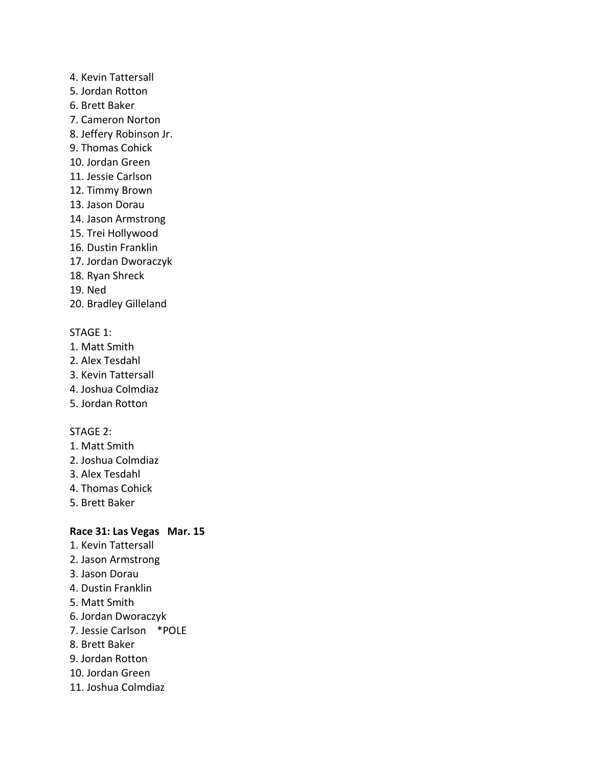4. Kevin Tattersall
5. Jordan Rotton
6. Brett Baker
7. Cameron Norton
8. Jeffery Robinson Jr.
9. Thomas Cohick
10. Jordan Green
11. Jessie Carlson
12. Timmy Brown
13. Jason Dorau
14. Jason Armstrong
15. Trei Hollywood
16. Dustin Franklin
17. Jordan Dworaczyk
18. Ryan Shreck
19. Ned
20. Bradley Gilleland

STAGE 1:
1. Matt Smith
2. Alex Tesdahl
3. Kevin Tattersall
4. Joshua Colmdiaz
5. Jordan Rotton

STAGE 2:
1. Matt Smith
2. Joshua Colmdiaz
3. Alex Tesdahl
4. Thomas Cohick
5. Brett Baker

**Race 31: Las Vegas Mar. 15**
1. Kevin Tattersall
2. Jason Armstrong
3. Jason Dorau
4. Dustin Franklin
5. Matt Smith
6. Jordan Dworaczyk
7. Jessie Carlson *POLE
8. Brett Baker
9. Jordan Rotton
10. Jordan Green
11. Joshua Colmdiaz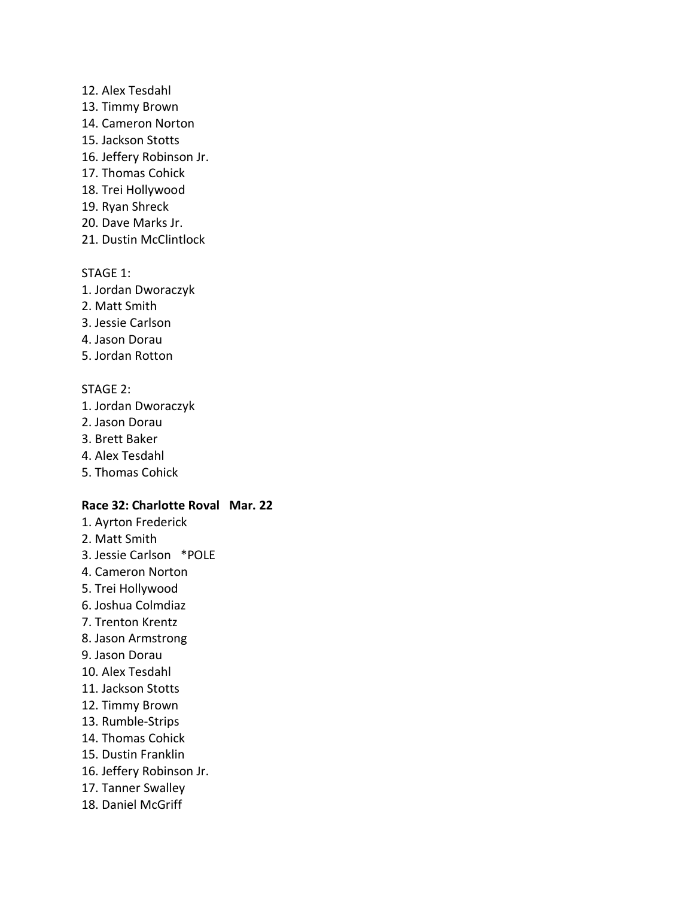12. Alex Tesdahl
13. Timmy Brown
14. Cameron Norton
15. Jackson Stotts
16. Jeffery Robinson Jr.
17. Thomas Cohick
18. Trei Hollywood
19. Ryan Shreck
20. Dave Marks Jr.
21. Dustin McClintlock

STAGE 1:
1. Jordan Dworaczyk
2. Matt Smith
3. Jessie Carlson
4. Jason Dorau
5. Jordan Rotton

STAGE 2:
1. Jordan Dworaczyk
2. Jason Dorau
3. Brett Baker
4. Alex Tesdahl
5. Thomas Cohick

**Race 32: Charlotte Roval   Mar. 22**
1. Ayrton Frederick
2. Matt Smith
3. Jessie Carlson   *POLE
4. Cameron Norton
5. Trei Hollywood
6. Joshua Colmdiaz
7. Trenton Krentz
8. Jason Armstrong
9. Jason Dorau
10. Alex Tesdahl
11. Jackson Stotts
12. Timmy Brown
13. Rumble-Strips
14. Thomas Cohick
15. Dustin Franklin
16. Jeffery Robinson Jr.
17. Tanner Swalley
18. Daniel McGriff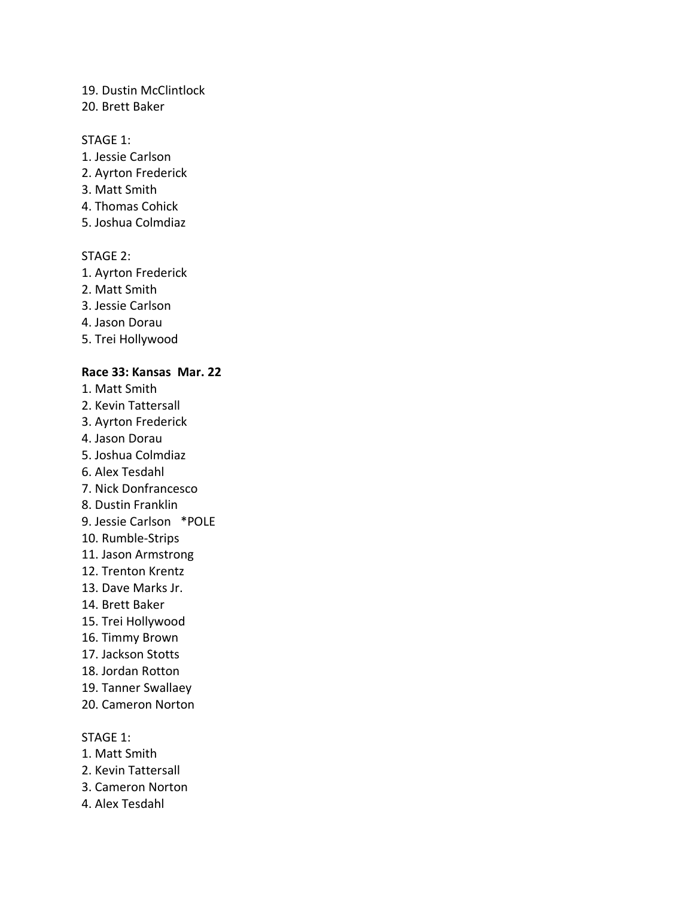19. Dustin McClintlock
20. Brett Baker

STAGE 1:
1. Jessie Carlson
2. Ayrton Frederick
3. Matt Smith
4. Thomas Cohick
5. Joshua Colmdiaz

STAGE 2:
1. Ayrton Frederick
2. Matt Smith
3. Jessie Carlson
4. Jason Dorau
5. Trei Hollywood

**Race 33: Kansas  Mar. 22**
1. Matt Smith
2. Kevin Tattersall
3. Ayrton Frederick
4. Jason Dorau
5. Joshua Colmdiaz
6. Alex Tesdahl
7. Nick Donfrancesco
8. Dustin Franklin
9. Jessie Carlson   *POLE
10. Rumble-Strips
11. Jason Armstrong
12. Trenton Krentz
13. Dave Marks Jr.
14. Brett Baker
15. Trei Hollywood
16. Timmy Brown
17. Jackson Stotts
18. Jordan Rotton
19. Tanner Swallaey
20. Cameron Norton

STAGE 1:
1. Matt Smith
2. Kevin Tattersall
3. Cameron Norton
4. Alex Tesdahl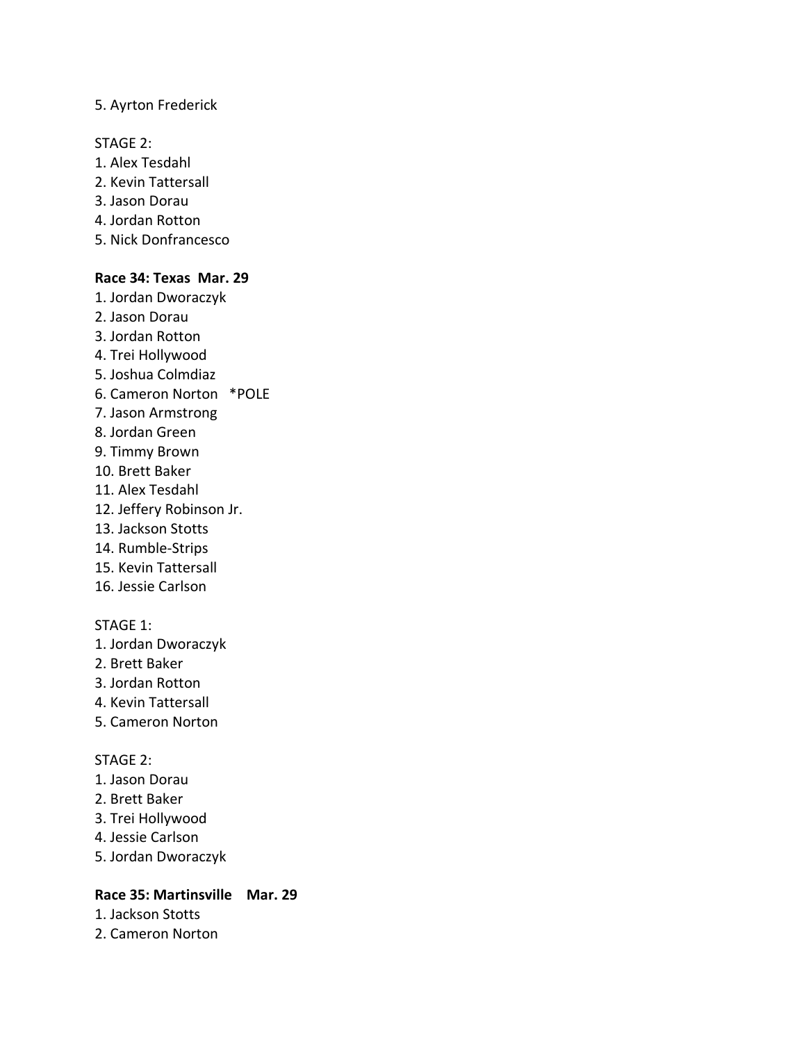5. Ayrton Frederick

STAGE 2:
1. Alex Tesdahl
2. Kevin Tattersall
3. Jason Dorau
4. Jordan Rotton
5. Nick Donfrancesco

**Race 34: Texas  Mar. 29**
1. Jordan Dworaczyk
2. Jason Dorau
3. Jordan Rotton
4. Trei Hollywood
5. Joshua Colmdiaz
6. Cameron Norton   *POLE
7. Jason Armstrong
8. Jordan Green
9. Timmy Brown
10. Brett Baker
11. Alex Tesdahl
12. Jeffery Robinson Jr.
13. Jackson Stotts
14. Rumble-Strips
15. Kevin Tattersall
16. Jessie Carlson

STAGE 1:
1. Jordan Dworaczyk
2. Brett Baker
3. Jordan Rotton
4. Kevin Tattersall
5. Cameron Norton

STAGE 2:
1. Jason Dorau
2. Brett Baker
3. Trei Hollywood
4. Jessie Carlson
5. Jordan Dworaczyk

**Race 35: Martinsville    Mar. 29**
1. Jackson Stotts
2. Cameron Norton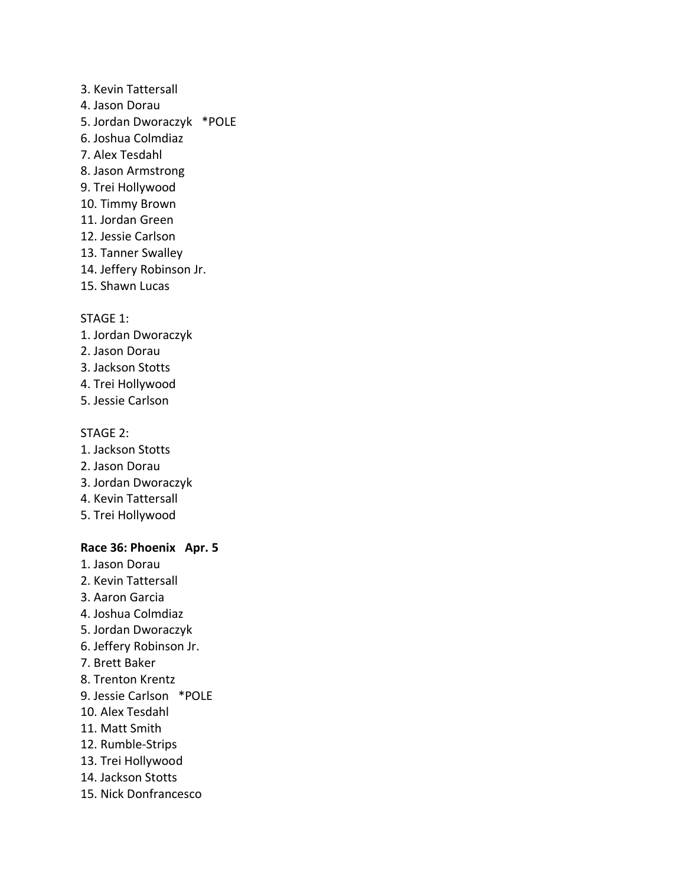3. Kevin Tattersall
4. Jason Dorau
5. Jordan Dworaczyk *POLE
6. Joshua Colmdiaz
7. Alex Tesdahl
8. Jason Armstrong
9. Trei Hollywood
10. Timmy Brown
11. Jordan Green
12. Jessie Carlson
13. Tanner Swalley
14. Jeffery Robinson Jr.
15. Shawn Lucas

STAGE 1:
1. Jordan Dworaczyk
2. Jason Dorau
3. Jackson Stotts
4. Trei Hollywood
5. Jessie Carlson

STAGE 2:
1. Jackson Stotts
2. Jason Dorau
3. Jordan Dworaczyk
4. Kevin Tattersall
5. Trei Hollywood

**Race 36: Phoenix Apr. 5**
1. Jason Dorau
2. Kevin Tattersall
3. Aaron Garcia
4. Joshua Colmdiaz
5. Jordan Dworaczyk
6. Jeffery Robinson Jr.
7. Brett Baker
8. Trenton Krentz
9. Jessie Carlson *POLE
10. Alex Tesdahl
11. Matt Smith
12. Rumble-Strips
13. Trei Hollywood
14. Jackson Stotts
15. Nick Donfrancesco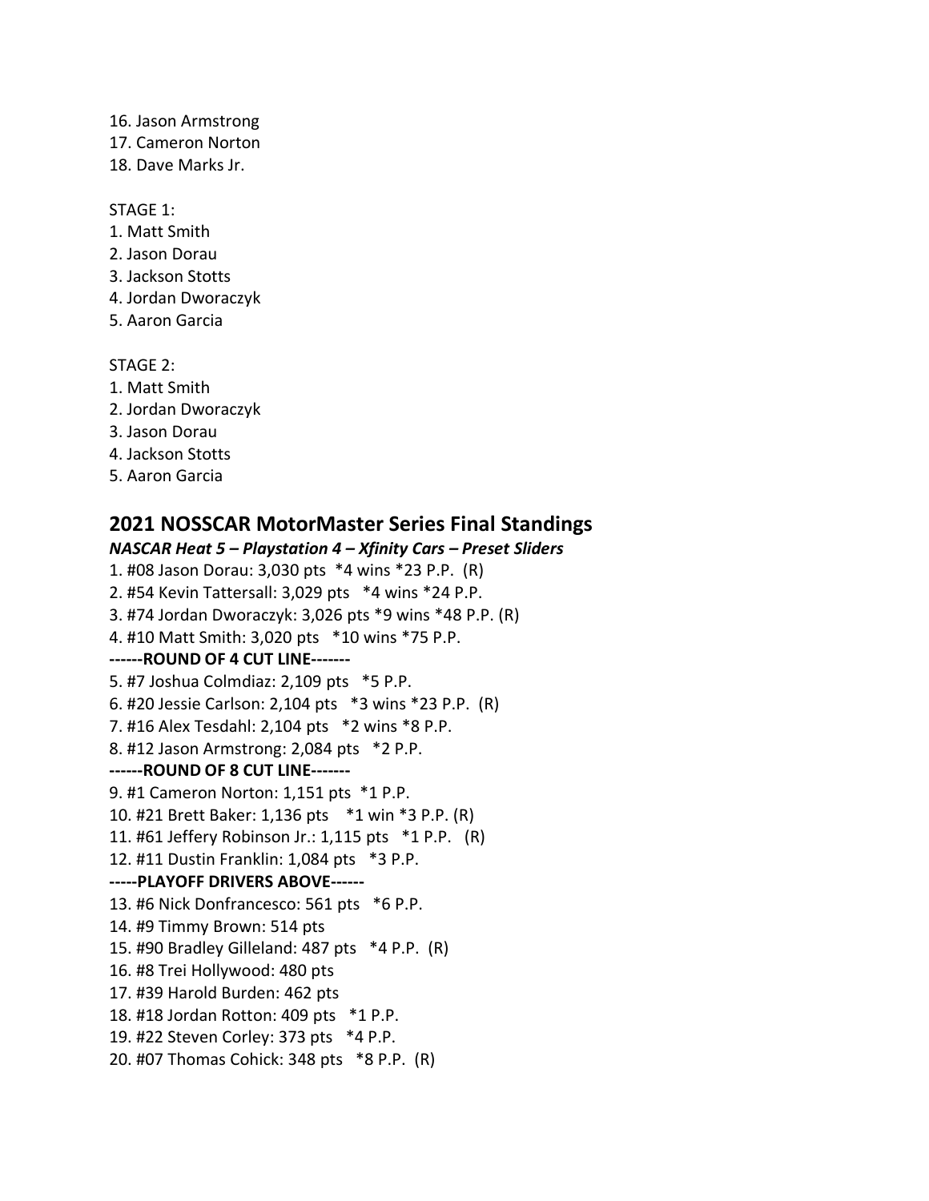16. Jason Armstrong
17. Cameron Norton
18. Dave Marks Jr.

STAGE 1:
1. Matt Smith
2. Jason Dorau
3. Jackson Stotts
4. Jordan Dworaczyk
5. Aaron Garcia

STAGE 2:
1. Matt Smith
2. Jordan Dworaczyk
3. Jason Dorau
4. Jackson Stotts
5. Aaron Garcia

## 2021 NOSSCAR MotorMaster Series Final Standings

***NASCAR Heat 5 – Playstation 4 – Xfinity Cars – Preset Sliders***

1. #08 Jason Dorau: 3,030 pts *4 wins *23 P.P. (R)
2. #54 Kevin Tattersall: 3,029 pts *4 wins *24 P.P.
3. #74 Jordan Dworaczyk: 3,026 pts *9 wins *48 P.P. (R)
4. #10 Matt Smith: 3,020 pts *10 wins *75 P.P.

**------ROUND OF 4 CUT LINE-------**

5. #7 Joshua Colmdiaz: 2,109 pts *5 P.P.
6. #20 Jessie Carlson: 2,104 pts *3 wins *23 P.P. (R)
7. #16 Alex Tesdahl: 2,104 pts *2 wins *8 P.P.
8. #12 Jason Armstrong: 2,084 pts *2 P.P.

**------ROUND OF 8 CUT LINE-------**

9. #1 Cameron Norton: 1,151 pts *1 P.P.
10. #21 Brett Baker: 1,136 pts *1 win *3 P.P. (R)
11. #61 Jeffery Robinson Jr.: 1,115 pts *1 P.P. (R)
12. #11 Dustin Franklin: 1,084 pts *3 P.P.

**-----PLAYOFF DRIVERS ABOVE------**

13. #6 Nick Donfrancesco: 561 pts *6 P.P.
14. #9 Timmy Brown: 514 pts
15. #90 Bradley Gilleland: 487 pts *4 P.P. (R)
16. #8 Trei Hollywood: 480 pts
17. #39 Harold Burden: 462 pts
18. #18 Jordan Rotton: 409 pts *1 P.P.
19. #22 Steven Corley: 373 pts *4 P.P.
20. #07 Thomas Cohick: 348 pts *8 P.P. (R)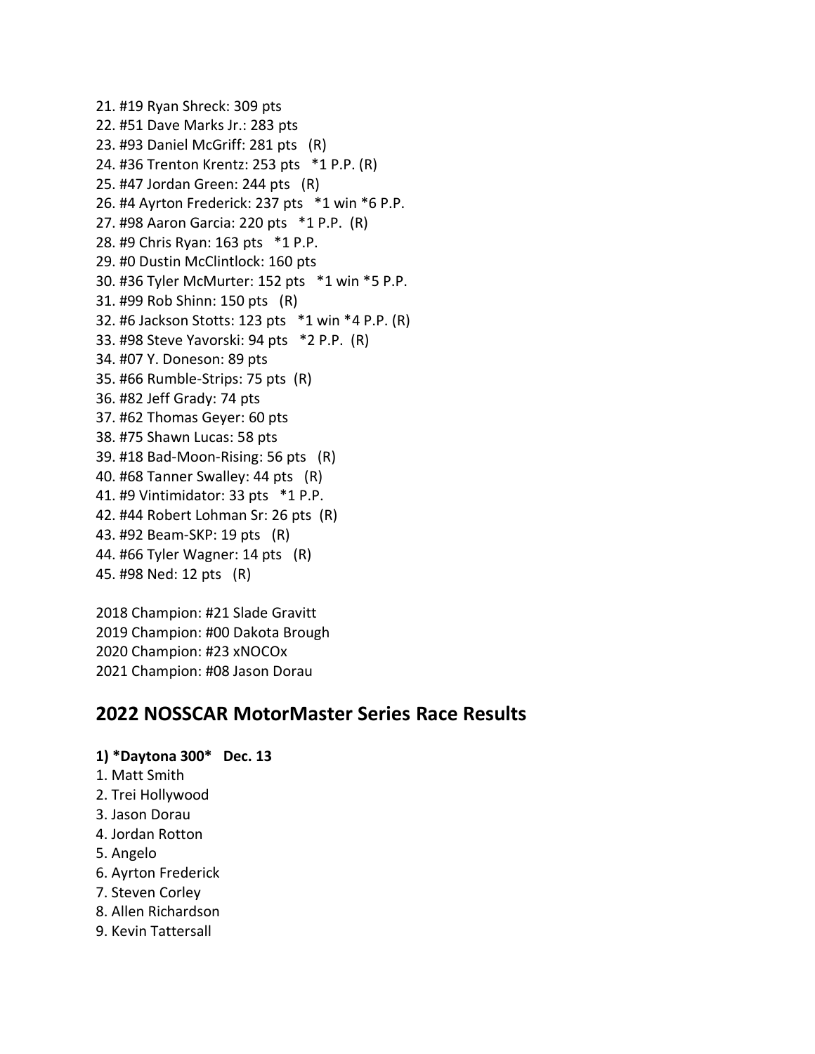21. #19 Ryan Shreck: 309 pts
22. #51 Dave Marks Jr.: 283 pts
23. #93 Daniel McGriff: 281 pts (R)
24. #36 Trenton Krentz: 253 pts *1 P.P. (R)
25. #47 Jordan Green: 244 pts (R)
26. #4 Ayrton Frederick: 237 pts *1 win *6 P.P.
27. #98 Aaron Garcia: 220 pts *1 P.P. (R)
28. #9 Chris Ryan: 163 pts *1 P.P.
29. #0 Dustin McClintlock: 160 pts
30. #36 Tyler McMurter: 152 pts *1 win *5 P.P.
31. #99 Rob Shinn: 150 pts (R)
32. #6 Jackson Stotts: 123 pts *1 win *4 P.P. (R)
33. #98 Steve Yavorski: 94 pts *2 P.P. (R)
34. #07 Y. Doneson: 89 pts
35. #66 Rumble-Strips: 75 pts (R)
36. #82 Jeff Grady: 74 pts
37. #62 Thomas Geyer: 60 pts
38. #75 Shawn Lucas: 58 pts
39. #18 Bad-Moon-Rising: 56 pts (R)
40. #68 Tanner Swalley: 44 pts (R)
41. #9 Vintimidator: 33 pts *1 P.P.
42. #44 Robert Lohman Sr: 26 pts (R)
43. #92 Beam-SKP: 19 pts (R)
44. #66 Tyler Wagner: 14 pts (R)
45. #98 Ned: 12 pts (R)

2018 Champion: #21 Slade Gravitt
2019 Champion: #00 Dakota Brough
2020 Champion: #23 xNOCOx
2021 Champion: #08 Jason Dorau

## 2022 NOSSCAR MotorMaster Series Race Results

**1) *Daytona 300* Dec. 13**

1. Matt Smith
2. Trei Hollywood
3. Jason Dorau
4. Jordan Rotton
5. Angelo
6. Ayrton Frederick
7. Steven Corley
8. Allen Richardson
9. Kevin Tattersall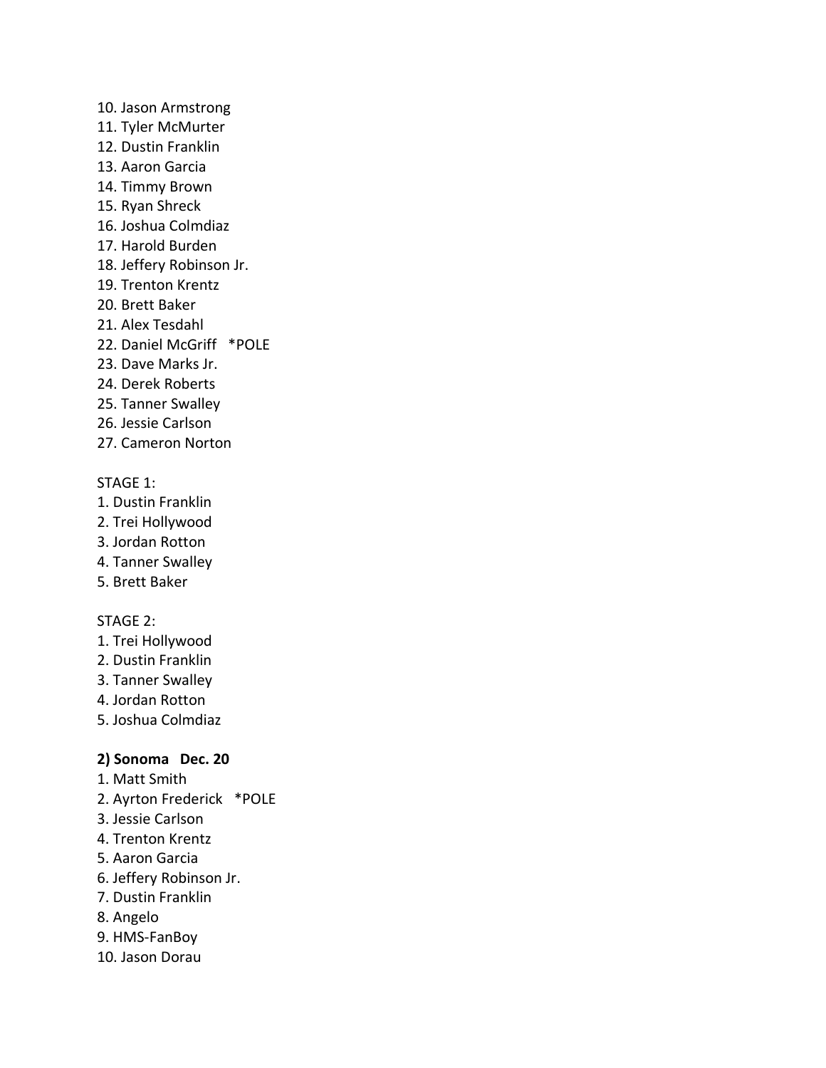10. Jason Armstrong
11. Tyler McMurter
12. Dustin Franklin
13. Aaron Garcia
14. Timmy Brown
15. Ryan Shreck
16. Joshua Colmdiaz
17. Harold Burden
18. Jeffery Robinson Jr.
19. Trenton Krentz
20. Brett Baker
21. Alex Tesdahl
22. Daniel McGriff *POLE
23. Dave Marks Jr.
24. Derek Roberts
25. Tanner Swalley
26. Jessie Carlson
27. Cameron Norton

STAGE 1:
1. Dustin Franklin
2. Trei Hollywood
3. Jordan Rotton
4. Tanner Swalley
5. Brett Baker

STAGE 2:
1. Trei Hollywood
2. Dustin Franklin
3. Tanner Swalley
4. Jordan Rotton
5. Joshua Colmdiaz

**2) Sonoma Dec. 20**
1. Matt Smith
2. Ayrton Frederick *POLE
3. Jessie Carlson
4. Trenton Krentz
5. Aaron Garcia
6. Jeffery Robinson Jr.
7. Dustin Franklin
8. Angelo
9. HMS-FanBoy
10. Jason Dorau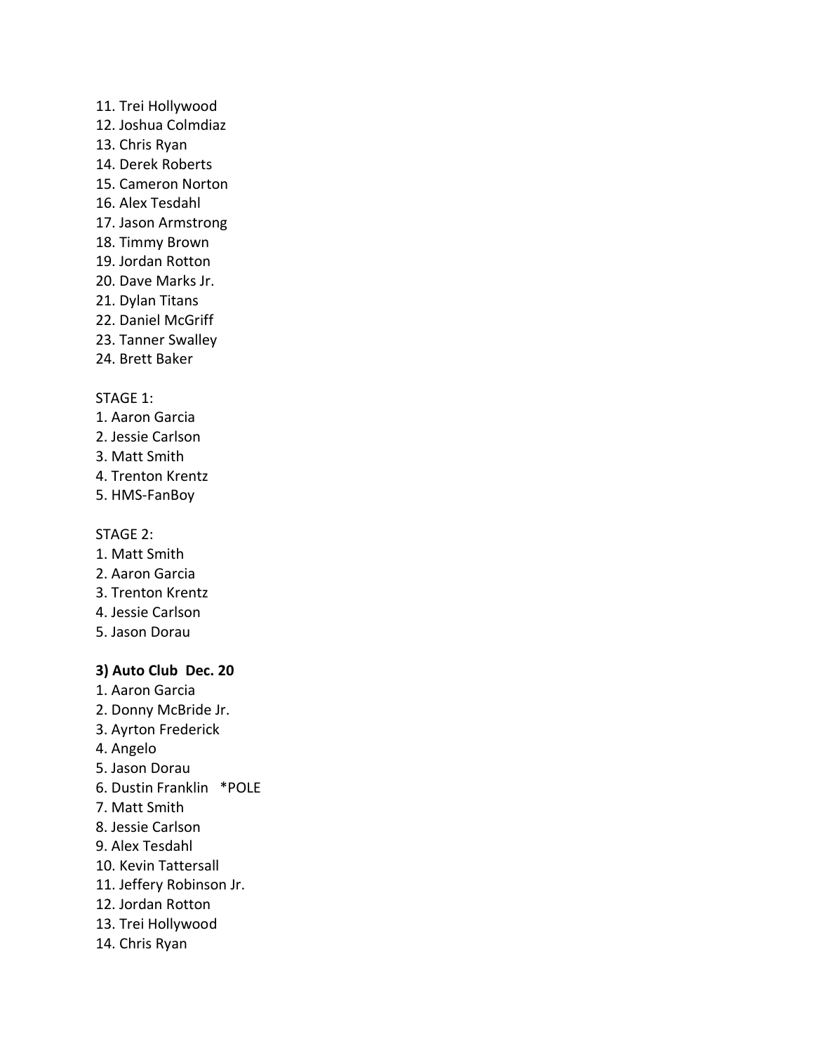11. Trei Hollywood
12. Joshua Colmdiaz
13. Chris Ryan
14. Derek Roberts
15. Cameron Norton
16. Alex Tesdahl
17. Jason Armstrong
18. Timmy Brown
19. Jordan Rotton
20. Dave Marks Jr.
21. Dylan Titans
22. Daniel McGriff
23. Tanner Swalley
24. Brett Baker

STAGE 1:
1. Aaron Garcia
2. Jessie Carlson
3. Matt Smith
4. Trenton Krentz
5. HMS-FanBoy

STAGE 2:
1. Matt Smith
2. Aaron Garcia
3. Trenton Krentz
4. Jessie Carlson
5. Jason Dorau

**3) Auto Club Dec. 20**
1. Aaron Garcia
2. Donny McBride Jr.
3. Ayrton Frederick
4. Angelo
5. Jason Dorau
6. Dustin Franklin *POLE
7. Matt Smith
8. Jessie Carlson
9. Alex Tesdahl
10. Kevin Tattersall
11. Jeffery Robinson Jr.
12. Jordan Rotton
13. Trei Hollywood
14. Chris Ryan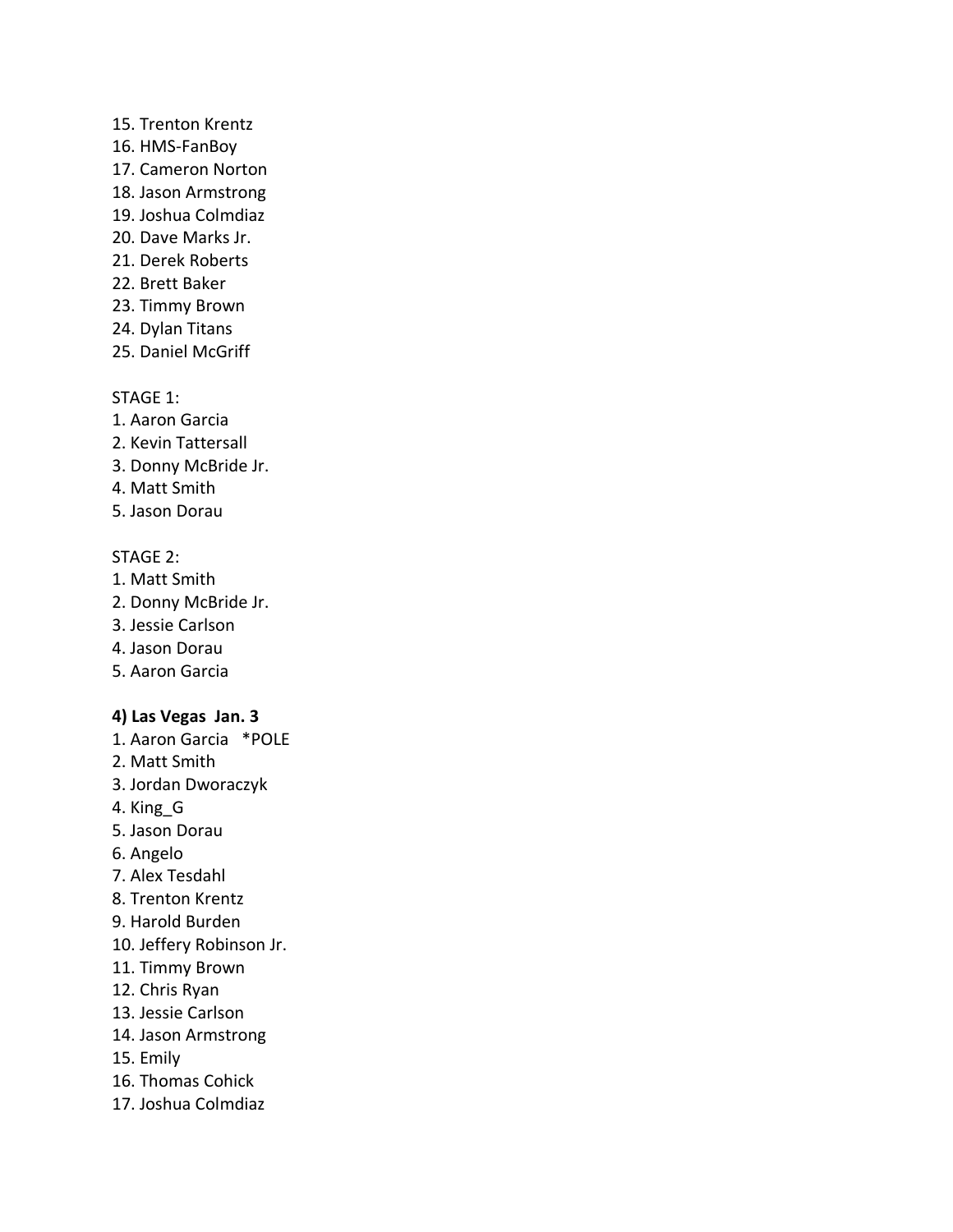15. Trenton Krentz
16. HMS-FanBoy
17. Cameron Norton
18. Jason Armstrong
19. Joshua Colmdiaz
20. Dave Marks Jr.
21. Derek Roberts
22. Brett Baker
23. Timmy Brown
24. Dylan Titans
25. Daniel McGriff

STAGE 1:
1. Aaron Garcia
2. Kevin Tattersall
3. Donny McBride Jr.
4. Matt Smith
5. Jason Dorau

STAGE 2:
1. Matt Smith
2. Donny McBride Jr.
3. Jessie Carlson
4. Jason Dorau
5. Aaron Garcia

**4) Las Vegas Jan. 3**
1. Aaron Garcia *POLE
2. Matt Smith
3. Jordan Dworaczyk
4. King_G
5. Jason Dorau
6. Angelo
7. Alex Tesdahl
8. Trenton Krentz
9. Harold Burden
10. Jeffery Robinson Jr.
11. Timmy Brown
12. Chris Ryan
13. Jessie Carlson
14. Jason Armstrong
15. Emily
16. Thomas Cohick
17. Joshua Colmdiaz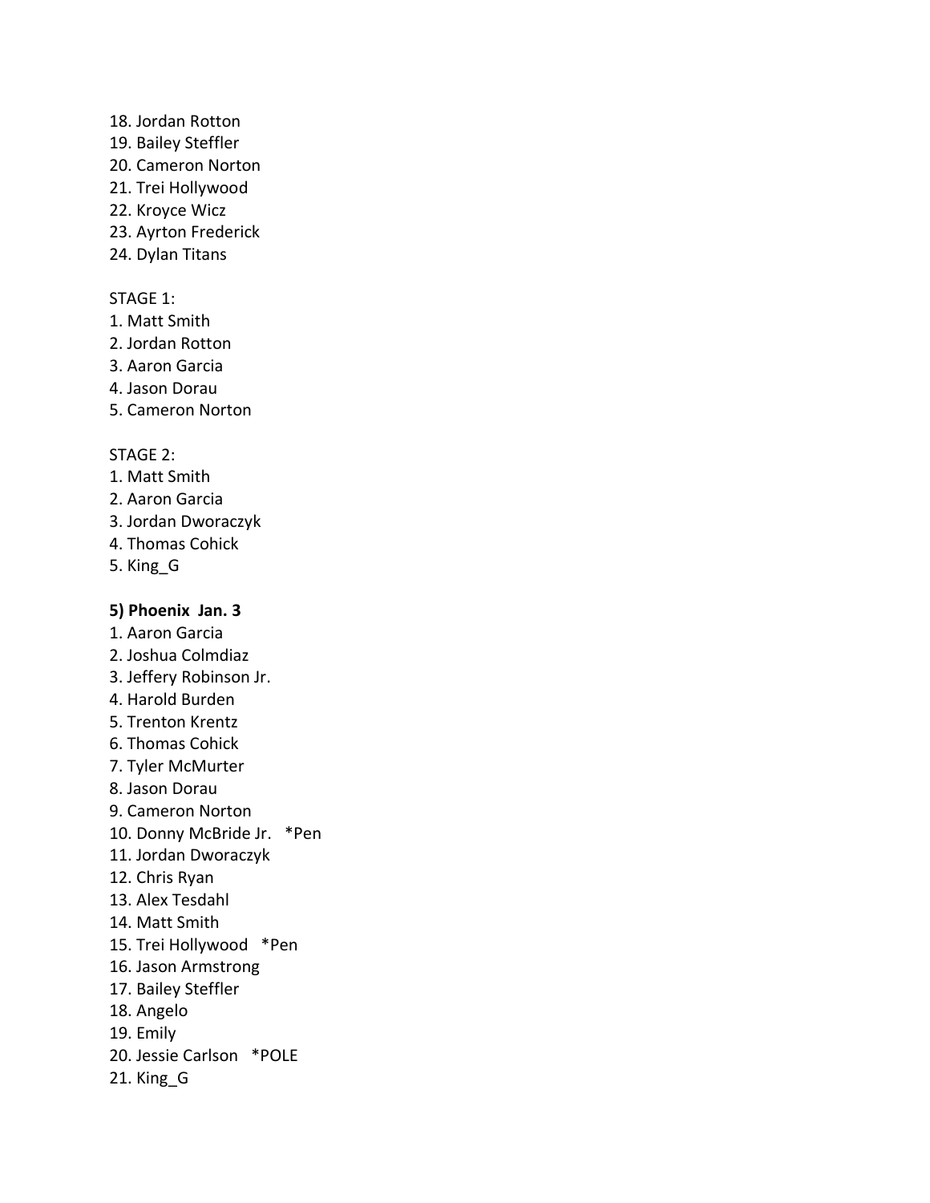18. Jordan Rotton
19. Bailey Steffler
20. Cameron Norton
21. Trei Hollywood
22. Kroyce Wicz
23. Ayrton Frederick
24. Dylan Titans

STAGE 1:
1. Matt Smith
2. Jordan Rotton
3. Aaron Garcia
4. Jason Dorau
5. Cameron Norton

STAGE 2:
1. Matt Smith
2. Aaron Garcia
3. Jordan Dworaczyk
4. Thomas Cohick
5. King_G

**5) Phoenix Jan. 3**
1. Aaron Garcia
2. Joshua Colmdiaz
3. Jeffery Robinson Jr.
4. Harold Burden
5. Trenton Krentz
6. Thomas Cohick
7. Tyler McMurter
8. Jason Dorau
9. Cameron Norton
10. Donny McBride Jr. *Pen
11. Jordan Dworaczyk
12. Chris Ryan
13. Alex Tesdahl
14. Matt Smith
15. Trei Hollywood *Pen
16. Jason Armstrong
17. Bailey Steffler
18. Angelo
19. Emily
20. Jessie Carlson *POLE
21. King_G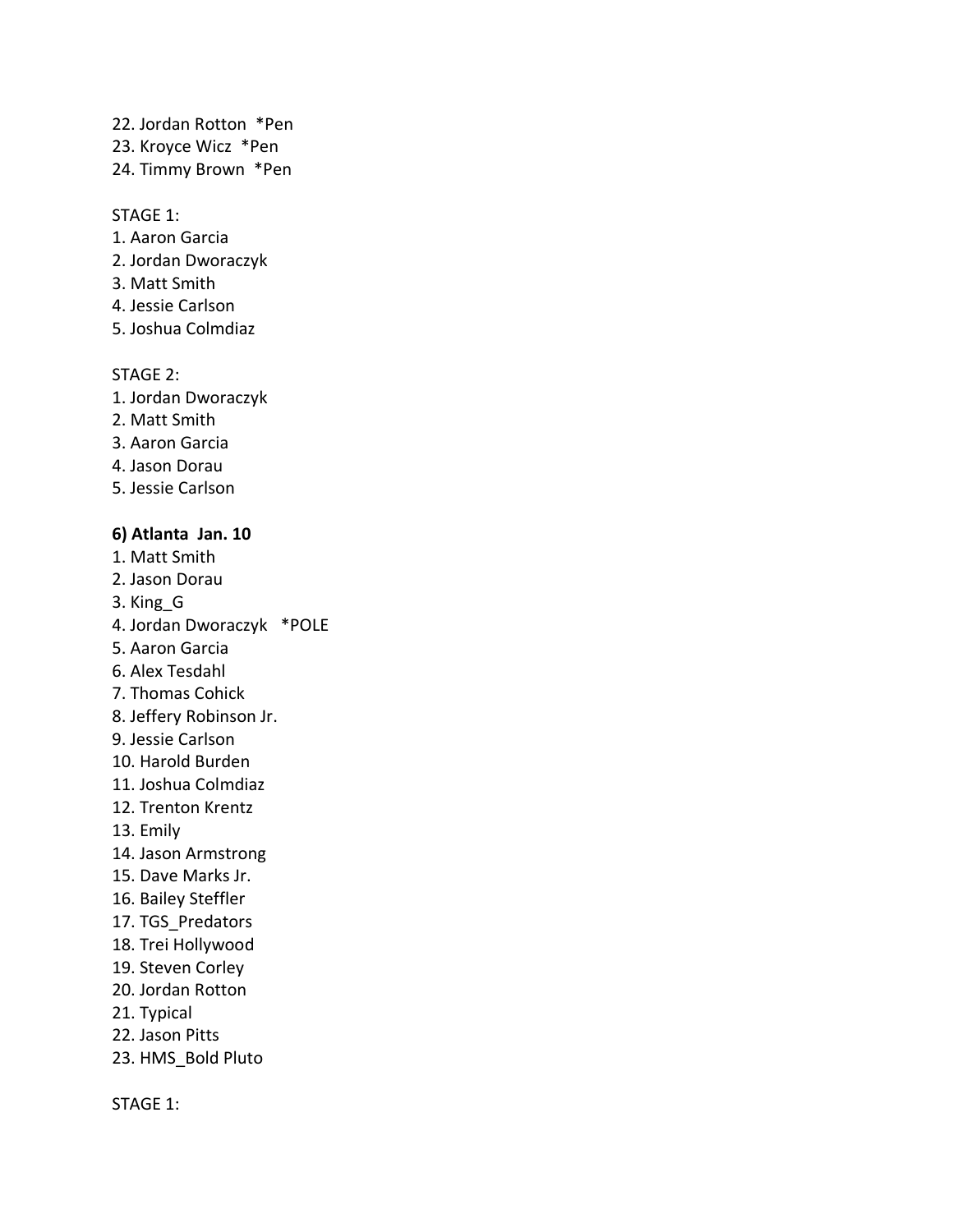22. Jordan Rotton  *Pen
23. Kroyce Wicz  *Pen
24. Timmy Brown  *Pen

STAGE 1:
1. Aaron Garcia
2. Jordan Dworaczyk
3. Matt Smith
4. Jessie Carlson
5. Joshua Colmdiaz

STAGE 2:
1. Jordan Dworaczyk
2. Matt Smith
3. Aaron Garcia
4. Jason Dorau
5. Jessie Carlson

**6) Atlanta  Jan. 10**
1. Matt Smith
2. Jason Dorau
3. King_G
4. Jordan Dworaczyk   *POLE
5. Aaron Garcia
6. Alex Tesdahl
7. Thomas Cohick
8. Jeffery Robinson Jr.
9. Jessie Carlson
10. Harold Burden
11. Joshua Colmdiaz
12. Trenton Krentz
13. Emily
14. Jason Armstrong
15. Dave Marks Jr.
16. Bailey Steffler
17. TGS_Predators
18. Trei Hollywood
19. Steven Corley
20. Jordan Rotton
21. Typical
22. Jason Pitts
23. HMS_Bold Pluto

STAGE 1: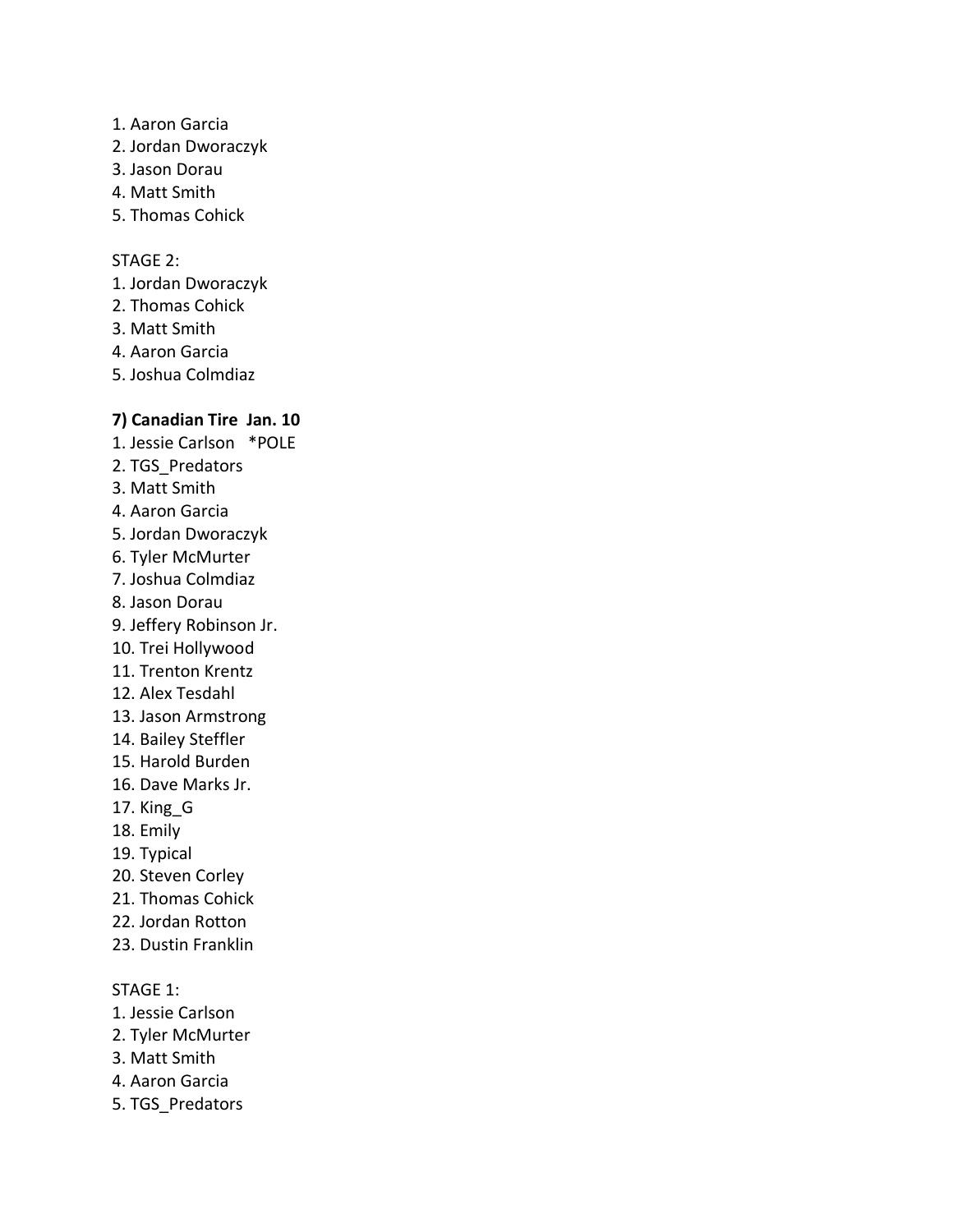1. Aaron Garcia
2. Jordan Dworaczyk
3. Jason Dorau
4. Matt Smith
5. Thomas Cohick

STAGE 2:
1. Jordan Dworaczyk
2. Thomas Cohick
3. Matt Smith
4. Aaron Garcia
5. Joshua Colmdiaz

**7) Canadian Tire Jan. 10**
1. Jessie Carlson *POLE
2. TGS_Predators
3. Matt Smith
4. Aaron Garcia
5. Jordan Dworaczyk
6. Tyler McMurter
7. Joshua Colmdiaz
8. Jason Dorau
9. Jeffery Robinson Jr.
10. Trei Hollywood
11. Trenton Krentz
12. Alex Tesdahl
13. Jason Armstrong
14. Bailey Steffler
15. Harold Burden
16. Dave Marks Jr.
17. King_G
18. Emily
19. Typical
20. Steven Corley
21. Thomas Cohick
22. Jordan Rotton
23. Dustin Franklin

STAGE 1:
1. Jessie Carlson
2. Tyler McMurter
3. Matt Smith
4. Aaron Garcia
5. TGS_Predators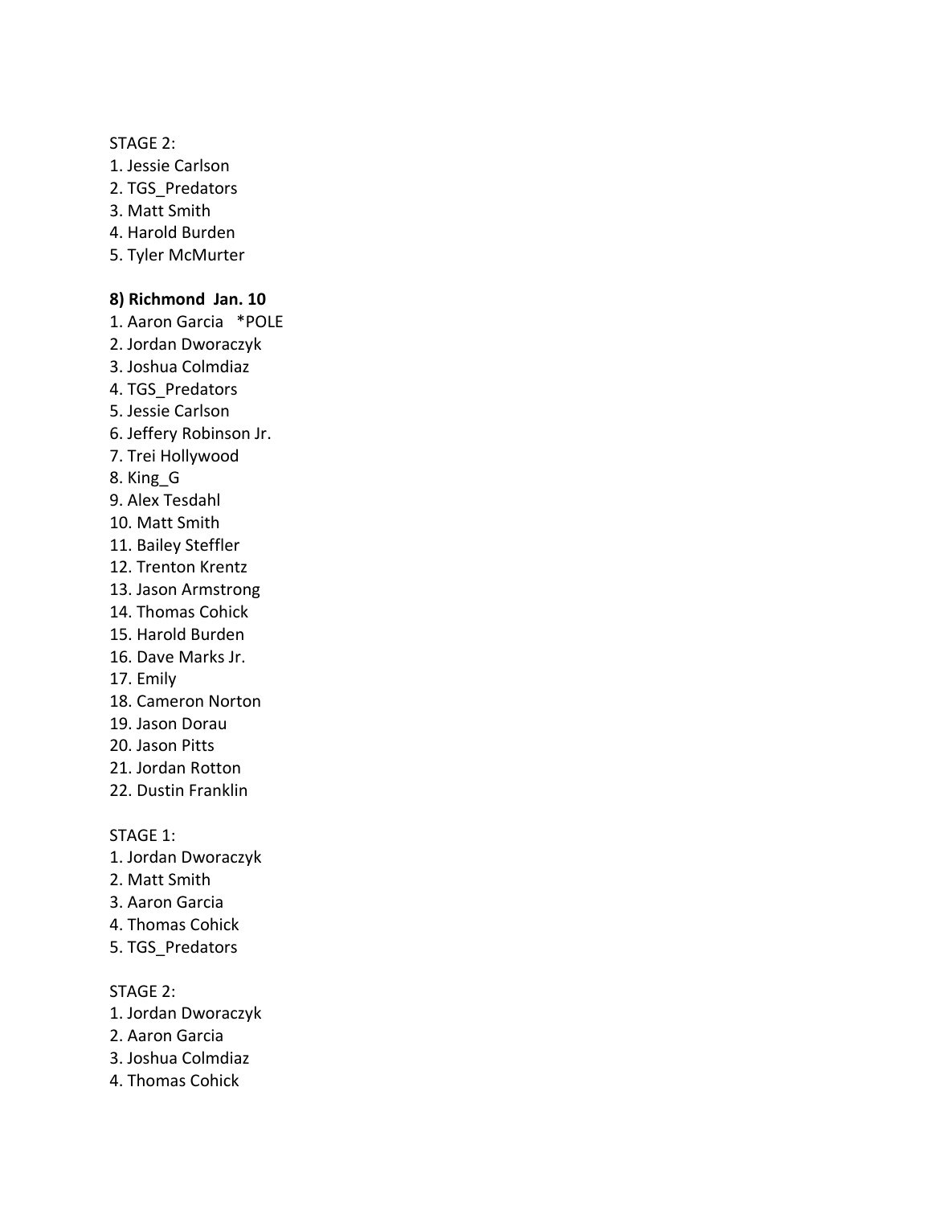STAGE 2:
1. Jessie Carlson
2. TGS_Predators
3. Matt Smith
4. Harold Burden
5. Tyler McMurter

**8) Richmond Jan. 10**
1. Aaron Garcia *POLE
2. Jordan Dworaczyk
3. Joshua Colmdiaz
4. TGS_Predators
5. Jessie Carlson
6. Jeffery Robinson Jr.
7. Trei Hollywood
8. King_G
9. Alex Tesdahl
10. Matt Smith
11. Bailey Steffler
12. Trenton Krentz
13. Jason Armstrong
14. Thomas Cohick
15. Harold Burden
16. Dave Marks Jr.
17. Emily
18. Cameron Norton
19. Jason Dorau
20. Jason Pitts
21. Jordan Rotton
22. Dustin Franklin

STAGE 1:
1. Jordan Dworaczyk
2. Matt Smith
3. Aaron Garcia
4. Thomas Cohick
5. TGS_Predators

STAGE 2:
1. Jordan Dworaczyk
2. Aaron Garcia
3. Joshua Colmdiaz
4. Thomas Cohick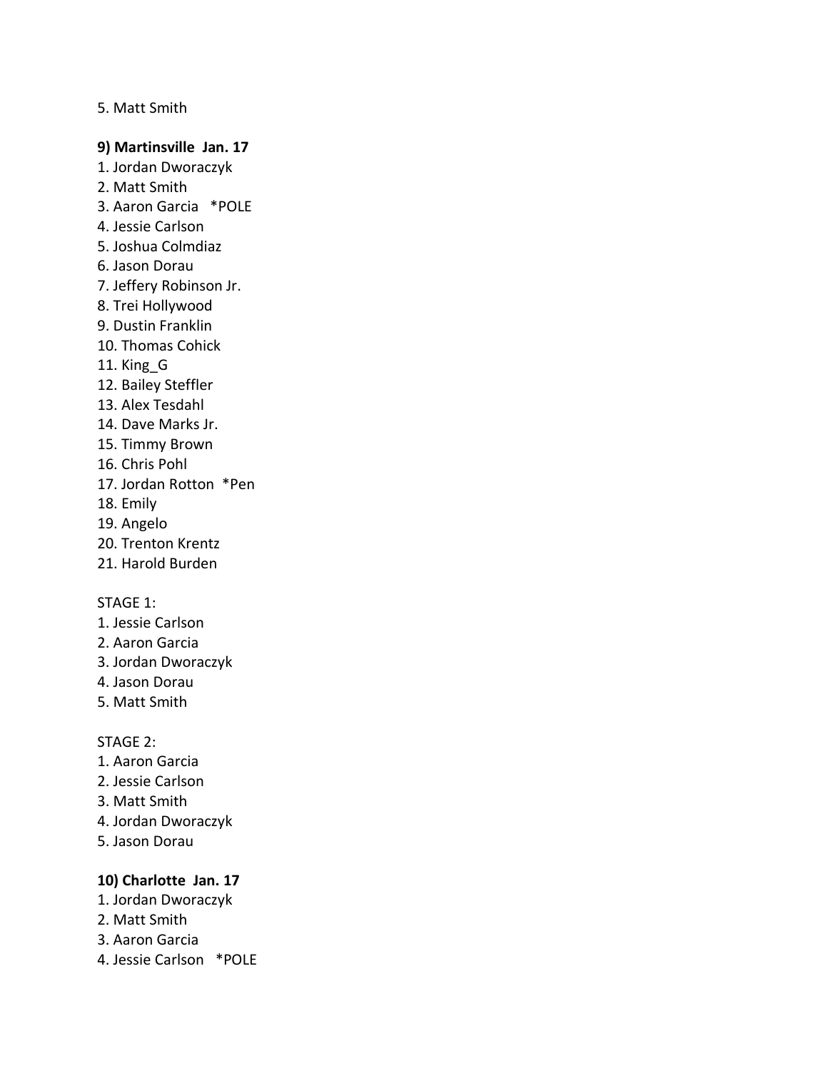5. Matt Smith

**9) Martinsville  Jan. 17**

1. Jordan Dworaczyk
2. Matt Smith
3. Aaron Garcia   *POLE
4. Jessie Carlson
5. Joshua Colmdiaz
6. Jason Dorau
7. Jeffery Robinson Jr.
8. Trei Hollywood
9. Dustin Franklin
10. Thomas Cohick
11. King_G
12. Bailey Steffler
13. Alex Tesdahl
14. Dave Marks Jr.
15. Timmy Brown
16. Chris Pohl
17. Jordan Rotton  *Pen
18. Emily
19. Angelo
20. Trenton Krentz
21. Harold Burden

STAGE 1:

1. Jessie Carlson
2. Aaron Garcia
3. Jordan Dworaczyk
4. Jason Dorau
5. Matt Smith

STAGE 2:

1. Aaron Garcia
2. Jessie Carlson
3. Matt Smith
4. Jordan Dworaczyk
5. Jason Dorau

**10) Charlotte  Jan. 17**

1. Jordan Dworaczyk
2. Matt Smith
3. Aaron Garcia
4. Jessie Carlson   *POLE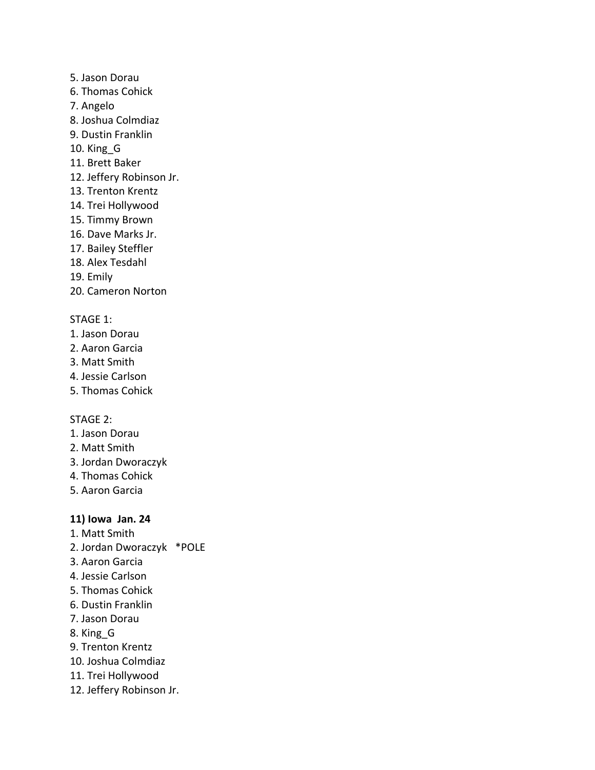5. Jason Dorau
6. Thomas Cohick
7. Angelo
8. Joshua Colmdiaz
9. Dustin Franklin
10. King_G
11. Brett Baker
12. Jeffery Robinson Jr.
13. Trenton Krentz
14. Trei Hollywood
15. Timmy Brown
16. Dave Marks Jr.
17. Bailey Steffler
18. Alex Tesdahl
19. Emily
20. Cameron Norton

STAGE 1:
1. Jason Dorau
2. Aaron Garcia
3. Matt Smith
4. Jessie Carlson
5. Thomas Cohick

STAGE 2:
1. Jason Dorau
2. Matt Smith
3. Jordan Dworaczyk
4. Thomas Cohick
5. Aaron Garcia

**11) Iowa Jan. 24**

1. Matt Smith
2. Jordan Dworaczyk *POLE
3. Aaron Garcia
4. Jessie Carlson
5. Thomas Cohick
6. Dustin Franklin
7. Jason Dorau
8. King_G
9. Trenton Krentz
10. Joshua Colmdiaz
11. Trei Hollywood
12. Jeffery Robinson Jr.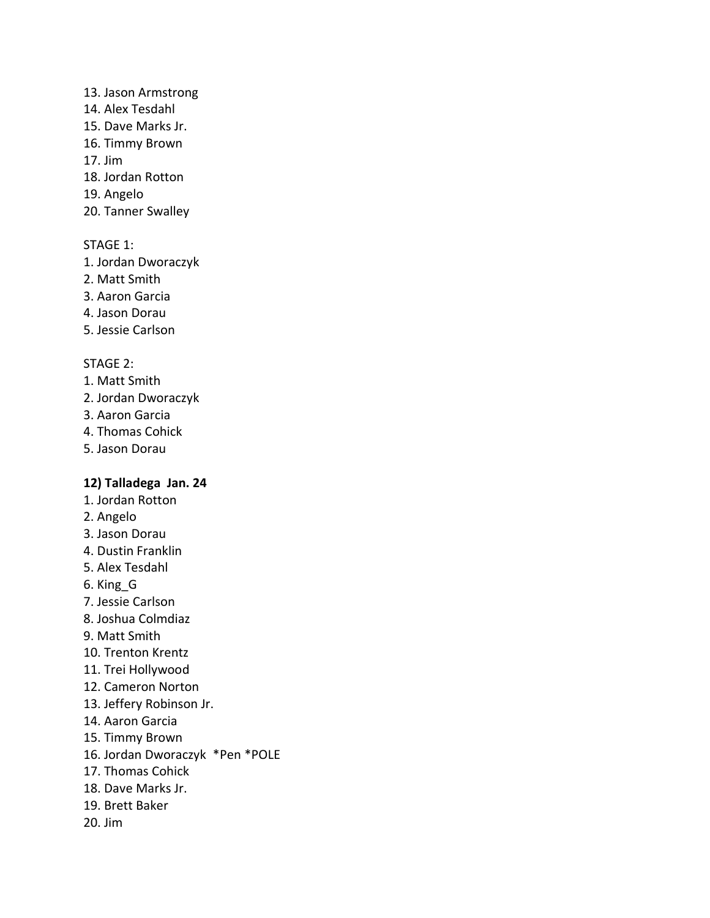13. Jason Armstrong
14. Alex Tesdahl
15. Dave Marks Jr.
16. Timmy Brown
17. Jim
18. Jordan Rotton
19. Angelo
20. Tanner Swalley

STAGE 1:
1. Jordan Dworaczyk
2. Matt Smith
3. Aaron Garcia
4. Jason Dorau
5. Jessie Carlson

STAGE 2:
1. Matt Smith
2. Jordan Dworaczyk
3. Aaron Garcia
4. Thomas Cohick
5. Jason Dorau

**12) Talladega Jan. 24**
1. Jordan Rotton
2. Angelo
3. Jason Dorau
4. Dustin Franklin
5. Alex Tesdahl
6. King_G
7. Jessie Carlson
8. Joshua Colmdiaz
9. Matt Smith
10. Trenton Krentz
11. Trei Hollywood
12. Cameron Norton
13. Jeffery Robinson Jr.
14. Aaron Garcia
15. Timmy Brown
16. Jordan Dworaczyk *Pen *POLE
17. Thomas Cohick
18. Dave Marks Jr.
19. Brett Baker
20. Jim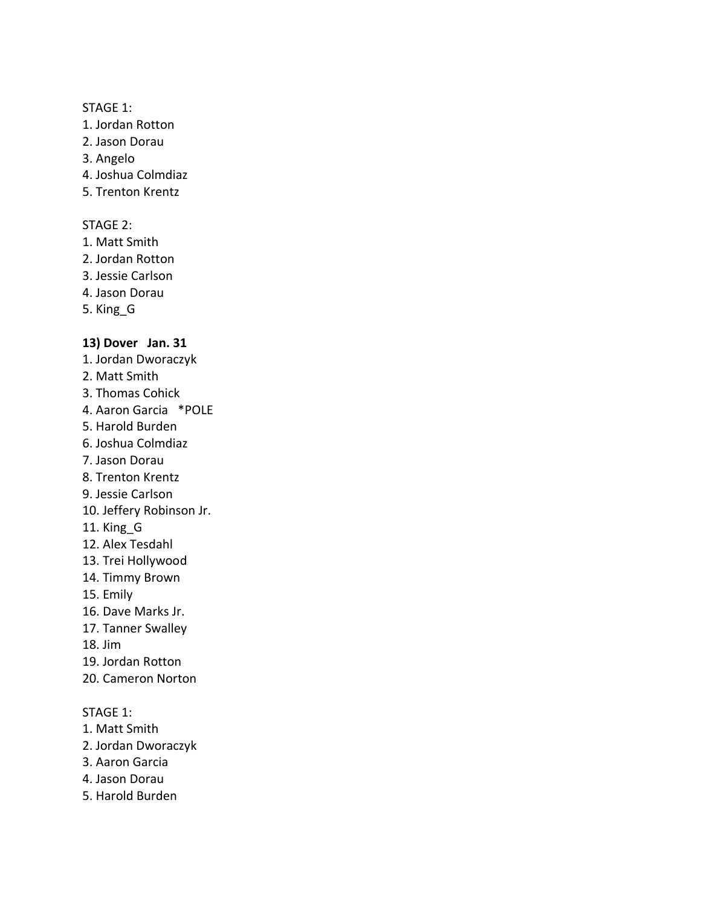STAGE 1:
1. Jordan Rotton
2. Jason Dorau
3. Angelo
4. Joshua Colmdiaz
5. Trenton Krentz

STAGE 2:
1. Matt Smith
2. Jordan Rotton
3. Jessie Carlson
4. Jason Dorau
5. King_G

**13) Dover   Jan. 31**
1. Jordan Dworaczyk
2. Matt Smith
3. Thomas Cohick
4. Aaron Garcia   *POLE
5. Harold Burden
6. Joshua Colmdiaz
7. Jason Dorau
8. Trenton Krentz
9. Jessie Carlson
10. Jeffery Robinson Jr.
11. King_G
12. Alex Tesdahl
13. Trei Hollywood
14. Timmy Brown
15. Emily
16. Dave Marks Jr.
17. Tanner Swalley
18. Jim
19. Jordan Rotton
20. Cameron Norton

STAGE 1:
1. Matt Smith
2. Jordan Dworaczyk
3. Aaron Garcia
4. Jason Dorau
5. Harold Burden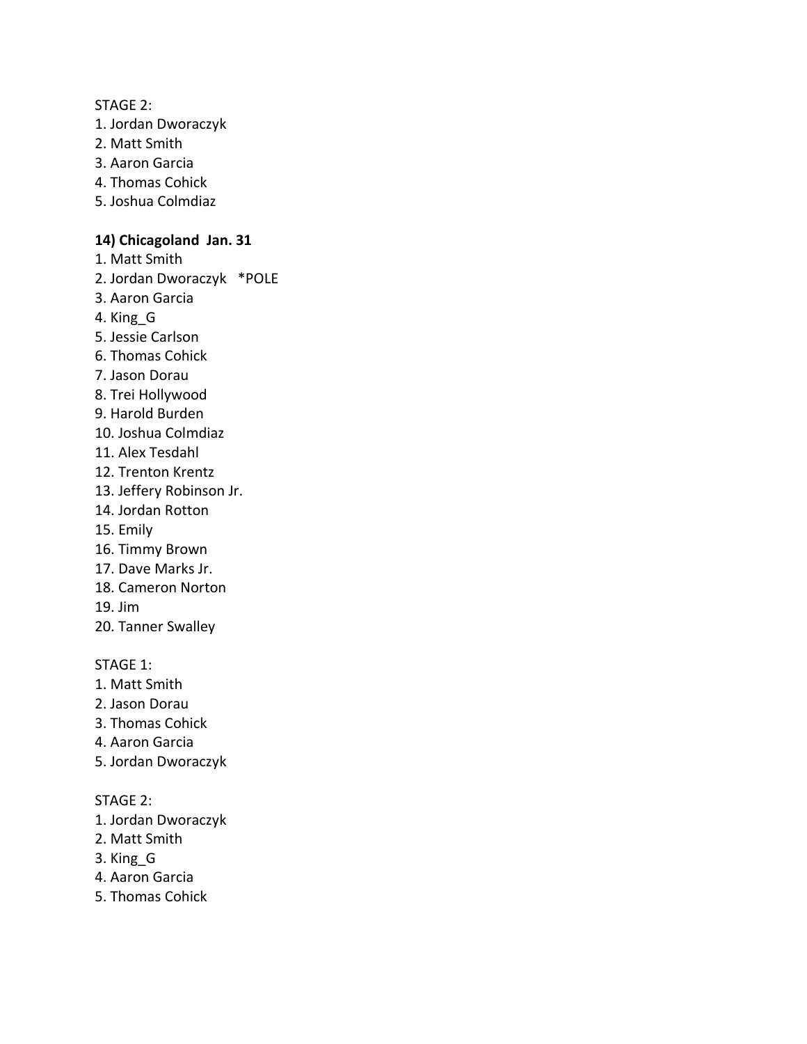STAGE 2:
1. Jordan Dworaczyk
2. Matt Smith
3. Aaron Garcia
4. Thomas Cohick
5. Joshua Colmdiaz

**14) Chicagoland Jan. 31**
1. Matt Smith
2. Jordan Dworaczyk *POLE
3. Aaron Garcia
4. King_G
5. Jessie Carlson
6. Thomas Cohick
7. Jason Dorau
8. Trei Hollywood
9. Harold Burden
10. Joshua Colmdiaz
11. Alex Tesdahl
12. Trenton Krentz
13. Jeffery Robinson Jr.
14. Jordan Rotton
15. Emily
16. Timmy Brown
17. Dave Marks Jr.
18. Cameron Norton
19. Jim
20. Tanner Swalley

STAGE 1:
1. Matt Smith
2. Jason Dorau
3. Thomas Cohick
4. Aaron Garcia
5. Jordan Dworaczyk

STAGE 2:
1. Jordan Dworaczyk
2. Matt Smith
3. King_G
4. Aaron Garcia
5. Thomas Cohick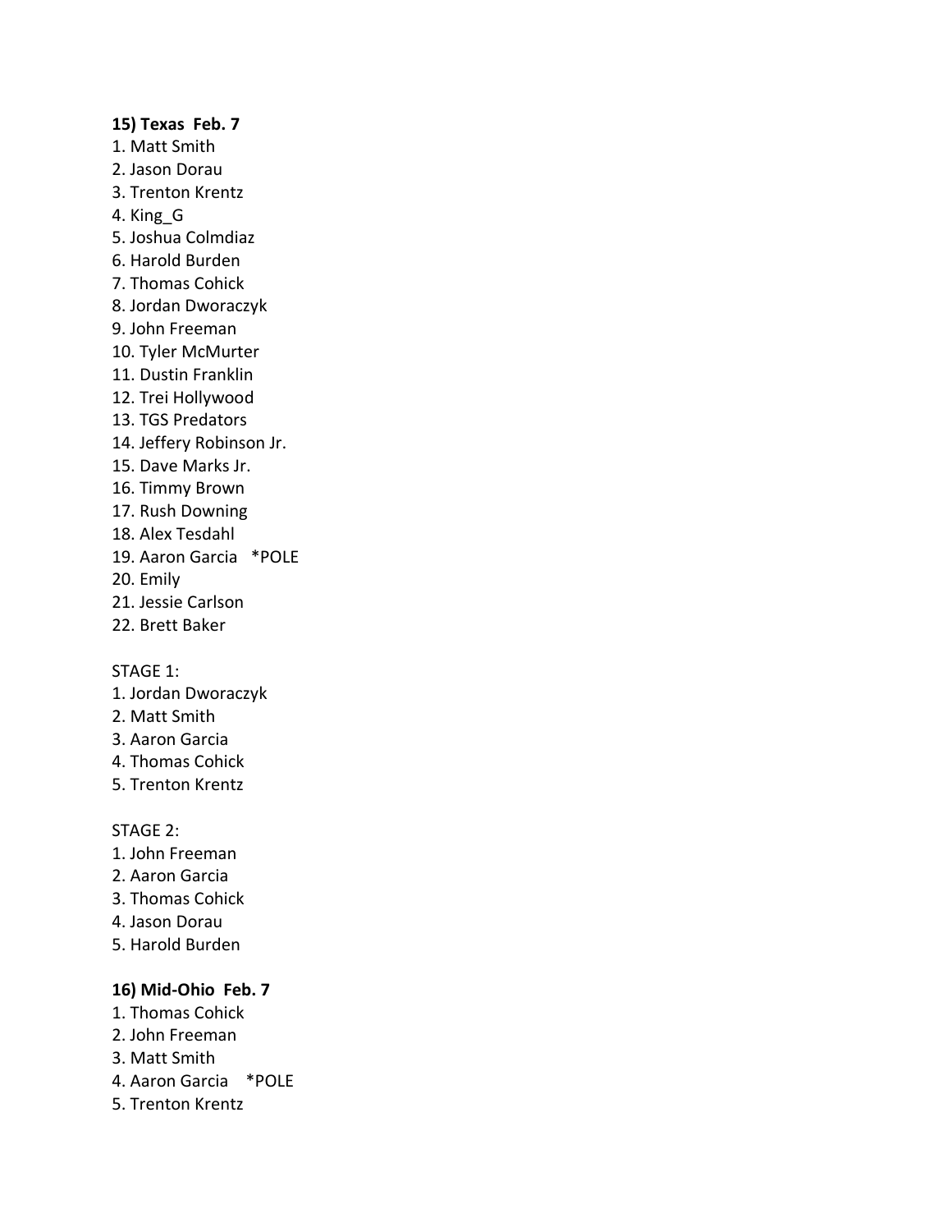**15) Texas  Feb. 7**

1. Matt Smith
2. Jason Dorau
3. Trenton Krentz
4. King_G
5. Joshua Colmdiaz
6. Harold Burden
7. Thomas Cohick
8. Jordan Dworaczyk
9. John Freeman
10. Tyler McMurter
11. Dustin Franklin
12. Trei Hollywood
13. TGS Predators
14. Jeffery Robinson Jr.
15. Dave Marks Jr.
16. Timmy Brown
17. Rush Downing
18. Alex Tesdahl
19. Aaron Garcia   *POLE
20. Emily
21. Jessie Carlson
22. Brett Baker

STAGE 1:

1. Jordan Dworaczyk
2. Matt Smith
3. Aaron Garcia
4. Thomas Cohick
5. Trenton Krentz

STAGE 2:

1. John Freeman
2. Aaron Garcia
3. Thomas Cohick
4. Jason Dorau
5. Harold Burden

**16) Mid-Ohio  Feb. 7**

1. Thomas Cohick
2. John Freeman
3. Matt Smith
4. Aaron Garcia    *POLE
5. Trenton Krentz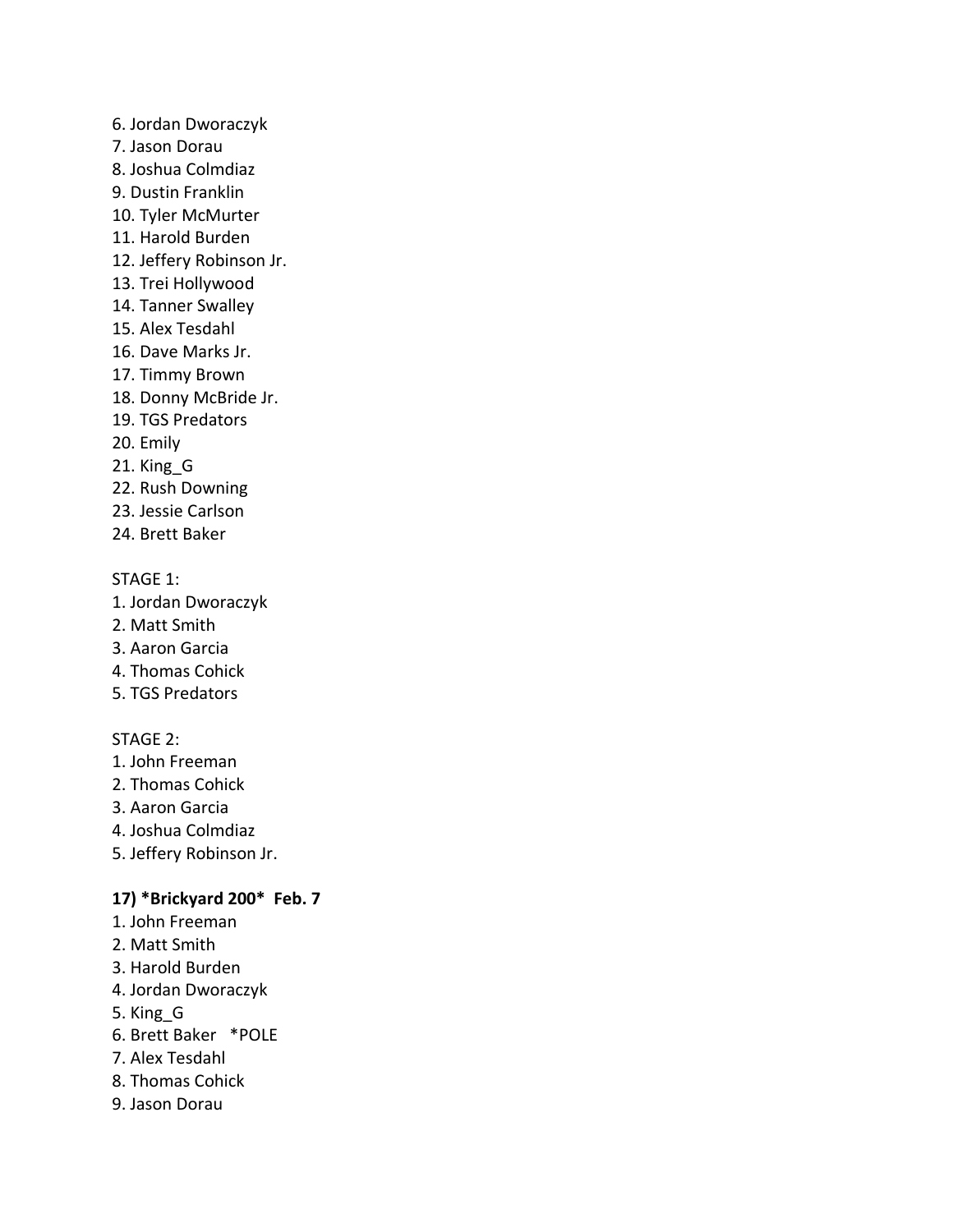6. Jordan Dworaczyk
7. Jason Dorau
8. Joshua Colmdiaz
9. Dustin Franklin
10. Tyler McMurter
11. Harold Burden
12. Jeffery Robinson Jr.
13. Trei Hollywood
14. Tanner Swalley
15. Alex Tesdahl
16. Dave Marks Jr.
17. Timmy Brown
18. Donny McBride Jr.
19. TGS Predators
20. Emily
21. King_G
22. Rush Downing
23. Jessie Carlson
24. Brett Baker

STAGE 1:
1. Jordan Dworaczyk
2. Matt Smith
3. Aaron Garcia
4. Thomas Cohick
5. TGS Predators

STAGE 2:
1. John Freeman
2. Thomas Cohick
3. Aaron Garcia
4. Joshua Colmdiaz
5. Jeffery Robinson Jr.

**17) *Brickyard 200* Feb. 7**

1. John Freeman
2. Matt Smith
3. Harold Burden
4. Jordan Dworaczyk
5. King_G
6. Brett Baker *POLE
7. Alex Tesdahl
8. Thomas Cohick
9. Jason Dorau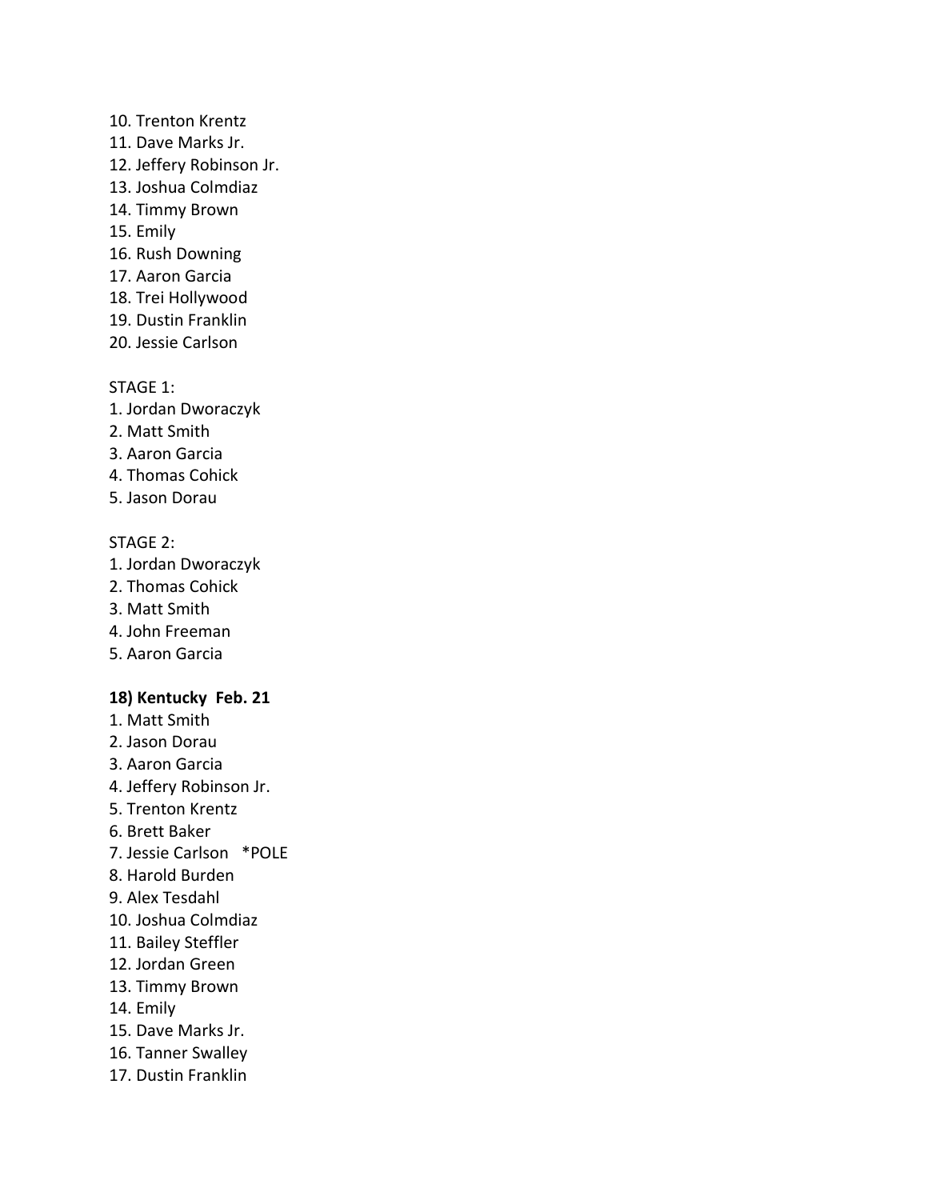10. Trenton Krentz
11. Dave Marks Jr.
12. Jeffery Robinson Jr.
13. Joshua Colmdiaz
14. Timmy Brown
15. Emily
16. Rush Downing
17. Aaron Garcia
18. Trei Hollywood
19. Dustin Franklin
20. Jessie Carlson

STAGE 1:
1. Jordan Dworaczyk
2. Matt Smith
3. Aaron Garcia
4. Thomas Cohick
5. Jason Dorau

STAGE 2:
1. Jordan Dworaczyk
2. Thomas Cohick
3. Matt Smith
4. John Freeman
5. Aaron Garcia

**18) Kentucky Feb. 21**

1. Matt Smith
2. Jason Dorau
3. Aaron Garcia
4. Jeffery Robinson Jr.
5. Trenton Krentz
6. Brett Baker
7. Jessie Carlson *POLE
8. Harold Burden
9. Alex Tesdahl
10. Joshua Colmdiaz
11. Bailey Steffler
12. Jordan Green
13. Timmy Brown
14. Emily
15. Dave Marks Jr.
16. Tanner Swalley
17. Dustin Franklin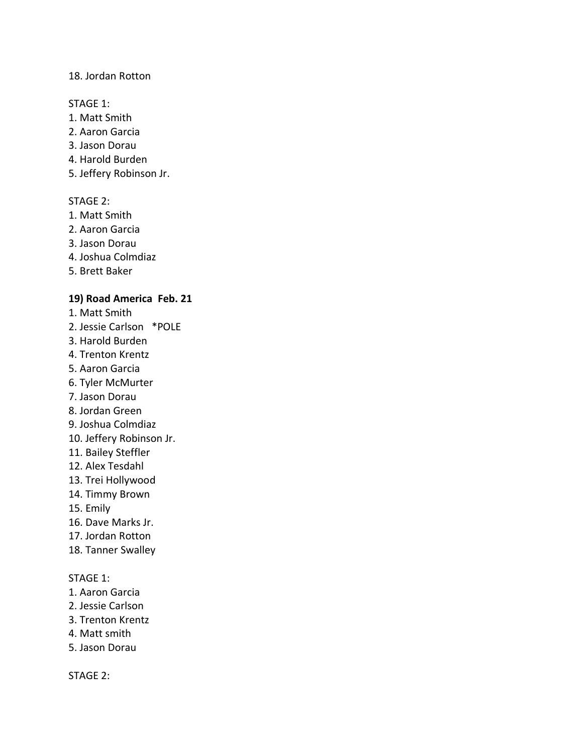18. Jordan Rotton

STAGE 1:
1. Matt Smith
2. Aaron Garcia
3. Jason Dorau
4. Harold Burden
5. Jeffery Robinson Jr.

STAGE 2:
1. Matt Smith
2. Aaron Garcia
3. Jason Dorau
4. Joshua Colmdiaz
5. Brett Baker

**19) Road America  Feb. 21**

1. Matt Smith
2. Jessie Carlson   *POLE
3. Harold Burden
4. Trenton Krentz
5. Aaron Garcia
6. Tyler McMurter
7. Jason Dorau
8. Jordan Green
9. Joshua Colmdiaz
10. Jeffery Robinson Jr.
11. Bailey Steffler
12. Alex Tesdahl
13. Trei Hollywood
14. Timmy Brown
15. Emily
16. Dave Marks Jr.
17. Jordan Rotton
18. Tanner Swalley

STAGE 1:
1. Aaron Garcia
2. Jessie Carlson
3. Trenton Krentz
4. Matt smith
5. Jason Dorau

STAGE 2: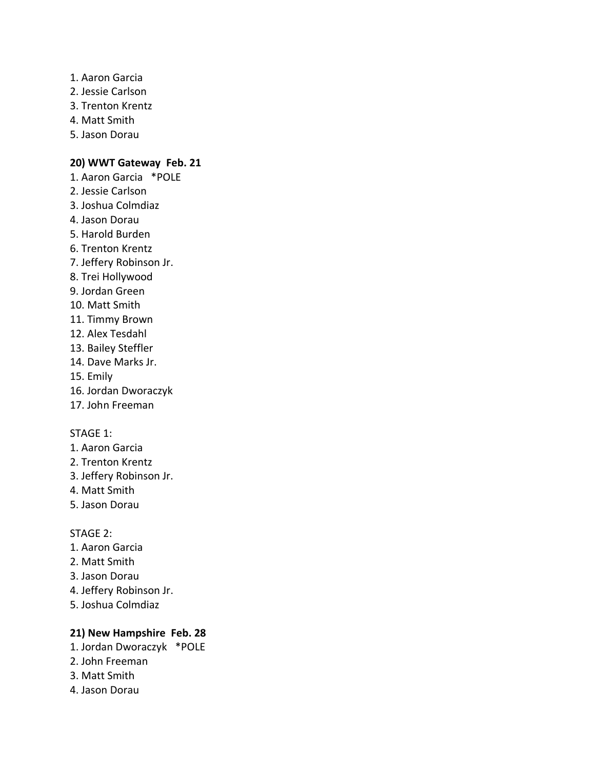1. Aaron Garcia
2. Jessie Carlson
3. Trenton Krentz
4. Matt Smith
5. Jason Dorau

**20) WWT Gateway  Feb. 21**

1. Aaron Garcia   *POLE
2. Jessie Carlson
3. Joshua Colmdiaz
4. Jason Dorau
5. Harold Burden
6. Trenton Krentz
7. Jeffery Robinson Jr.
8. Trei Hollywood
9. Jordan Green
10. Matt Smith
11. Timmy Brown
12. Alex Tesdahl
13. Bailey Steffler
14. Dave Marks Jr.
15. Emily
16. Jordan Dworaczyk
17. John Freeman

STAGE 1:

1. Aaron Garcia
2. Trenton Krentz
3. Jeffery Robinson Jr.
4. Matt Smith
5. Jason Dorau

STAGE 2:

1. Aaron Garcia
2. Matt Smith
3. Jason Dorau
4. Jeffery Robinson Jr.
5. Joshua Colmdiaz

**21) New Hampshire  Feb. 28**

1. Jordan Dworaczyk   *POLE
2. John Freeman
3. Matt Smith
4. Jason Dorau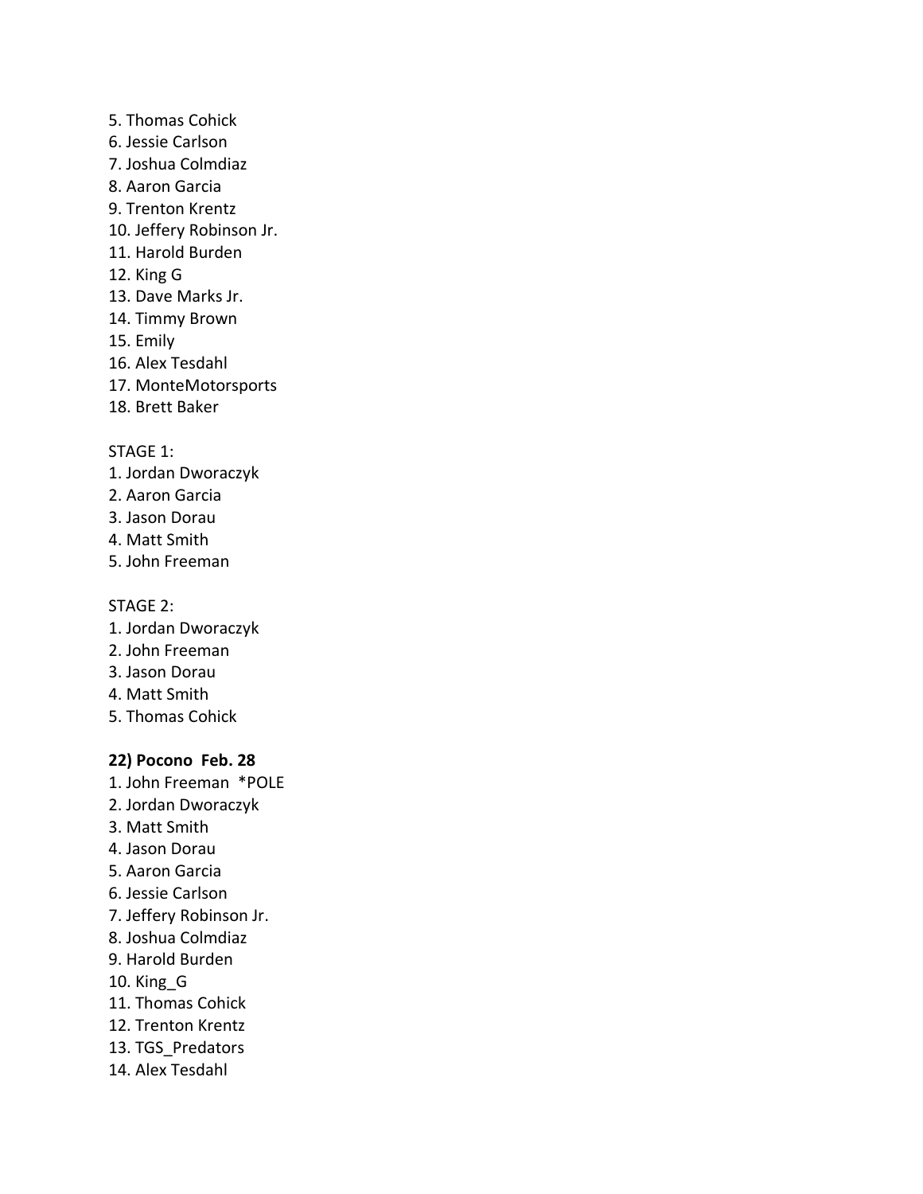5. Thomas Cohick
6. Jessie Carlson
7. Joshua Colmdiaz
8. Aaron Garcia
9. Trenton Krentz
10. Jeffery Robinson Jr.
11. Harold Burden
12. King G
13. Dave Marks Jr.
14. Timmy Brown
15. Emily
16. Alex Tesdahl
17. MonteMotorsports
18. Brett Baker

STAGE 1:
1. Jordan Dworaczyk
2. Aaron Garcia
3. Jason Dorau
4. Matt Smith
5. John Freeman

STAGE 2:
1. Jordan Dworaczyk
2. John Freeman
3. Jason Dorau
4. Matt Smith
5. Thomas Cohick

**22) Pocono Feb. 28**
1. John Freeman *POLE
2. Jordan Dworaczyk
3. Matt Smith
4. Jason Dorau
5. Aaron Garcia
6. Jessie Carlson
7. Jeffery Robinson Jr.
8. Joshua Colmdiaz
9. Harold Burden
10. King_G
11. Thomas Cohick
12. Trenton Krentz
13. TGS_Predators
14. Alex Tesdahl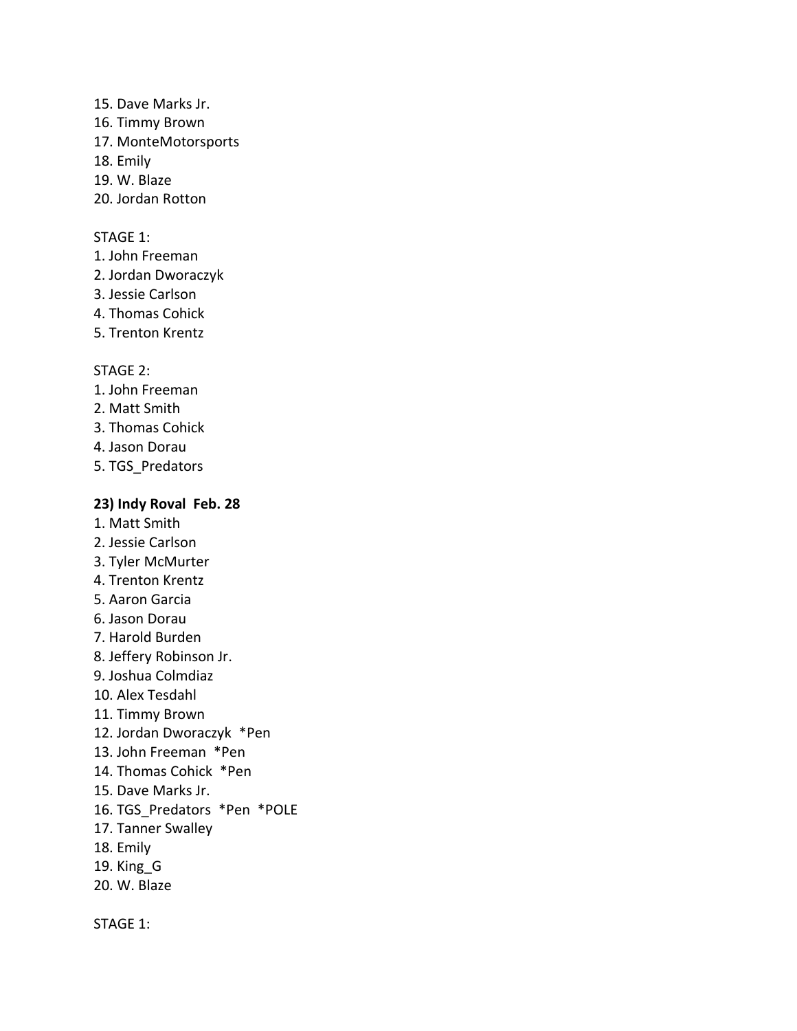15. Dave Marks Jr.
16. Timmy Brown
17. MonteMotorsports
18. Emily
19. W. Blaze
20. Jordan Rotton

STAGE 1:
1. John Freeman
2. Jordan Dworaczyk
3. Jessie Carlson
4. Thomas Cohick
5. Trenton Krentz

STAGE 2:
1. John Freeman
2. Matt Smith
3. Thomas Cohick
4. Jason Dorau
5. TGS_Predators

**23) Indy Roval  Feb. 28**

1. Matt Smith
2. Jessie Carlson
3. Tyler McMurter
4. Trenton Krentz
5. Aaron Garcia
6. Jason Dorau
7. Harold Burden
8. Jeffery Robinson Jr.
9. Joshua Colmdiaz
10. Alex Tesdahl
11. Timmy Brown
12. Jordan Dworaczyk  *Pen
13. John Freeman  *Pen
14. Thomas Cohick  *Pen
15. Dave Marks Jr.
16. TGS_Predators  *Pen  *POLE
17. Tanner Swalley
18. Emily
19. King_G
20. W. Blaze

STAGE 1: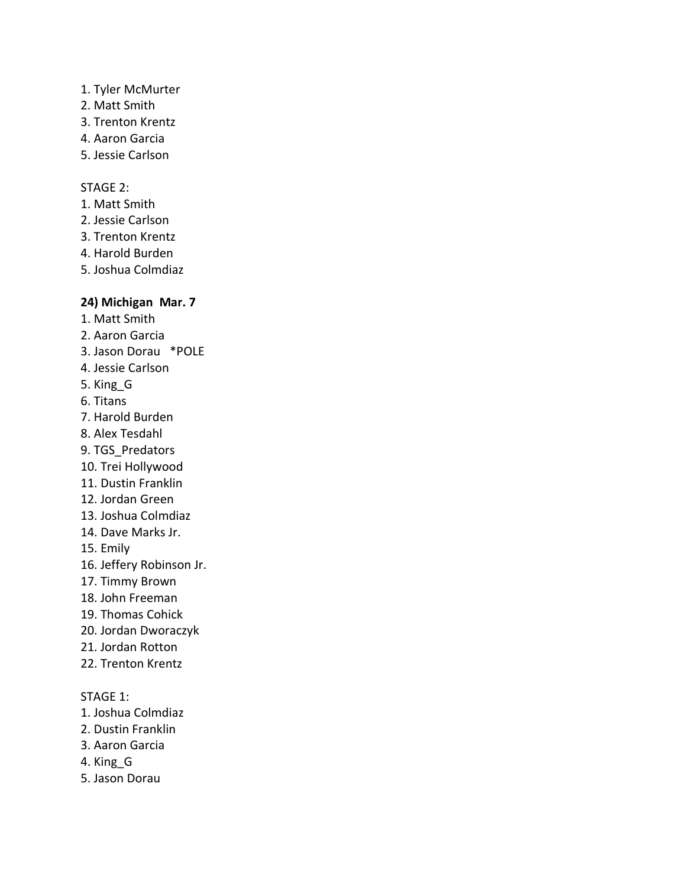1. Tyler McMurter
2. Matt Smith
3. Trenton Krentz
4. Aaron Garcia
5. Jessie Carlson

STAGE 2:
1. Matt Smith
2. Jessie Carlson
3. Trenton Krentz
4. Harold Burden
5. Joshua Colmdiaz

**24) Michigan  Mar. 7**
1. Matt Smith
2. Aaron Garcia
3. Jason Dorau   *POLE
4. Jessie Carlson
5. King_G
6. Titans
7. Harold Burden
8. Alex Tesdahl
9. TGS_Predators
10. Trei Hollywood
11. Dustin Franklin
12. Jordan Green
13. Joshua Colmdiaz
14. Dave Marks Jr.
15. Emily
16. Jeffery Robinson Jr.
17. Timmy Brown
18. John Freeman
19. Thomas Cohick
20. Jordan Dworaczyk
21. Jordan Rotton
22. Trenton Krentz

STAGE 1:
1. Joshua Colmdiaz
2. Dustin Franklin
3. Aaron Garcia
4. King_G
5. Jason Dorau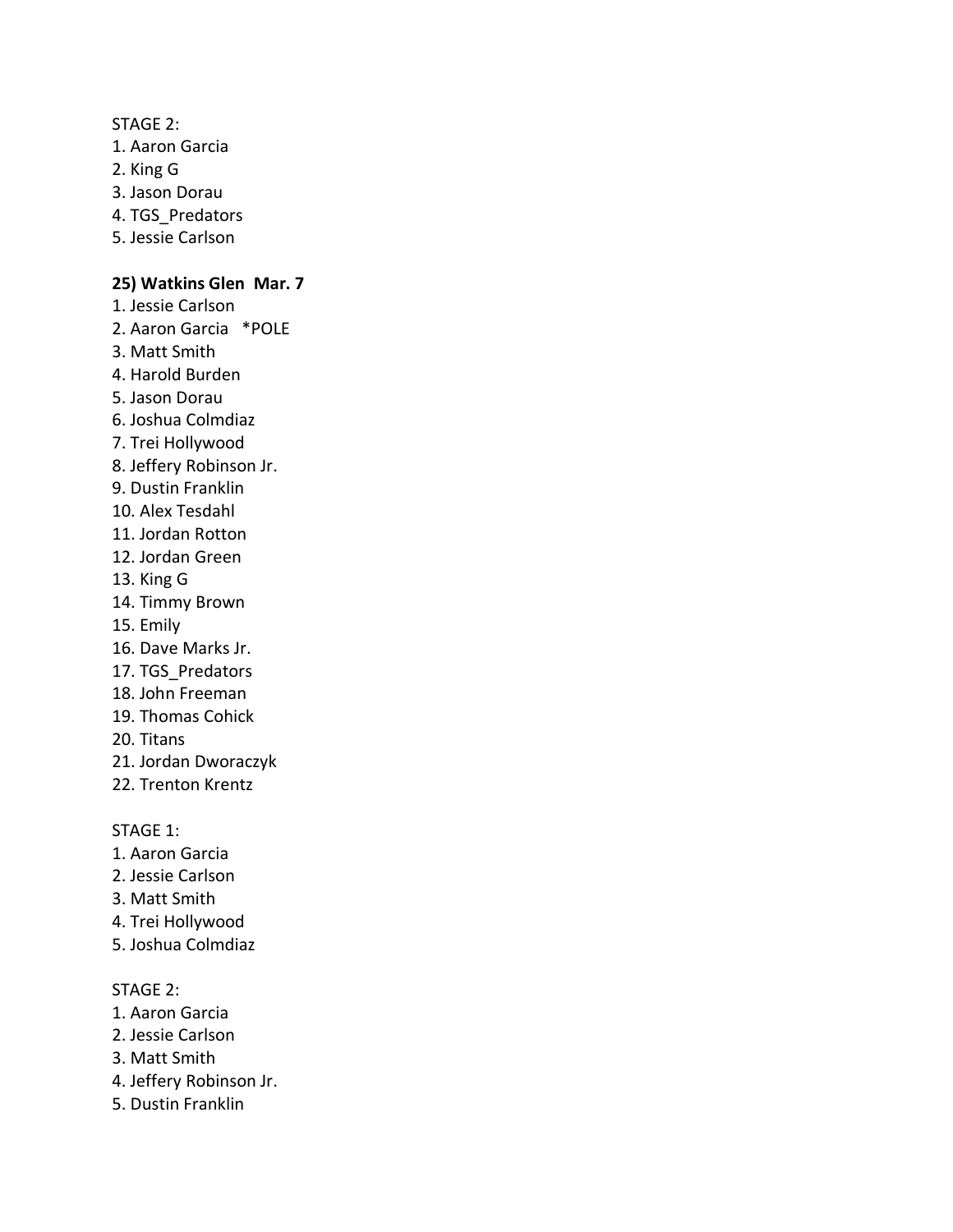STAGE 2:
1. Aaron Garcia
2. King G
3. Jason Dorau
4. TGS_Predators
5. Jessie Carlson

**25) Watkins Glen  Mar. 7**
1. Jessie Carlson
2. Aaron Garcia   *POLE
3. Matt Smith
4. Harold Burden
5. Jason Dorau
6. Joshua Colmdiaz
7. Trei Hollywood
8. Jeffery Robinson Jr.
9. Dustin Franklin
10. Alex Tesdahl
11. Jordan Rotton
12. Jordan Green
13. King G
14. Timmy Brown
15. Emily
16. Dave Marks Jr.
17. TGS_Predators
18. John Freeman
19. Thomas Cohick
20. Titans
21. Jordan Dworaczyk
22. Trenton Krentz

STAGE 1:
1. Aaron Garcia
2. Jessie Carlson
3. Matt Smith
4. Trei Hollywood
5. Joshua Colmdiaz

STAGE 2:
1. Aaron Garcia
2. Jessie Carlson
3. Matt Smith
4. Jeffery Robinson Jr.
5. Dustin Franklin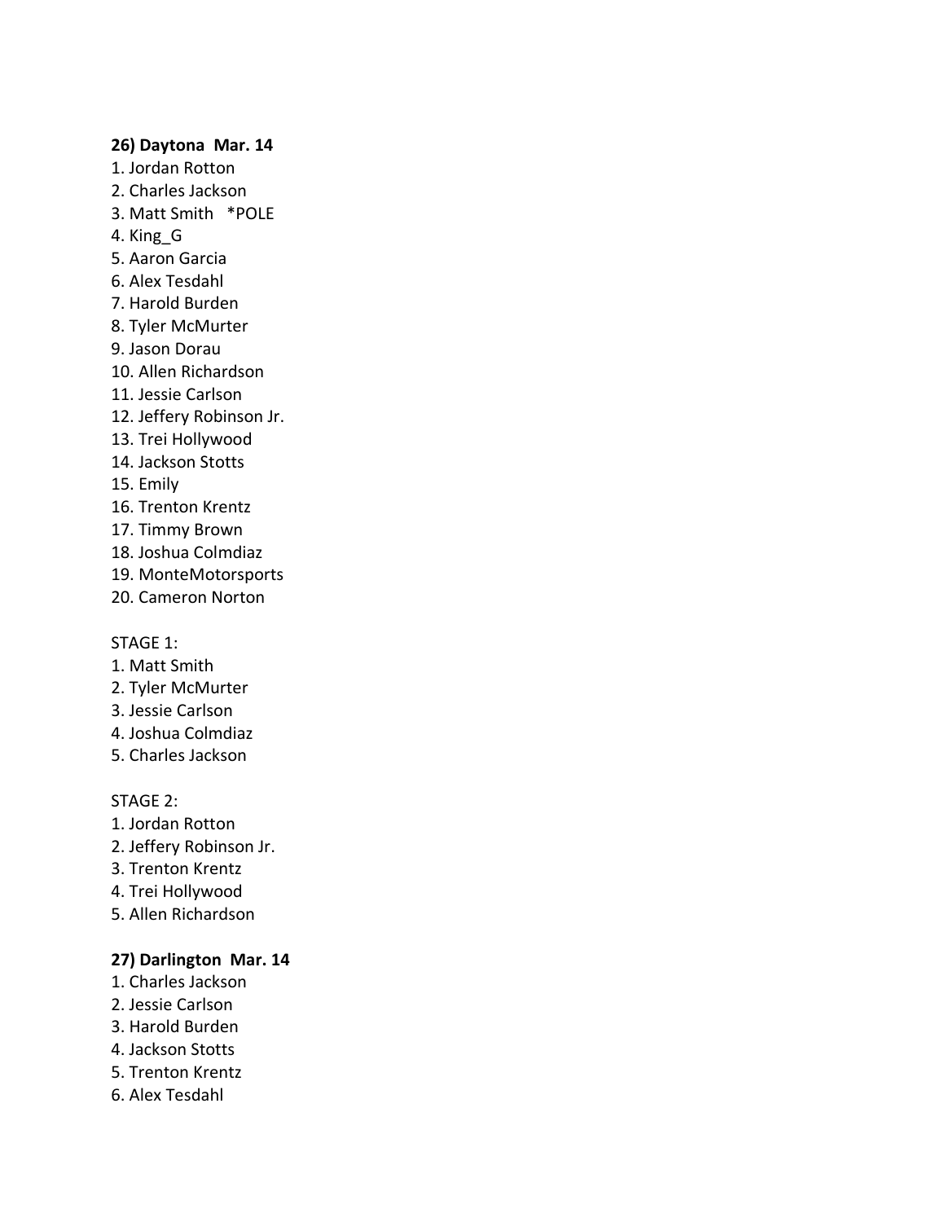**26) Daytona  Mar. 14**

1. Jordan Rotton
2. Charles Jackson
3. Matt Smith   *POLE
4. King_G
5. Aaron Garcia
6. Alex Tesdahl
7. Harold Burden
8. Tyler McMurter
9. Jason Dorau
10. Allen Richardson
11. Jessie Carlson
12. Jeffery Robinson Jr.
13. Trei Hollywood
14. Jackson Stotts
15. Emily
16. Trenton Krentz
17. Timmy Brown
18. Joshua Colmdiaz
19. MonteMotorsports
20. Cameron Norton

STAGE 1:

1. Matt Smith
2. Tyler McMurter
3. Jessie Carlson
4. Joshua Colmdiaz
5. Charles Jackson

STAGE 2:

1. Jordan Rotton
2. Jeffery Robinson Jr.
3. Trenton Krentz
4. Trei Hollywood
5. Allen Richardson

**27) Darlington  Mar. 14**

1. Charles Jackson
2. Jessie Carlson
3. Harold Burden
4. Jackson Stotts
5. Trenton Krentz
6. Alex Tesdahl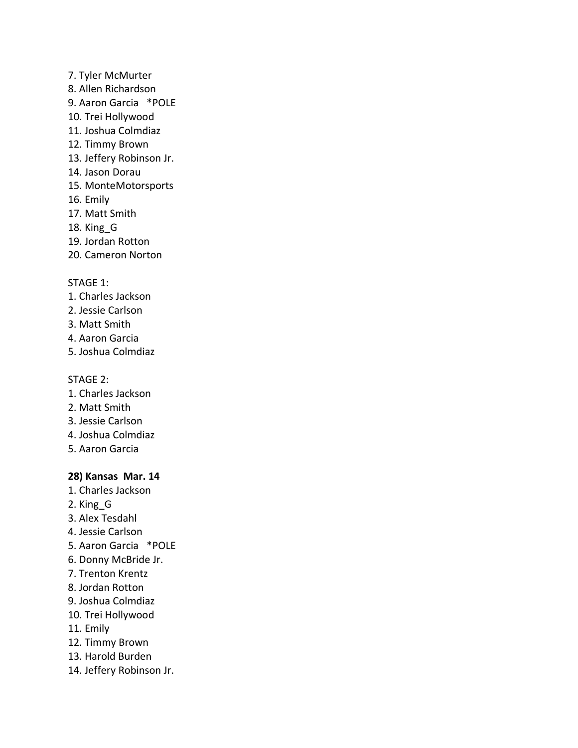7. Tyler McMurter
8. Allen Richardson
9. Aaron Garcia *POLE
10. Trei Hollywood
11. Joshua Colmdiaz
12. Timmy Brown
13. Jeffery Robinson Jr.
14. Jason Dorau
15. MonteMotorsports
16. Emily
17. Matt Smith
18. King_G
19. Jordan Rotton
20. Cameron Norton

STAGE 1:
1. Charles Jackson
2. Jessie Carlson
3. Matt Smith
4. Aaron Garcia
5. Joshua Colmdiaz

STAGE 2:
1. Charles Jackson
2. Matt Smith
3. Jessie Carlson
4. Joshua Colmdiaz
5. Aaron Garcia

**28) Kansas Mar. 14**
1. Charles Jackson
2. King_G
3. Alex Tesdahl
4. Jessie Carlson
5. Aaron Garcia *POLE
6. Donny McBride Jr.
7. Trenton Krentz
8. Jordan Rotton
9. Joshua Colmdiaz
10. Trei Hollywood
11. Emily
12. Timmy Brown
13. Harold Burden
14. Jeffery Robinson Jr.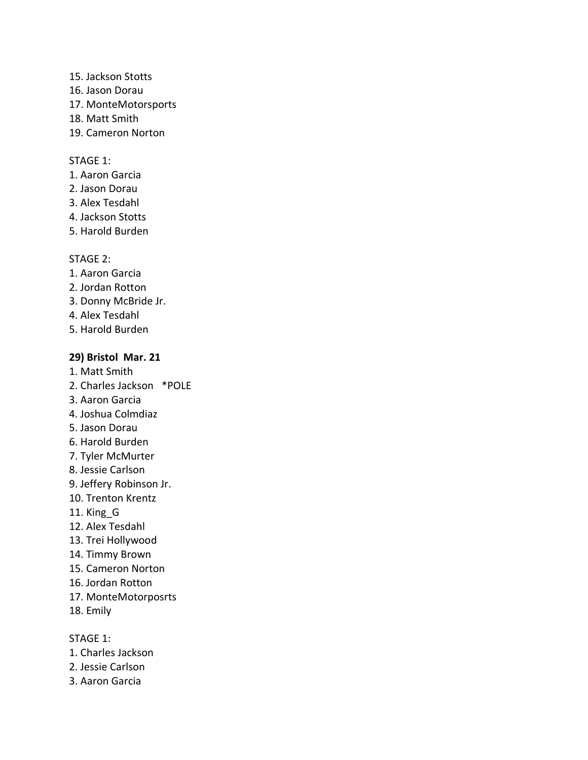15. Jackson Stotts
16. Jason Dorau
17. MonteMotorsports
18. Matt Smith
19. Cameron Norton

STAGE 1:
1. Aaron Garcia
2. Jason Dorau
3. Alex Tesdahl
4. Jackson Stotts
5. Harold Burden

STAGE 2:
1. Aaron Garcia
2. Jordan Rotton
3. Donny McBride Jr.
4. Alex Tesdahl
5. Harold Burden

**29) Bristol Mar. 21**
1. Matt Smith
2. Charles Jackson *POLE
3. Aaron Garcia
4. Joshua Colmdiaz
5. Jason Dorau
6. Harold Burden
7. Tyler McMurter
8. Jessie Carlson
9. Jeffery Robinson Jr.
10. Trenton Krentz
11. King_G
12. Alex Tesdahl
13. Trei Hollywood
14. Timmy Brown
15. Cameron Norton
16. Jordan Rotton
17. MonteMotorposrts
18. Emily

STAGE 1:
1. Charles Jackson
2. Jessie Carlson
3. Aaron Garcia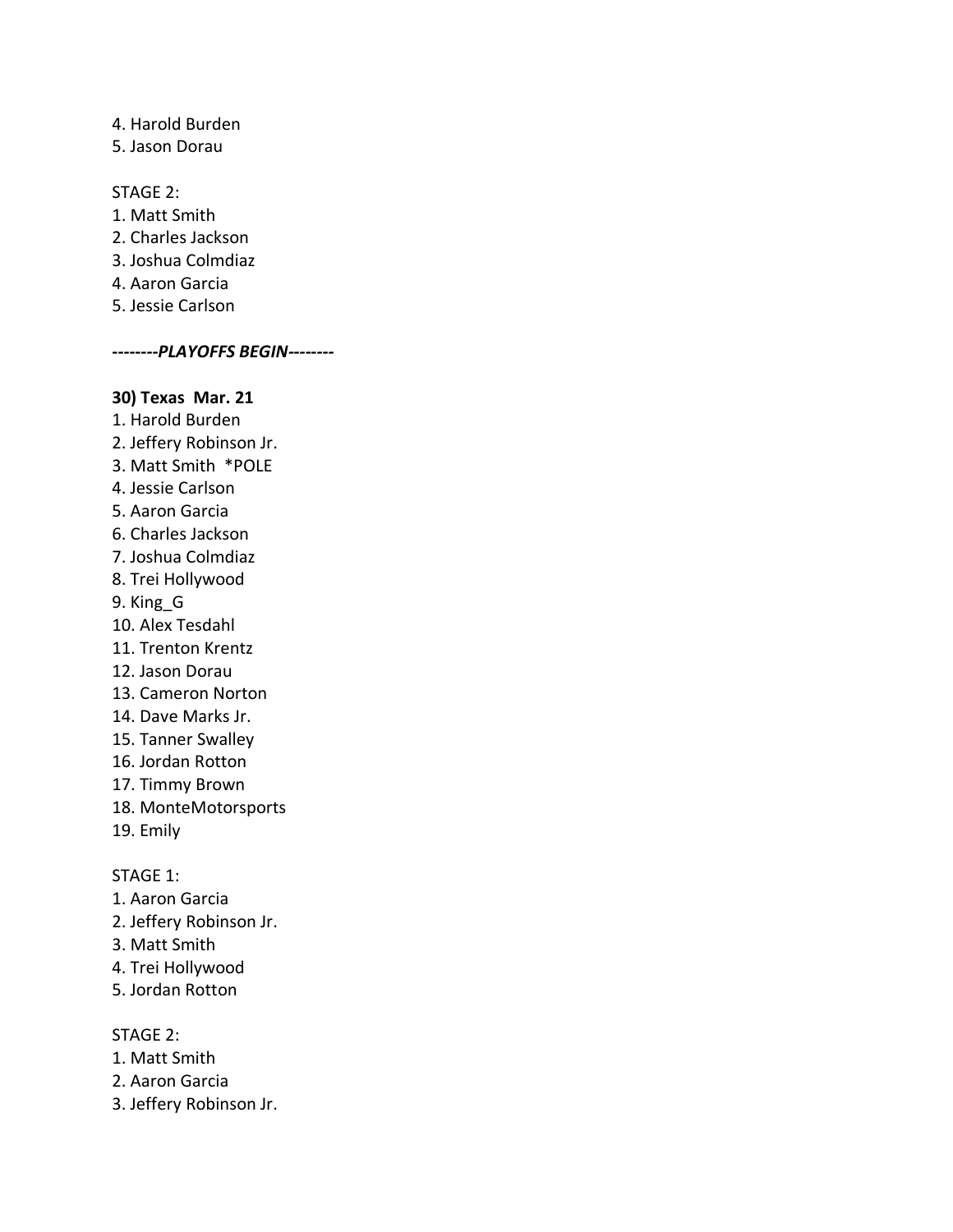4. Harold Burden
5. Jason Dorau

STAGE 2:
1. Matt Smith
2. Charles Jackson
3. Joshua Colmdiaz
4. Aaron Garcia
5. Jessie Carlson

***--------PLAYOFFS BEGIN--------***

**30) Texas  Mar. 21**
1. Harold Burden
2. Jeffery Robinson Jr.
3. Matt Smith  *POLE
4. Jessie Carlson
5. Aaron Garcia
6. Charles Jackson
7. Joshua Colmdiaz
8. Trei Hollywood
9. King_G
10. Alex Tesdahl
11. Trenton Krentz
12. Jason Dorau
13. Cameron Norton
14. Dave Marks Jr.
15. Tanner Swalley
16. Jordan Rotton
17. Timmy Brown
18. MonteMotorsports
19. Emily

STAGE 1:
1. Aaron Garcia
2. Jeffery Robinson Jr.
3. Matt Smith
4. Trei Hollywood
5. Jordan Rotton

STAGE 2:
1. Matt Smith
2. Aaron Garcia
3. Jeffery Robinson Jr.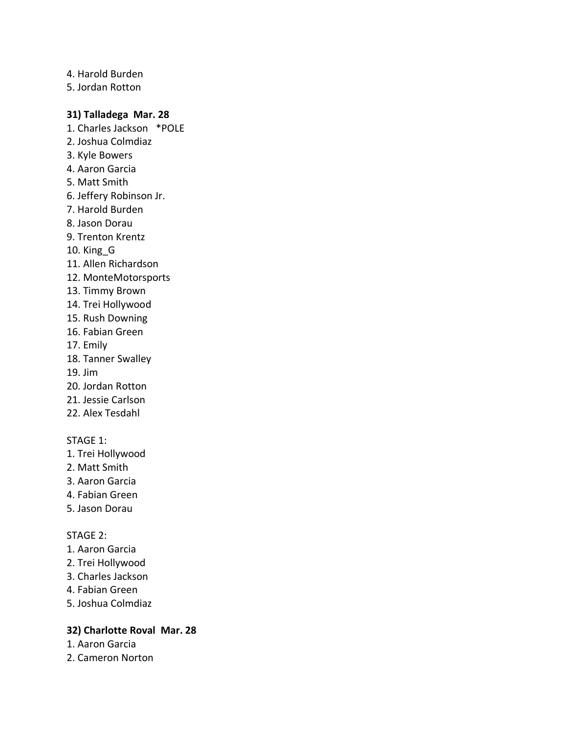4. Harold Burden
5. Jordan Rotton

**31) Talladega  Mar. 28**

1. Charles Jackson   *POLE
2. Joshua Colmdiaz
3. Kyle Bowers
4. Aaron Garcia
5. Matt Smith
6. Jeffery Robinson Jr.
7. Harold Burden
8. Jason Dorau
9. Trenton Krentz
10. King_G
11. Allen Richardson
12. MonteMotorsports
13. Timmy Brown
14. Trei Hollywood
15. Rush Downing
16. Fabian Green
17. Emily
18. Tanner Swalley
19. Jim
20. Jordan Rotton
21. Jessie Carlson
22. Alex Tesdahl

STAGE 1:

1. Trei Hollywood
2. Matt Smith
3. Aaron Garcia
4. Fabian Green
5. Jason Dorau

STAGE 2:

1. Aaron Garcia
2. Trei Hollywood
3. Charles Jackson
4. Fabian Green
5. Joshua Colmdiaz

**32) Charlotte Roval  Mar. 28**

1. Aaron Garcia
2. Cameron Norton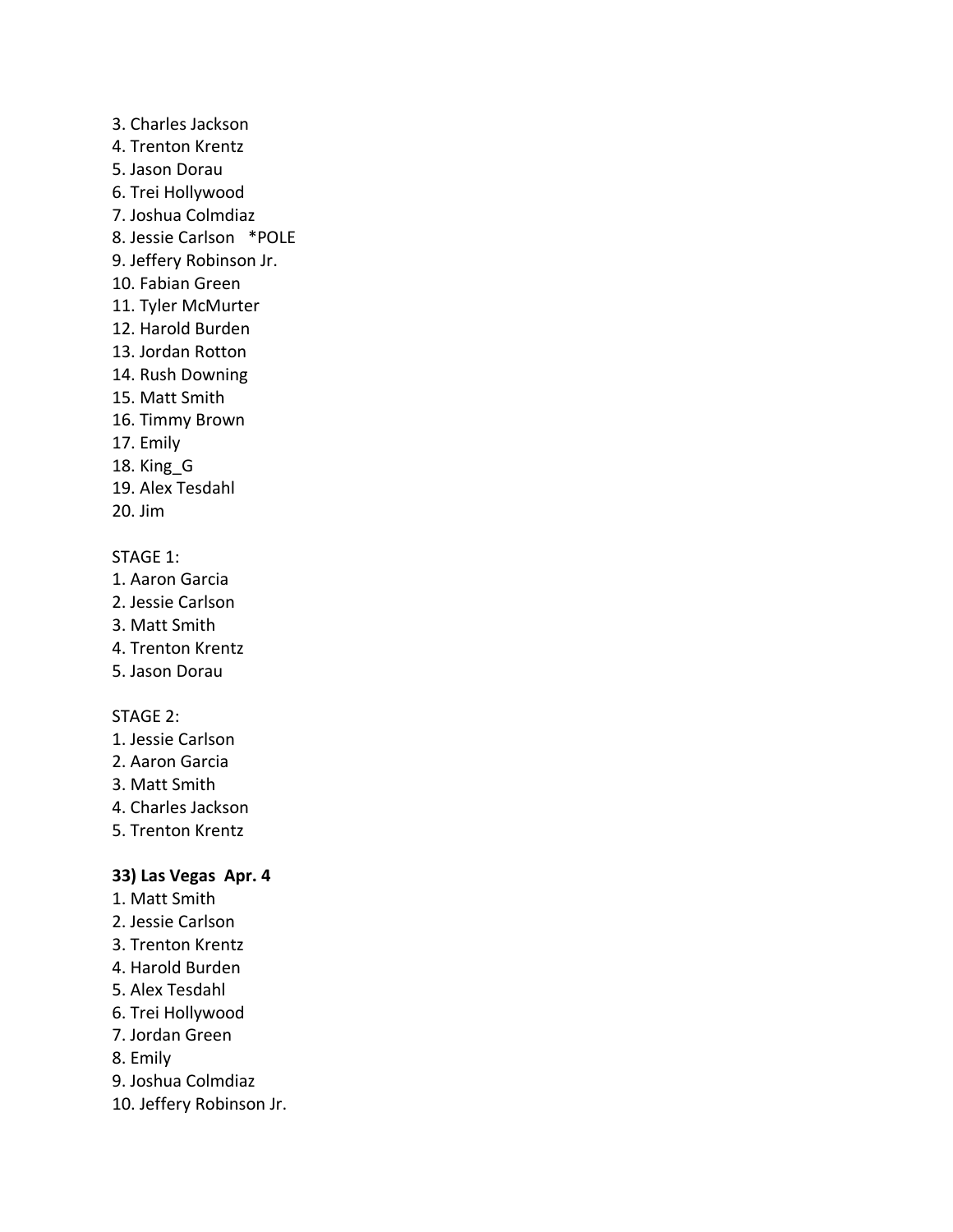3. Charles Jackson
4. Trenton Krentz
5. Jason Dorau
6. Trei Hollywood
7. Joshua Colmdiaz
8. Jessie Carlson *POLE
9. Jeffery Robinson Jr.
10. Fabian Green
11. Tyler McMurter
12. Harold Burden
13. Jordan Rotton
14. Rush Downing
15. Matt Smith
16. Timmy Brown
17. Emily
18. King_G
19. Alex Tesdahl
20. Jim

STAGE 1:
1. Aaron Garcia
2. Jessie Carlson
3. Matt Smith
4. Trenton Krentz
5. Jason Dorau

STAGE 2:
1. Jessie Carlson
2. Aaron Garcia
3. Matt Smith
4. Charles Jackson
5. Trenton Krentz

**33) Las Vegas Apr. 4**
1. Matt Smith
2. Jessie Carlson
3. Trenton Krentz
4. Harold Burden
5. Alex Tesdahl
6. Trei Hollywood
7. Jordan Green
8. Emily
9. Joshua Colmdiaz
10. Jeffery Robinson Jr.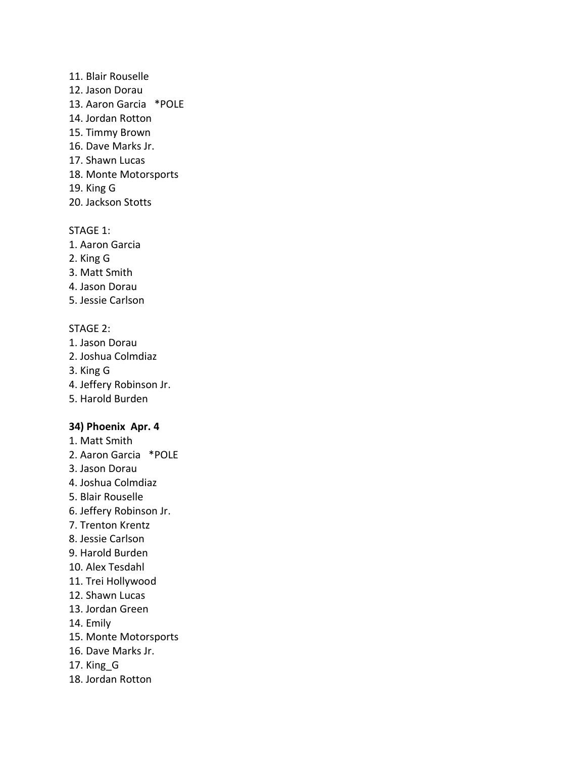11. Blair Rouselle
12. Jason Dorau
13. Aaron Garcia   *POLE
14. Jordan Rotton
15. Timmy Brown
16. Dave Marks Jr.
17. Shawn Lucas
18. Monte Motorsports
19. King G
20. Jackson Stotts

STAGE 1:
1. Aaron Garcia
2. King G
3. Matt Smith
4. Jason Dorau
5. Jessie Carlson

STAGE 2:
1. Jason Dorau
2. Joshua Colmdiaz
3. King G
4. Jeffery Robinson Jr.
5. Harold Burden

**34) Phoenix  Apr. 4**
1. Matt Smith
2. Aaron Garcia   *POLE
3. Jason Dorau
4. Joshua Colmdiaz
5. Blair Rouselle
6. Jeffery Robinson Jr.
7. Trenton Krentz
8. Jessie Carlson
9. Harold Burden
10. Alex Tesdahl
11. Trei Hollywood
12. Shawn Lucas
13. Jordan Green
14. Emily
15. Monte Motorsports
16. Dave Marks Jr.
17. King_G
18. Jordan Rotton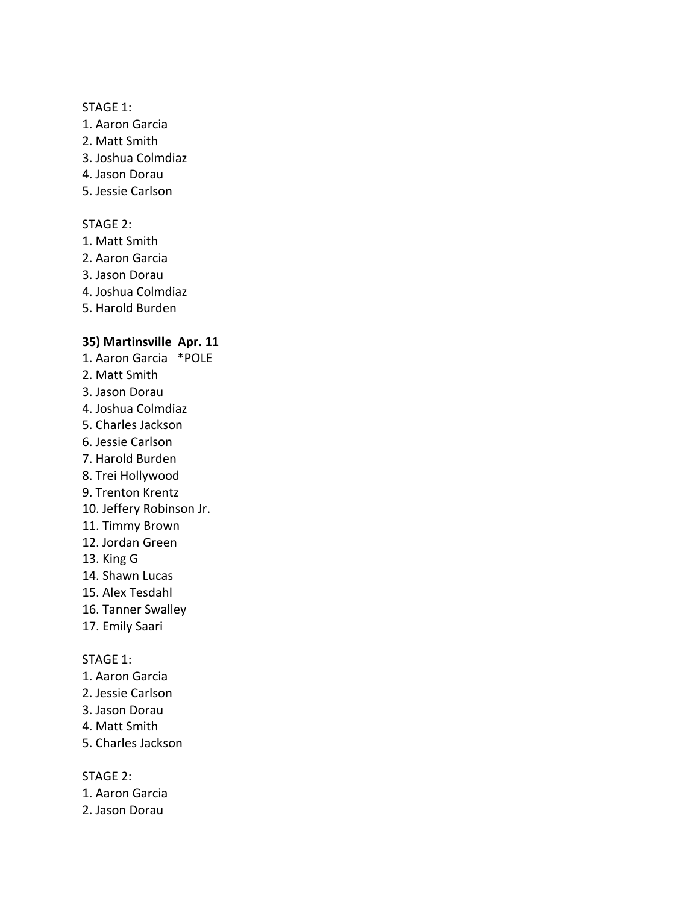STAGE 1:

1. Aaron Garcia
2. Matt Smith
3. Joshua Colmdiaz
4. Jason Dorau
5. Jessie Carlson

STAGE 2:

1. Matt Smith
2. Aaron Garcia
3. Jason Dorau
4. Joshua Colmdiaz
5. Harold Burden

**35) Martinsville  Apr. 11**

1. Aaron Garcia   *POLE
2. Matt Smith
3. Jason Dorau
4. Joshua Colmdiaz
5. Charles Jackson
6. Jessie Carlson
7. Harold Burden
8. Trei Hollywood
9. Trenton Krentz
10. Jeffery Robinson Jr.
11. Timmy Brown
12. Jordan Green
13. King G
14. Shawn Lucas
15. Alex Tesdahl
16. Tanner Swalley
17. Emily Saari

STAGE 1:

1. Aaron Garcia
2. Jessie Carlson
3. Jason Dorau
4. Matt Smith
5. Charles Jackson

STAGE 2:

1. Aaron Garcia
2. Jason Dorau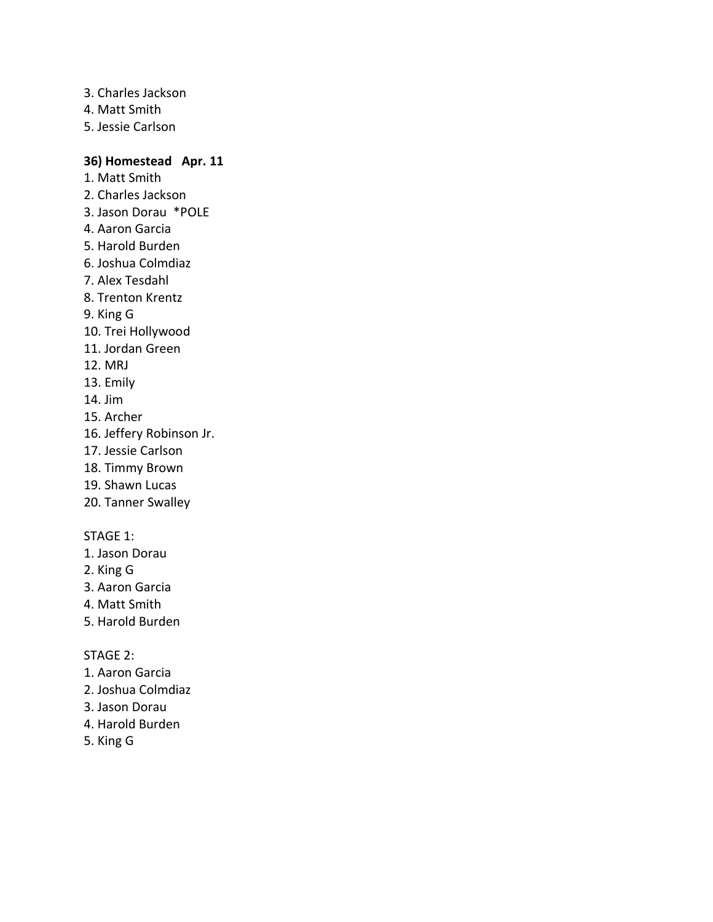3. Charles Jackson
4. Matt Smith
5. Jessie Carlson

**36) Homestead   Apr. 11**

1. Matt Smith
2. Charles Jackson
3. Jason Dorau  *POLE
4. Aaron Garcia
5. Harold Burden
6. Joshua Colmdiaz
7. Alex Tesdahl
8. Trenton Krentz
9. King G
10. Trei Hollywood
11. Jordan Green
12. MRJ
13. Emily
14. Jim
15. Archer
16. Jeffery Robinson Jr.
17. Jessie Carlson
18. Timmy Brown
19. Shawn Lucas
20. Tanner Swalley

STAGE 1:

1. Jason Dorau
2. King G
3. Aaron Garcia
4. Matt Smith
5. Harold Burden

STAGE 2:

1. Aaron Garcia
2. Joshua Colmdiaz
3. Jason Dorau
4. Harold Burden
5. King G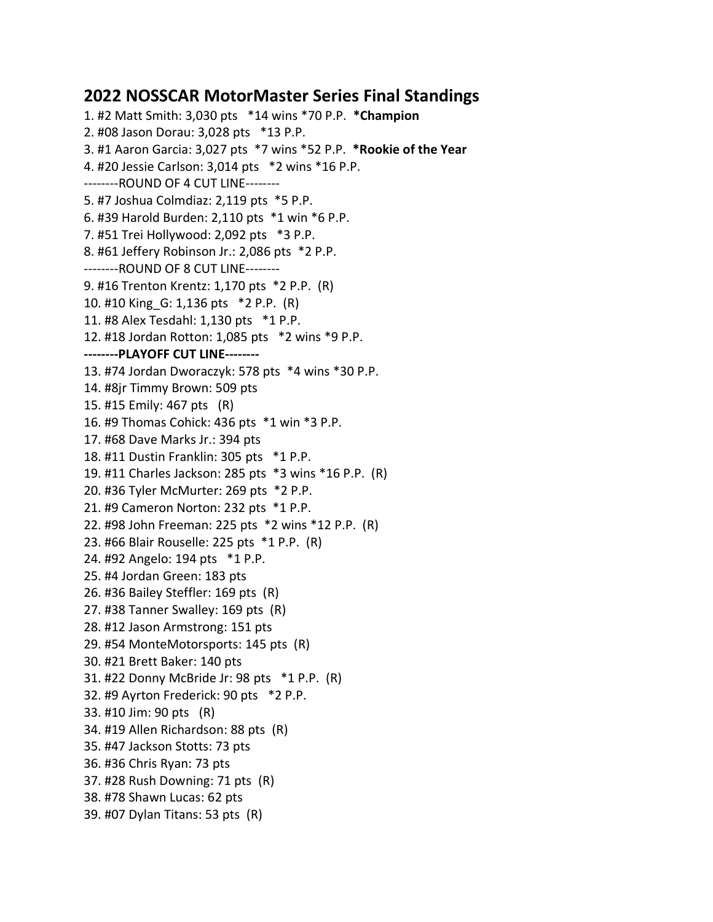## 2022 NOSSCAR MotorMaster Series Final Standings

1. #2 Matt Smith: 3,030 pts *14 wins *70 P.P. ***Champion**
2. #08 Jason Dorau: 3,028 pts *13 P.P.
3. #1 Aaron Garcia: 3,027 pts *7 wins *52 P.P. ***Rookie of the Year**
4. #20 Jessie Carlson: 3,014 pts *2 wins *16 P.P.

--------ROUND OF 4 CUT LINE--------

5. #7 Joshua Colmdiaz: 2,119 pts *5 P.P.
6. #39 Harold Burden: 2,110 pts *1 win *6 P.P.
7. #51 Trei Hollywood: 2,092 pts *3 P.P.
8. #61 Jeffery Robinson Jr.: 2,086 pts *2 P.P.

--------ROUND OF 8 CUT LINE--------

9. #16 Trenton Krentz: 1,170 pts *2 P.P. (R)
10. #10 King_G: 1,136 pts *2 P.P. (R)
11. #8 Alex Tesdahl: 1,130 pts *1 P.P.
12. #18 Jordan Rotton: 1,085 pts *2 wins *9 P.P.

**--------PLAYOFF CUT LINE--------**

13. #74 Jordan Dworaczyk: 578 pts *4 wins *30 P.P.
14. #8jr Timmy Brown: 509 pts
15. #15 Emily: 467 pts (R)
16. #9 Thomas Cohick: 436 pts *1 win *3 P.P.
17. #68 Dave Marks Jr.: 394 pts
18. #11 Dustin Franklin: 305 pts *1 P.P.
19. #11 Charles Jackson: 285 pts *3 wins *16 P.P. (R)
20. #36 Tyler McMurter: 269 pts *2 P.P.
21. #9 Cameron Norton: 232 pts *1 P.P.
22. #98 John Freeman: 225 pts *2 wins *12 P.P. (R)
23. #66 Blair Rouselle: 225 pts *1 P.P. (R)
24. #92 Angelo: 194 pts *1 P.P.
25. #4 Jordan Green: 183 pts
26. #36 Bailey Steffler: 169 pts (R)
27. #38 Tanner Swalley: 169 pts (R)
28. #12 Jason Armstrong: 151 pts
29. #54 MonteMotorsports: 145 pts (R)
30. #21 Brett Baker: 140 pts
31. #22 Donny McBride Jr: 98 pts *1 P.P. (R)
32. #9 Ayrton Frederick: 90 pts *2 P.P.
33. #10 Jim: 90 pts (R)
34. #19 Allen Richardson: 88 pts (R)
35. #47 Jackson Stotts: 73 pts
36. #36 Chris Ryan: 73 pts
37. #28 Rush Downing: 71 pts (R)
38. #78 Shawn Lucas: 62 pts
39. #07 Dylan Titans: 53 pts (R)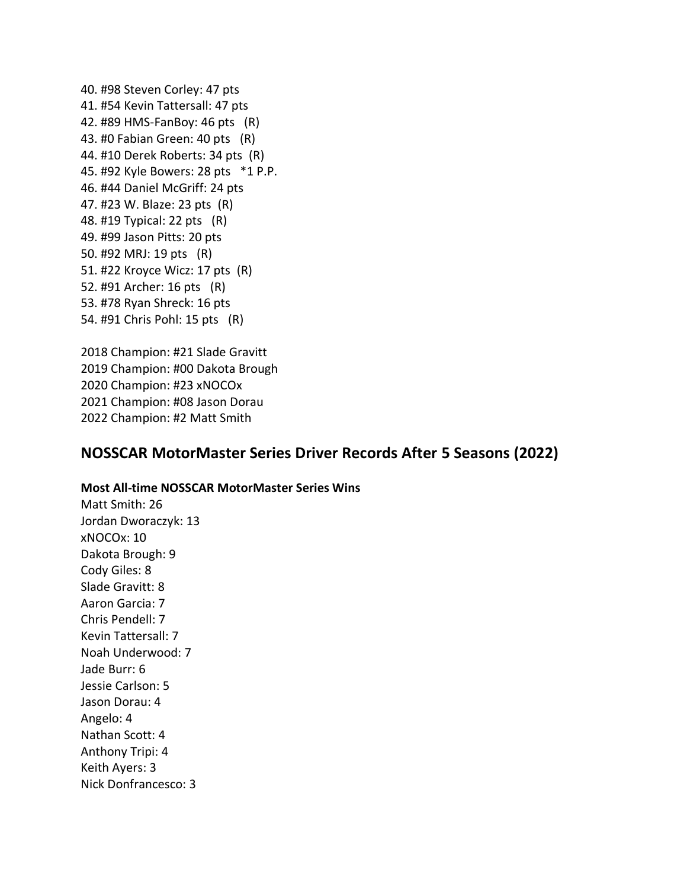40. #98 Steven Corley: 47 pts
41. #54 Kevin Tattersall: 47 pts
42. #89 HMS-FanBoy: 46 pts (R)
43. #0 Fabian Green: 40 pts (R)
44. #10 Derek Roberts: 34 pts (R)
45. #92 Kyle Bowers: 28 pts *1 P.P.
46. #44 Daniel McGriff: 24 pts
47. #23 W. Blaze: 23 pts (R)
48. #19 Typical: 22 pts (R)
49. #99 Jason Pitts: 20 pts
50. #92 MRJ: 19 pts (R)
51. #22 Kroyce Wicz: 17 pts (R)
52. #91 Archer: 16 pts (R)
53. #78 Ryan Shreck: 16 pts
54. #91 Chris Pohl: 15 pts (R)

2018 Champion: #21 Slade Gravitt
2019 Champion: #00 Dakota Brough
2020 Champion: #23 xNOCOx
2021 Champion: #08 Jason Dorau
2022 Champion: #2 Matt Smith

## NOSSCAR MotorMaster Series Driver Records After 5 Seasons (2022)

**Most All-time NOSSCAR MotorMaster Series Wins**

Matt Smith: 26
Jordan Dworaczyk: 13
xNOCOx: 10
Dakota Brough: 9
Cody Giles: 8
Slade Gravitt: 8
Aaron Garcia: 7
Chris Pendell: 7
Kevin Tattersall: 7
Noah Underwood: 7
Jade Burr: 6
Jessie Carlson: 5
Jason Dorau: 4
Angelo: 4
Nathan Scott: 4
Anthony Tripi: 4
Keith Ayers: 3
Nick Donfrancesco: 3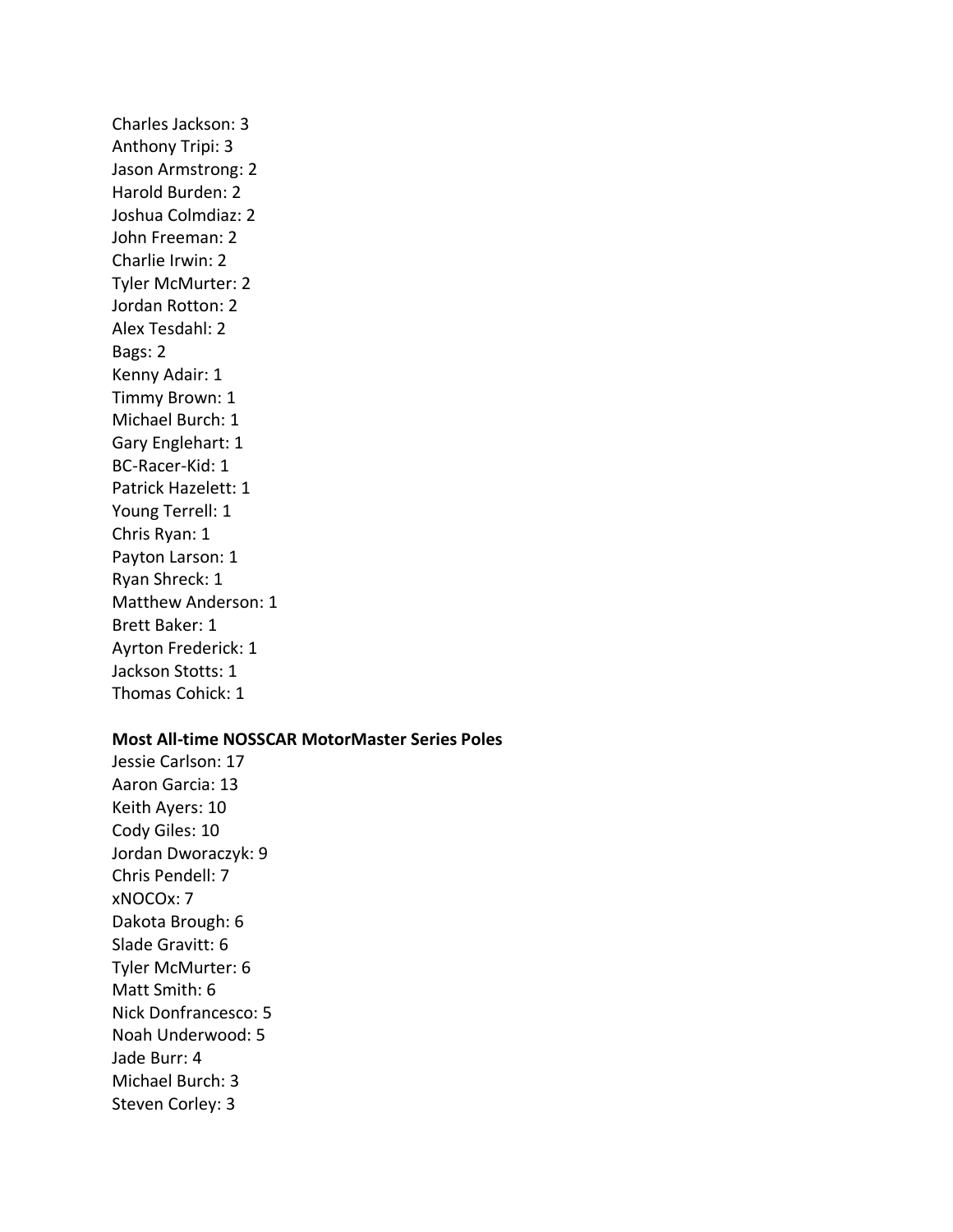Charles Jackson: 3
Anthony Tripi: 3
Jason Armstrong: 2
Harold Burden: 2
Joshua Colmdiaz: 2
John Freeman: 2
Charlie Irwin: 2
Tyler McMurter: 2
Jordan Rotton: 2
Alex Tesdahl: 2
Bags: 2
Kenny Adair: 1
Timmy Brown: 1
Michael Burch: 1
Gary Englehart: 1
BC-Racer-Kid: 1
Patrick Hazelett: 1
Young Terrell: 1
Chris Ryan: 1
Payton Larson: 1
Ryan Shreck: 1
Matthew Anderson: 1
Brett Baker: 1
Ayrton Frederick: 1
Jackson Stotts: 1
Thomas Cohick: 1

**Most All-time NOSSCAR MotorMaster Series Poles**
Jessie Carlson: 17
Aaron Garcia: 13
Keith Ayers: 10
Cody Giles: 10
Jordan Dworaczyk: 9
Chris Pendell: 7
xNOCOx: 7
Dakota Brough: 6
Slade Gravitt: 6
Tyler McMurter: 6
Matt Smith: 6
Nick Donfrancesco: 5
Noah Underwood: 5
Jade Burr: 4
Michael Burch: 3
Steven Corley: 3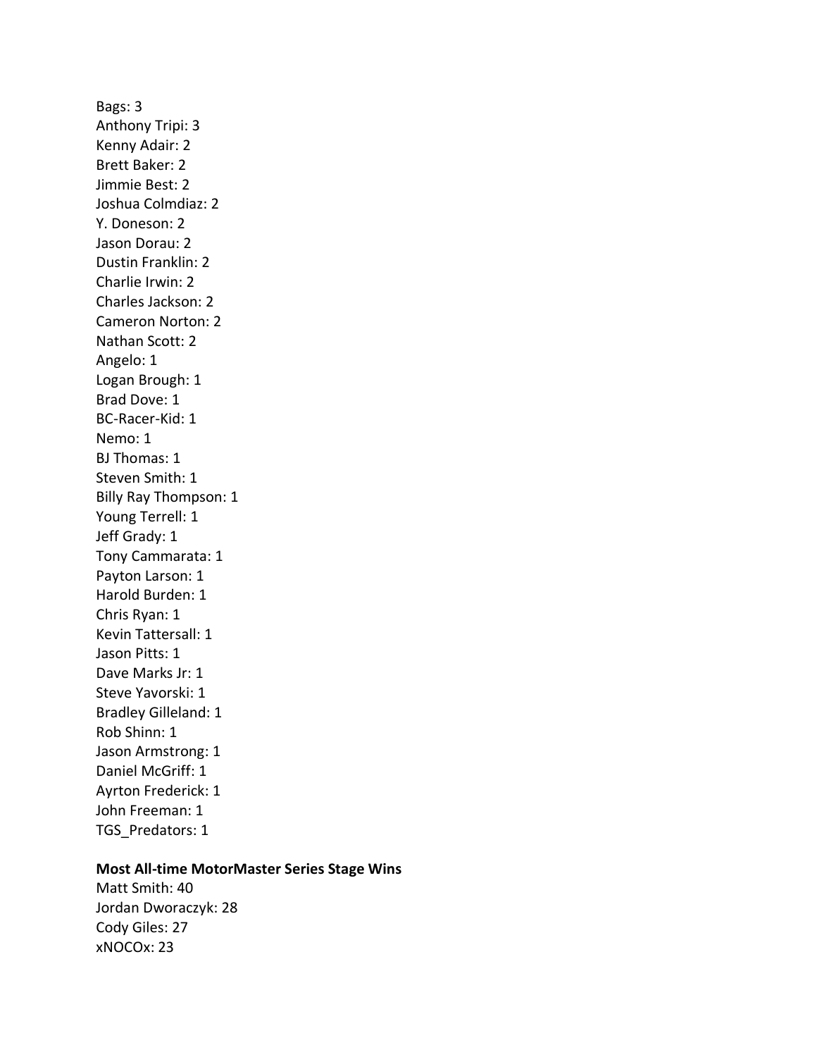Bags: 3
Anthony Tripi: 3
Kenny Adair: 2
Brett Baker: 2
Jimmie Best: 2
Joshua Colmdiaz: 2
Y. Doneson: 2
Jason Dorau: 2
Dustin Franklin: 2
Charlie Irwin: 2
Charles Jackson: 2
Cameron Norton: 2
Nathan Scott: 2
Angelo: 1
Logan Brough: 1
Brad Dove: 1
BC-Racer-Kid: 1
Nemo: 1
BJ Thomas: 1
Steven Smith: 1
Billy Ray Thompson: 1
Young Terrell: 1
Jeff Grady: 1
Tony Cammarata: 1
Payton Larson: 1
Harold Burden: 1
Chris Ryan: 1
Kevin Tattersall: 1
Jason Pitts: 1
Dave Marks Jr: 1
Steve Yavorski: 1
Bradley Gilleland: 1
Rob Shinn: 1
Jason Armstrong: 1
Daniel McGriff: 1
Ayrton Frederick: 1
John Freeman: 1
TGS_Predators: 1

**Most All-time MotorMaster Series Stage Wins**
Matt Smith: 40
Jordan Dworaczyk: 28
Cody Giles: 27
xNOCOx: 23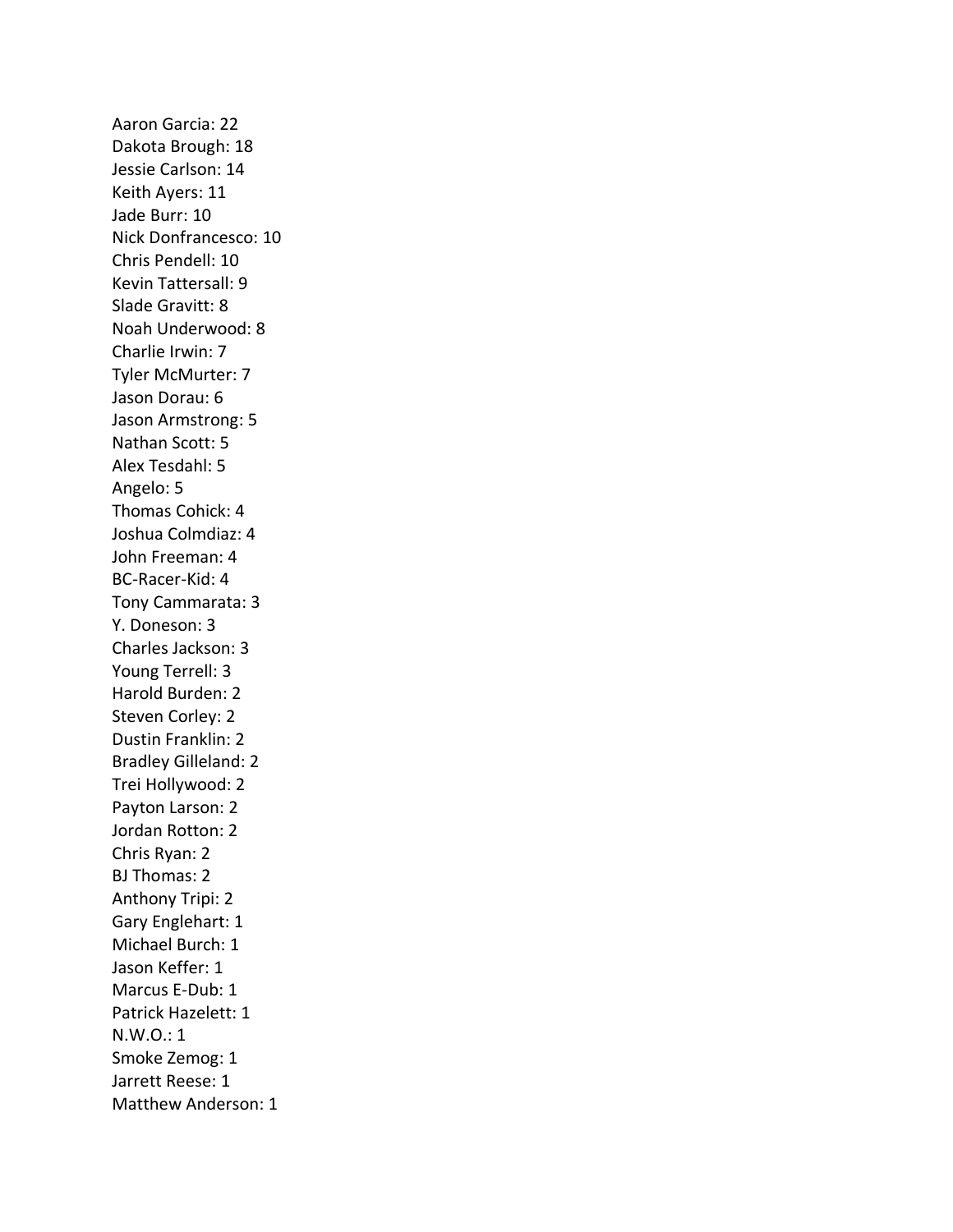Aaron Garcia: 22
Dakota Brough: 18
Jessie Carlson: 14
Keith Ayers: 11
Jade Burr: 10
Nick Donfrancesco: 10
Chris Pendell: 10
Kevin Tattersall: 9
Slade Gravitt: 8
Noah Underwood: 8
Charlie Irwin: 7
Tyler McMurter: 7
Jason Dorau: 6
Jason Armstrong: 5
Nathan Scott: 5
Alex Tesdahl: 5
Angelo: 5
Thomas Cohick: 4
Joshua Colmdiaz: 4
John Freeman: 4
BC-Racer-Kid: 4
Tony Cammarata: 3
Y. Doneson: 3
Charles Jackson: 3
Young Terrell: 3
Harold Burden: 2
Steven Corley: 2
Dustin Franklin: 2
Bradley Gilleland: 2
Trei Hollywood: 2
Payton Larson: 2
Jordan Rotton: 2
Chris Ryan: 2
BJ Thomas: 2
Anthony Tripi: 2
Gary Englehart: 1
Michael Burch: 1
Jason Keffer: 1
Marcus E-Dub: 1
Patrick Hazelett: 1
N.W.O.: 1
Smoke Zemog: 1
Jarrett Reese: 1
Matthew Anderson: 1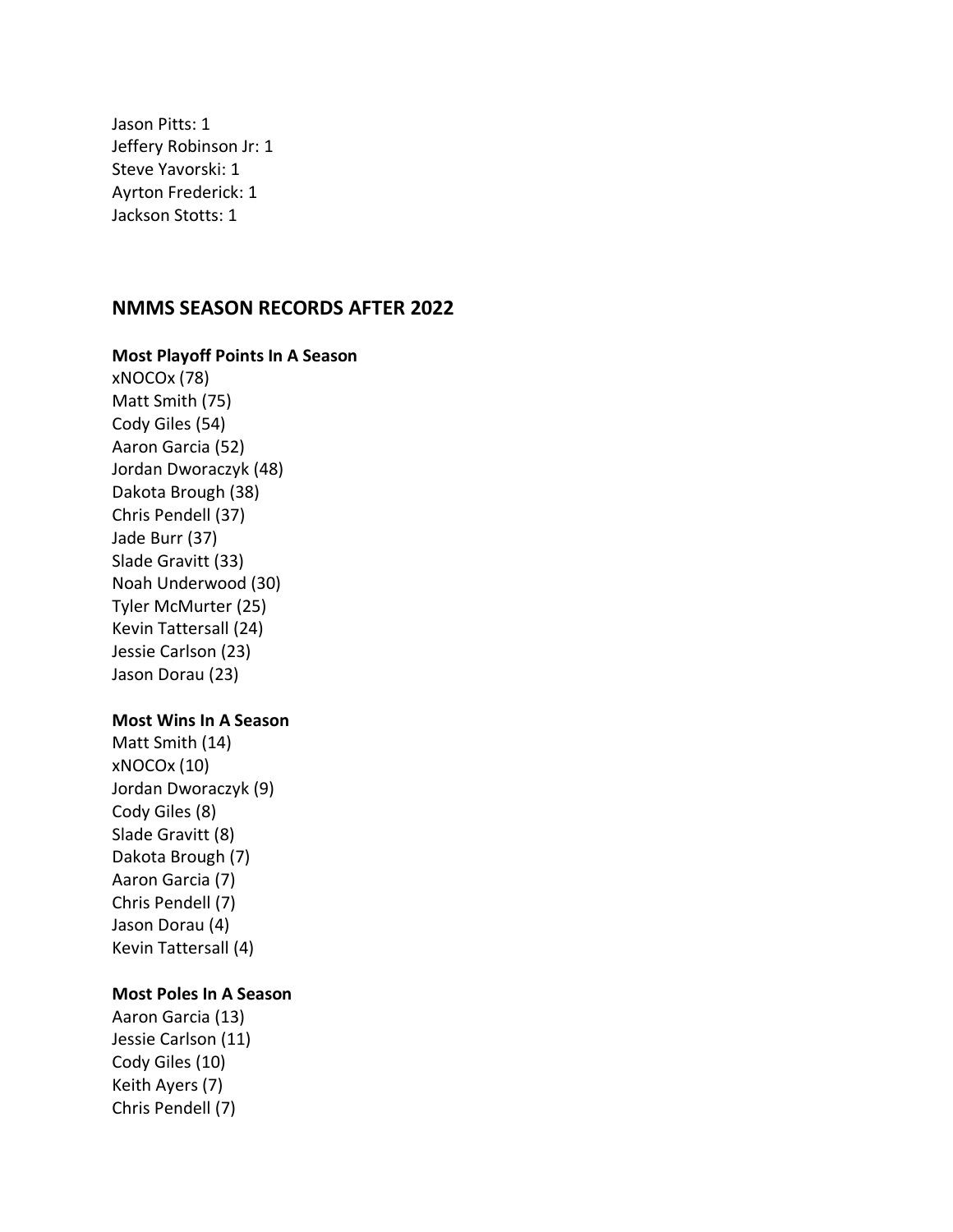Jason Pitts: 1
Jeffery Robinson Jr: 1
Steve Yavorski: 1
Ayrton Frederick: 1
Jackson Stotts: 1

## NMMS SEASON RECORDS AFTER 2022

**Most Playoff Points In A Season**
xNOCOx (78)
Matt Smith (75)
Cody Giles (54)
Aaron Garcia (52)
Jordan Dworaczyk (48)
Dakota Brough (38)
Chris Pendell (37)
Jade Burr (37)
Slade Gravitt (33)
Noah Underwood (30)
Tyler McMurter (25)
Kevin Tattersall (24)
Jessie Carlson (23)
Jason Dorau (23)

**Most Wins In A Season**
Matt Smith (14)
xNOCOx (10)
Jordan Dworaczyk (9)
Cody Giles (8)
Slade Gravitt (8)
Dakota Brough (7)
Aaron Garcia (7)
Chris Pendell (7)
Jason Dorau (4)
Kevin Tattersall (4)

**Most Poles In A Season**
Aaron Garcia (13)
Jessie Carlson (11)
Cody Giles (10)
Keith Ayers (7)
Chris Pendell (7)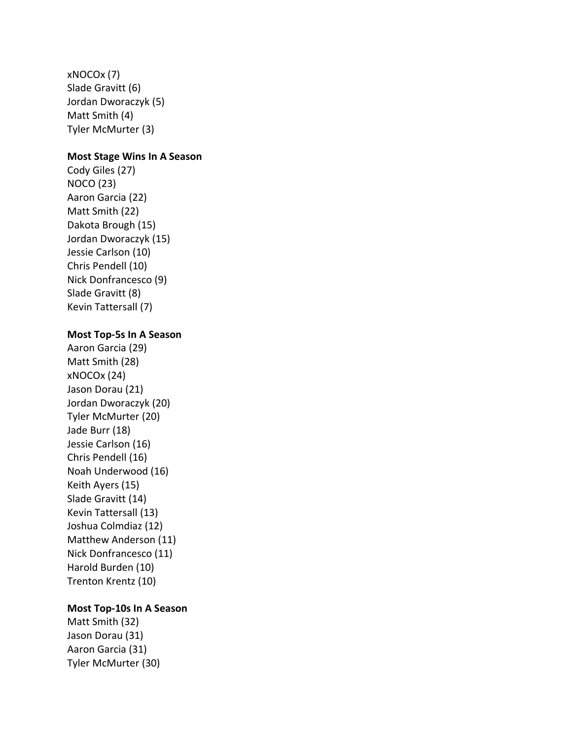xNOCOx (7)
Slade Gravitt (6)
Jordan Dworaczyk (5)
Matt Smith (4)
Tyler McMurter (3)

**Most Stage Wins In A Season**
Cody Giles (27)
NOCO (23)
Aaron Garcia (22)
Matt Smith (22)
Dakota Brough (15)
Jordan Dworaczyk (15)
Jessie Carlson (10)
Chris Pendell (10)
Nick Donfrancesco (9)
Slade Gravitt (8)
Kevin Tattersall (7)

**Most Top-5s In A Season**
Aaron Garcia (29)
Matt Smith (28)
xNOCOx (24)
Jason Dorau (21)
Jordan Dworaczyk (20)
Tyler McMurter (20)
Jade Burr (18)
Jessie Carlson (16)
Chris Pendell (16)
Noah Underwood (16)
Keith Ayers (15)
Slade Gravitt (14)
Kevin Tattersall (13)
Joshua Colmdiaz (12)
Matthew Anderson (11)
Nick Donfrancesco (11)
Harold Burden (10)
Trenton Krentz (10)

**Most Top-10s In A Season**
Matt Smith (32)
Jason Dorau (31)
Aaron Garcia (31)
Tyler McMurter (30)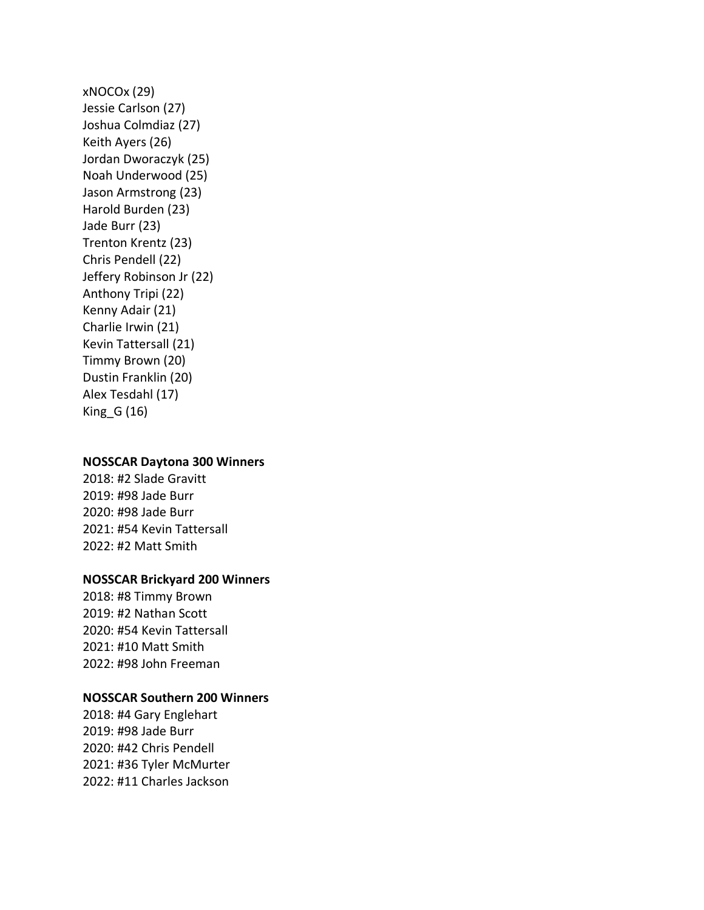xNOCOx (29)
Jessie Carlson (27)
Joshua Colmdiaz (27)
Keith Ayers (26)
Jordan Dworaczyk (25)
Noah Underwood (25)
Jason Armstrong (23)
Harold Burden (23)
Jade Burr (23)
Trenton Krentz (23)
Chris Pendell (22)
Jeffery Robinson Jr (22)
Anthony Tripi (22)
Kenny Adair (21)
Charlie Irwin (21)
Kevin Tattersall (21)
Timmy Brown (20)
Dustin Franklin (20)
Alex Tesdahl (17)
King_G (16)

**NOSSCAR Daytona 300 Winners**
2018: #2 Slade Gravitt
2019: #98 Jade Burr
2020: #98 Jade Burr
2021: #54 Kevin Tattersall
2022: #2 Matt Smith

**NOSSCAR Brickyard 200 Winners**
2018: #8 Timmy Brown
2019: #2 Nathan Scott
2020: #54 Kevin Tattersall
2021: #10 Matt Smith
2022: #98 John Freeman

**NOSSCAR Southern 200 Winners**
2018: #4 Gary Englehart
2019: #98 Jade Burr
2020: #42 Chris Pendell
2021: #36 Tyler McMurter
2022: #11 Charles Jackson